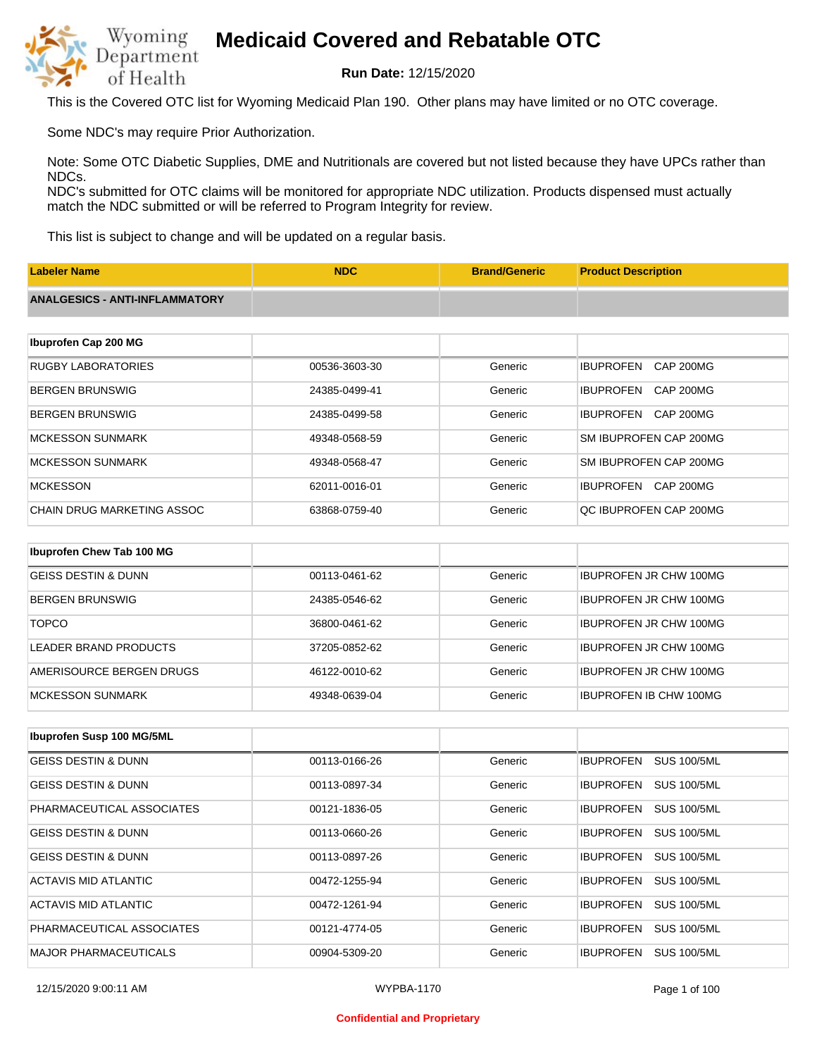# Medicaid Covered and Rebatable OTC

**Run Date:** 12/15/2020

This is the Covered OTC list for Wyoming Medicaid Plan 190. Other plans may have limited or no OTC coverage.

Some NDC's may require Prior Authorization.

Note: Some OTC Diabetic Supplies, DME and Nutritionals are covered but not listed because they have UPCs rather than NDCs.
NDC's submitted for OTC claims will be monitored for appropriate NDC utilization. Products dispensed must actually match the NDC submitted or will be referred to Program Integrity for review.

This list is subject to change and will be updated on a regular basis.

| Labeler Name | NDC | Brand/Generic | Product Description |
|---|---|---|---|
| **ANALGESICS - ANTI-INFLAMMATORY** | | | |
| **Ibuprofen Cap 200 MG** | | | |
| RUGBY LABORATORIES | 00536-3603-30 | Generic | IBUPROFEN CAP 200MG |
| BERGEN BRUNSWIG | 24385-0499-41 | Generic | IBUPROFEN CAP 200MG |
| BERGEN BRUNSWIG | 24385-0499-58 | Generic | IBUPROFEN CAP 200MG |
| MCKESSON SUNMARK | 49348-0568-59 | Generic | SM IBUPROFEN CAP 200MG |
| MCKESSON SUNMARK | 49348-0568-47 | Generic | SM IBUPROFEN CAP 200MG |
| MCKESSON | 62011-0016-01 | Generic | IBUPROFEN CAP 200MG |
| CHAIN DRUG MARKETING ASSOC | 63868-0759-40 | Generic | QC IBUPROFEN CAP 200MG |
| **Ibuprofen Chew Tab 100 MG** | | | |
| GEISS DESTIN & DUNN | 00113-0461-62 | Generic | IBUPROFEN JR CHW 100MG |
| BERGEN BRUNSWIG | 24385-0546-62 | Generic | IBUPROFEN JR CHW 100MG |
| TOPCO | 36800-0461-62 | Generic | IBUPROFEN JR CHW 100MG |
| LEADER BRAND PRODUCTS | 37205-0852-62 | Generic | IBUPROFEN JR CHW 100MG |
| AMERISOURCE BERGEN DRUGS | 46122-0010-62 | Generic | IBUPROFEN JR CHW 100MG |
| MCKESSON SUNMARK | 49348-0639-04 | Generic | IBUPROFEN IB CHW 100MG |
| **Ibuprofen Susp 100 MG/5ML** | | | |
| GEISS DESTIN & DUNN | 00113-0166-26 | Generic | IBUPROFEN SUS 100/5ML |
| GEISS DESTIN & DUNN | 00113-0897-34 | Generic | IBUPROFEN SUS 100/5ML |
| PHARMACEUTICAL ASSOCIATES | 00121-1836-05 | Generic | IBUPROFEN SUS 100/5ML |
| GEISS DESTIN & DUNN | 00113-0660-26 | Generic | IBUPROFEN SUS 100/5ML |
| GEISS DESTIN & DUNN | 00113-0897-26 | Generic | IBUPROFEN SUS 100/5ML |
| ACTAVIS MID ATLANTIC | 00472-1255-94 | Generic | IBUPROFEN SUS 100/5ML |
| ACTAVIS MID ATLANTIC | 00472-1261-94 | Generic | IBUPROFEN SUS 100/5ML |
| PHARMACEUTICAL ASSOCIATES | 00121-4774-05 | Generic | IBUPROFEN SUS 100/5ML |
| MAJOR PHARMACEUTICALS | 00904-5309-20 | Generic | IBUPROFEN SUS 100/5ML |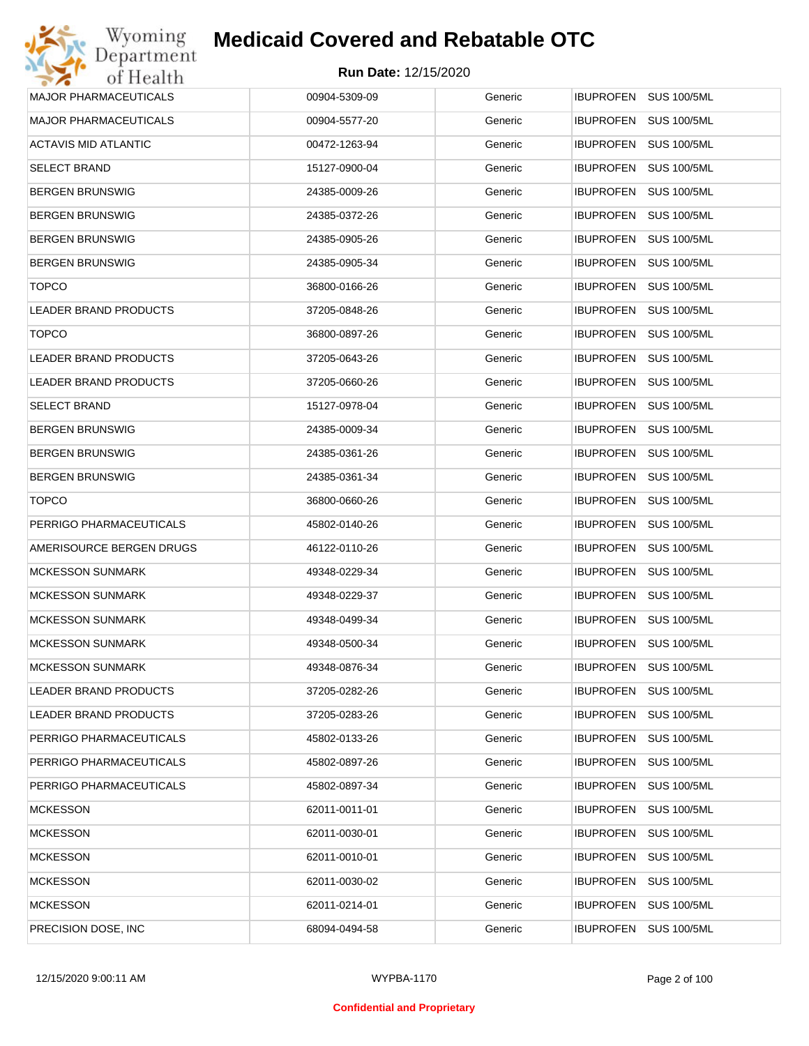| | | | |
|---|---|---|---|
| MAJOR PHARMACEUTICALS | 00904-5309-09 | Generic | IBUPROFEN SUS 100/5ML |
| MAJOR PHARMACEUTICALS | 00904-5577-20 | Generic | IBUPROFEN SUS 100/5ML |
| ACTAVIS MID ATLANTIC | 00472-1263-94 | Generic | IBUPROFEN SUS 100/5ML |
| SELECT BRAND | 15127-0900-04 | Generic | IBUPROFEN SUS 100/5ML |
| BERGEN BRUNSWIG | 24385-0009-26 | Generic | IBUPROFEN SUS 100/5ML |
| BERGEN BRUNSWIG | 24385-0372-26 | Generic | IBUPROFEN SUS 100/5ML |
| BERGEN BRUNSWIG | 24385-0905-26 | Generic | IBUPROFEN SUS 100/5ML |
| BERGEN BRUNSWIG | 24385-0905-34 | Generic | IBUPROFEN SUS 100/5ML |
| TOPCO | 36800-0166-26 | Generic | IBUPROFEN SUS 100/5ML |
| LEADER BRAND PRODUCTS | 37205-0848-26 | Generic | IBUPROFEN SUS 100/5ML |
| TOPCO | 36800-0897-26 | Generic | IBUPROFEN SUS 100/5ML |
| LEADER BRAND PRODUCTS | 37205-0643-26 | Generic | IBUPROFEN SUS 100/5ML |
| LEADER BRAND PRODUCTS | 37205-0660-26 | Generic | IBUPROFEN SUS 100/5ML |
| SELECT BRAND | 15127-0978-04 | Generic | IBUPROFEN SUS 100/5ML |
| BERGEN BRUNSWIG | 24385-0009-34 | Generic | IBUPROFEN SUS 100/5ML |
| BERGEN BRUNSWIG | 24385-0361-26 | Generic | IBUPROFEN SUS 100/5ML |
| BERGEN BRUNSWIG | 24385-0361-34 | Generic | IBUPROFEN SUS 100/5ML |
| TOPCO | 36800-0660-26 | Generic | IBUPROFEN SUS 100/5ML |
| PERRIGO PHARMACEUTICALS | 45802-0140-26 | Generic | IBUPROFEN SUS 100/5ML |
| AMERISOURCE BERGEN DRUGS | 46122-0110-26 | Generic | IBUPROFEN SUS 100/5ML |
| MCKESSON SUNMARK | 49348-0229-34 | Generic | IBUPROFEN SUS 100/5ML |
| MCKESSON SUNMARK | 49348-0229-37 | Generic | IBUPROFEN SUS 100/5ML |
| MCKESSON SUNMARK | 49348-0499-34 | Generic | IBUPROFEN SUS 100/5ML |
| MCKESSON SUNMARK | 49348-0500-34 | Generic | IBUPROFEN SUS 100/5ML |
| MCKESSON SUNMARK | 49348-0876-34 | Generic | IBUPROFEN SUS 100/5ML |
| LEADER BRAND PRODUCTS | 37205-0282-26 | Generic | IBUPROFEN SUS 100/5ML |
| LEADER BRAND PRODUCTS | 37205-0283-26 | Generic | IBUPROFEN SUS 100/5ML |
| PERRIGO PHARMACEUTICALS | 45802-0133-26 | Generic | IBUPROFEN SUS 100/5ML |
| PERRIGO PHARMACEUTICALS | 45802-0897-26 | Generic | IBUPROFEN SUS 100/5ML |
| PERRIGO PHARMACEUTICALS | 45802-0897-34 | Generic | IBUPROFEN SUS 100/5ML |
| MCKESSON | 62011-0011-01 | Generic | IBUPROFEN SUS 100/5ML |
| MCKESSON | 62011-0030-01 | Generic | IBUPROFEN SUS 100/5ML |
| MCKESSON | 62011-0010-01 | Generic | IBUPROFEN SUS 100/5ML |
| MCKESSON | 62011-0030-02 | Generic | IBUPROFEN SUS 100/5ML |
| MCKESSON | 62011-0214-01 | Generic | IBUPROFEN SUS 100/5ML |
| PRECISION DOSE, INC | 68094-0494-58 | Generic | IBUPROFEN SUS 100/5ML |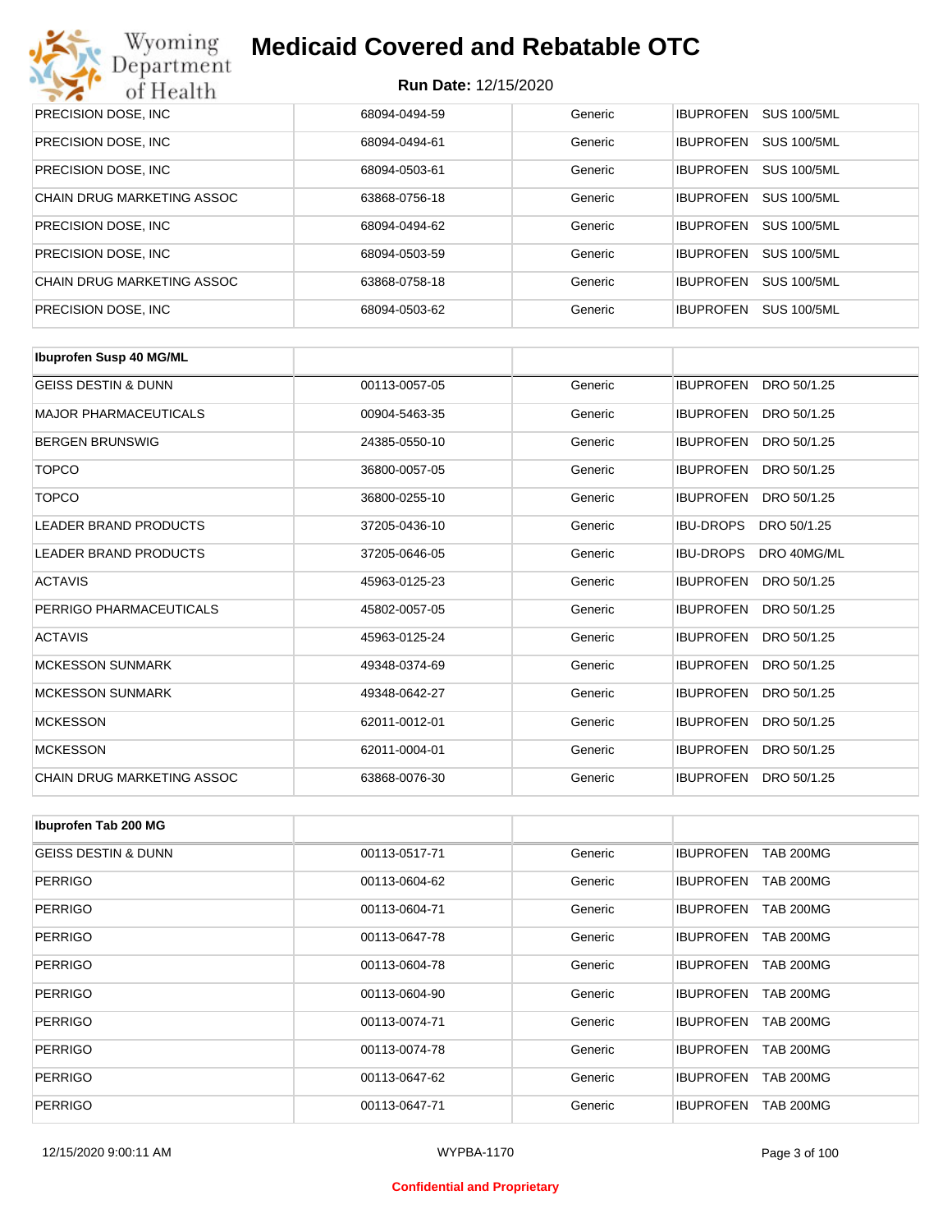| | | | |
|---|---|---|---|
| PRECISION DOSE, INC | 68094-0494-59 | Generic | IBUPROFEN SUS 100/5ML |
| PRECISION DOSE, INC | 68094-0494-61 | Generic | IBUPROFEN SUS 100/5ML |
| PRECISION DOSE, INC | 68094-0503-61 | Generic | IBUPROFEN SUS 100/5ML |
| CHAIN DRUG MARKETING ASSOC | 63868-0756-18 | Generic | IBUPROFEN SUS 100/5ML |
| PRECISION DOSE, INC | 68094-0494-62 | Generic | IBUPROFEN SUS 100/5ML |
| PRECISION DOSE, INC | 68094-0503-59 | Generic | IBUPROFEN SUS 100/5ML |
| CHAIN DRUG MARKETING ASSOC | 63868-0758-18 | Generic | IBUPROFEN SUS 100/5ML |
| PRECISION DOSE, INC | 68094-0503-62 | Generic | IBUPROFEN SUS 100/5ML |

| **Ibuprofen Susp 40 MG/ML** | | | |
|---|---|---|---|
| GEISS DESTIN & DUNN | 00113-0057-05 | Generic | IBUPROFEN DRO 50/1.25 |
| MAJOR PHARMACEUTICALS | 00904-5463-35 | Generic | IBUPROFEN DRO 50/1.25 |
| BERGEN BRUNSWIG | 24385-0550-10 | Generic | IBUPROFEN DRO 50/1.25 |
| TOPCO | 36800-0057-05 | Generic | IBUPROFEN DRO 50/1.25 |
| TOPCO | 36800-0255-10 | Generic | IBUPROFEN DRO 50/1.25 |
| LEADER BRAND PRODUCTS | 37205-0436-10 | Generic | IBU-DROPS DRO 50/1.25 |
| LEADER BRAND PRODUCTS | 37205-0646-05 | Generic | IBU-DROPS DRO 40MG/ML |
| ACTAVIS | 45963-0125-23 | Generic | IBUPROFEN DRO 50/1.25 |
| PERRIGO PHARMACEUTICALS | 45802-0057-05 | Generic | IBUPROFEN DRO 50/1.25 |
| ACTAVIS | 45963-0125-24 | Generic | IBUPROFEN DRO 50/1.25 |
| MCKESSON SUNMARK | 49348-0374-69 | Generic | IBUPROFEN DRO 50/1.25 |
| MCKESSON SUNMARK | 49348-0642-27 | Generic | IBUPROFEN DRO 50/1.25 |
| MCKESSON | 62011-0012-01 | Generic | IBUPROFEN DRO 50/1.25 |
| MCKESSON | 62011-0004-01 | Generic | IBUPROFEN DRO 50/1.25 |
| CHAIN DRUG MARKETING ASSOC | 63868-0076-30 | Generic | IBUPROFEN DRO 50/1.25 |

| **Ibuprofen Tab 200 MG** | | | |
|---|---|---|---|
| GEISS DESTIN & DUNN | 00113-0517-71 | Generic | IBUPROFEN TAB 200MG |
| PERRIGO | 00113-0604-62 | Generic | IBUPROFEN TAB 200MG |
| PERRIGO | 00113-0604-71 | Generic | IBUPROFEN TAB 200MG |
| PERRIGO | 00113-0647-78 | Generic | IBUPROFEN TAB 200MG |
| PERRIGO | 00113-0604-78 | Generic | IBUPROFEN TAB 200MG |
| PERRIGO | 00113-0604-90 | Generic | IBUPROFEN TAB 200MG |
| PERRIGO | 00113-0074-71 | Generic | IBUPROFEN TAB 200MG |
| PERRIGO | 00113-0074-78 | Generic | IBUPROFEN TAB 200MG |
| PERRIGO | 00113-0647-62 | Generic | IBUPROFEN TAB 200MG |
| PERRIGO | 00113-0647-71 | Generic | IBUPROFEN TAB 200MG |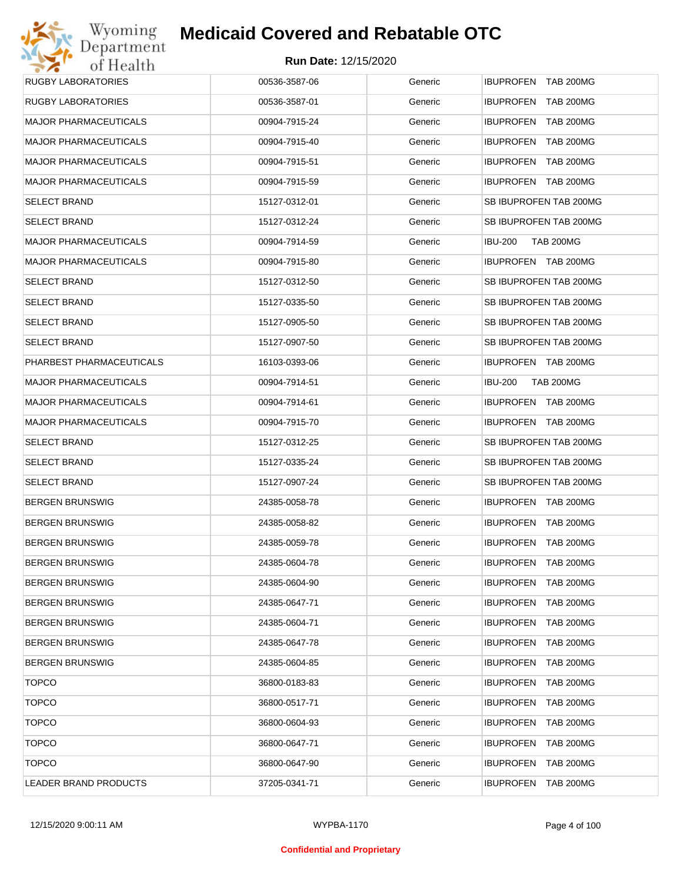| RUGBY LABORATORIES | 00536-3587-06 | Generic | IBUPROFEN TAB 200MG |
|---|---|---|---|
| RUGBY LABORATORIES | 00536-3587-01 | Generic | IBUPROFEN TAB 200MG |
| MAJOR PHARMACEUTICALS | 00904-7915-24 | Generic | IBUPROFEN TAB 200MG |
| MAJOR PHARMACEUTICALS | 00904-7915-40 | Generic | IBUPROFEN TAB 200MG |
| MAJOR PHARMACEUTICALS | 00904-7915-51 | Generic | IBUPROFEN TAB 200MG |
| MAJOR PHARMACEUTICALS | 00904-7915-59 | Generic | IBUPROFEN TAB 200MG |
| SELECT BRAND | 15127-0312-01 | Generic | SB IBUPROFEN TAB 200MG |
| SELECT BRAND | 15127-0312-24 | Generic | SB IBUPROFEN TAB 200MG |
| MAJOR PHARMACEUTICALS | 00904-7914-59 | Generic | IBU-200 TAB 200MG |
| MAJOR PHARMACEUTICALS | 00904-7915-80 | Generic | IBUPROFEN TAB 200MG |
| SELECT BRAND | 15127-0312-50 | Generic | SB IBUPROFEN TAB 200MG |
| SELECT BRAND | 15127-0335-50 | Generic | SB IBUPROFEN TAB 200MG |
| SELECT BRAND | 15127-0905-50 | Generic | SB IBUPROFEN TAB 200MG |
| SELECT BRAND | 15127-0907-50 | Generic | SB IBUPROFEN TAB 200MG |
| PHARBEST PHARMACEUTICALS | 16103-0393-06 | Generic | IBUPROFEN TAB 200MG |
| MAJOR PHARMACEUTICALS | 00904-7914-51 | Generic | IBU-200 TAB 200MG |
| MAJOR PHARMACEUTICALS | 00904-7914-61 | Generic | IBUPROFEN TAB 200MG |
| MAJOR PHARMACEUTICALS | 00904-7915-70 | Generic | IBUPROFEN TAB 200MG |
| SELECT BRAND | 15127-0312-25 | Generic | SB IBUPROFEN TAB 200MG |
| SELECT BRAND | 15127-0335-24 | Generic | SB IBUPROFEN TAB 200MG |
| SELECT BRAND | 15127-0907-24 | Generic | SB IBUPROFEN TAB 200MG |
| BERGEN BRUNSWIG | 24385-0058-78 | Generic | IBUPROFEN TAB 200MG |
| BERGEN BRUNSWIG | 24385-0058-82 | Generic | IBUPROFEN TAB 200MG |
| BERGEN BRUNSWIG | 24385-0059-78 | Generic | IBUPROFEN TAB 200MG |
| BERGEN BRUNSWIG | 24385-0604-78 | Generic | IBUPROFEN TAB 200MG |
| BERGEN BRUNSWIG | 24385-0604-90 | Generic | IBUPROFEN TAB 200MG |
| BERGEN BRUNSWIG | 24385-0647-71 | Generic | IBUPROFEN TAB 200MG |
| BERGEN BRUNSWIG | 24385-0604-71 | Generic | IBUPROFEN TAB 200MG |
| BERGEN BRUNSWIG | 24385-0647-78 | Generic | IBUPROFEN TAB 200MG |
| BERGEN BRUNSWIG | 24385-0604-85 | Generic | IBUPROFEN TAB 200MG |
| TOPCO | 36800-0183-83 | Generic | IBUPROFEN TAB 200MG |
| TOPCO | 36800-0517-71 | Generic | IBUPROFEN TAB 200MG |
| TOPCO | 36800-0604-93 | Generic | IBUPROFEN TAB 200MG |
| TOPCO | 36800-0647-71 | Generic | IBUPROFEN TAB 200MG |
| TOPCO | 36800-0647-90 | Generic | IBUPROFEN TAB 200MG |
| LEADER BRAND PRODUCTS | 37205-0341-71 | Generic | IBUPROFEN TAB 200MG |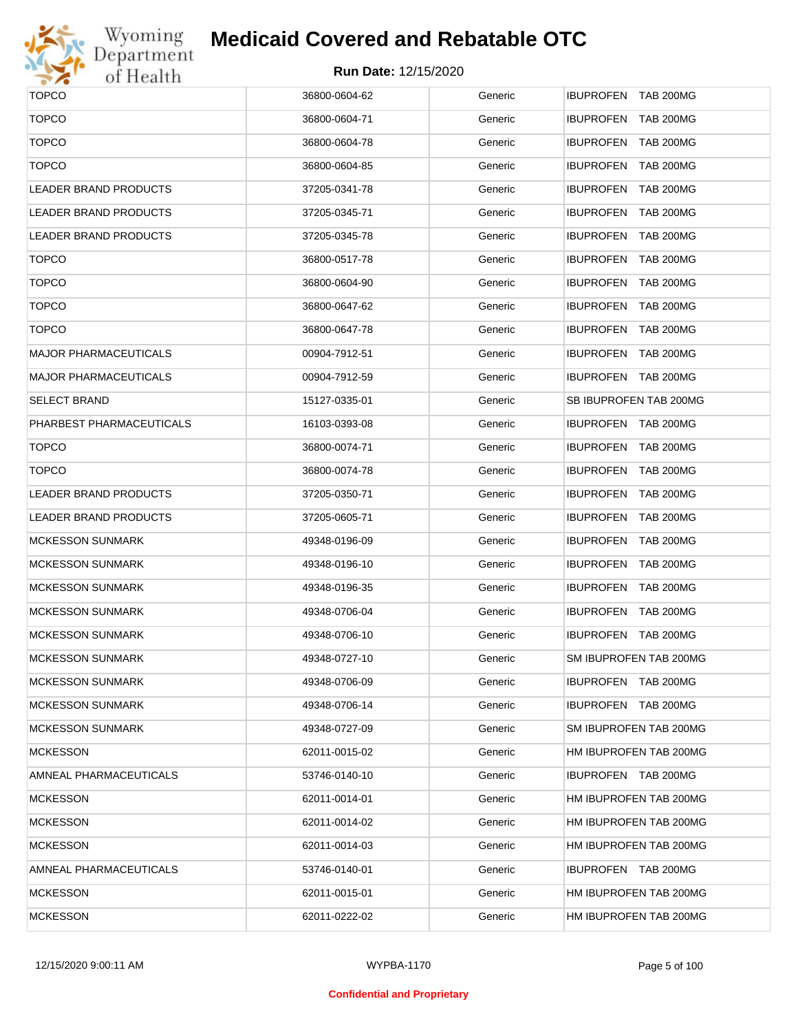| TOPCO | 36800-0604-62 | Generic | IBUPROFEN TAB 200MG |
|---|---|---|---|
| TOPCO | 36800-0604-71 | Generic | IBUPROFEN TAB 200MG |
| TOPCO | 36800-0604-78 | Generic | IBUPROFEN TAB 200MG |
| TOPCO | 36800-0604-85 | Generic | IBUPROFEN TAB 200MG |
| LEADER BRAND PRODUCTS | 37205-0341-78 | Generic | IBUPROFEN TAB 200MG |
| LEADER BRAND PRODUCTS | 37205-0345-71 | Generic | IBUPROFEN TAB 200MG |
| LEADER BRAND PRODUCTS | 37205-0345-78 | Generic | IBUPROFEN TAB 200MG |
| TOPCO | 36800-0517-78 | Generic | IBUPROFEN TAB 200MG |
| TOPCO | 36800-0604-90 | Generic | IBUPROFEN TAB 200MG |
| TOPCO | 36800-0647-62 | Generic | IBUPROFEN TAB 200MG |
| TOPCO | 36800-0647-78 | Generic | IBUPROFEN TAB 200MG |
| MAJOR PHARMACEUTICALS | 00904-7912-51 | Generic | IBUPROFEN TAB 200MG |
| MAJOR PHARMACEUTICALS | 00904-7912-59 | Generic | IBUPROFEN TAB 200MG |
| SELECT BRAND | 15127-0335-01 | Generic | SB IBUPROFEN TAB 200MG |
| PHARBEST PHARMACEUTICALS | 16103-0393-08 | Generic | IBUPROFEN TAB 200MG |
| TOPCO | 36800-0074-71 | Generic | IBUPROFEN TAB 200MG |
| TOPCO | 36800-0074-78 | Generic | IBUPROFEN TAB 200MG |
| LEADER BRAND PRODUCTS | 37205-0350-71 | Generic | IBUPROFEN TAB 200MG |
| LEADER BRAND PRODUCTS | 37205-0605-71 | Generic | IBUPROFEN TAB 200MG |
| MCKESSON SUNMARK | 49348-0196-09 | Generic | IBUPROFEN TAB 200MG |
| MCKESSON SUNMARK | 49348-0196-10 | Generic | IBUPROFEN TAB 200MG |
| MCKESSON SUNMARK | 49348-0196-35 | Generic | IBUPROFEN TAB 200MG |
| MCKESSON SUNMARK | 49348-0706-04 | Generic | IBUPROFEN TAB 200MG |
| MCKESSON SUNMARK | 49348-0706-10 | Generic | IBUPROFEN TAB 200MG |
| MCKESSON SUNMARK | 49348-0727-10 | Generic | SM IBUPROFEN TAB 200MG |
| MCKESSON SUNMARK | 49348-0706-09 | Generic | IBUPROFEN TAB 200MG |
| MCKESSON SUNMARK | 49348-0706-14 | Generic | IBUPROFEN TAB 200MG |
| MCKESSON SUNMARK | 49348-0727-09 | Generic | SM IBUPROFEN TAB 200MG |
| MCKESSON | 62011-0015-02 | Generic | HM IBUPROFEN TAB 200MG |
| AMNEAL PHARMACEUTICALS | 53746-0140-10 | Generic | IBUPROFEN TAB 200MG |
| MCKESSON | 62011-0014-01 | Generic | HM IBUPROFEN TAB 200MG |
| MCKESSON | 62011-0014-02 | Generic | HM IBUPROFEN TAB 200MG |
| MCKESSON | 62011-0014-03 | Generic | HM IBUPROFEN TAB 200MG |
| AMNEAL PHARMACEUTICALS | 53746-0140-01 | Generic | IBUPROFEN TAB 200MG |
| MCKESSON | 62011-0015-01 | Generic | HM IBUPROFEN TAB 200MG |
| MCKESSON | 62011-0222-02 | Generic | HM IBUPROFEN TAB 200MG |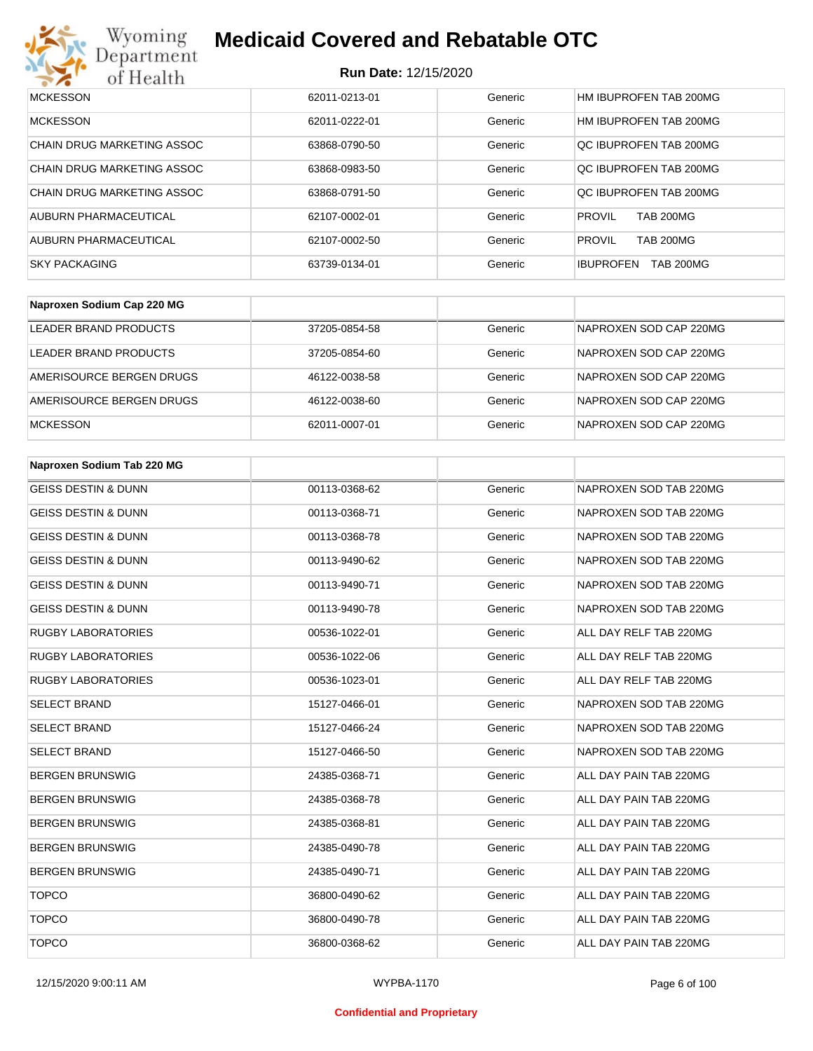| MCKESSON | 62011-0213-01 | Generic | HM IBUPROFEN TAB 200MG |
|---|---|---|---|
| MCKESSON | 62011-0222-01 | Generic | HM IBUPROFEN TAB 200MG |
| CHAIN DRUG MARKETING ASSOC | 63868-0790-50 | Generic | QC IBUPROFEN TAB 200MG |
| CHAIN DRUG MARKETING ASSOC | 63868-0983-50 | Generic | QC IBUPROFEN TAB 200MG |
| CHAIN DRUG MARKETING ASSOC | 63868-0791-50 | Generic | QC IBUPROFEN TAB 200MG |
| AUBURN PHARMACEUTICAL | 62107-0002-01 | Generic | PROVIL TAB 200MG |
| AUBURN PHARMACEUTICAL | 62107-0002-50 | Generic | PROVIL TAB 200MG |
| SKY PACKAGING | 63739-0134-01 | Generic | IBUPROFEN TAB 200MG |

| Naproxen Sodium Cap 220 MG | | | |
|---|---|---|---|
| LEADER BRAND PRODUCTS | 37205-0854-58 | Generic | NAPROXEN SOD CAP 220MG |
| LEADER BRAND PRODUCTS | 37205-0854-60 | Generic | NAPROXEN SOD CAP 220MG |
| AMERISOURCE BERGEN DRUGS | 46122-0038-58 | Generic | NAPROXEN SOD CAP 220MG |
| AMERISOURCE BERGEN DRUGS | 46122-0038-60 | Generic | NAPROXEN SOD CAP 220MG |
| MCKESSON | 62011-0007-01 | Generic | NAPROXEN SOD CAP 220MG |

| Naproxen Sodium Tab 220 MG | | | |
|---|---|---|---|
| GEISS DESTIN & DUNN | 00113-0368-62 | Generic | NAPROXEN SOD TAB 220MG |
| GEISS DESTIN & DUNN | 00113-0368-71 | Generic | NAPROXEN SOD TAB 220MG |
| GEISS DESTIN & DUNN | 00113-0368-78 | Generic | NAPROXEN SOD TAB 220MG |
| GEISS DESTIN & DUNN | 00113-9490-62 | Generic | NAPROXEN SOD TAB 220MG |
| GEISS DESTIN & DUNN | 00113-9490-71 | Generic | NAPROXEN SOD TAB 220MG |
| GEISS DESTIN & DUNN | 00113-9490-78 | Generic | NAPROXEN SOD TAB 220MG |
| RUGBY LABORATORIES | 00536-1022-01 | Generic | ALL DAY RELF TAB 220MG |
| RUGBY LABORATORIES | 00536-1022-06 | Generic | ALL DAY RELF TAB 220MG |
| RUGBY LABORATORIES | 00536-1023-01 | Generic | ALL DAY RELF TAB 220MG |
| SELECT BRAND | 15127-0466-01 | Generic | NAPROXEN SOD TAB 220MG |
| SELECT BRAND | 15127-0466-24 | Generic | NAPROXEN SOD TAB 220MG |
| SELECT BRAND | 15127-0466-50 | Generic | NAPROXEN SOD TAB 220MG |
| BERGEN BRUNSWIG | 24385-0368-71 | Generic | ALL DAY PAIN TAB 220MG |
| BERGEN BRUNSWIG | 24385-0368-78 | Generic | ALL DAY PAIN TAB 220MG |
| BERGEN BRUNSWIG | 24385-0368-81 | Generic | ALL DAY PAIN TAB 220MG |
| BERGEN BRUNSWIG | 24385-0490-78 | Generic | ALL DAY PAIN TAB 220MG |
| BERGEN BRUNSWIG | 24385-0490-71 | Generic | ALL DAY PAIN TAB 220MG |
| TOPCO | 36800-0490-62 | Generic | ALL DAY PAIN TAB 220MG |
| TOPCO | 36800-0490-78 | Generic | ALL DAY PAIN TAB 220MG |
| TOPCO | 36800-0368-62 | Generic | ALL DAY PAIN TAB 220MG |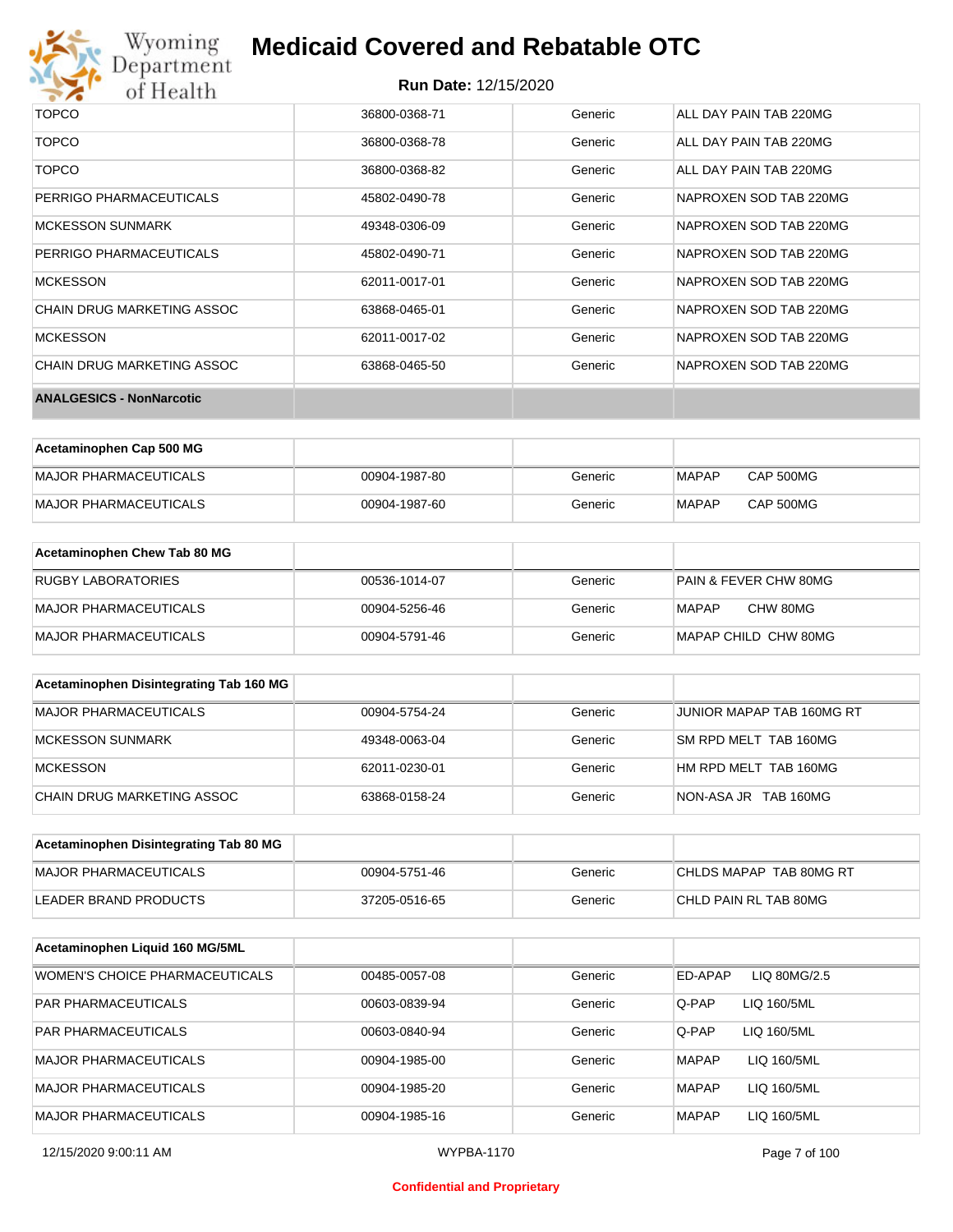| | | | |
|---|---|---|---|
| TOPCO | 36800-0368-71 | Generic | ALL DAY PAIN TAB 220MG |
| TOPCO | 36800-0368-78 | Generic | ALL DAY PAIN TAB 220MG |
| TOPCO | 36800-0368-82 | Generic | ALL DAY PAIN TAB 220MG |
| PERRIGO PHARMACEUTICALS | 45802-0490-78 | Generic | NAPROXEN SOD TAB 220MG |
| MCKESSON SUNMARK | 49348-0306-09 | Generic | NAPROXEN SOD TAB 220MG |
| PERRIGO PHARMACEUTICALS | 45802-0490-71 | Generic | NAPROXEN SOD TAB 220MG |
| MCKESSON | 62011-0017-01 | Generic | NAPROXEN SOD TAB 220MG |
| CHAIN DRUG MARKETING ASSOC | 63868-0465-01 | Generic | NAPROXEN SOD TAB 220MG |
| MCKESSON | 62011-0017-02 | Generic | NAPROXEN SOD TAB 220MG |
| CHAIN DRUG MARKETING ASSOC | 63868-0465-50 | Generic | NAPROXEN SOD TAB 220MG |

## ANALGESICS - NonNarcotic

| Acetaminophen Cap 500 MG | | | |
|---|---|---|---|
| MAJOR PHARMACEUTICALS | 00904-1987-80 | Generic | MAPAP CAP 500MG |
| MAJOR PHARMACEUTICALS | 00904-1987-60 | Generic | MAPAP CAP 500MG |

| Acetaminophen Chew Tab 80 MG | | | |
|---|---|---|---|
| RUGBY LABORATORIES | 00536-1014-07 | Generic | PAIN & FEVER CHW 80MG |
| MAJOR PHARMACEUTICALS | 00904-5256-46 | Generic | MAPAP CHW 80MG |
| MAJOR PHARMACEUTICALS | 00904-5791-46 | Generic | MAPAP CHILD CHW 80MG |

| Acetaminophen Disintegrating Tab 160 MG | | | |
|---|---|---|---|
| MAJOR PHARMACEUTICALS | 00904-5754-24 | Generic | JUNIOR MAPAP TAB 160MG RT |
| MCKESSON SUNMARK | 49348-0063-04 | Generic | SM RPD MELT TAB 160MG |
| MCKESSON | 62011-0230-01 | Generic | HM RPD MELT TAB 160MG |
| CHAIN DRUG MARKETING ASSOC | 63868-0158-24 | Generic | NON-ASA JR TAB 160MG |

| Acetaminophen Disintegrating Tab 80 MG | | | |
|---|---|---|---|
| MAJOR PHARMACEUTICALS | 00904-5751-46 | Generic | CHLDS MAPAP TAB 80MG RT |
| LEADER BRAND PRODUCTS | 37205-0516-65 | Generic | CHLD PAIN RL TAB 80MG |

| Acetaminophen Liquid 160 MG/5ML | | | |
|---|---|---|---|
| WOMEN'S CHOICE PHARMACEUTICALS | 00485-0057-08 | Generic | ED-APAP LIQ 80MG/2.5 |
| PAR PHARMACEUTICALS | 00603-0839-94 | Generic | Q-PAP LIQ 160/5ML |
| PAR PHARMACEUTICALS | 00603-0840-94 | Generic | Q-PAP LIQ 160/5ML |
| MAJOR PHARMACEUTICALS | 00904-1985-00 | Generic | MAPAP LIQ 160/5ML |
| MAJOR PHARMACEUTICALS | 00904-1985-20 | Generic | MAPAP LIQ 160/5ML |
| MAJOR PHARMACEUTICALS | 00904-1985-16 | Generic | MAPAP LIQ 160/5ML |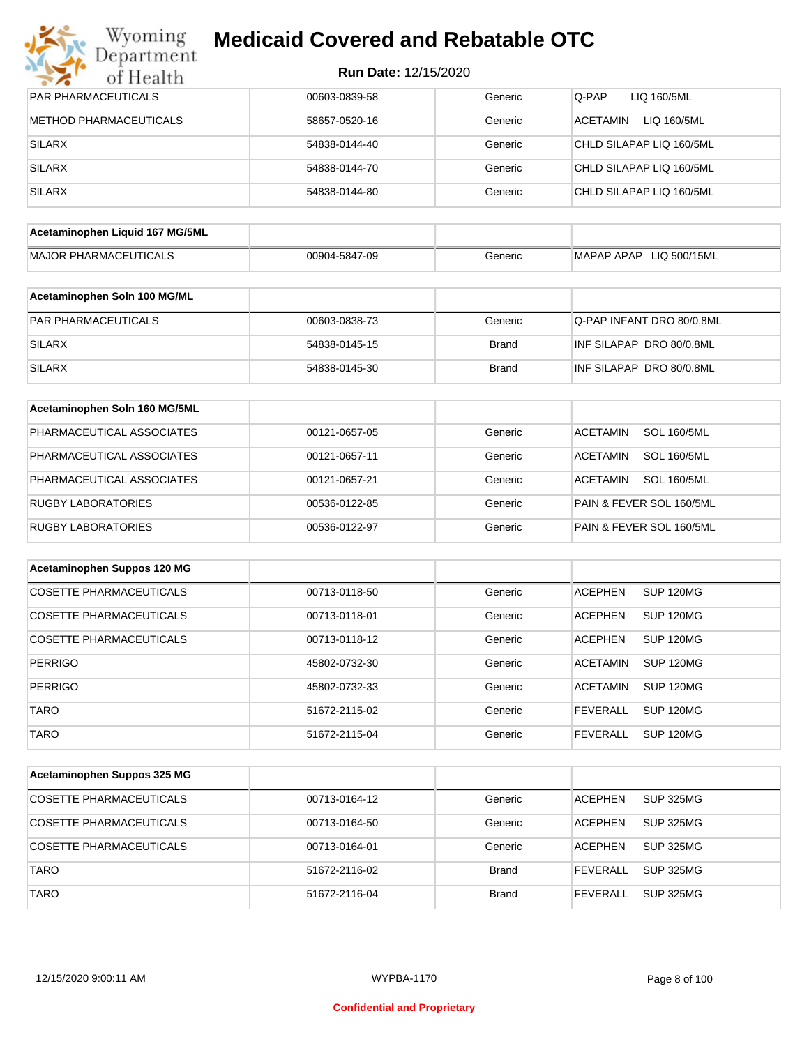# Medicaid Covered and Rebatable OTC

**Run Date:** 12/15/2020

| | | | |
|---|---|---|---|
| PAR PHARMACEUTICALS | 00603-0839-58 | Generic | Q-PAP LIQ 160/5ML |
| METHOD PHARMACEUTICALS | 58657-0520-16 | Generic | ACETAMIN LIQ 160/5ML |
| SILARX | 54838-0144-40 | Generic | CHLD SILAPAP LIQ 160/5ML |
| SILARX | 54838-0144-70 | Generic | CHLD SILAPAP LIQ 160/5ML |
| SILARX | 54838-0144-80 | Generic | CHLD SILAPAP LIQ 160/5ML |

| **Acetaminophen Liquid 167 MG/5ML** | | | |
|---|---|---|---|
| MAJOR PHARMACEUTICALS | 00904-5847-09 | Generic | MAPAP APAP LIQ 500/15ML |

| **Acetaminophen Soln 100 MG/ML** | | | |
|---|---|---|---|
| PAR PHARMACEUTICALS | 00603-0838-73 | Generic | Q-PAP INFANT DRO 80/0.8ML |
| SILARX | 54838-0145-15 | Brand | INF SILAPAP DRO 80/0.8ML |
| SILARX | 54838-0145-30 | Brand | INF SILAPAP DRO 80/0.8ML |

| **Acetaminophen Soln 160 MG/5ML** | | | |
|---|---|---|---|
| PHARMACEUTICAL ASSOCIATES | 00121-0657-05 | Generic | ACETAMIN SOL 160/5ML |
| PHARMACEUTICAL ASSOCIATES | 00121-0657-11 | Generic | ACETAMIN SOL 160/5ML |
| PHARMACEUTICAL ASSOCIATES | 00121-0657-21 | Generic | ACETAMIN SOL 160/5ML |
| RUGBY LABORATORIES | 00536-0122-85 | Generic | PAIN & FEVER SOL 160/5ML |
| RUGBY LABORATORIES | 00536-0122-97 | Generic | PAIN & FEVER SOL 160/5ML |

| **Acetaminophen Suppos 120 MG** | | | |
|---|---|---|---|
| COSETTE PHARMACEUTICALS | 00713-0118-50 | Generic | ACEPHEN SUP 120MG |
| COSETTE PHARMACEUTICALS | 00713-0118-01 | Generic | ACEPHEN SUP 120MG |
| COSETTE PHARMACEUTICALS | 00713-0118-12 | Generic | ACEPHEN SUP 120MG |
| PERRIGO | 45802-0732-30 | Generic | ACETAMIN SUP 120MG |
| PERRIGO | 45802-0732-33 | Generic | ACETAMIN SUP 120MG |
| TARO | 51672-2115-02 | Generic | FEVERALL SUP 120MG |
| TARO | 51672-2115-04 | Generic | FEVERALL SUP 120MG |

| **Acetaminophen Suppos 325 MG** | | | |
|---|---|---|---|
| COSETTE PHARMACEUTICALS | 00713-0164-12 | Generic | ACEPHEN SUP 325MG |
| COSETTE PHARMACEUTICALS | 00713-0164-50 | Generic | ACEPHEN SUP 325MG |
| COSETTE PHARMACEUTICALS | 00713-0164-01 | Generic | ACEPHEN SUP 325MG |
| TARO | 51672-2116-02 | Brand | FEVERALL SUP 325MG |
| TARO | 51672-2116-04 | Brand | FEVERALL SUP 325MG |

WYPBA-1170

Confidential and Proprietary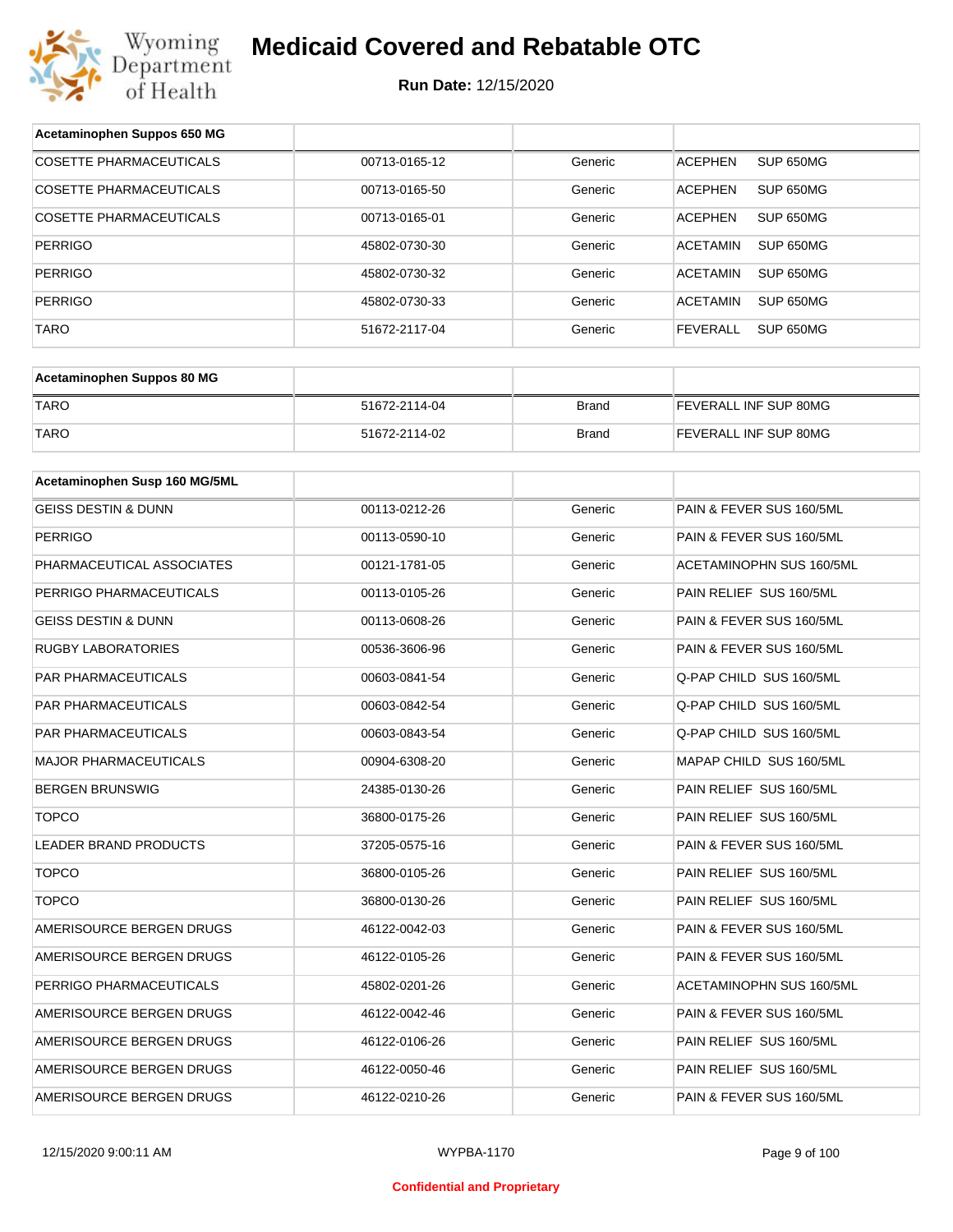# Medicaid Covered and Rebatable OTC

**Run Date:** 12/15/2020

| Acetaminophen Suppos 650 MG | | | |
|---|---|---|---|
| COSETTE PHARMACEUTICALS | 00713-0165-12 | Generic | ACEPHEN SUP 650MG |
| COSETTE PHARMACEUTICALS | 00713-0165-50 | Generic | ACEPHEN SUP 650MG |
| COSETTE PHARMACEUTICALS | 00713-0165-01 | Generic | ACEPHEN SUP 650MG |
| PERRIGO | 45802-0730-30 | Generic | ACETAMIN SUP 650MG |
| PERRIGO | 45802-0730-32 | Generic | ACETAMIN SUP 650MG |
| PERRIGO | 45802-0730-33 | Generic | ACETAMIN SUP 650MG |
| TARO | 51672-2117-04 | Generic | FEVERALL SUP 650MG |

| Acetaminophen Suppos 80 MG | | | |
|---|---|---|---|
| TARO | 51672-2114-04 | Brand | FEVERALL INF SUP 80MG |
| TARO | 51672-2114-02 | Brand | FEVERALL INF SUP 80MG |

| Acetaminophen Susp 160 MG/5ML | | | |
|---|---|---|---|
| GEISS DESTIN & DUNN | 00113-0212-26 | Generic | PAIN & FEVER SUS 160/5ML |
| PERRIGO | 00113-0590-10 | Generic | PAIN & FEVER SUS 160/5ML |
| PHARMACEUTICAL ASSOCIATES | 00121-1781-05 | Generic | ACETAMINOPHN SUS 160/5ML |
| PERRIGO PHARMACEUTICALS | 00113-0105-26 | Generic | PAIN RELIEF SUS 160/5ML |
| GEISS DESTIN & DUNN | 00113-0608-26 | Generic | PAIN & FEVER SUS 160/5ML |
| RUGBY LABORATORIES | 00536-3606-96 | Generic | PAIN & FEVER SUS 160/5ML |
| PAR PHARMACEUTICALS | 00603-0841-54 | Generic | Q-PAP CHILD SUS 160/5ML |
| PAR PHARMACEUTICALS | 00603-0842-54 | Generic | Q-PAP CHILD SUS 160/5ML |
| PAR PHARMACEUTICALS | 00603-0843-54 | Generic | Q-PAP CHILD SUS 160/5ML |
| MAJOR PHARMACEUTICALS | 00904-6308-20 | Generic | MAPAP CHILD SUS 160/5ML |
| BERGEN BRUNSWIG | 24385-0130-26 | Generic | PAIN RELIEF SUS 160/5ML |
| TOPCO | 36800-0175-26 | Generic | PAIN RELIEF SUS 160/5ML |
| LEADER BRAND PRODUCTS | 37205-0575-16 | Generic | PAIN & FEVER SUS 160/5ML |
| TOPCO | 36800-0105-26 | Generic | PAIN RELIEF SUS 160/5ML |
| TOPCO | 36800-0130-26 | Generic | PAIN RELIEF SUS 160/5ML |
| AMERISOURCE BERGEN DRUGS | 46122-0042-03 | Generic | PAIN & FEVER SUS 160/5ML |
| AMERISOURCE BERGEN DRUGS | 46122-0105-26 | Generic | PAIN & FEVER SUS 160/5ML |
| PERRIGO PHARMACEUTICALS | 45802-0201-26 | Generic | ACETAMINOPHN SUS 160/5ML |
| AMERISOURCE BERGEN DRUGS | 46122-0042-46 | Generic | PAIN & FEVER SUS 160/5ML |
| AMERISOURCE BERGEN DRUGS | 46122-0106-26 | Generic | PAIN RELIEF SUS 160/5ML |
| AMERISOURCE BERGEN DRUGS | 46122-0050-46 | Generic | PAIN RELIEF SUS 160/5ML |
| AMERISOURCE BERGEN DRUGS | 46122-0210-26 | Generic | PAIN & FEVER SUS 160/5ML |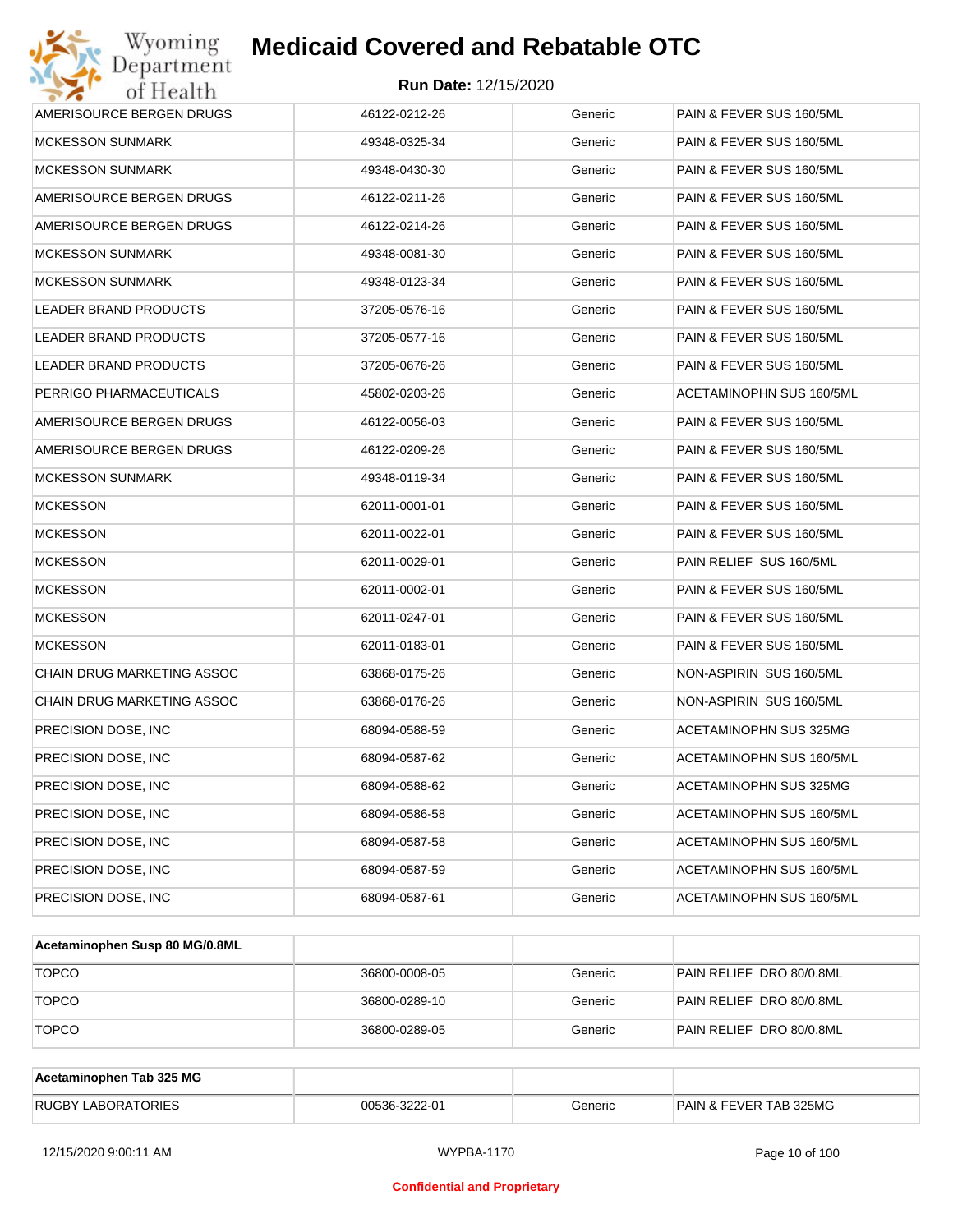| | | | |
|---|---|---|---|
| AMERISOURCE BERGEN DRUGS | 46122-0212-26 | Generic | PAIN & FEVER SUS 160/5ML |
| MCKESSON SUNMARK | 49348-0325-34 | Generic | PAIN & FEVER SUS 160/5ML |
| MCKESSON SUNMARK | 49348-0430-30 | Generic | PAIN & FEVER SUS 160/5ML |
| AMERISOURCE BERGEN DRUGS | 46122-0211-26 | Generic | PAIN & FEVER SUS 160/5ML |
| AMERISOURCE BERGEN DRUGS | 46122-0214-26 | Generic | PAIN & FEVER SUS 160/5ML |
| MCKESSON SUNMARK | 49348-0081-30 | Generic | PAIN & FEVER SUS 160/5ML |
| MCKESSON SUNMARK | 49348-0123-34 | Generic | PAIN & FEVER SUS 160/5ML |
| LEADER BRAND PRODUCTS | 37205-0576-16 | Generic | PAIN & FEVER SUS 160/5ML |
| LEADER BRAND PRODUCTS | 37205-0577-16 | Generic | PAIN & FEVER SUS 160/5ML |
| LEADER BRAND PRODUCTS | 37205-0676-26 | Generic | PAIN & FEVER SUS 160/5ML |
| PERRIGO PHARMACEUTICALS | 45802-0203-26 | Generic | ACETAMINOPHN SUS 160/5ML |
| AMERISOURCE BERGEN DRUGS | 46122-0056-03 | Generic | PAIN & FEVER SUS 160/5ML |
| AMERISOURCE BERGEN DRUGS | 46122-0209-26 | Generic | PAIN & FEVER SUS 160/5ML |
| MCKESSON SUNMARK | 49348-0119-34 | Generic | PAIN & FEVER SUS 160/5ML |
| MCKESSON | 62011-0001-01 | Generic | PAIN & FEVER SUS 160/5ML |
| MCKESSON | 62011-0022-01 | Generic | PAIN & FEVER SUS 160/5ML |
| MCKESSON | 62011-0029-01 | Generic | PAIN RELIEF SUS 160/5ML |
| MCKESSON | 62011-0002-01 | Generic | PAIN & FEVER SUS 160/5ML |
| MCKESSON | 62011-0247-01 | Generic | PAIN & FEVER SUS 160/5ML |
| MCKESSON | 62011-0183-01 | Generic | PAIN & FEVER SUS 160/5ML |
| CHAIN DRUG MARKETING ASSOC | 63868-0175-26 | Generic | NON-ASPIRIN SUS 160/5ML |
| CHAIN DRUG MARKETING ASSOC | 63868-0176-26 | Generic | NON-ASPIRIN SUS 160/5ML |
| PRECISION DOSE, INC | 68094-0588-59 | Generic | ACETAMINOPHN SUS 325MG |
| PRECISION DOSE, INC | 68094-0587-62 | Generic | ACETAMINOPHN SUS 160/5ML |
| PRECISION DOSE, INC | 68094-0588-62 | Generic | ACETAMINOPHN SUS 325MG |
| PRECISION DOSE, INC | 68094-0586-58 | Generic | ACETAMINOPHN SUS 160/5ML |
| PRECISION DOSE, INC | 68094-0587-58 | Generic | ACETAMINOPHN SUS 160/5ML |
| PRECISION DOSE, INC | 68094-0587-59 | Generic | ACETAMINOPHN SUS 160/5ML |
| PRECISION DOSE, INC | 68094-0587-61 | Generic | ACETAMINOPHN SUS 160/5ML |

| **Acetaminophen Susp 80 MG/0.8ML** | | | |
|---|---|---|---|
| TOPCO | 36800-0008-05 | Generic | PAIN RELIEF DRO 80/0.8ML |
| TOPCO | 36800-0289-10 | Generic | PAIN RELIEF DRO 80/0.8ML |
| TOPCO | 36800-0289-05 | Generic | PAIN RELIEF DRO 80/0.8ML |

| **Acetaminophen Tab 325 MG** | | | |
|---|---|---|---|
| RUGBY LABORATORIES | 00536-3222-01 | Generic | PAIN & FEVER TAB 325MG |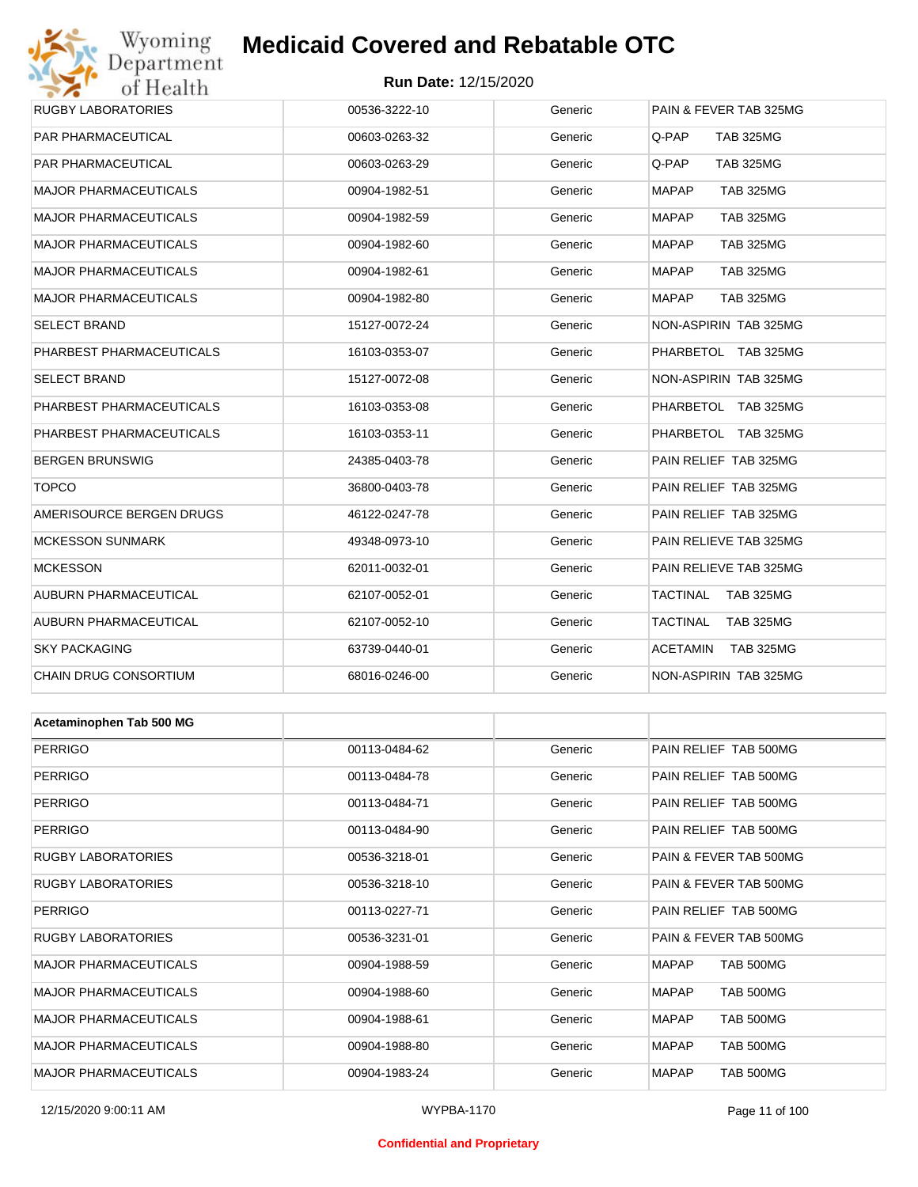| | | | |
|---|---|---|---|
| RUGBY LABORATORIES | 00536-3222-10 | Generic | PAIN & FEVER TAB 325MG |
| PAR PHARMACEUTICAL | 00603-0263-32 | Generic | Q-PAP TAB 325MG |
| PAR PHARMACEUTICAL | 00603-0263-29 | Generic | Q-PAP TAB 325MG |
| MAJOR PHARMACEUTICALS | 00904-1982-51 | Generic | MAPAP TAB 325MG |
| MAJOR PHARMACEUTICALS | 00904-1982-59 | Generic | MAPAP TAB 325MG |
| MAJOR PHARMACEUTICALS | 00904-1982-60 | Generic | MAPAP TAB 325MG |
| MAJOR PHARMACEUTICALS | 00904-1982-61 | Generic | MAPAP TAB 325MG |
| MAJOR PHARMACEUTICALS | 00904-1982-80 | Generic | MAPAP TAB 325MG |
| SELECT BRAND | 15127-0072-24 | Generic | NON-ASPIRIN TAB 325MG |
| PHARBEST PHARMACEUTICALS | 16103-0353-07 | Generic | PHARBETOL TAB 325MG |
| SELECT BRAND | 15127-0072-08 | Generic | NON-ASPIRIN TAB 325MG |
| PHARBEST PHARMACEUTICALS | 16103-0353-08 | Generic | PHARBETOL TAB 325MG |
| PHARBEST PHARMACEUTICALS | 16103-0353-11 | Generic | PHARBETOL TAB 325MG |
| BERGEN BRUNSWIG | 24385-0403-78 | Generic | PAIN RELIEF TAB 325MG |
| TOPCO | 36800-0403-78 | Generic | PAIN RELIEF TAB 325MG |
| AMERISOURCE BERGEN DRUGS | 46122-0247-78 | Generic | PAIN RELIEF TAB 325MG |
| MCKESSON SUNMARK | 49348-0973-10 | Generic | PAIN RELIEVE TAB 325MG |
| MCKESSON | 62011-0032-01 | Generic | PAIN RELIEVE TAB 325MG |
| AUBURN PHARMACEUTICAL | 62107-0052-01 | Generic | TACTINAL TAB 325MG |
| AUBURN PHARMACEUTICAL | 62107-0052-10 | Generic | TACTINAL TAB 325MG |
| SKY PACKAGING | 63739-0440-01 | Generic | ACETAMIN TAB 325MG |
| CHAIN DRUG CONSORTIUM | 68016-0246-00 | Generic | NON-ASPIRIN TAB 325MG |

| **Acetaminophen Tab 500 MG** | | | |
|---|---|---|---|
| PERRIGO | 00113-0484-62 | Generic | PAIN RELIEF TAB 500MG |
| PERRIGO | 00113-0484-78 | Generic | PAIN RELIEF TAB 500MG |
| PERRIGO | 00113-0484-71 | Generic | PAIN RELIEF TAB 500MG |
| PERRIGO | 00113-0484-90 | Generic | PAIN RELIEF TAB 500MG |
| RUGBY LABORATORIES | 00536-3218-01 | Generic | PAIN & FEVER TAB 500MG |
| RUGBY LABORATORIES | 00536-3218-10 | Generic | PAIN & FEVER TAB 500MG |
| PERRIGO | 00113-0227-71 | Generic | PAIN RELIEF TAB 500MG |
| RUGBY LABORATORIES | 00536-3231-01 | Generic | PAIN & FEVER TAB 500MG |
| MAJOR PHARMACEUTICALS | 00904-1988-59 | Generic | MAPAP TAB 500MG |
| MAJOR PHARMACEUTICALS | 00904-1988-60 | Generic | MAPAP TAB 500MG |
| MAJOR PHARMACEUTICALS | 00904-1988-61 | Generic | MAPAP TAB 500MG |
| MAJOR PHARMACEUTICALS | 00904-1988-80 | Generic | MAPAP TAB 500MG |
| MAJOR PHARMACEUTICALS | 00904-1983-24 | Generic | MAPAP TAB 500MG |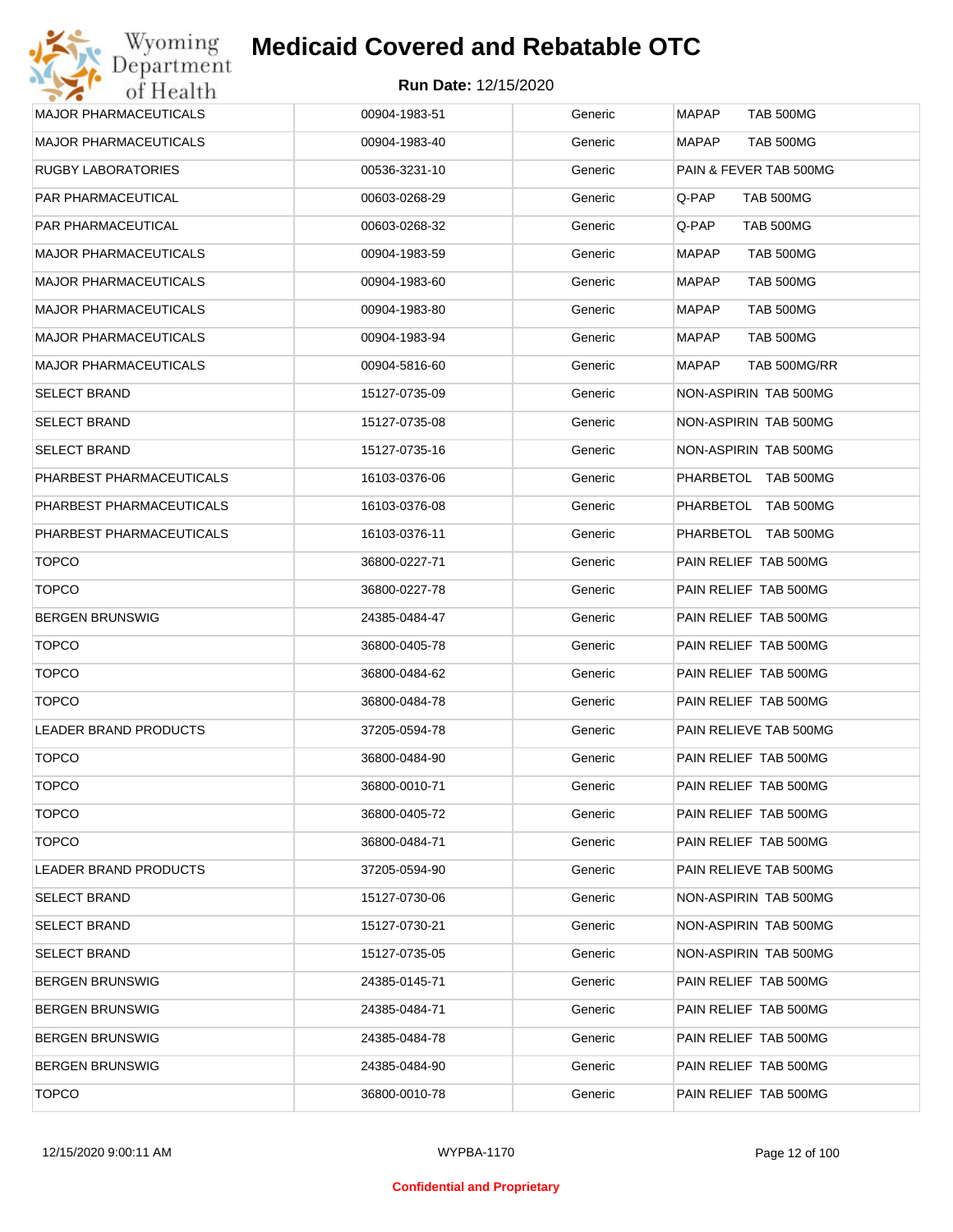| MAJOR PHARMACEUTICALS | 00904-1983-51 | Generic | MAPAP TAB 500MG |
|---|---|---|---|
| MAJOR PHARMACEUTICALS | 00904-1983-40 | Generic | MAPAP TAB 500MG |
| RUGBY LABORATORIES | 00536-3231-10 | Generic | PAIN & FEVER TAB 500MG |
| PAR PHARMACEUTICAL | 00603-0268-29 | Generic | Q-PAP TAB 500MG |
| PAR PHARMACEUTICAL | 00603-0268-32 | Generic | Q-PAP TAB 500MG |
| MAJOR PHARMACEUTICALS | 00904-1983-59 | Generic | MAPAP TAB 500MG |
| MAJOR PHARMACEUTICALS | 00904-1983-60 | Generic | MAPAP TAB 500MG |
| MAJOR PHARMACEUTICALS | 00904-1983-80 | Generic | MAPAP TAB 500MG |
| MAJOR PHARMACEUTICALS | 00904-1983-94 | Generic | MAPAP TAB 500MG |
| MAJOR PHARMACEUTICALS | 00904-5816-60 | Generic | MAPAP TAB 500MG/RR |
| SELECT BRAND | 15127-0735-09 | Generic | NON-ASPIRIN TAB 500MG |
| SELECT BRAND | 15127-0735-08 | Generic | NON-ASPIRIN TAB 500MG |
| SELECT BRAND | 15127-0735-16 | Generic | NON-ASPIRIN TAB 500MG |
| PHARBEST PHARMACEUTICALS | 16103-0376-06 | Generic | PHARBETOL TAB 500MG |
| PHARBEST PHARMACEUTICALS | 16103-0376-08 | Generic | PHARBETOL TAB 500MG |
| PHARBEST PHARMACEUTICALS | 16103-0376-11 | Generic | PHARBETOL TAB 500MG |
| TOPCO | 36800-0227-71 | Generic | PAIN RELIEF TAB 500MG |
| TOPCO | 36800-0227-78 | Generic | PAIN RELIEF TAB 500MG |
| BERGEN BRUNSWIG | 24385-0484-47 | Generic | PAIN RELIEF TAB 500MG |
| TOPCO | 36800-0405-78 | Generic | PAIN RELIEF TAB 500MG |
| TOPCO | 36800-0484-62 | Generic | PAIN RELIEF TAB 500MG |
| TOPCO | 36800-0484-78 | Generic | PAIN RELIEF TAB 500MG |
| LEADER BRAND PRODUCTS | 37205-0594-78 | Generic | PAIN RELIEVE TAB 500MG |
| TOPCO | 36800-0484-90 | Generic | PAIN RELIEF TAB 500MG |
| TOPCO | 36800-0010-71 | Generic | PAIN RELIEF TAB 500MG |
| TOPCO | 36800-0405-72 | Generic | PAIN RELIEF TAB 500MG |
| TOPCO | 36800-0484-71 | Generic | PAIN RELIEF TAB 500MG |
| LEADER BRAND PRODUCTS | 37205-0594-90 | Generic | PAIN RELIEVE TAB 500MG |
| SELECT BRAND | 15127-0730-06 | Generic | NON-ASPIRIN TAB 500MG |
| SELECT BRAND | 15127-0730-21 | Generic | NON-ASPIRIN TAB 500MG |
| SELECT BRAND | 15127-0735-05 | Generic | NON-ASPIRIN TAB 500MG |
| BERGEN BRUNSWIG | 24385-0145-71 | Generic | PAIN RELIEF TAB 500MG |
| BERGEN BRUNSWIG | 24385-0484-71 | Generic | PAIN RELIEF TAB 500MG |
| BERGEN BRUNSWIG | 24385-0484-78 | Generic | PAIN RELIEF TAB 500MG |
| BERGEN BRUNSWIG | 24385-0484-90 | Generic | PAIN RELIEF TAB 500MG |
| TOPCO | 36800-0010-78 | Generic | PAIN RELIEF TAB 500MG |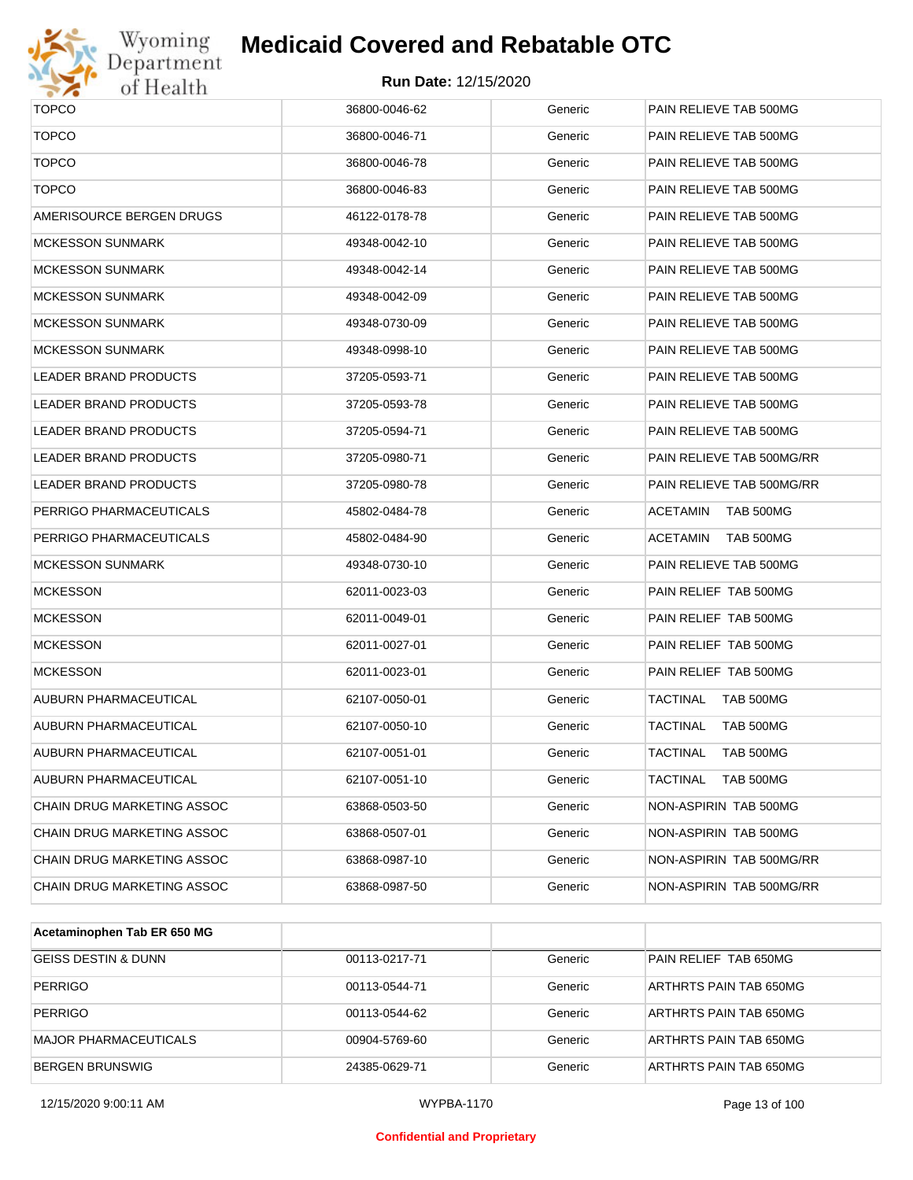| | | | |
|---|---|---|---|
| TOPCO | 36800-0046-62 | Generic | PAIN RELIEVE TAB 500MG |
| TOPCO | 36800-0046-71 | Generic | PAIN RELIEVE TAB 500MG |
| TOPCO | 36800-0046-78 | Generic | PAIN RELIEVE TAB 500MG |
| TOPCO | 36800-0046-83 | Generic | PAIN RELIEVE TAB 500MG |
| AMERISOURCE BERGEN DRUGS | 46122-0178-78 | Generic | PAIN RELIEVE TAB 500MG |
| MCKESSON SUNMARK | 49348-0042-10 | Generic | PAIN RELIEVE TAB 500MG |
| MCKESSON SUNMARK | 49348-0042-14 | Generic | PAIN RELIEVE TAB 500MG |
| MCKESSON SUNMARK | 49348-0042-09 | Generic | PAIN RELIEVE TAB 500MG |
| MCKESSON SUNMARK | 49348-0730-09 | Generic | PAIN RELIEVE TAB 500MG |
| MCKESSON SUNMARK | 49348-0998-10 | Generic | PAIN RELIEVE TAB 500MG |
| LEADER BRAND PRODUCTS | 37205-0593-71 | Generic | PAIN RELIEVE TAB 500MG |
| LEADER BRAND PRODUCTS | 37205-0593-78 | Generic | PAIN RELIEVE TAB 500MG |
| LEADER BRAND PRODUCTS | 37205-0594-71 | Generic | PAIN RELIEVE TAB 500MG |
| LEADER BRAND PRODUCTS | 37205-0980-71 | Generic | PAIN RELIEVE TAB 500MG/RR |
| LEADER BRAND PRODUCTS | 37205-0980-78 | Generic | PAIN RELIEVE TAB 500MG/RR |
| PERRIGO PHARMACEUTICALS | 45802-0484-78 | Generic | ACETAMIN TAB 500MG |
| PERRIGO PHARMACEUTICALS | 45802-0484-90 | Generic | ACETAMIN TAB 500MG |
| MCKESSON SUNMARK | 49348-0730-10 | Generic | PAIN RELIEVE TAB 500MG |
| MCKESSON | 62011-0023-03 | Generic | PAIN RELIEF TAB 500MG |
| MCKESSON | 62011-0049-01 | Generic | PAIN RELIEF TAB 500MG |
| MCKESSON | 62011-0027-01 | Generic | PAIN RELIEF TAB 500MG |
| MCKESSON | 62011-0023-01 | Generic | PAIN RELIEF TAB 500MG |
| AUBURN PHARMACEUTICAL | 62107-0050-01 | Generic | TACTINAL TAB 500MG |
| AUBURN PHARMACEUTICAL | 62107-0050-10 | Generic | TACTINAL TAB 500MG |
| AUBURN PHARMACEUTICAL | 62107-0051-01 | Generic | TACTINAL TAB 500MG |
| AUBURN PHARMACEUTICAL | 62107-0051-10 | Generic | TACTINAL TAB 500MG |
| CHAIN DRUG MARKETING ASSOC | 63868-0503-50 | Generic | NON-ASPIRIN TAB 500MG |
| CHAIN DRUG MARKETING ASSOC | 63868-0507-01 | Generic | NON-ASPIRIN TAB 500MG |
| CHAIN DRUG MARKETING ASSOC | 63868-0987-10 | Generic | NON-ASPIRIN TAB 500MG/RR |
| CHAIN DRUG MARKETING ASSOC | 63868-0987-50 | Generic | NON-ASPIRIN TAB 500MG/RR |

| Acetaminophen Tab ER 650 MG | | | |
|---|---|---|---|
| GEISS DESTIN & DUNN | 00113-0217-71 | Generic | PAIN RELIEF TAB 650MG |
| PERRIGO | 00113-0544-71 | Generic | ARTHRTS PAIN TAB 650MG |
| PERRIGO | 00113-0544-62 | Generic | ARTHRTS PAIN TAB 650MG |
| MAJOR PHARMACEUTICALS | 00904-5769-60 | Generic | ARTHRTS PAIN TAB 650MG |
| BERGEN BRUNSWIG | 24385-0629-71 | Generic | ARTHRTS PAIN TAB 650MG |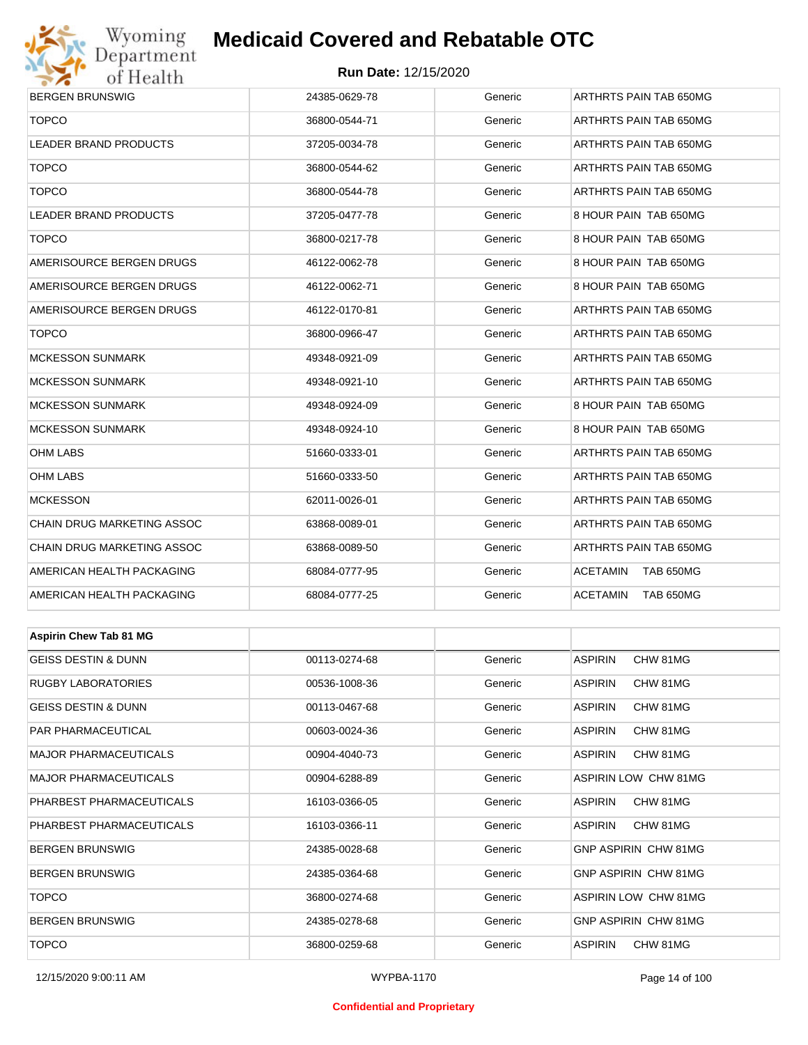| | | | |
|---|---|---|---|
| BERGEN BRUNSWIG | 24385-0629-78 | Generic | ARTHRTS PAIN TAB 650MG |
| TOPCO | 36800-0544-71 | Generic | ARTHRTS PAIN TAB 650MG |
| LEADER BRAND PRODUCTS | 37205-0034-78 | Generic | ARTHRTS PAIN TAB 650MG |
| TOPCO | 36800-0544-62 | Generic | ARTHRTS PAIN TAB 650MG |
| TOPCO | 36800-0544-78 | Generic | ARTHRTS PAIN TAB 650MG |
| LEADER BRAND PRODUCTS | 37205-0477-78 | Generic | 8 HOUR PAIN TAB 650MG |
| TOPCO | 36800-0217-78 | Generic | 8 HOUR PAIN TAB 650MG |
| AMERISOURCE BERGEN DRUGS | 46122-0062-78 | Generic | 8 HOUR PAIN TAB 650MG |
| AMERISOURCE BERGEN DRUGS | 46122-0062-71 | Generic | 8 HOUR PAIN TAB 650MG |
| AMERISOURCE BERGEN DRUGS | 46122-0170-81 | Generic | ARTHRTS PAIN TAB 650MG |
| TOPCO | 36800-0966-47 | Generic | ARTHRTS PAIN TAB 650MG |
| MCKESSON SUNMARK | 49348-0921-09 | Generic | ARTHRTS PAIN TAB 650MG |
| MCKESSON SUNMARK | 49348-0921-10 | Generic | ARTHRTS PAIN TAB 650MG |
| MCKESSON SUNMARK | 49348-0924-09 | Generic | 8 HOUR PAIN TAB 650MG |
| MCKESSON SUNMARK | 49348-0924-10 | Generic | 8 HOUR PAIN TAB 650MG |
| OHM LABS | 51660-0333-01 | Generic | ARTHRTS PAIN TAB 650MG |
| OHM LABS | 51660-0333-50 | Generic | ARTHRTS PAIN TAB 650MG |
| MCKESSON | 62011-0026-01 | Generic | ARTHRTS PAIN TAB 650MG |
| CHAIN DRUG MARKETING ASSOC | 63868-0089-01 | Generic | ARTHRTS PAIN TAB 650MG |
| CHAIN DRUG MARKETING ASSOC | 63868-0089-50 | Generic | ARTHRTS PAIN TAB 650MG |
| AMERICAN HEALTH PACKAGING | 68084-0777-95 | Generic | ACETAMIN TAB 650MG |
| AMERICAN HEALTH PACKAGING | 68084-0777-25 | Generic | ACETAMIN TAB 650MG |

| **Aspirin Chew Tab 81 MG** | | | |
|---|---|---|---|
| GEISS DESTIN & DUNN | 00113-0274-68 | Generic | ASPIRIN CHW 81MG |
| RUGBY LABORATORIES | 00536-1008-36 | Generic | ASPIRIN CHW 81MG |
| GEISS DESTIN & DUNN | 00113-0467-68 | Generic | ASPIRIN CHW 81MG |
| PAR PHARMACEUTICAL | 00603-0024-36 | Generic | ASPIRIN CHW 81MG |
| MAJOR PHARMACEUTICALS | 00904-4040-73 | Generic | ASPIRIN CHW 81MG |
| MAJOR PHARMACEUTICALS | 00904-6288-89 | Generic | ASPIRIN LOW CHW 81MG |
| PHARBEST PHARMACEUTICALS | 16103-0366-05 | Generic | ASPIRIN CHW 81MG |
| PHARBEST PHARMACEUTICALS | 16103-0366-11 | Generic | ASPIRIN CHW 81MG |
| BERGEN BRUNSWIG | 24385-0028-68 | Generic | GNP ASPIRIN CHW 81MG |
| BERGEN BRUNSWIG | 24385-0364-68 | Generic | GNP ASPIRIN CHW 81MG |
| TOPCO | 36800-0274-68 | Generic | ASPIRIN LOW CHW 81MG |
| BERGEN BRUNSWIG | 24385-0278-68 | Generic | GNP ASPIRIN CHW 81MG |
| TOPCO | 36800-0259-68 | Generic | ASPIRIN CHW 81MG |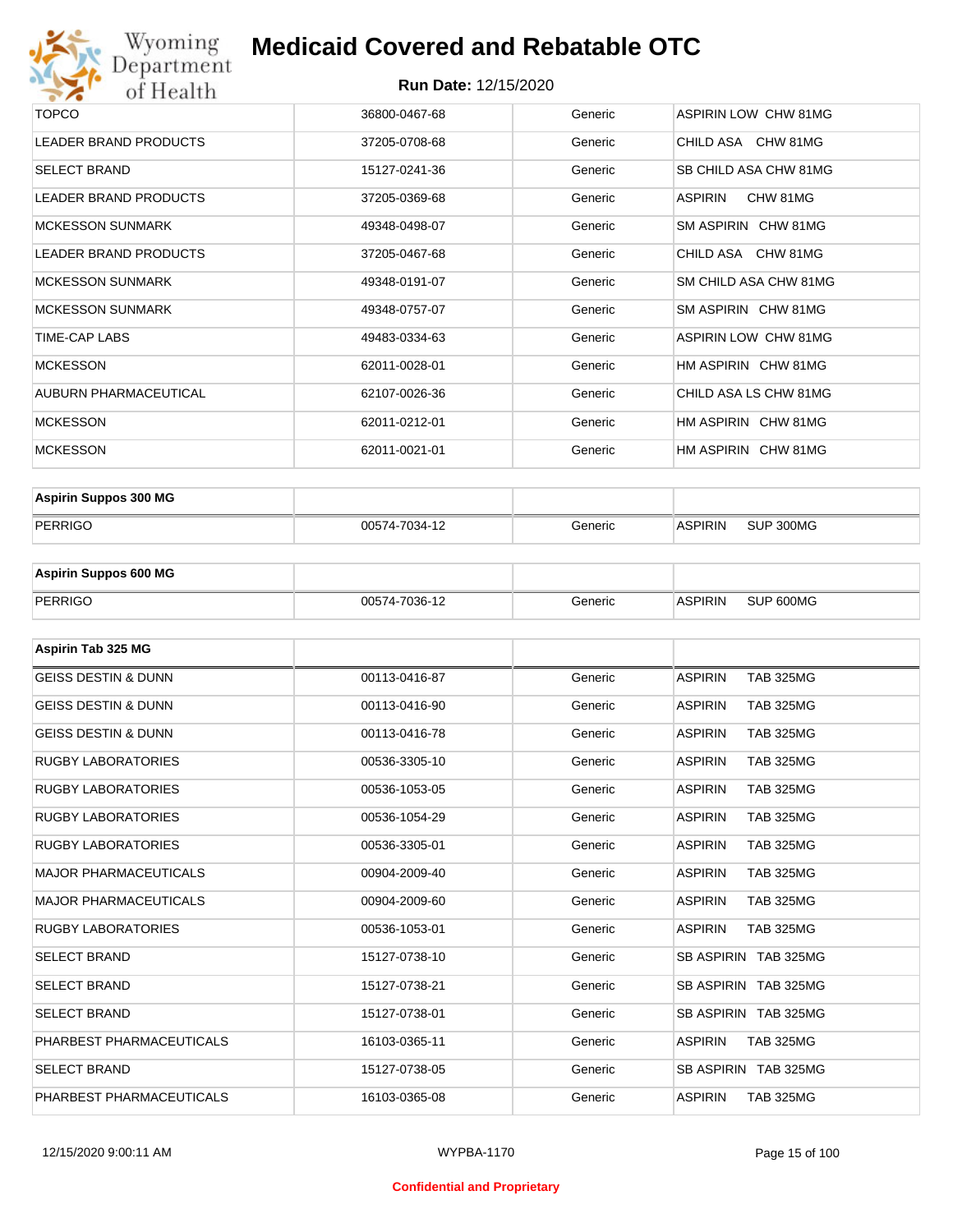| TOPCO | 36800-0467-68 | Generic | ASPIRIN LOW CHW 81MG |
|---|---|---|---|
| LEADER BRAND PRODUCTS | 37205-0708-68 | Generic | CHILD ASA CHW 81MG |
| SELECT BRAND | 15127-0241-36 | Generic | SB CHILD ASA CHW 81MG |
| LEADER BRAND PRODUCTS | 37205-0369-68 | Generic | ASPIRIN CHW 81MG |
| MCKESSON SUNMARK | 49348-0498-07 | Generic | SM ASPIRIN CHW 81MG |
| LEADER BRAND PRODUCTS | 37205-0467-68 | Generic | CHILD ASA CHW 81MG |
| MCKESSON SUNMARK | 49348-0191-07 | Generic | SM CHILD ASA CHW 81MG |
| MCKESSON SUNMARK | 49348-0757-07 | Generic | SM ASPIRIN CHW 81MG |
| TIME-CAP LABS | 49483-0334-63 | Generic | ASPIRIN LOW CHW 81MG |
| MCKESSON | 62011-0028-01 | Generic | HM ASPIRIN CHW 81MG |
| AUBURN PHARMACEUTICAL | 62107-0026-36 | Generic | CHILD ASA LS CHW 81MG |
| MCKESSON | 62011-0212-01 | Generic | HM ASPIRIN CHW 81MG |
| MCKESSON | 62011-0021-01 | Generic | HM ASPIRIN CHW 81MG |

| Aspirin Suppos 300 MG | | | |
|---|---|---|---|
| PERRIGO | 00574-7034-12 | Generic | ASPIRIN SUP 300MG |

| Aspirin Suppos 600 MG | | | |
|---|---|---|---|
| PERRIGO | 00574-7036-12 | Generic | ASPIRIN SUP 600MG |

| Aspirin Tab 325 MG | | | |
|---|---|---|---|
| GEISS DESTIN & DUNN | 00113-0416-87 | Generic | ASPIRIN TAB 325MG |
| GEISS DESTIN & DUNN | 00113-0416-90 | Generic | ASPIRIN TAB 325MG |
| GEISS DESTIN & DUNN | 00113-0416-78 | Generic | ASPIRIN TAB 325MG |
| RUGBY LABORATORIES | 00536-3305-10 | Generic | ASPIRIN TAB 325MG |
| RUGBY LABORATORIES | 00536-1053-05 | Generic | ASPIRIN TAB 325MG |
| RUGBY LABORATORIES | 00536-1054-29 | Generic | ASPIRIN TAB 325MG |
| RUGBY LABORATORIES | 00536-3305-01 | Generic | ASPIRIN TAB 325MG |
| MAJOR PHARMACEUTICALS | 00904-2009-40 | Generic | ASPIRIN TAB 325MG |
| MAJOR PHARMACEUTICALS | 00904-2009-60 | Generic | ASPIRIN TAB 325MG |
| RUGBY LABORATORIES | 00536-1053-01 | Generic | ASPIRIN TAB 325MG |
| SELECT BRAND | 15127-0738-10 | Generic | SB ASPIRIN TAB 325MG |
| SELECT BRAND | 15127-0738-21 | Generic | SB ASPIRIN TAB 325MG |
| SELECT BRAND | 15127-0738-01 | Generic | SB ASPIRIN TAB 325MG |
| PHARBEST PHARMACEUTICALS | 16103-0365-11 | Generic | ASPIRIN TAB 325MG |
| SELECT BRAND | 15127-0738-05 | Generic | SB ASPIRIN TAB 325MG |
| PHARBEST PHARMACEUTICALS | 16103-0365-08 | Generic | ASPIRIN TAB 325MG |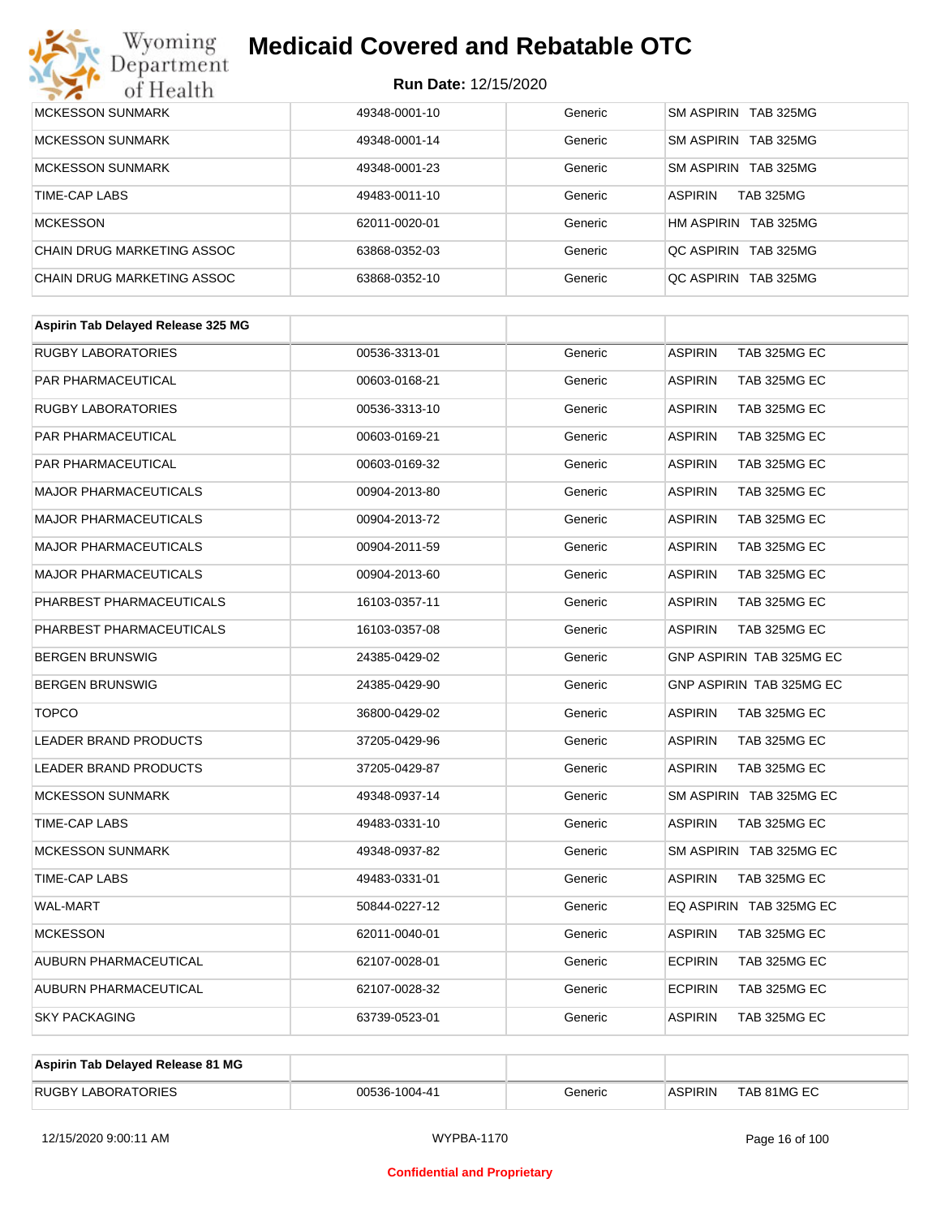| MCKESSON SUNMARK | 49348-0001-10 | Generic | SM ASPIRIN TAB 325MG |
|---|---|---|---|
| MCKESSON SUNMARK | 49348-0001-14 | Generic | SM ASPIRIN TAB 325MG |
| MCKESSON SUNMARK | 49348-0001-23 | Generic | SM ASPIRIN TAB 325MG |
| TIME-CAP LABS | 49483-0011-10 | Generic | ASPIRIN TAB 325MG |
| MCKESSON | 62011-0020-01 | Generic | HM ASPIRIN TAB 325MG |
| CHAIN DRUG MARKETING ASSOC | 63868-0352-03 | Generic | QC ASPIRIN TAB 325MG |
| CHAIN DRUG MARKETING ASSOC | 63868-0352-10 | Generic | QC ASPIRIN TAB 325MG |

| Aspirin Tab Delayed Release 325 MG | | | |
|---|---|---|---|
| RUGBY LABORATORIES | 00536-3313-01 | Generic | ASPIRIN TAB 325MG EC |
| PAR PHARMACEUTICAL | 00603-0168-21 | Generic | ASPIRIN TAB 325MG EC |
| RUGBY LABORATORIES | 00536-3313-10 | Generic | ASPIRIN TAB 325MG EC |
| PAR PHARMACEUTICAL | 00603-0169-21 | Generic | ASPIRIN TAB 325MG EC |
| PAR PHARMACEUTICAL | 00603-0169-32 | Generic | ASPIRIN TAB 325MG EC |
| MAJOR PHARMACEUTICALS | 00904-2013-80 | Generic | ASPIRIN TAB 325MG EC |
| MAJOR PHARMACEUTICALS | 00904-2013-72 | Generic | ASPIRIN TAB 325MG EC |
| MAJOR PHARMACEUTICALS | 00904-2011-59 | Generic | ASPIRIN TAB 325MG EC |
| MAJOR PHARMACEUTICALS | 00904-2013-60 | Generic | ASPIRIN TAB 325MG EC |
| PHARBEST PHARMACEUTICALS | 16103-0357-11 | Generic | ASPIRIN TAB 325MG EC |
| PHARBEST PHARMACEUTICALS | 16103-0357-08 | Generic | ASPIRIN TAB 325MG EC |
| BERGEN BRUNSWIG | 24385-0429-02 | Generic | GNP ASPIRIN TAB 325MG EC |
| BERGEN BRUNSWIG | 24385-0429-90 | Generic | GNP ASPIRIN TAB 325MG EC |
| TOPCO | 36800-0429-02 | Generic | ASPIRIN TAB 325MG EC |
| LEADER BRAND PRODUCTS | 37205-0429-96 | Generic | ASPIRIN TAB 325MG EC |
| LEADER BRAND PRODUCTS | 37205-0429-87 | Generic | ASPIRIN TAB 325MG EC |
| MCKESSON SUNMARK | 49348-0937-14 | Generic | SM ASPIRIN TAB 325MG EC |
| TIME-CAP LABS | 49483-0331-10 | Generic | ASPIRIN TAB 325MG EC |
| MCKESSON SUNMARK | 49348-0937-82 | Generic | SM ASPIRIN TAB 325MG EC |
| TIME-CAP LABS | 49483-0331-01 | Generic | ASPIRIN TAB 325MG EC |
| WAL-MART | 50844-0227-12 | Generic | EQ ASPIRIN TAB 325MG EC |
| MCKESSON | 62011-0040-01 | Generic | ASPIRIN TAB 325MG EC |
| AUBURN PHARMACEUTICAL | 62107-0028-01 | Generic | ECPIRIN TAB 325MG EC |
| AUBURN PHARMACEUTICAL | 62107-0028-32 | Generic | ECPIRIN TAB 325MG EC |
| SKY PACKAGING | 63739-0523-01 | Generic | ASPIRIN TAB 325MG EC |

| Aspirin Tab Delayed Release 81 MG | | | |
|---|---|---|---|
| RUGBY LABORATORIES | 00536-1004-41 | Generic | ASPIRIN TAB 81MG EC |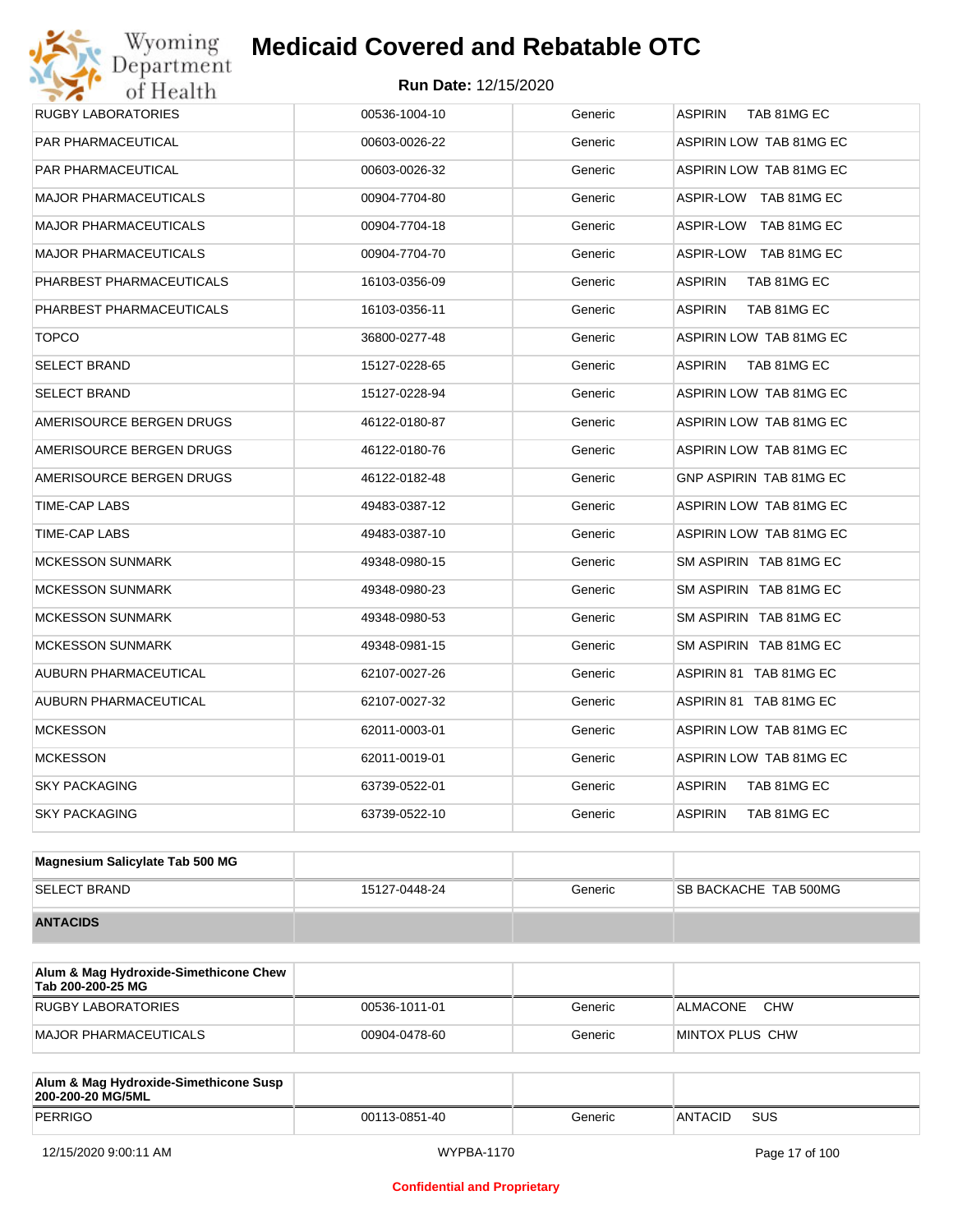| | | | |
|---|---|---|---|
| RUGBY LABORATORIES | 00536-1004-10 | Generic | ASPIRIN TAB 81MG EC |
| PAR PHARMACEUTICAL | 00603-0026-22 | Generic | ASPIRIN LOW TAB 81MG EC |
| PAR PHARMACEUTICAL | 00603-0026-32 | Generic | ASPIRIN LOW TAB 81MG EC |
| MAJOR PHARMACEUTICALS | 00904-7704-80 | Generic | ASPIR-LOW TAB 81MG EC |
| MAJOR PHARMACEUTICALS | 00904-7704-18 | Generic | ASPIR-LOW TAB 81MG EC |
| MAJOR PHARMACEUTICALS | 00904-7704-70 | Generic | ASPIR-LOW TAB 81MG EC |
| PHARBEST PHARMACEUTICALS | 16103-0356-09 | Generic | ASPIRIN TAB 81MG EC |
| PHARBEST PHARMACEUTICALS | 16103-0356-11 | Generic | ASPIRIN TAB 81MG EC |
| TOPCO | 36800-0277-48 | Generic | ASPIRIN LOW TAB 81MG EC |
| SELECT BRAND | 15127-0228-65 | Generic | ASPIRIN TAB 81MG EC |
| SELECT BRAND | 15127-0228-94 | Generic | ASPIRIN LOW TAB 81MG EC |
| AMERISOURCE BERGEN DRUGS | 46122-0180-87 | Generic | ASPIRIN LOW TAB 81MG EC |
| AMERISOURCE BERGEN DRUGS | 46122-0180-76 | Generic | ASPIRIN LOW TAB 81MG EC |
| AMERISOURCE BERGEN DRUGS | 46122-0182-48 | Generic | GNP ASPIRIN TAB 81MG EC |
| TIME-CAP LABS | 49483-0387-12 | Generic | ASPIRIN LOW TAB 81MG EC |
| TIME-CAP LABS | 49483-0387-10 | Generic | ASPIRIN LOW TAB 81MG EC |
| MCKESSON SUNMARK | 49348-0980-15 | Generic | SM ASPIRIN TAB 81MG EC |
| MCKESSON SUNMARK | 49348-0980-23 | Generic | SM ASPIRIN TAB 81MG EC |
| MCKESSON SUNMARK | 49348-0980-53 | Generic | SM ASPIRIN TAB 81MG EC |
| MCKESSON SUNMARK | 49348-0981-15 | Generic | SM ASPIRIN TAB 81MG EC |
| AUBURN PHARMACEUTICAL | 62107-0027-26 | Generic | ASPIRIN 81 TAB 81MG EC |
| AUBURN PHARMACEUTICAL | 62107-0027-32 | Generic | ASPIRIN 81 TAB 81MG EC |
| MCKESSON | 62011-0003-01 | Generic | ASPIRIN LOW TAB 81MG EC |
| MCKESSON | 62011-0019-01 | Generic | ASPIRIN LOW TAB 81MG EC |
| SKY PACKAGING | 63739-0522-01 | Generic | ASPIRIN TAB 81MG EC |
| SKY PACKAGING | 63739-0522-10 | Generic | ASPIRIN TAB 81MG EC |

| **Magnesium Salicylate Tab 500 MG** | | | |
|---|---|---|---|
| SELECT BRAND | 15127-0448-24 | Generic | SB BACKACHE TAB 500MG |

## ANTACIDS

| **Alum & Mag Hydroxide-Simethicone Chew Tab 200-200-25 MG** | | | |
|---|---|---|---|
| RUGBY LABORATORIES | 00536-1011-01 | Generic | ALMACONE CHW |
| MAJOR PHARMACEUTICALS | 00904-0478-60 | Generic | MINTOX PLUS CHW |

| **Alum & Mag Hydroxide-Simethicone Susp 200-200-20 MG/5ML** | | | |
|---|---|---|---|
| PERRIGO | 00113-0851-40 | Generic | ANTACID SUS |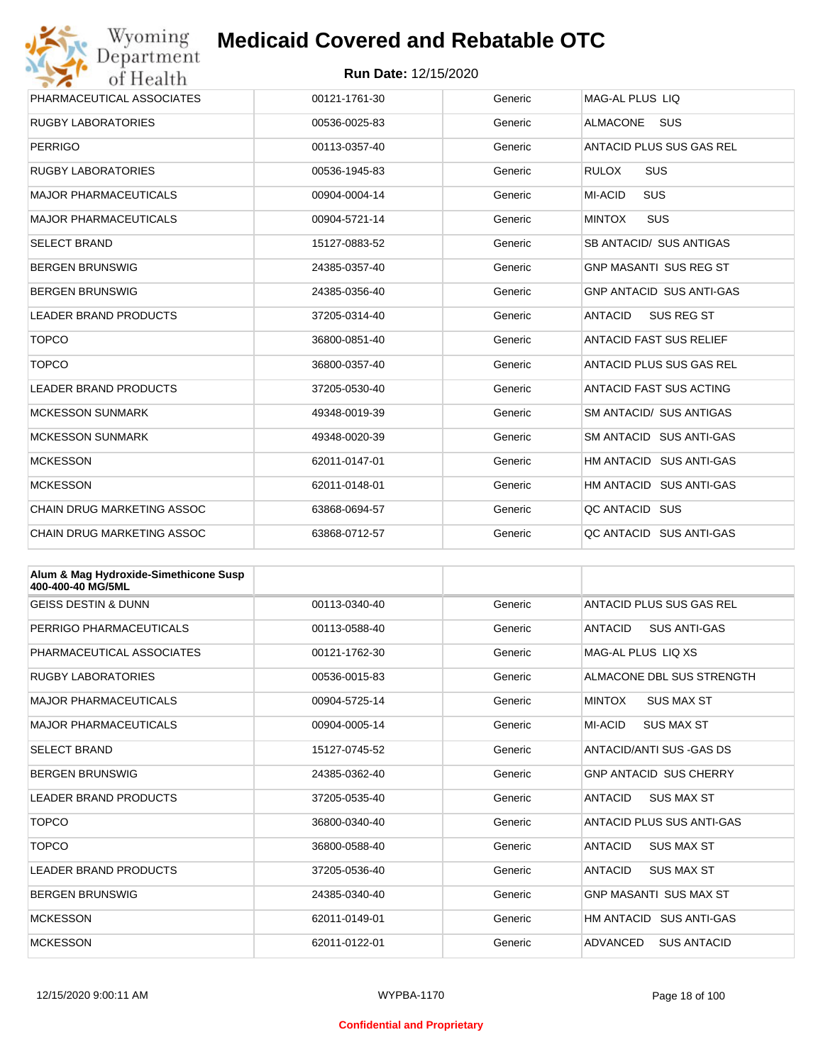# Medicaid Covered and Rebatable OTC

**Run Date:** 12/15/2020

| | | | |
|---|---|---|---|
| PHARMACEUTICAL ASSOCIATES | 00121-1761-30 | Generic | MAG-AL PLUS LIQ |
| RUGBY LABORATORIES | 00536-0025-83 | Generic | ALMACONE SUS |
| PERRIGO | 00113-0357-40 | Generic | ANTACID PLUS SUS GAS REL |
| RUGBY LABORATORIES | 00536-1945-83 | Generic | RULOX SUS |
| MAJOR PHARMACEUTICALS | 00904-0004-14 | Generic | MI-ACID SUS |
| MAJOR PHARMACEUTICALS | 00904-5721-14 | Generic | MINTOX SUS |
| SELECT BRAND | 15127-0883-52 | Generic | SB ANTACID/ SUS ANTIGAS |
| BERGEN BRUNSWIG | 24385-0357-40 | Generic | GNP MASANTI SUS REG ST |
| BERGEN BRUNSWIG | 24385-0356-40 | Generic | GNP ANTACID SUS ANTI-GAS |
| LEADER BRAND PRODUCTS | 37205-0314-40 | Generic | ANTACID SUS REG ST |
| TOPCO | 36800-0851-40 | Generic | ANTACID FAST SUS RELIEF |
| TOPCO | 36800-0357-40 | Generic | ANTACID PLUS SUS GAS REL |
| LEADER BRAND PRODUCTS | 37205-0530-40 | Generic | ANTACID FAST SUS ACTING |
| MCKESSON SUNMARK | 49348-0019-39 | Generic | SM ANTACID/ SUS ANTIGAS |
| MCKESSON SUNMARK | 49348-0020-39 | Generic | SM ANTACID SUS ANTI-GAS |
| MCKESSON | 62011-0147-01 | Generic | HM ANTACID SUS ANTI-GAS |
| MCKESSON | 62011-0148-01 | Generic | HM ANTACID SUS ANTI-GAS |
| CHAIN DRUG MARKETING ASSOC | 63868-0694-57 | Generic | QC ANTACID SUS |
| CHAIN DRUG MARKETING ASSOC | 63868-0712-57 | Generic | QC ANTACID SUS ANTI-GAS |

| **Alum & Mag Hydroxide-Simethicone Susp 400-400-40 MG/5ML** | | | |
|---|---|---|---|
| GEISS DESTIN & DUNN | 00113-0340-40 | Generic | ANTACID PLUS SUS GAS REL |
| PERRIGO PHARMACEUTICALS | 00113-0588-40 | Generic | ANTACID SUS ANTI-GAS |
| PHARMACEUTICAL ASSOCIATES | 00121-1762-30 | Generic | MAG-AL PLUS LIQ XS |
| RUGBY LABORATORIES | 00536-0015-83 | Generic | ALMACONE DBL SUS STRENGTH |
| MAJOR PHARMACEUTICALS | 00904-5725-14 | Generic | MINTOX SUS MAX ST |
| MAJOR PHARMACEUTICALS | 00904-0005-14 | Generic | MI-ACID SUS MAX ST |
| SELECT BRAND | 15127-0745-52 | Generic | ANTACID/ANTI SUS -GAS DS |
| BERGEN BRUNSWIG | 24385-0362-40 | Generic | GNP ANTACID SUS CHERRY |
| LEADER BRAND PRODUCTS | 37205-0535-40 | Generic | ANTACID SUS MAX ST |
| TOPCO | 36800-0340-40 | Generic | ANTACID PLUS SUS ANTI-GAS |
| TOPCO | 36800-0588-40 | Generic | ANTACID SUS MAX ST |
| LEADER BRAND PRODUCTS | 37205-0536-40 | Generic | ANTACID SUS MAX ST |
| BERGEN BRUNSWIG | 24385-0340-40 | Generic | GNP MASANTI SUS MAX ST |
| MCKESSON | 62011-0149-01 | Generic | HM ANTACID SUS ANTI-GAS |
| MCKESSON | 62011-0122-01 | Generic | ADVANCED SUS ANTACID |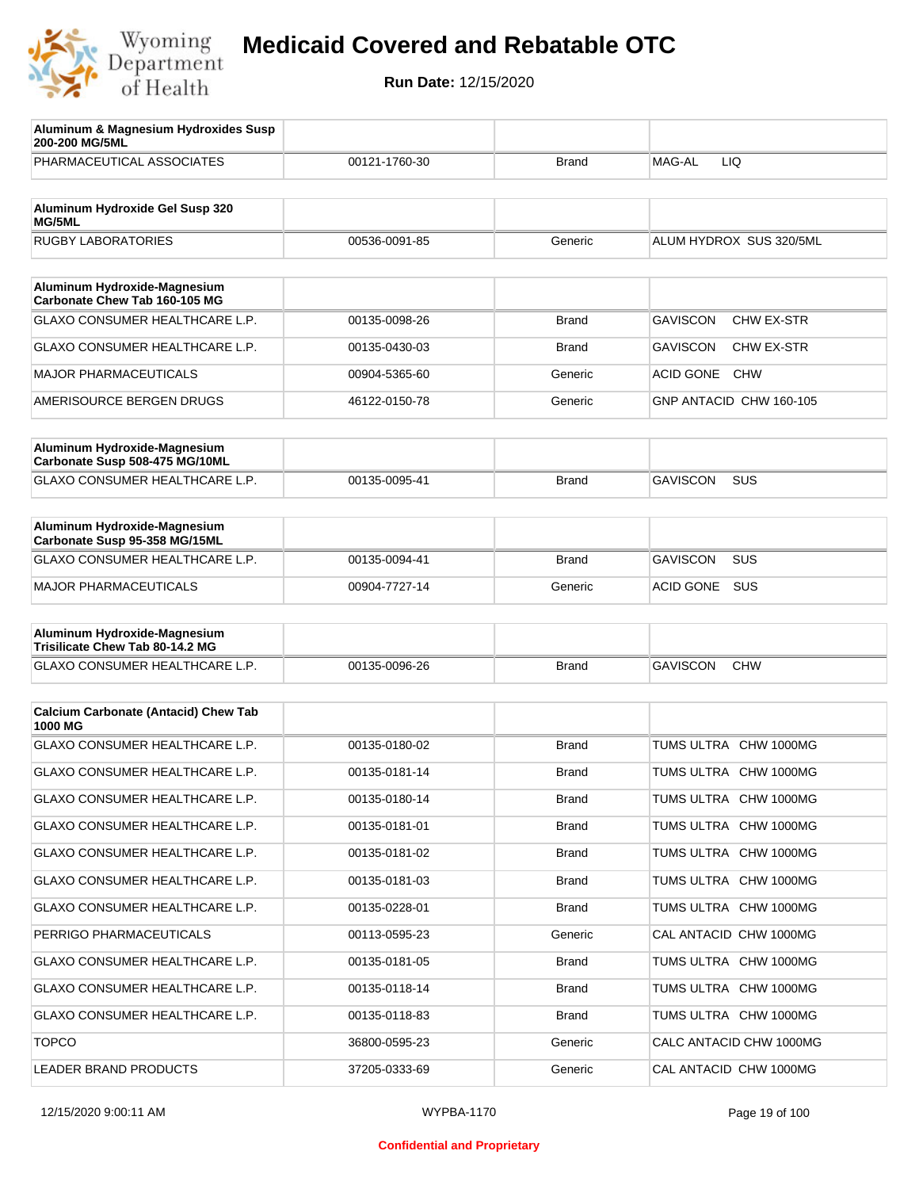# Medicaid Covered and Rebatable OTC

**Run Date:** 12/15/2020

| Aluminum & Magnesium Hydroxides Susp 200-200 MG/5ML | | | |
|---|---|---|---|
| PHARMACEUTICAL ASSOCIATES | 00121-1760-30 | Brand | MAG-AL LIQ |

| Aluminum Hydroxide Gel Susp 320 MG/5ML | | | |
|---|---|---|---|
| RUGBY LABORATORIES | 00536-0091-85 | Generic | ALUM HYDROX SUS 320/5ML |

| Aluminum Hydroxide-Magnesium Carbonate Chew Tab 160-105 MG | | | |
|---|---|---|---|
| GLAXO CONSUMER HEALTHCARE L.P. | 00135-0098-26 | Brand | GAVISCON CHW EX-STR |
| GLAXO CONSUMER HEALTHCARE L.P. | 00135-0430-03 | Brand | GAVISCON CHW EX-STR |
| MAJOR PHARMACEUTICALS | 00904-5365-60 | Generic | ACID GONE CHW |
| AMERISOURCE BERGEN DRUGS | 46122-0150-78 | Generic | GNP ANTACID CHW 160-105 |

| Aluminum Hydroxide-Magnesium Carbonate Susp 508-475 MG/10ML | | | |
|---|---|---|---|
| GLAXO CONSUMER HEALTHCARE L.P. | 00135-0095-41 | Brand | GAVISCON SUS |

| Aluminum Hydroxide-Magnesium Carbonate Susp 95-358 MG/15ML | | | |
|---|---|---|---|
| GLAXO CONSUMER HEALTHCARE L.P. | 00135-0094-41 | Brand | GAVISCON SUS |
| MAJOR PHARMACEUTICALS | 00904-7727-14 | Generic | ACID GONE SUS |

| Aluminum Hydroxide-Magnesium Trisilicate Chew Tab 80-14.2 MG | | | |
|---|---|---|---|
| GLAXO CONSUMER HEALTHCARE L.P. | 00135-0096-26 | Brand | GAVISCON CHW |

| Calcium Carbonate (Antacid) Chew Tab 1000 MG | | | |
|---|---|---|---|
| GLAXO CONSUMER HEALTHCARE L.P. | 00135-0180-02 | Brand | TUMS ULTRA CHW 1000MG |
| GLAXO CONSUMER HEALTHCARE L.P. | 00135-0181-14 | Brand | TUMS ULTRA CHW 1000MG |
| GLAXO CONSUMER HEALTHCARE L.P. | 00135-0180-14 | Brand | TUMS ULTRA CHW 1000MG |
| GLAXO CONSUMER HEALTHCARE L.P. | 00135-0181-01 | Brand | TUMS ULTRA CHW 1000MG |
| GLAXO CONSUMER HEALTHCARE L.P. | 00135-0181-02 | Brand | TUMS ULTRA CHW 1000MG |
| GLAXO CONSUMER HEALTHCARE L.P. | 00135-0181-03 | Brand | TUMS ULTRA CHW 1000MG |
| GLAXO CONSUMER HEALTHCARE L.P. | 00135-0228-01 | Brand | TUMS ULTRA CHW 1000MG |
| PERRIGO PHARMACEUTICALS | 00113-0595-23 | Generic | CAL ANTACID CHW 1000MG |
| GLAXO CONSUMER HEALTHCARE L.P. | 00135-0181-05 | Brand | TUMS ULTRA CHW 1000MG |
| GLAXO CONSUMER HEALTHCARE L.P. | 00135-0118-14 | Brand | TUMS ULTRA CHW 1000MG |
| GLAXO CONSUMER HEALTHCARE L.P. | 00135-0118-83 | Brand | TUMS ULTRA CHW 1000MG |
| TOPCO | 36800-0595-23 | Generic | CALC ANTACID CHW 1000MG |
| LEADER BRAND PRODUCTS | 37205-0333-69 | Generic | CAL ANTACID CHW 1000MG |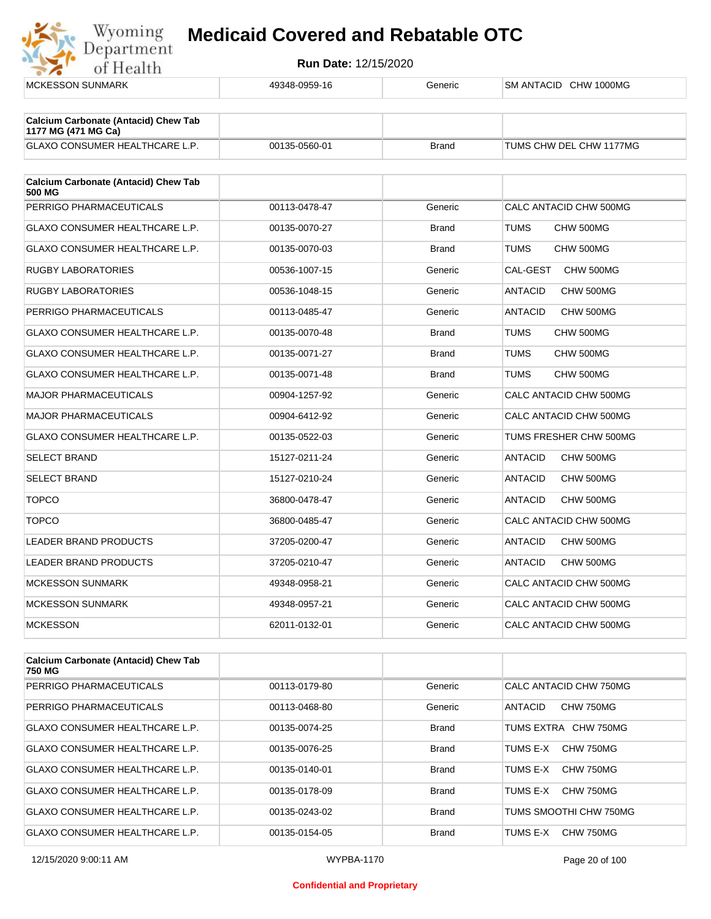| MCKESSON SUNMARK | 49348-0959-16 | Generic | SM ANTACID CHW 1000MG |
|---|---|---|---|

| Calcium Carbonate (Antacid) Chew Tab 1177 MG (471 MG Ca) | | | |
|---|---|---|---|
| GLAXO CONSUMER HEALTHCARE L.P. | 00135-0560-01 | Brand | TUMS CHW DEL CHW 1177MG |

| Calcium Carbonate (Antacid) Chew Tab 500 MG | | | |
|---|---|---|---|
| PERRIGO PHARMACEUTICALS | 00113-0478-47 | Generic | CALC ANTACID CHW 500MG |
| GLAXO CONSUMER HEALTHCARE L.P. | 00135-0070-27 | Brand | TUMS CHW 500MG |
| GLAXO CONSUMER HEALTHCARE L.P. | 00135-0070-03 | Brand | TUMS CHW 500MG |
| RUGBY LABORATORIES | 00536-1007-15 | Generic | CAL-GEST CHW 500MG |
| RUGBY LABORATORIES | 00536-1048-15 | Generic | ANTACID CHW 500MG |
| PERRIGO PHARMACEUTICALS | 00113-0485-47 | Generic | ANTACID CHW 500MG |
| GLAXO CONSUMER HEALTHCARE L.P. | 00135-0070-48 | Brand | TUMS CHW 500MG |
| GLAXO CONSUMER HEALTHCARE L.P. | 00135-0071-27 | Brand | TUMS CHW 500MG |
| GLAXO CONSUMER HEALTHCARE L.P. | 00135-0071-48 | Brand | TUMS CHW 500MG |
| MAJOR PHARMACEUTICALS | 00904-1257-92 | Generic | CALC ANTACID CHW 500MG |
| MAJOR PHARMACEUTICALS | 00904-6412-92 | Generic | CALC ANTACID CHW 500MG |
| GLAXO CONSUMER HEALTHCARE L.P. | 00135-0522-03 | Generic | TUMS FRESHER CHW 500MG |
| SELECT BRAND | 15127-0211-24 | Generic | ANTACID CHW 500MG |
| SELECT BRAND | 15127-0210-24 | Generic | ANTACID CHW 500MG |
| TOPCO | 36800-0478-47 | Generic | ANTACID CHW 500MG |
| TOPCO | 36800-0485-47 | Generic | CALC ANTACID CHW 500MG |
| LEADER BRAND PRODUCTS | 37205-0200-47 | Generic | ANTACID CHW 500MG |
| LEADER BRAND PRODUCTS | 37205-0210-47 | Generic | ANTACID CHW 500MG |
| MCKESSON SUNMARK | 49348-0958-21 | Generic | CALC ANTACID CHW 500MG |
| MCKESSON SUNMARK | 49348-0957-21 | Generic | CALC ANTACID CHW 500MG |
| MCKESSON | 62011-0132-01 | Generic | CALC ANTACID CHW 500MG |

| Calcium Carbonate (Antacid) Chew Tab 750 MG | | | |
|---|---|---|---|
| PERRIGO PHARMACEUTICALS | 00113-0179-80 | Generic | CALC ANTACID CHW 750MG |
| PERRIGO PHARMACEUTICALS | 00113-0468-80 | Generic | ANTACID CHW 750MG |
| GLAXO CONSUMER HEALTHCARE L.P. | 00135-0074-25 | Brand | TUMS EXTRA CHW 750MG |
| GLAXO CONSUMER HEALTHCARE L.P. | 00135-0076-25 | Brand | TUMS E-X CHW 750MG |
| GLAXO CONSUMER HEALTHCARE L.P. | 00135-0140-01 | Brand | TUMS E-X CHW 750MG |
| GLAXO CONSUMER HEALTHCARE L.P. | 00135-0178-09 | Brand | TUMS E-X CHW 750MG |
| GLAXO CONSUMER HEALTHCARE L.P. | 00135-0243-02 | Brand | TUMS SMOOTHI CHW 750MG |
| GLAXO CONSUMER HEALTHCARE L.P. | 00135-0154-05 | Brand | TUMS E-X CHW 750MG |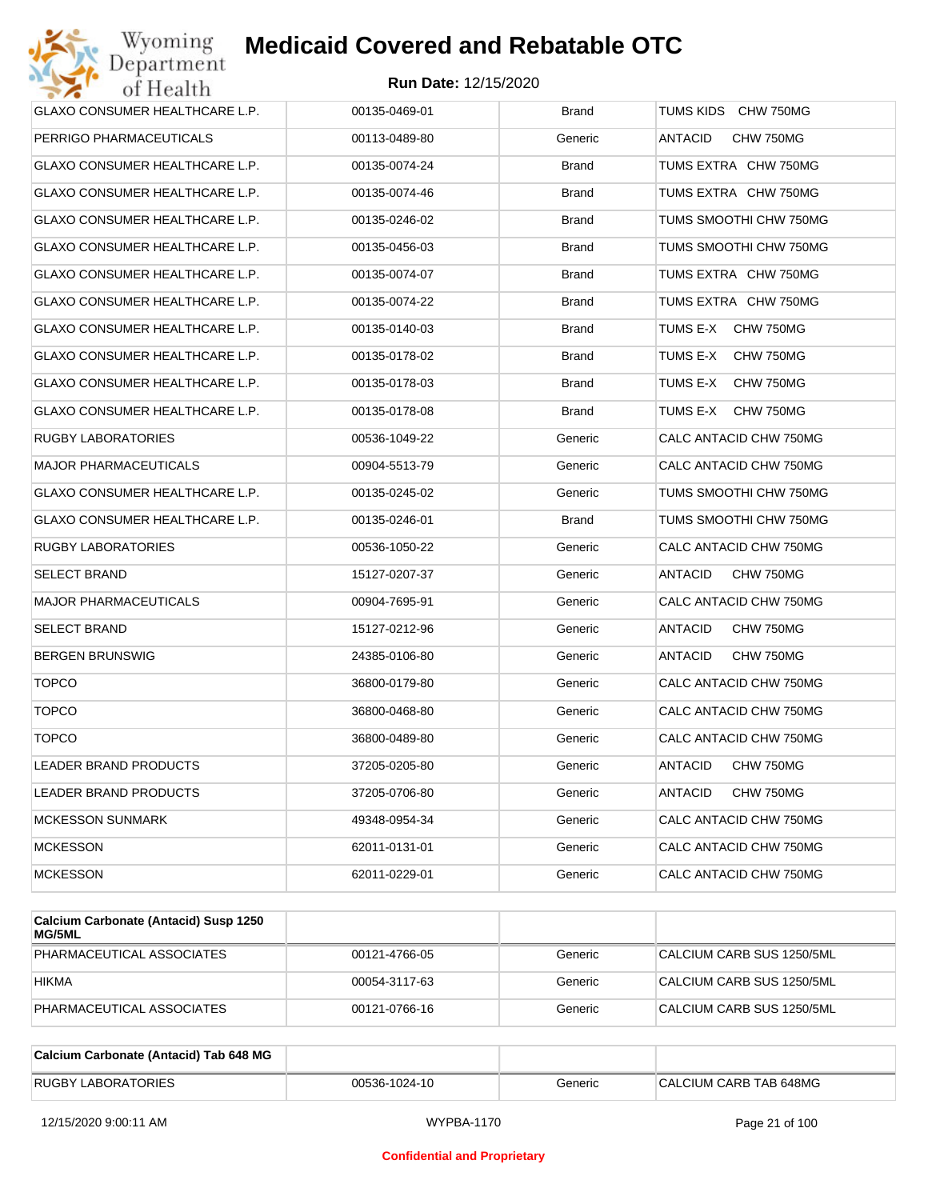# Medicaid Covered and Rebatable OTC

**Run Date:** 12/15/2020

| | | | |
|---|---|---|---|
| GLAXO CONSUMER HEALTHCARE L.P. | 00135-0469-01 | Brand | TUMS KIDS CHW 750MG |
| PERRIGO PHARMACEUTICALS | 00113-0489-80 | Generic | ANTACID CHW 750MG |
| GLAXO CONSUMER HEALTHCARE L.P. | 00135-0074-24 | Brand | TUMS EXTRA CHW 750MG |
| GLAXO CONSUMER HEALTHCARE L.P. | 00135-0074-46 | Brand | TUMS EXTRA CHW 750MG |
| GLAXO CONSUMER HEALTHCARE L.P. | 00135-0246-02 | Brand | TUMS SMOOTHI CHW 750MG |
| GLAXO CONSUMER HEALTHCARE L.P. | 00135-0456-03 | Brand | TUMS SMOOTHI CHW 750MG |
| GLAXO CONSUMER HEALTHCARE L.P. | 00135-0074-07 | Brand | TUMS EXTRA CHW 750MG |
| GLAXO CONSUMER HEALTHCARE L.P. | 00135-0074-22 | Brand | TUMS EXTRA CHW 750MG |
| GLAXO CONSUMER HEALTHCARE L.P. | 00135-0140-03 | Brand | TUMS E-X CHW 750MG |
| GLAXO CONSUMER HEALTHCARE L.P. | 00135-0178-02 | Brand | TUMS E-X CHW 750MG |
| GLAXO CONSUMER HEALTHCARE L.P. | 00135-0178-03 | Brand | TUMS E-X CHW 750MG |
| GLAXO CONSUMER HEALTHCARE L.P. | 00135-0178-08 | Brand | TUMS E-X CHW 750MG |
| RUGBY LABORATORIES | 00536-1049-22 | Generic | CALC ANTACID CHW 750MG |
| MAJOR PHARMACEUTICALS | 00904-5513-79 | Generic | CALC ANTACID CHW 750MG |
| GLAXO CONSUMER HEALTHCARE L.P. | 00135-0245-02 | Generic | TUMS SMOOTHI CHW 750MG |
| GLAXO CONSUMER HEALTHCARE L.P. | 00135-0246-01 | Brand | TUMS SMOOTHI CHW 750MG |
| RUGBY LABORATORIES | 00536-1050-22 | Generic | CALC ANTACID CHW 750MG |
| SELECT BRAND | 15127-0207-37 | Generic | ANTACID CHW 750MG |
| MAJOR PHARMACEUTICALS | 00904-7695-91 | Generic | CALC ANTACID CHW 750MG |
| SELECT BRAND | 15127-0212-96 | Generic | ANTACID CHW 750MG |
| BERGEN BRUNSWIG | 24385-0106-80 | Generic | ANTACID CHW 750MG |
| TOPCO | 36800-0179-80 | Generic | CALC ANTACID CHW 750MG |
| TOPCO | 36800-0468-80 | Generic | CALC ANTACID CHW 750MG |
| TOPCO | 36800-0489-80 | Generic | CALC ANTACID CHW 750MG |
| LEADER BRAND PRODUCTS | 37205-0205-80 | Generic | ANTACID CHW 750MG |
| LEADER BRAND PRODUCTS | 37205-0706-80 | Generic | ANTACID CHW 750MG |
| MCKESSON SUNMARK | 49348-0954-34 | Generic | CALC ANTACID CHW 750MG |
| MCKESSON | 62011-0131-01 | Generic | CALC ANTACID CHW 750MG |
| MCKESSON | 62011-0229-01 | Generic | CALC ANTACID CHW 750MG |

| **Calcium Carbonate (Antacid) Susp 1250 MG/5ML** | | | |
|---|---|---|---|
| PHARMACEUTICAL ASSOCIATES | 00121-4766-05 | Generic | CALCIUM CARB SUS 1250/5ML |
| HIKMA | 00054-3117-63 | Generic | CALCIUM CARB SUS 1250/5ML |
| PHARMACEUTICAL ASSOCIATES | 00121-0766-16 | Generic | CALCIUM CARB SUS 1250/5ML |

| **Calcium Carbonate (Antacid) Tab 648 MG** | | | |
|---|---|---|---|
| RUGBY LABORATORIES | 00536-1024-10 | Generic | CALCIUM CARB TAB 648MG |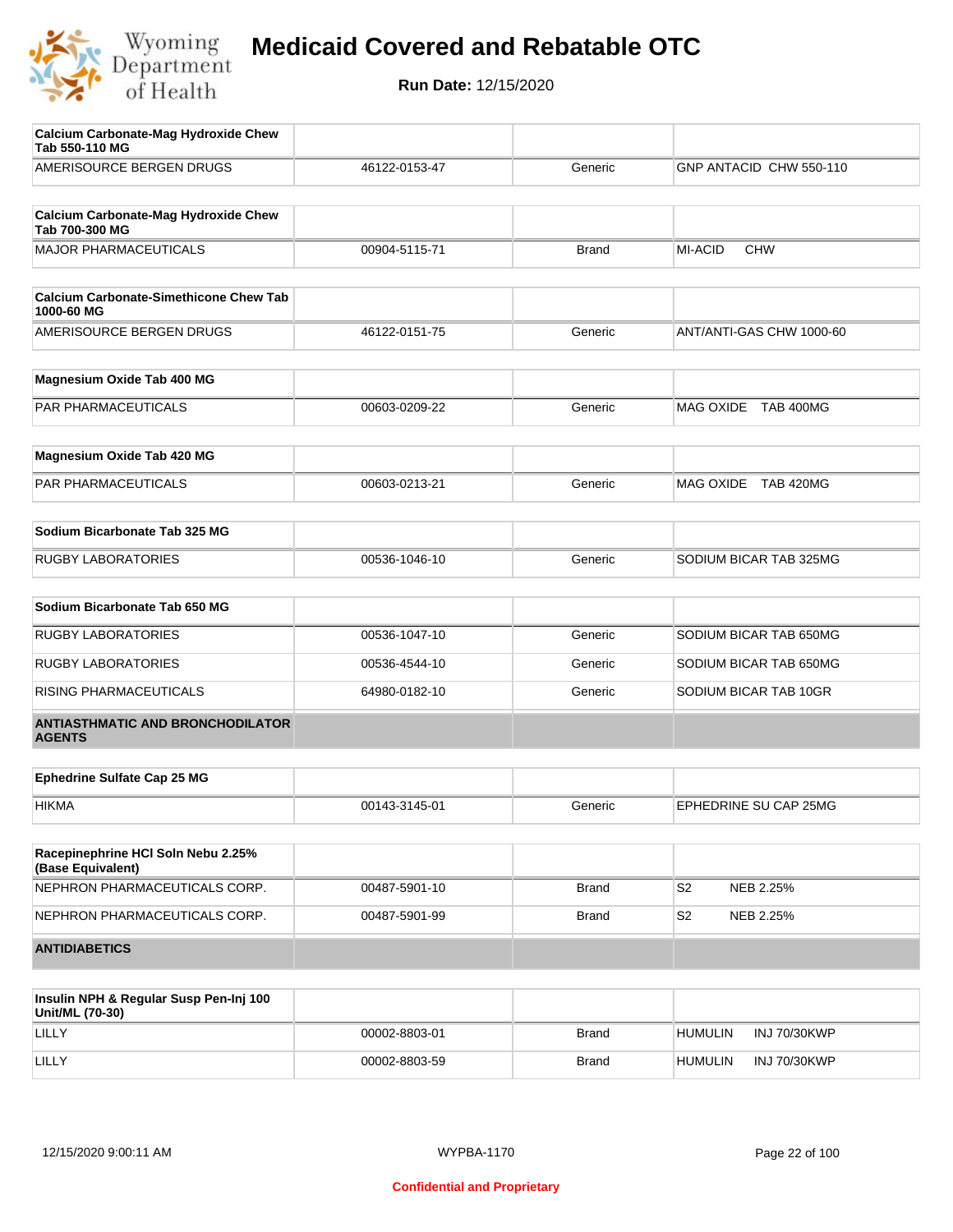| Calcium Carbonate-Mag Hydroxide Chew Tab 550-110 MG | | | |
|---|---|---|---|
| AMERISOURCE BERGEN DRUGS | 46122-0153-47 | Generic | GNP ANTACID CHW 550-110 |

| Calcium Carbonate-Mag Hydroxide Chew Tab 700-300 MG | | | |
|---|---|---|---|
| MAJOR PHARMACEUTICALS | 00904-5115-71 | Brand | MI-ACID CHW |

| Calcium Carbonate-Simethicone Chew Tab 1000-60 MG | | | |
|---|---|---|---|
| AMERISOURCE BERGEN DRUGS | 46122-0151-75 | Generic | ANT/ANTI-GAS CHW 1000-60 |

| Magnesium Oxide Tab 400 MG | | | |
|---|---|---|---|
| PAR PHARMACEUTICALS | 00603-0209-22 | Generic | MAG OXIDE TAB 400MG |

| Magnesium Oxide Tab 420 MG | | | |
|---|---|---|---|
| PAR PHARMACEUTICALS | 00603-0213-21 | Generic | MAG OXIDE TAB 420MG |

| Sodium Bicarbonate Tab 325 MG | | | |
|---|---|---|---|
| RUGBY LABORATORIES | 00536-1046-10 | Generic | SODIUM BICAR TAB 325MG |

| Sodium Bicarbonate Tab 650 MG | | | |
|---|---|---|---|
| RUGBY LABORATORIES | 00536-1047-10 | Generic | SODIUM BICAR TAB 650MG |
| RUGBY LABORATORIES | 00536-4544-10 | Generic | SODIUM BICAR TAB 650MG |
| RISING PHARMACEUTICALS | 64980-0182-10 | Generic | SODIUM BICAR TAB 10GR |

## ANTIASTHMATIC AND BRONCHODILATOR AGENTS

| Ephedrine Sulfate Cap 25 MG | | | |
|---|---|---|---|
| HIKMA | 00143-3145-01 | Generic | EPHEDRINE SU CAP 25MG |

| Racepinephrine HCl Soln Nebu 2.25% (Base Equivalent) | | | |
|---|---|---|---|
| NEPHRON PHARMACEUTICALS CORP. | 00487-5901-10 | Brand | S2 NEB 2.25% |
| NEPHRON PHARMACEUTICALS CORP. | 00487-5901-99 | Brand | S2 NEB 2.25% |

## ANTIDIABETICS

| Insulin NPH & Regular Susp Pen-Inj 100 Unit/ML (70-30) | | | |
|---|---|---|---|
| LILLY | 00002-8803-01 | Brand | HUMULIN INJ 70/30KWP |
| LILLY | 00002-8803-59 | Brand | HUMULIN INJ 70/30KWP |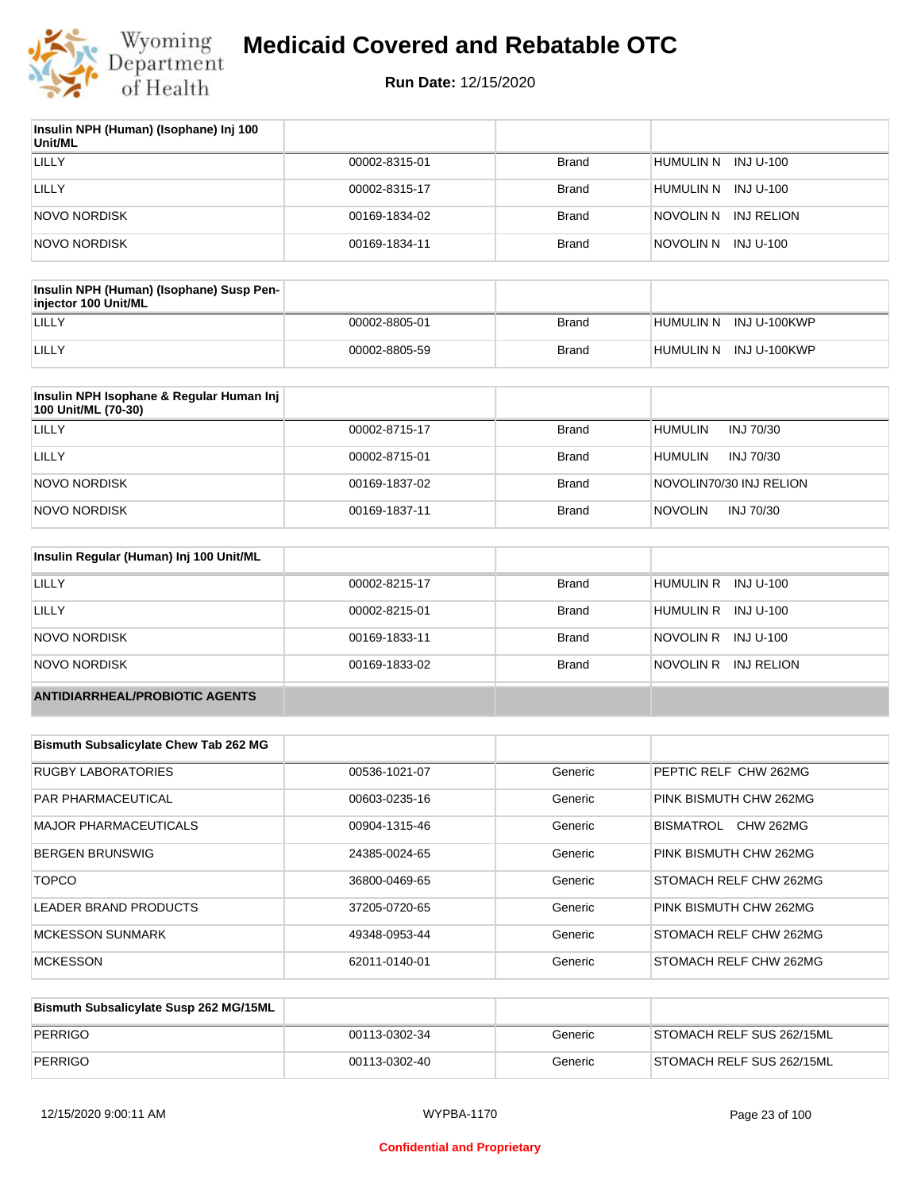| Insulin NPH (Human) (Isophane) Inj 100 Unit/ML | | | |
|---|---|---|---|
| LILLY | 00002-8315-01 | Brand | HUMULIN N INJ U-100 |
| LILLY | 00002-8315-17 | Brand | HUMULIN N INJ U-100 |
| NOVO NORDISK | 00169-1834-02 | Brand | NOVOLIN N INJ RELION |
| NOVO NORDISK | 00169-1834-11 | Brand | NOVOLIN N INJ U-100 |

| Insulin NPH (Human) (Isophane) Susp Pen-injector 100 Unit/ML | | | |
|---|---|---|---|
| LILLY | 00002-8805-01 | Brand | HUMULIN N INJ U-100KWP |
| LILLY | 00002-8805-59 | Brand | HUMULIN N INJ U-100KWP |

| Insulin NPH Isophane & Regular Human Inj 100 Unit/ML (70-30) | | | |
|---|---|---|---|
| LILLY | 00002-8715-17 | Brand | HUMULIN INJ 70/30 |
| LILLY | 00002-8715-01 | Brand | HUMULIN INJ 70/30 |
| NOVO NORDISK | 00169-1837-02 | Brand | NOVOLIN70/30 INJ RELION |
| NOVO NORDISK | 00169-1837-11 | Brand | NOVOLIN INJ 70/30 |

| Insulin Regular (Human) Inj 100 Unit/ML | | | |
|---|---|---|---|
| LILLY | 00002-8215-17 | Brand | HUMULIN R INJ U-100 |
| LILLY | 00002-8215-01 | Brand | HUMULIN R INJ U-100 |
| NOVO NORDISK | 00169-1833-11 | Brand | NOVOLIN R INJ U-100 |
| NOVO NORDISK | 00169-1833-02 | Brand | NOVOLIN R INJ RELION |

## ANTIDIARRHEAL/PROBIOTIC AGENTS

| Bismuth Subsalicylate Chew Tab 262 MG | | | |
|---|---|---|---|
| RUGBY LABORATORIES | 00536-1021-07 | Generic | PEPTIC RELF CHW 262MG |
| PAR PHARMACEUTICAL | 00603-0235-16 | Generic | PINK BISMUTH CHW 262MG |
| MAJOR PHARMACEUTICALS | 00904-1315-46 | Generic | BISMATROL CHW 262MG |
| BERGEN BRUNSWIG | 24385-0024-65 | Generic | PINK BISMUTH CHW 262MG |
| TOPCO | 36800-0469-65 | Generic | STOMACH RELF CHW 262MG |
| LEADER BRAND PRODUCTS | 37205-0720-65 | Generic | PINK BISMUTH CHW 262MG |
| MCKESSON SUNMARK | 49348-0953-44 | Generic | STOMACH RELF CHW 262MG |
| MCKESSON | 62011-0140-01 | Generic | STOMACH RELF CHW 262MG |

| Bismuth Subsalicylate Susp 262 MG/15ML | | | |
|---|---|---|---|
| PERRIGO | 00113-0302-34 | Generic | STOMACH RELF SUS 262/15ML |
| PERRIGO | 00113-0302-40 | Generic | STOMACH RELF SUS 262/15ML |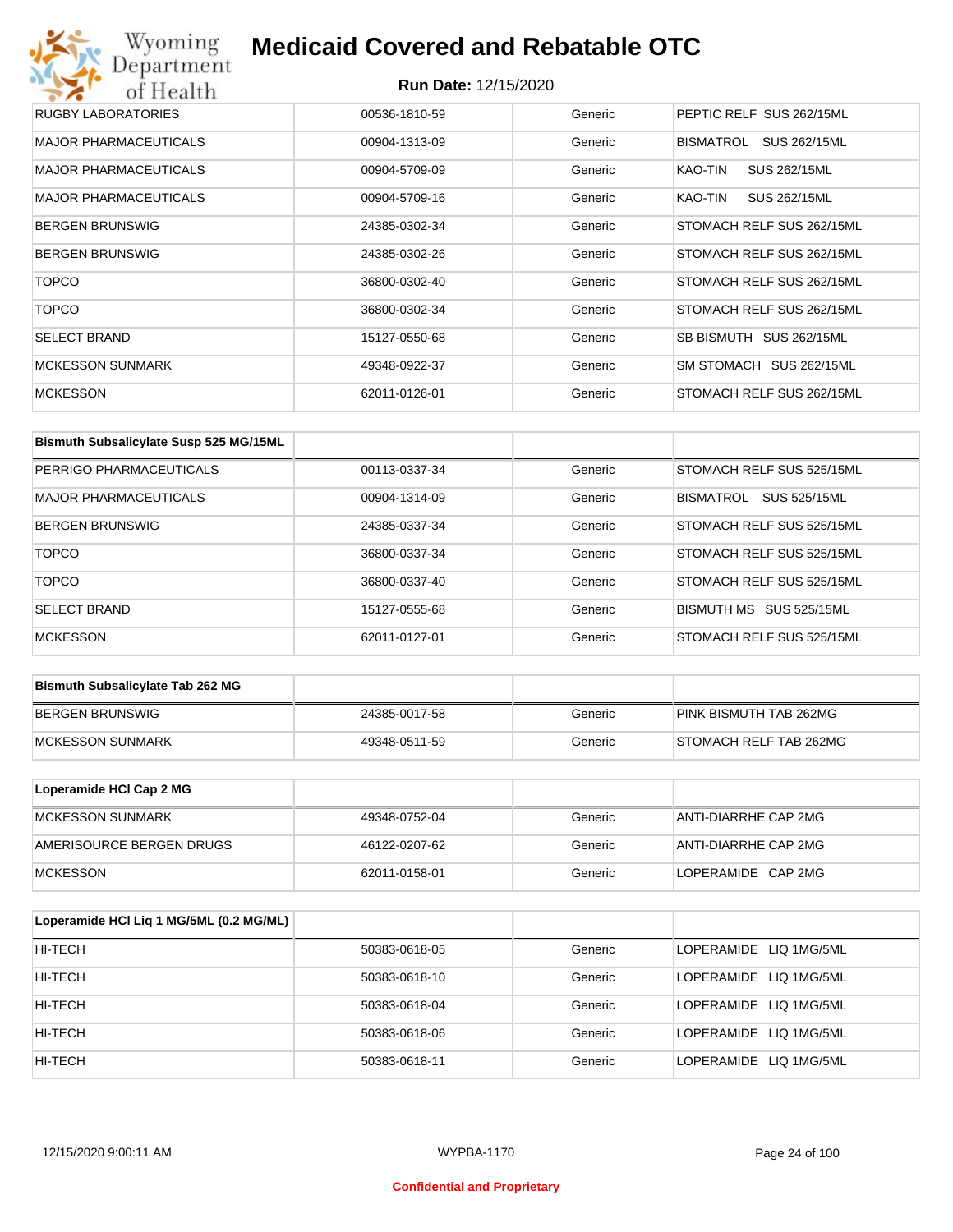| RUGBY LABORATORIES | 00536-1810-59 | Generic | PEPTIC RELF SUS 262/15ML |
|---|---|---|---|
| MAJOR PHARMACEUTICALS | 00904-1313-09 | Generic | BISMATROL SUS 262/15ML |
| MAJOR PHARMACEUTICALS | 00904-5709-09 | Generic | KAO-TIN SUS 262/15ML |
| MAJOR PHARMACEUTICALS | 00904-5709-16 | Generic | KAO-TIN SUS 262/15ML |
| BERGEN BRUNSWIG | 24385-0302-34 | Generic | STOMACH RELF SUS 262/15ML |
| BERGEN BRUNSWIG | 24385-0302-26 | Generic | STOMACH RELF SUS 262/15ML |
| TOPCO | 36800-0302-40 | Generic | STOMACH RELF SUS 262/15ML |
| TOPCO | 36800-0302-34 | Generic | STOMACH RELF SUS 262/15ML |
| SELECT BRAND | 15127-0550-68 | Generic | SB BISMUTH SUS 262/15ML |
| MCKESSON SUNMARK | 49348-0922-37 | Generic | SM STOMACH SUS 262/15ML |
| MCKESSON | 62011-0126-01 | Generic | STOMACH RELF SUS 262/15ML |

| Bismuth Subsalicylate Susp 525 MG/15ML | | | |
|---|---|---|---|
| PERRIGO PHARMACEUTICALS | 00113-0337-34 | Generic | STOMACH RELF SUS 525/15ML |
| MAJOR PHARMACEUTICALS | 00904-1314-09 | Generic | BISMATROL SUS 525/15ML |
| BERGEN BRUNSWIG | 24385-0337-34 | Generic | STOMACH RELF SUS 525/15ML |
| TOPCO | 36800-0337-34 | Generic | STOMACH RELF SUS 525/15ML |
| TOPCO | 36800-0337-40 | Generic | STOMACH RELF SUS 525/15ML |
| SELECT BRAND | 15127-0555-68 | Generic | BISMUTH MS SUS 525/15ML |
| MCKESSON | 62011-0127-01 | Generic | STOMACH RELF SUS 525/15ML |

| Bismuth Subsalicylate Tab 262 MG | | | |
|---|---|---|---|
| BERGEN BRUNSWIG | 24385-0017-58 | Generic | PINK BISMUTH TAB 262MG |
| MCKESSON SUNMARK | 49348-0511-59 | Generic | STOMACH RELF TAB 262MG |

| Loperamide HCl Cap 2 MG | | | |
|---|---|---|---|
| MCKESSON SUNMARK | 49348-0752-04 | Generic | ANTI-DIARRHE CAP 2MG |
| AMERISOURCE BERGEN DRUGS | 46122-0207-62 | Generic | ANTI-DIARRHE CAP 2MG |
| MCKESSON | 62011-0158-01 | Generic | LOPERAMIDE CAP 2MG |

| Loperamide HCl Liq 1 MG/5ML (0.2 MG/ML) | | | |
|---|---|---|---|
| HI-TECH | 50383-0618-05 | Generic | LOPERAMIDE LIQ 1MG/5ML |
| HI-TECH | 50383-0618-10 | Generic | LOPERAMIDE LIQ 1MG/5ML |
| HI-TECH | 50383-0618-04 | Generic | LOPERAMIDE LIQ 1MG/5ML |
| HI-TECH | 50383-0618-06 | Generic | LOPERAMIDE LIQ 1MG/5ML |
| HI-TECH | 50383-0618-11 | Generic | LOPERAMIDE LIQ 1MG/5ML |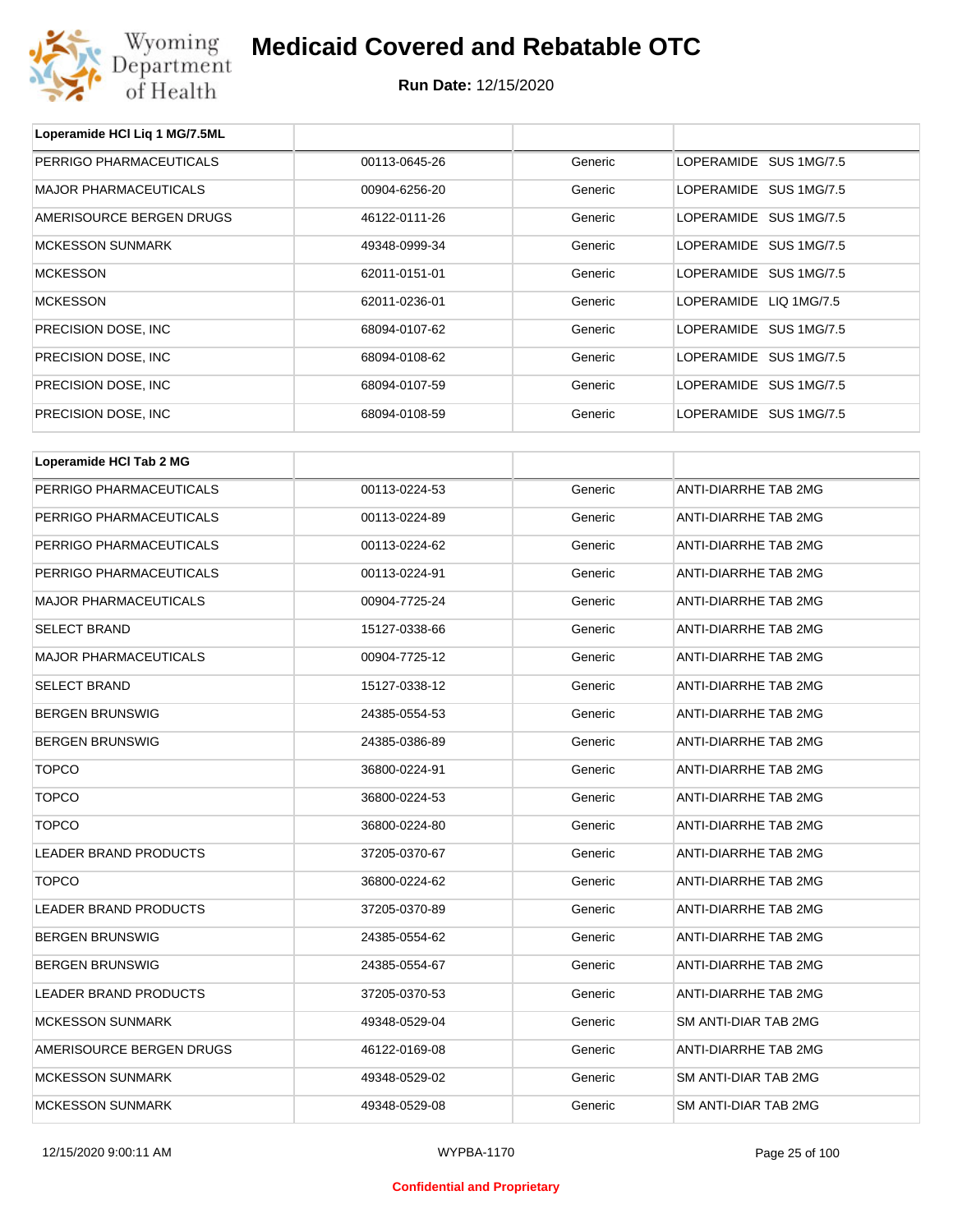# Medicaid Covered and Rebatable OTC

**Run Date:** 12/15/2020

| Loperamide HCl Liq 1 MG/7.5ML | | | |
|---|---|---|---|
| PERRIGO PHARMACEUTICALS | 00113-0645-26 | Generic | LOPERAMIDE SUS 1MG/7.5 |
| MAJOR PHARMACEUTICALS | 00904-6256-20 | Generic | LOPERAMIDE SUS 1MG/7.5 |
| AMERISOURCE BERGEN DRUGS | 46122-0111-26 | Generic | LOPERAMIDE SUS 1MG/7.5 |
| MCKESSON SUNMARK | 49348-0999-34 | Generic | LOPERAMIDE SUS 1MG/7.5 |
| MCKESSON | 62011-0151-01 | Generic | LOPERAMIDE SUS 1MG/7.5 |
| MCKESSON | 62011-0236-01 | Generic | LOPERAMIDE LIQ 1MG/7.5 |
| PRECISION DOSE, INC | 68094-0107-62 | Generic | LOPERAMIDE SUS 1MG/7.5 |
| PRECISION DOSE, INC | 68094-0108-62 | Generic | LOPERAMIDE SUS 1MG/7.5 |
| PRECISION DOSE, INC | 68094-0107-59 | Generic | LOPERAMIDE SUS 1MG/7.5 |
| PRECISION DOSE, INC | 68094-0108-59 | Generic | LOPERAMIDE SUS 1MG/7.5 |

| Loperamide HCl Tab 2 MG | | | |
|---|---|---|---|
| PERRIGO PHARMACEUTICALS | 00113-0224-53 | Generic | ANTI-DIARRHE TAB 2MG |
| PERRIGO PHARMACEUTICALS | 00113-0224-89 | Generic | ANTI-DIARRHE TAB 2MG |
| PERRIGO PHARMACEUTICALS | 00113-0224-62 | Generic | ANTI-DIARRHE TAB 2MG |
| PERRIGO PHARMACEUTICALS | 00113-0224-91 | Generic | ANTI-DIARRHE TAB 2MG |
| MAJOR PHARMACEUTICALS | 00904-7725-24 | Generic | ANTI-DIARRHE TAB 2MG |
| SELECT BRAND | 15127-0338-66 | Generic | ANTI-DIARRHE TAB 2MG |
| MAJOR PHARMACEUTICALS | 00904-7725-12 | Generic | ANTI-DIARRHE TAB 2MG |
| SELECT BRAND | 15127-0338-12 | Generic | ANTI-DIARRHE TAB 2MG |
| BERGEN BRUNSWIG | 24385-0554-53 | Generic | ANTI-DIARRHE TAB 2MG |
| BERGEN BRUNSWIG | 24385-0386-89 | Generic | ANTI-DIARRHE TAB 2MG |
| TOPCO | 36800-0224-91 | Generic | ANTI-DIARRHE TAB 2MG |
| TOPCO | 36800-0224-53 | Generic | ANTI-DIARRHE TAB 2MG |
| TOPCO | 36800-0224-80 | Generic | ANTI-DIARRHE TAB 2MG |
| LEADER BRAND PRODUCTS | 37205-0370-67 | Generic | ANTI-DIARRHE TAB 2MG |
| TOPCO | 36800-0224-62 | Generic | ANTI-DIARRHE TAB 2MG |
| LEADER BRAND PRODUCTS | 37205-0370-89 | Generic | ANTI-DIARRHE TAB 2MG |
| BERGEN BRUNSWIG | 24385-0554-62 | Generic | ANTI-DIARRHE TAB 2MG |
| BERGEN BRUNSWIG | 24385-0554-67 | Generic | ANTI-DIARRHE TAB 2MG |
| LEADER BRAND PRODUCTS | 37205-0370-53 | Generic | ANTI-DIARRHE TAB 2MG |
| MCKESSON SUNMARK | 49348-0529-04 | Generic | SM ANTI-DIAR TAB 2MG |
| AMERISOURCE BERGEN DRUGS | 46122-0169-08 | Generic | ANTI-DIARRHE TAB 2MG |
| MCKESSON SUNMARK | 49348-0529-02 | Generic | SM ANTI-DIAR TAB 2MG |
| MCKESSON SUNMARK | 49348-0529-08 | Generic | SM ANTI-DIAR TAB 2MG |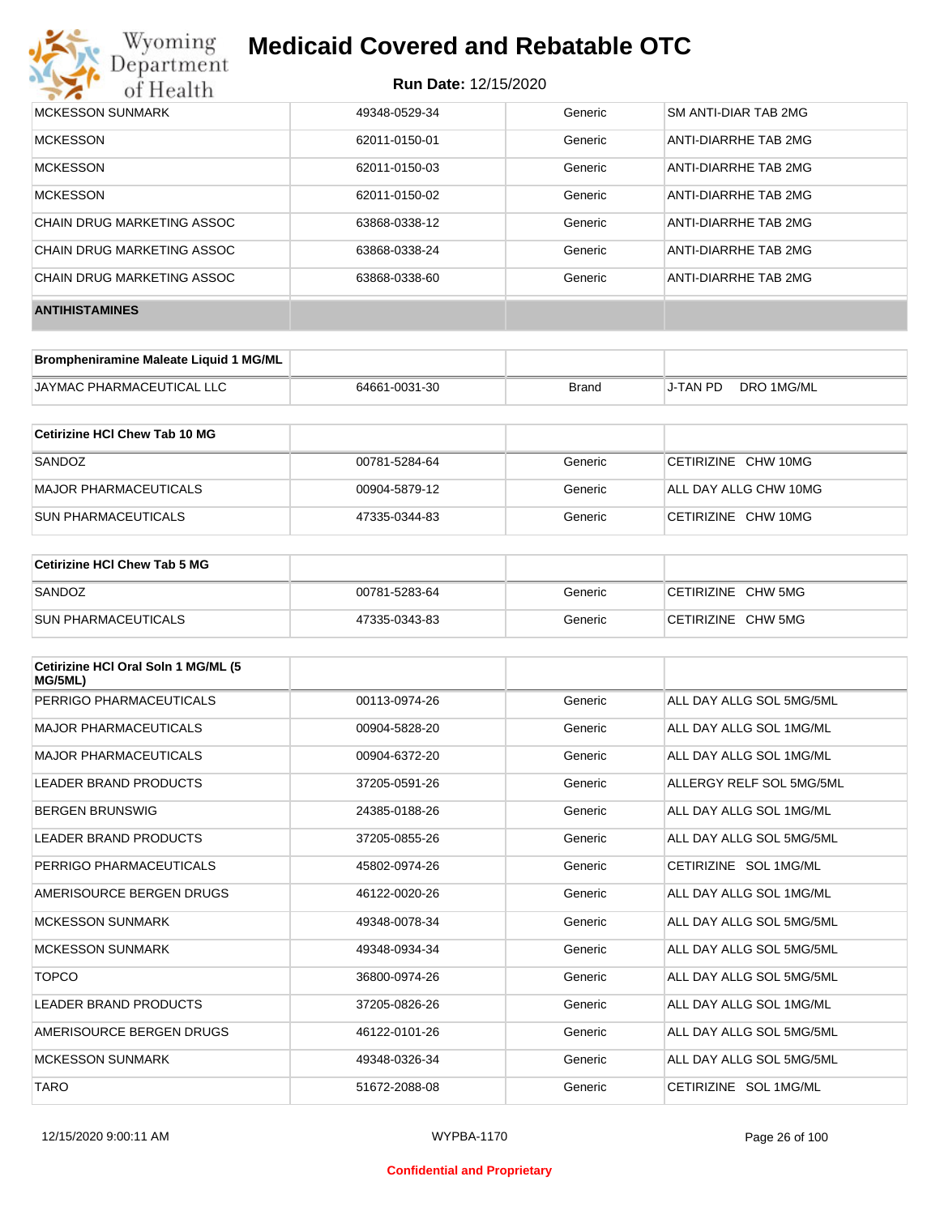| | | | |
|---|---|---|---|
| MCKESSON SUNMARK | 49348-0529-34 | Generic | SM ANTI-DIAR TAB 2MG |
| MCKESSON | 62011-0150-01 | Generic | ANTI-DIARRHE TAB 2MG |
| MCKESSON | 62011-0150-03 | Generic | ANTI-DIARRHE TAB 2MG |
| MCKESSON | 62011-0150-02 | Generic | ANTI-DIARRHE TAB 2MG |
| CHAIN DRUG MARKETING ASSOC | 63868-0338-12 | Generic | ANTI-DIARRHE TAB 2MG |
| CHAIN DRUG MARKETING ASSOC | 63868-0338-24 | Generic | ANTI-DIARRHE TAB 2MG |
| CHAIN DRUG MARKETING ASSOC | 63868-0338-60 | Generic | ANTI-DIARRHE TAB 2MG |

## ANTIHISTAMINES

| Brompheniramine Maleate Liquid 1 MG/ML | | | |
|---|---|---|---|
| JAYMAC PHARMACEUTICAL LLC | 64661-0031-30 | Brand | J-TAN PD DRO 1MG/ML |

| Cetirizine HCl Chew Tab 10 MG | | | |
|---|---|---|---|
| SANDOZ | 00781-5284-64 | Generic | CETIRIZINE CHW 10MG |
| MAJOR PHARMACEUTICALS | 00904-5879-12 | Generic | ALL DAY ALLG CHW 10MG |
| SUN PHARMACEUTICALS | 47335-0344-83 | Generic | CETIRIZINE CHW 10MG |

| Cetirizine HCl Chew Tab 5 MG | | | |
|---|---|---|---|
| SANDOZ | 00781-5283-64 | Generic | CETIRIZINE CHW 5MG |
| SUN PHARMACEUTICALS | 47335-0343-83 | Generic | CETIRIZINE CHW 5MG |

| Cetirizine HCl Oral Soln 1 MG/ML (5 MG/5ML) | | | |
|---|---|---|---|
| PERRIGO PHARMACEUTICALS | 00113-0974-26 | Generic | ALL DAY ALLG SOL 5MG/5ML |
| MAJOR PHARMACEUTICALS | 00904-5828-20 | Generic | ALL DAY ALLG SOL 1MG/ML |
| MAJOR PHARMACEUTICALS | 00904-6372-20 | Generic | ALL DAY ALLG SOL 1MG/ML |
| LEADER BRAND PRODUCTS | 37205-0591-26 | Generic | ALLERGY RELF SOL 5MG/5ML |
| BERGEN BRUNSWIG | 24385-0188-26 | Generic | ALL DAY ALLG SOL 1MG/ML |
| LEADER BRAND PRODUCTS | 37205-0855-26 | Generic | ALL DAY ALLG SOL 5MG/5ML |
| PERRIGO PHARMACEUTICALS | 45802-0974-26 | Generic | CETIRIZINE SOL 1MG/ML |
| AMERISOURCE BERGEN DRUGS | 46122-0020-26 | Generic | ALL DAY ALLG SOL 1MG/ML |
| MCKESSON SUNMARK | 49348-0078-34 | Generic | ALL DAY ALLG SOL 5MG/5ML |
| MCKESSON SUNMARK | 49348-0934-34 | Generic | ALL DAY ALLG SOL 5MG/5ML |
| TOPCO | 36800-0974-26 | Generic | ALL DAY ALLG SOL 5MG/5ML |
| LEADER BRAND PRODUCTS | 37205-0826-26 | Generic | ALL DAY ALLG SOL 1MG/ML |
| AMERISOURCE BERGEN DRUGS | 46122-0101-26 | Generic | ALL DAY ALLG SOL 5MG/5ML |
| MCKESSON SUNMARK | 49348-0326-34 | Generic | ALL DAY ALLG SOL 5MG/5ML |
| TARO | 51672-2088-08 | Generic | CETIRIZINE SOL 1MG/ML |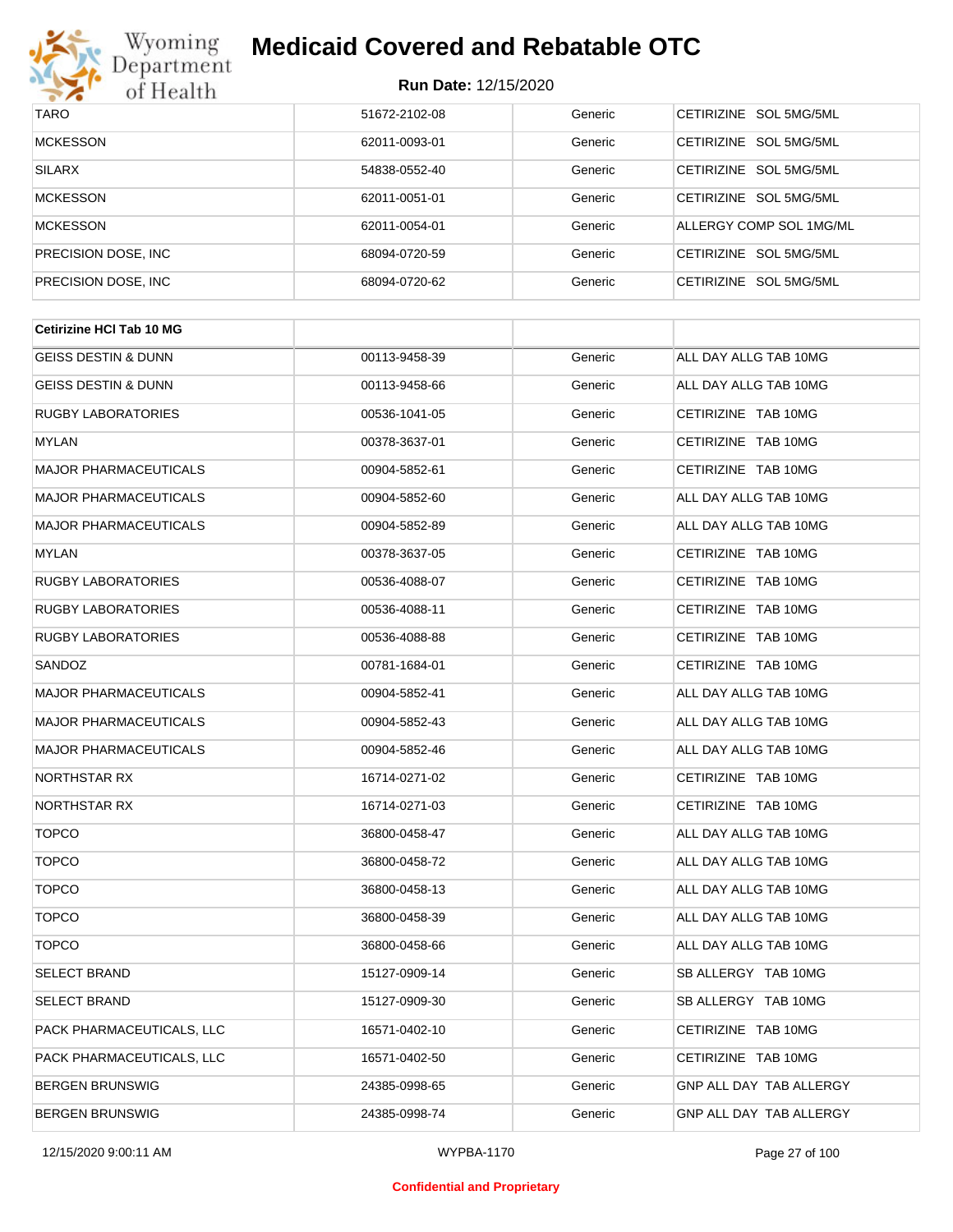| TARO | 51672-2102-08 | Generic | CETIRIZINE SOL 5MG/5ML |
|---|---|---|---|
| MCKESSON | 62011-0093-01 | Generic | CETIRIZINE SOL 5MG/5ML |
| SILARX | 54838-0552-40 | Generic | CETIRIZINE SOL 5MG/5ML |
| MCKESSON | 62011-0051-01 | Generic | CETIRIZINE SOL 5MG/5ML |
| MCKESSON | 62011-0054-01 | Generic | ALLERGY COMP SOL 1MG/ML |
| PRECISION DOSE, INC | 68094-0720-59 | Generic | CETIRIZINE SOL 5MG/5ML |
| PRECISION DOSE, INC | 68094-0720-62 | Generic | CETIRIZINE SOL 5MG/5ML |

| **Cetirizine HCl Tab 10 MG** | | | |
|---|---|---|---|
| GEISS DESTIN & DUNN | 00113-9458-39 | Generic | ALL DAY ALLG TAB 10MG |
| GEISS DESTIN & DUNN | 00113-9458-66 | Generic | ALL DAY ALLG TAB 10MG |
| RUGBY LABORATORIES | 00536-1041-05 | Generic | CETIRIZINE TAB 10MG |
| MYLAN | 00378-3637-01 | Generic | CETIRIZINE TAB 10MG |
| MAJOR PHARMACEUTICALS | 00904-5852-61 | Generic | CETIRIZINE TAB 10MG |
| MAJOR PHARMACEUTICALS | 00904-5852-60 | Generic | ALL DAY ALLG TAB 10MG |
| MAJOR PHARMACEUTICALS | 00904-5852-89 | Generic | ALL DAY ALLG TAB 10MG |
| MYLAN | 00378-3637-05 | Generic | CETIRIZINE TAB 10MG |
| RUGBY LABORATORIES | 00536-4088-07 | Generic | CETIRIZINE TAB 10MG |
| RUGBY LABORATORIES | 00536-4088-11 | Generic | CETIRIZINE TAB 10MG |
| RUGBY LABORATORIES | 00536-4088-88 | Generic | CETIRIZINE TAB 10MG |
| SANDOZ | 00781-1684-01 | Generic | CETIRIZINE TAB 10MG |
| MAJOR PHARMACEUTICALS | 00904-5852-41 | Generic | ALL DAY ALLG TAB 10MG |
| MAJOR PHARMACEUTICALS | 00904-5852-43 | Generic | ALL DAY ALLG TAB 10MG |
| MAJOR PHARMACEUTICALS | 00904-5852-46 | Generic | ALL DAY ALLG TAB 10MG |
| NORTHSTAR RX | 16714-0271-02 | Generic | CETIRIZINE TAB 10MG |
| NORTHSTAR RX | 16714-0271-03 | Generic | CETIRIZINE TAB 10MG |
| TOPCO | 36800-0458-47 | Generic | ALL DAY ALLG TAB 10MG |
| TOPCO | 36800-0458-72 | Generic | ALL DAY ALLG TAB 10MG |
| TOPCO | 36800-0458-13 | Generic | ALL DAY ALLG TAB 10MG |
| TOPCO | 36800-0458-39 | Generic | ALL DAY ALLG TAB 10MG |
| TOPCO | 36800-0458-66 | Generic | ALL DAY ALLG TAB 10MG |
| SELECT BRAND | 15127-0909-14 | Generic | SB ALLERGY TAB 10MG |
| SELECT BRAND | 15127-0909-30 | Generic | SB ALLERGY TAB 10MG |
| PACK PHARMACEUTICALS, LLC | 16571-0402-10 | Generic | CETIRIZINE TAB 10MG |
| PACK PHARMACEUTICALS, LLC | 16571-0402-50 | Generic | CETIRIZINE TAB 10MG |
| BERGEN BRUNSWIG | 24385-0998-65 | Generic | GNP ALL DAY TAB ALLERGY |
| BERGEN BRUNSWIG | 24385-0998-74 | Generic | GNP ALL DAY TAB ALLERGY |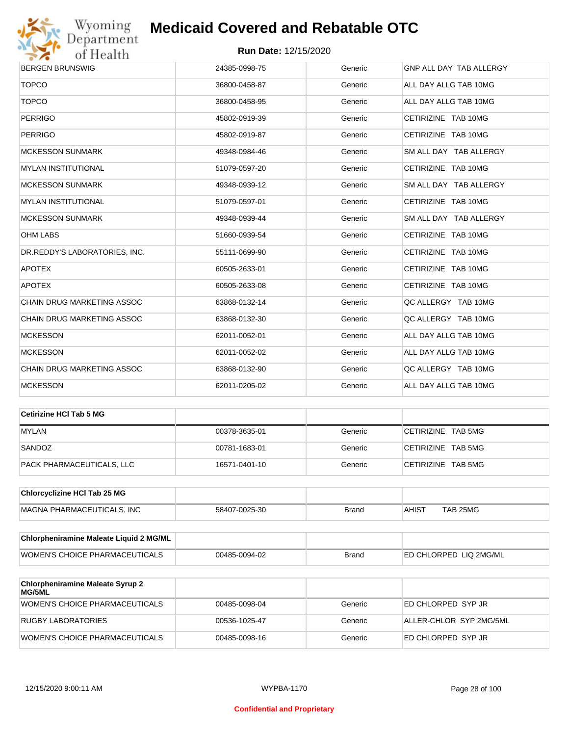| BERGEN BRUNSWIG | 24385-0998-75 | Generic | GNP ALL DAY TAB ALLERGY |
|---|---|---|---|
| TOPCO | 36800-0458-87 | Generic | ALL DAY ALLG TAB 10MG |
| TOPCO | 36800-0458-95 | Generic | ALL DAY ALLG TAB 10MG |
| PERRIGO | 45802-0919-39 | Generic | CETIRIZINE TAB 10MG |
| PERRIGO | 45802-0919-87 | Generic | CETIRIZINE TAB 10MG |
| MCKESSON SUNMARK | 49348-0984-46 | Generic | SM ALL DAY TAB ALLERGY |
| MYLAN INSTITUTIONAL | 51079-0597-20 | Generic | CETIRIZINE TAB 10MG |
| MCKESSON SUNMARK | 49348-0939-12 | Generic | SM ALL DAY TAB ALLERGY |
| MYLAN INSTITUTIONAL | 51079-0597-01 | Generic | CETIRIZINE TAB 10MG |
| MCKESSON SUNMARK | 49348-0939-44 | Generic | SM ALL DAY TAB ALLERGY |
| OHM LABS | 51660-0939-54 | Generic | CETIRIZINE TAB 10MG |
| DR.REDDY'S LABORATORIES, INC. | 55111-0699-90 | Generic | CETIRIZINE TAB 10MG |
| APOTEX | 60505-2633-01 | Generic | CETIRIZINE TAB 10MG |
| APOTEX | 60505-2633-08 | Generic | CETIRIZINE TAB 10MG |
| CHAIN DRUG MARKETING ASSOC | 63868-0132-14 | Generic | QC ALLERGY TAB 10MG |
| CHAIN DRUG MARKETING ASSOC | 63868-0132-30 | Generic | QC ALLERGY TAB 10MG |
| MCKESSON | 62011-0052-01 | Generic | ALL DAY ALLG TAB 10MG |
| MCKESSON | 62011-0052-02 | Generic | ALL DAY ALLG TAB 10MG |
| CHAIN DRUG MARKETING ASSOC | 63868-0132-90 | Generic | QC ALLERGY TAB 10MG |
| MCKESSON | 62011-0205-02 | Generic | ALL DAY ALLG TAB 10MG |

| **Cetirizine HCl Tab 5 MG** | | | |
|---|---|---|---|
| MYLAN | 00378-3635-01 | Generic | CETIRIZINE TAB 5MG |
| SANDOZ | 00781-1683-01 | Generic | CETIRIZINE TAB 5MG |
| PACK PHARMACEUTICALS, LLC | 16571-0401-10 | Generic | CETIRIZINE TAB 5MG |

| **Chlorcyclizine HCl Tab 25 MG** | | | |
|---|---|---|---|
| MAGNA PHARMACEUTICALS, INC | 58407-0025-30 | Brand | AHIST TAB 25MG |

| **Chlorpheniramine Maleate Liquid 2 MG/ML** | | | |
|---|---|---|---|
| WOMEN'S CHOICE PHARMACEUTICALS | 00485-0094-02 | Brand | ED CHLORPED LIQ 2MG/ML |

| **Chlorpheniramine Maleate Syrup 2 MG/5ML** | | | |
|---|---|---|---|
| WOMEN'S CHOICE PHARMACEUTICALS | 00485-0098-04 | Generic | ED CHLORPED SYP JR |
| RUGBY LABORATORIES | 00536-1025-47 | Generic | ALLER-CHLOR SYP 2MG/5ML |
| WOMEN'S CHOICE PHARMACEUTICALS | 00485-0098-16 | Generic | ED CHLORPED SYP JR |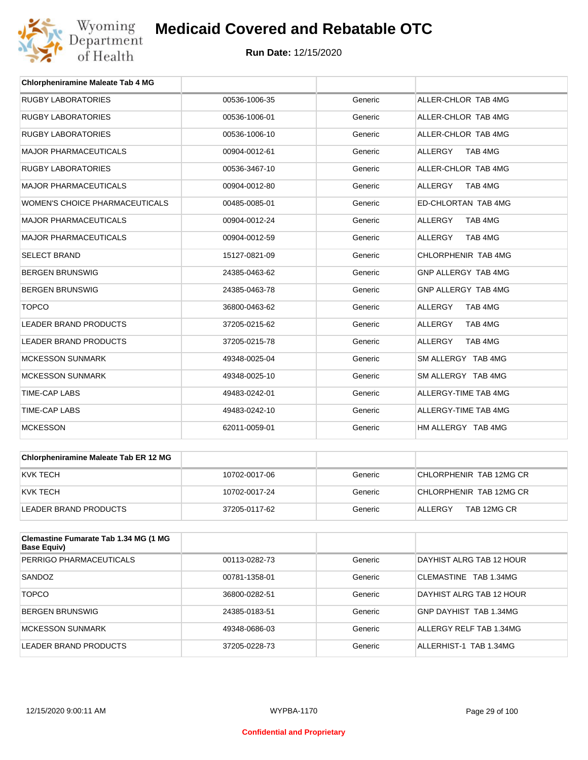# Medicaid Covered and Rebatable OTC

**Run Date:** 12/15/2020

| Chlorpheniramine Maleate Tab 4 MG | | | |
|---|---|---|---|
| RUGBY LABORATORIES | 00536-1006-35 | Generic | ALLER-CHLOR TAB 4MG |
| RUGBY LABORATORIES | 00536-1006-01 | Generic | ALLER-CHLOR TAB 4MG |
| RUGBY LABORATORIES | 00536-1006-10 | Generic | ALLER-CHLOR TAB 4MG |
| MAJOR PHARMACEUTICALS | 00904-0012-61 | Generic | ALLERGY TAB 4MG |
| RUGBY LABORATORIES | 00536-3467-10 | Generic | ALLER-CHLOR TAB 4MG |
| MAJOR PHARMACEUTICALS | 00904-0012-80 | Generic | ALLERGY TAB 4MG |
| WOMEN'S CHOICE PHARMACEUTICALS | 00485-0085-01 | Generic | ED-CHLORTAN TAB 4MG |
| MAJOR PHARMACEUTICALS | 00904-0012-24 | Generic | ALLERGY TAB 4MG |
| MAJOR PHARMACEUTICALS | 00904-0012-59 | Generic | ALLERGY TAB 4MG |
| SELECT BRAND | 15127-0821-09 | Generic | CHLORPHENIR TAB 4MG |
| BERGEN BRUNSWIG | 24385-0463-62 | Generic | GNP ALLERGY TAB 4MG |
| BERGEN BRUNSWIG | 24385-0463-78 | Generic | GNP ALLERGY TAB 4MG |
| TOPCO | 36800-0463-62 | Generic | ALLERGY TAB 4MG |
| LEADER BRAND PRODUCTS | 37205-0215-62 | Generic | ALLERGY TAB 4MG |
| LEADER BRAND PRODUCTS | 37205-0215-78 | Generic | ALLERGY TAB 4MG |
| MCKESSON SUNMARK | 49348-0025-04 | Generic | SM ALLERGY TAB 4MG |
| MCKESSON SUNMARK | 49348-0025-10 | Generic | SM ALLERGY TAB 4MG |
| TIME-CAP LABS | 49483-0242-01 | Generic | ALLERGY-TIME TAB 4MG |
| TIME-CAP LABS | 49483-0242-10 | Generic | ALLERGY-TIME TAB 4MG |
| MCKESSON | 62011-0059-01 | Generic | HM ALLERGY TAB 4MG |

| Chlorpheniramine Maleate Tab ER 12 MG | | | |
|---|---|---|---|
| KVK TECH | 10702-0017-06 | Generic | CHLORPHENIR TAB 12MG CR |
| KVK TECH | 10702-0017-24 | Generic | CHLORPHENIR TAB 12MG CR |
| LEADER BRAND PRODUCTS | 37205-0117-62 | Generic | ALLERGY TAB 12MG CR |

| Clemastine Fumarate Tab 1.34 MG (1 MG Base Equiv) | | | |
|---|---|---|---|
| PERRIGO PHARMACEUTICALS | 00113-0282-73 | Generic | DAYHIST ALRG TAB 12 HOUR |
| SANDOZ | 00781-1358-01 | Generic | CLEMASTINE TAB 1.34MG |
| TOPCO | 36800-0282-51 | Generic | DAYHIST ALRG TAB 12 HOUR |
| BERGEN BRUNSWIG | 24385-0183-51 | Generic | GNP DAYHIST TAB 1.34MG |
| MCKESSON SUNMARK | 49348-0686-03 | Generic | ALLERGY RELF TAB 1.34MG |
| LEADER BRAND PRODUCTS | 37205-0228-73 | Generic | ALLERHIST-1 TAB 1.34MG |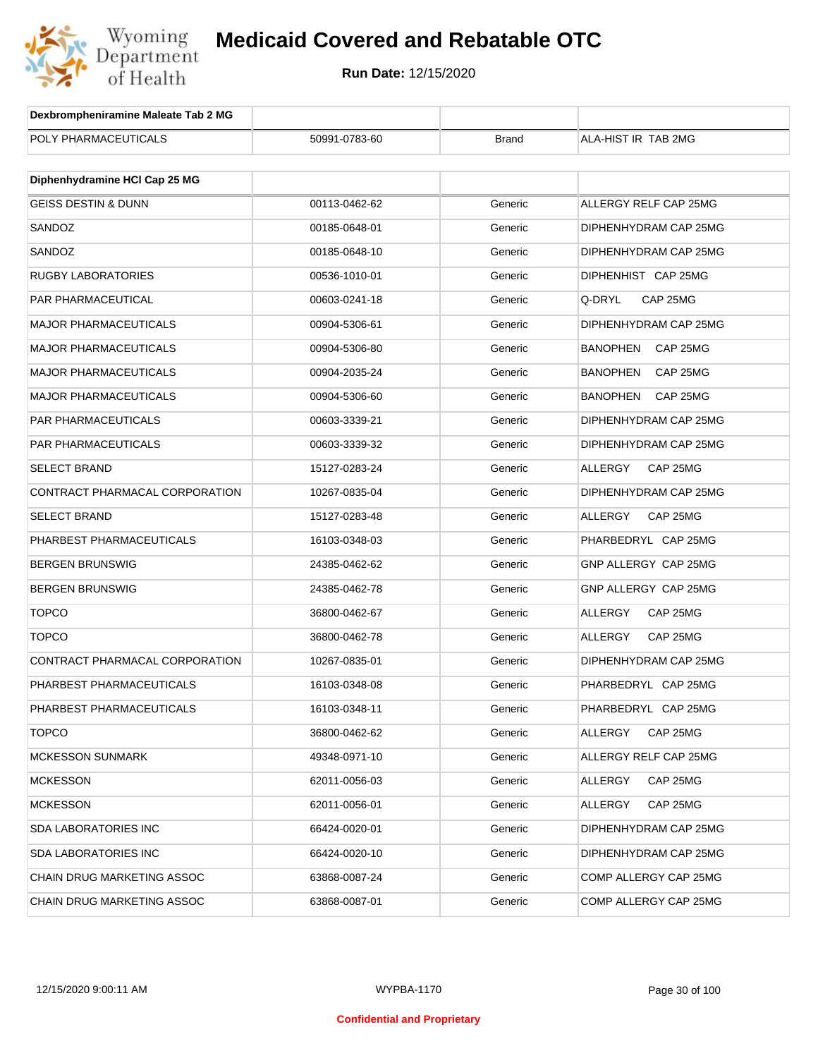| Dexbrompheniramine Maleate Tab 2 MG | | | |
|---|---|---|---|
| POLY PHARMACEUTICALS | 50991-0783-60 | Brand | ALA-HIST IR TAB 2MG |

| Diphenhydramine HCl Cap 25 MG | | | |
|---|---|---|---|
| GEISS DESTIN & DUNN | 00113-0462-62 | Generic | ALLERGY RELF CAP 25MG |
| SANDOZ | 00185-0648-01 | Generic | DIPHENHYDRAM CAP 25MG |
| SANDOZ | 00185-0648-10 | Generic | DIPHENHYDRAM CAP 25MG |
| RUGBY LABORATORIES | 00536-1010-01 | Generic | DIPHENHIST CAP 25MG |
| PAR PHARMACEUTICAL | 00603-0241-18 | Generic | Q-DRYL CAP 25MG |
| MAJOR PHARMACEUTICALS | 00904-5306-61 | Generic | DIPHENHYDRAM CAP 25MG |
| MAJOR PHARMACEUTICALS | 00904-5306-80 | Generic | BANOPHEN CAP 25MG |
| MAJOR PHARMACEUTICALS | 00904-2035-24 | Generic | BANOPHEN CAP 25MG |
| MAJOR PHARMACEUTICALS | 00904-5306-60 | Generic | BANOPHEN CAP 25MG |
| PAR PHARMACEUTICALS | 00603-3339-21 | Generic | DIPHENHYDRAM CAP 25MG |
| PAR PHARMACEUTICALS | 00603-3339-32 | Generic | DIPHENHYDRAM CAP 25MG |
| SELECT BRAND | 15127-0283-24 | Generic | ALLERGY CAP 25MG |
| CONTRACT PHARMACAL CORPORATION | 10267-0835-04 | Generic | DIPHENHYDRAM CAP 25MG |
| SELECT BRAND | 15127-0283-48 | Generic | ALLERGY CAP 25MG |
| PHARBEST PHARMACEUTICALS | 16103-0348-03 | Generic | PHARBEDRYL CAP 25MG |
| BERGEN BRUNSWIG | 24385-0462-62 | Generic | GNP ALLERGY CAP 25MG |
| BERGEN BRUNSWIG | 24385-0462-78 | Generic | GNP ALLERGY CAP 25MG |
| TOPCO | 36800-0462-67 | Generic | ALLERGY CAP 25MG |
| TOPCO | 36800-0462-78 | Generic | ALLERGY CAP 25MG |
| CONTRACT PHARMACAL CORPORATION | 10267-0835-01 | Generic | DIPHENHYDRAM CAP 25MG |
| PHARBEST PHARMACEUTICALS | 16103-0348-08 | Generic | PHARBEDRYL CAP 25MG |
| PHARBEST PHARMACEUTICALS | 16103-0348-11 | Generic | PHARBEDRYL CAP 25MG |
| TOPCO | 36800-0462-62 | Generic | ALLERGY CAP 25MG |
| MCKESSON SUNMARK | 49348-0971-10 | Generic | ALLERGY RELF CAP 25MG |
| MCKESSON | 62011-0056-03 | Generic | ALLERGY CAP 25MG |
| MCKESSON | 62011-0056-01 | Generic | ALLERGY CAP 25MG |
| SDA LABORATORIES INC | 66424-0020-01 | Generic | DIPHENHYDRAM CAP 25MG |
| SDA LABORATORIES INC | 66424-0020-10 | Generic | DIPHENHYDRAM CAP 25MG |
| CHAIN DRUG MARKETING ASSOC | 63868-0087-24 | Generic | COMP ALLERGY CAP 25MG |
| CHAIN DRUG MARKETING ASSOC | 63868-0087-01 | Generic | COMP ALLERGY CAP 25MG |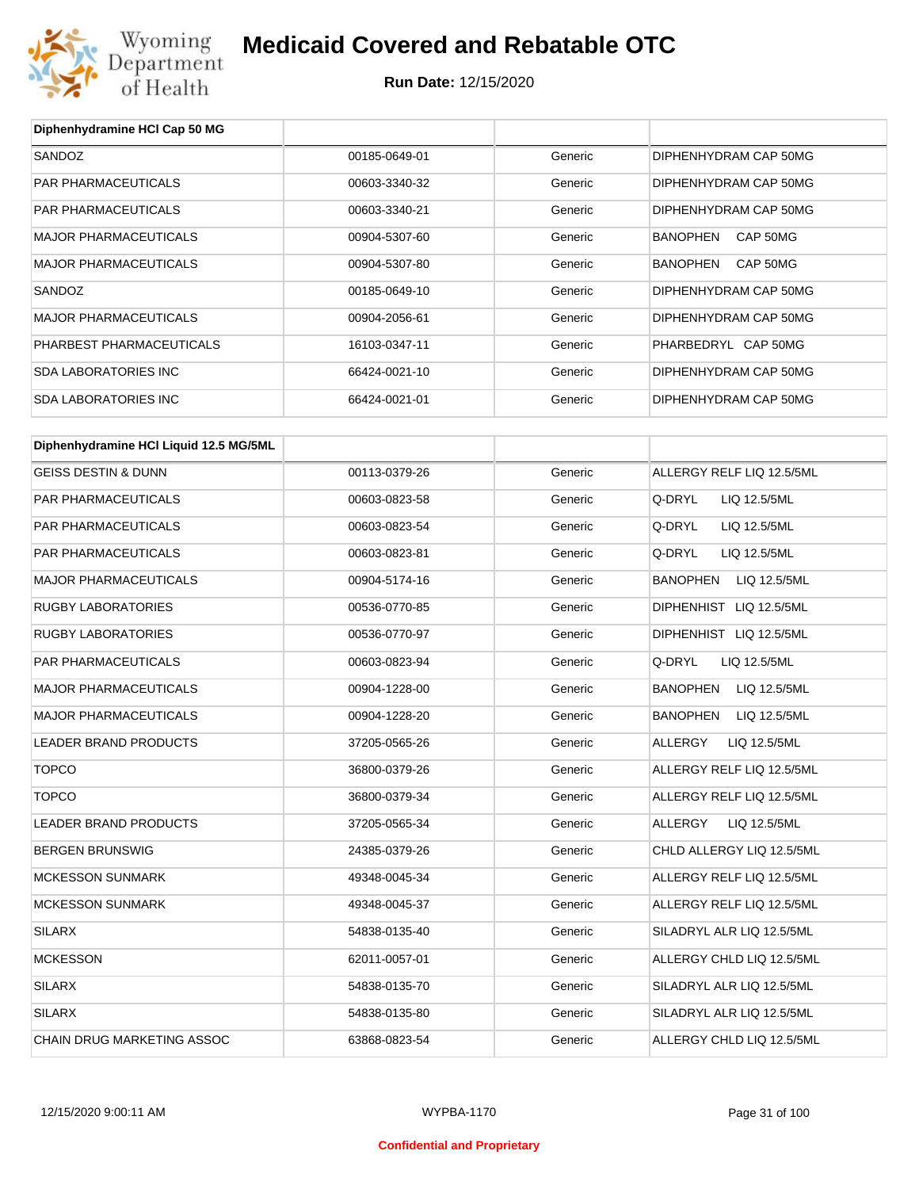# Medicaid Covered and Rebatable OTC

**Run Date:** 12/15/2020

| Diphenhydramine HCl Cap 50 MG | | | |
|---|---|---|---|
| SANDOZ | 00185-0649-01 | Generic | DIPHENHYDRAM CAP 50MG |
| PAR PHARMACEUTICALS | 00603-3340-32 | Generic | DIPHENHYDRAM CAP 50MG |
| PAR PHARMACEUTICALS | 00603-3340-21 | Generic | DIPHENHYDRAM CAP 50MG |
| MAJOR PHARMACEUTICALS | 00904-5307-60 | Generic | BANOPHEN CAP 50MG |
| MAJOR PHARMACEUTICALS | 00904-5307-80 | Generic | BANOPHEN CAP 50MG |
| SANDOZ | 00185-0649-10 | Generic | DIPHENHYDRAM CAP 50MG |
| MAJOR PHARMACEUTICALS | 00904-2056-61 | Generic | DIPHENHYDRAM CAP 50MG |
| PHARBEST PHARMACEUTICALS | 16103-0347-11 | Generic | PHARBEDRYL CAP 50MG |
| SDA LABORATORIES INC | 66424-0021-10 | Generic | DIPHENHYDRAM CAP 50MG |
| SDA LABORATORIES INC | 66424-0021-01 | Generic | DIPHENHYDRAM CAP 50MG |

| Diphenhydramine HCl Liquid 12.5 MG/5ML | | | |
|---|---|---|---|
| GEISS DESTIN & DUNN | 00113-0379-26 | Generic | ALLERGY RELF LIQ 12.5/5ML |
| PAR PHARMACEUTICALS | 00603-0823-58 | Generic | Q-DRYL LIQ 12.5/5ML |
| PAR PHARMACEUTICALS | 00603-0823-54 | Generic | Q-DRYL LIQ 12.5/5ML |
| PAR PHARMACEUTICALS | 00603-0823-81 | Generic | Q-DRYL LIQ 12.5/5ML |
| MAJOR PHARMACEUTICALS | 00904-5174-16 | Generic | BANOPHEN LIQ 12.5/5ML |
| RUGBY LABORATORIES | 00536-0770-85 | Generic | DIPHENHIST LIQ 12.5/5ML |
| RUGBY LABORATORIES | 00536-0770-97 | Generic | DIPHENHIST LIQ 12.5/5ML |
| PAR PHARMACEUTICALS | 00603-0823-94 | Generic | Q-DRYL LIQ 12.5/5ML |
| MAJOR PHARMACEUTICALS | 00904-1228-00 | Generic | BANOPHEN LIQ 12.5/5ML |
| MAJOR PHARMACEUTICALS | 00904-1228-20 | Generic | BANOPHEN LIQ 12.5/5ML |
| LEADER BRAND PRODUCTS | 37205-0565-26 | Generic | ALLERGY LIQ 12.5/5ML |
| TOPCO | 36800-0379-26 | Generic | ALLERGY RELF LIQ 12.5/5ML |
| TOPCO | 36800-0379-34 | Generic | ALLERGY RELF LIQ 12.5/5ML |
| LEADER BRAND PRODUCTS | 37205-0565-34 | Generic | ALLERGY LIQ 12.5/5ML |
| BERGEN BRUNSWIG | 24385-0379-26 | Generic | CHLD ALLERGY LIQ 12.5/5ML |
| MCKESSON SUNMARK | 49348-0045-34 | Generic | ALLERGY RELF LIQ 12.5/5ML |
| MCKESSON SUNMARK | 49348-0045-37 | Generic | ALLERGY RELF LIQ 12.5/5ML |
| SILARX | 54838-0135-40 | Generic | SILADRYL ALR LIQ 12.5/5ML |
| MCKESSON | 62011-0057-01 | Generic | ALLERGY CHLD LIQ 12.5/5ML |
| SILARX | 54838-0135-70 | Generic | SILADRYL ALR LIQ 12.5/5ML |
| SILARX | 54838-0135-80 | Generic | SILADRYL ALR LIQ 12.5/5ML |
| CHAIN DRUG MARKETING ASSOC | 63868-0823-54 | Generic | ALLERGY CHLD LIQ 12.5/5ML |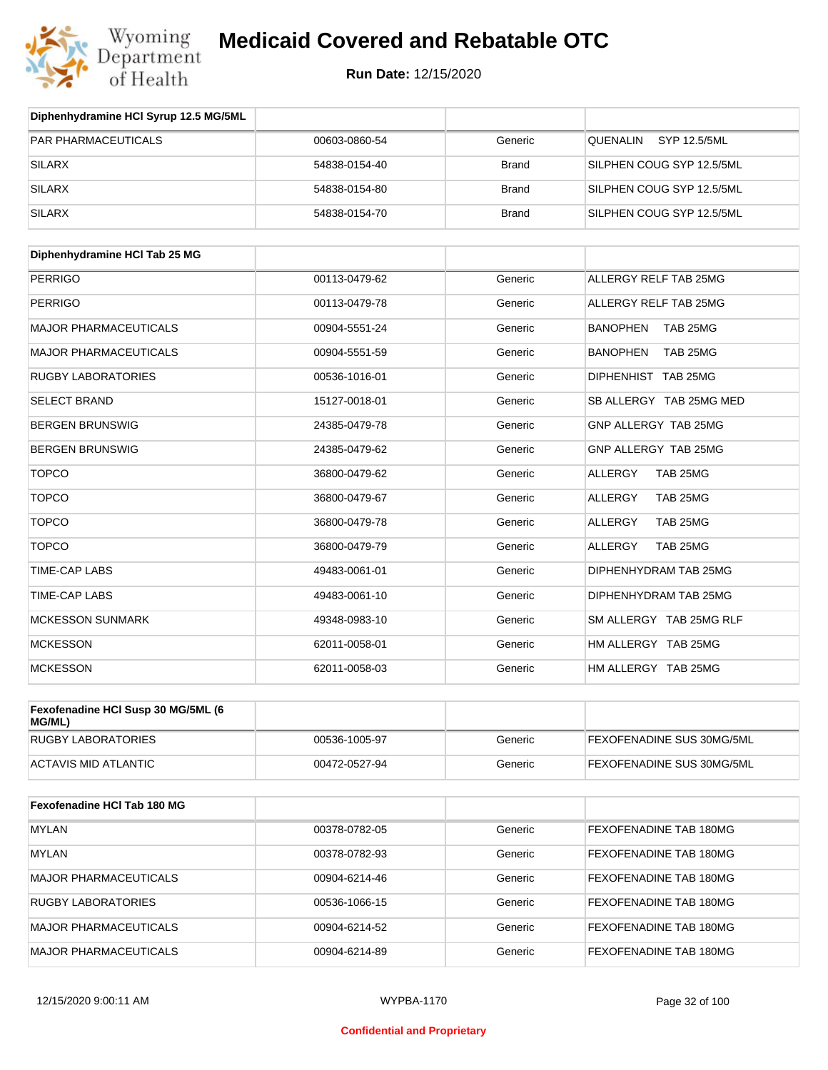# Medicaid Covered and Rebatable OTC

**Run Date:** 12/15/2020

| Diphenhydramine HCl Syrup 12.5 MG/5ML | | | |
|---|---|---|---|
| PAR PHARMACEUTICALS | 00603-0860-54 | Generic | QUENALIN SYP 12.5/5ML |
| SILARX | 54838-0154-40 | Brand | SILPHEN COUG SYP 12.5/5ML |
| SILARX | 54838-0154-80 | Brand | SILPHEN COUG SYP 12.5/5ML |
| SILARX | 54838-0154-70 | Brand | SILPHEN COUG SYP 12.5/5ML |

| Diphenhydramine HCl Tab 25 MG | | | |
|---|---|---|---|
| PERRIGO | 00113-0479-62 | Generic | ALLERGY RELF TAB 25MG |
| PERRIGO | 00113-0479-78 | Generic | ALLERGY RELF TAB 25MG |
| MAJOR PHARMACEUTICALS | 00904-5551-24 | Generic | BANOPHEN TAB 25MG |
| MAJOR PHARMACEUTICALS | 00904-5551-59 | Generic | BANOPHEN TAB 25MG |
| RUGBY LABORATORIES | 00536-1016-01 | Generic | DIPHENHIST TAB 25MG |
| SELECT BRAND | 15127-0018-01 | Generic | SB ALLERGY TAB 25MG MED |
| BERGEN BRUNSWIG | 24385-0479-78 | Generic | GNP ALLERGY TAB 25MG |
| BERGEN BRUNSWIG | 24385-0479-62 | Generic | GNP ALLERGY TAB 25MG |
| TOPCO | 36800-0479-62 | Generic | ALLERGY TAB 25MG |
| TOPCO | 36800-0479-67 | Generic | ALLERGY TAB 25MG |
| TOPCO | 36800-0479-78 | Generic | ALLERGY TAB 25MG |
| TOPCO | 36800-0479-79 | Generic | ALLERGY TAB 25MG |
| TIME-CAP LABS | 49483-0061-01 | Generic | DIPHENHYDRAM TAB 25MG |
| TIME-CAP LABS | 49483-0061-10 | Generic | DIPHENHYDRAM TAB 25MG |
| MCKESSON SUNMARK | 49348-0983-10 | Generic | SM ALLERGY TAB 25MG RLF |
| MCKESSON | 62011-0058-01 | Generic | HM ALLERGY TAB 25MG |
| MCKESSON | 62011-0058-03 | Generic | HM ALLERGY TAB 25MG |

| Fexofenadine HCl Susp 30 MG/5ML (6 MG/ML) | | | |
|---|---|---|---|
| RUGBY LABORATORIES | 00536-1005-97 | Generic | FEXOFENADINE SUS 30MG/5ML |
| ACTAVIS MID ATLANTIC | 00472-0527-94 | Generic | FEXOFENADINE SUS 30MG/5ML |

| Fexofenadine HCl Tab 180 MG | | | |
|---|---|---|---|
| MYLAN | 00378-0782-05 | Generic | FEXOFENADINE TAB 180MG |
| MYLAN | 00378-0782-93 | Generic | FEXOFENADINE TAB 180MG |
| MAJOR PHARMACEUTICALS | 00904-6214-46 | Generic | FEXOFENADINE TAB 180MG |
| RUGBY LABORATORIES | 00536-1066-15 | Generic | FEXOFENADINE TAB 180MG |
| MAJOR PHARMACEUTICALS | 00904-6214-52 | Generic | FEXOFENADINE TAB 180MG |
| MAJOR PHARMACEUTICALS | 00904-6214-89 | Generic | FEXOFENADINE TAB 180MG |

12/15/2020 9:00:11 AM WYPBA-1170

Confidential and Proprietary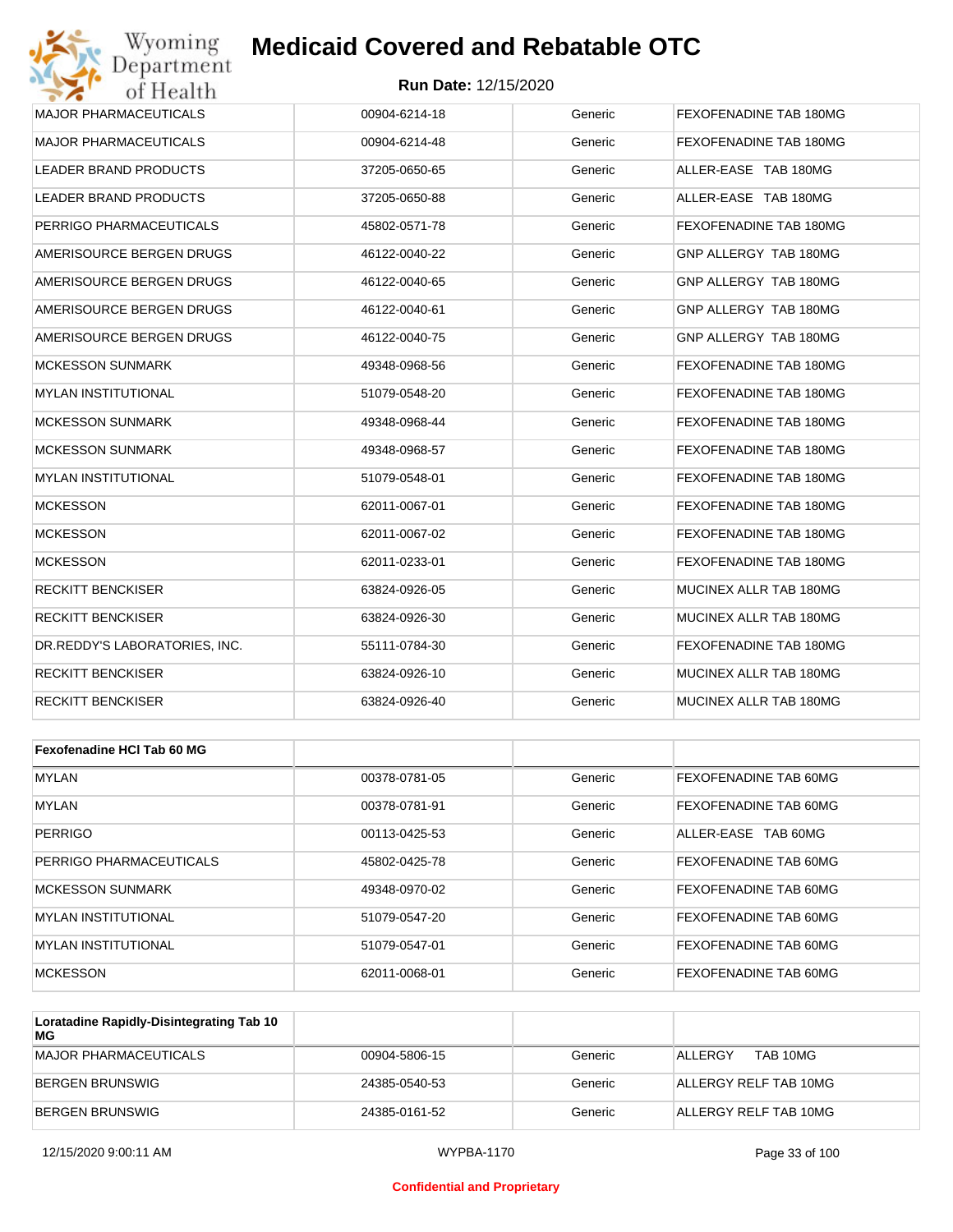| | | | |
|---|---|---|---|
| MAJOR PHARMACEUTICALS | 00904-6214-18 | Generic | FEXOFENADINE TAB 180MG |
| MAJOR PHARMACEUTICALS | 00904-6214-48 | Generic | FEXOFENADINE TAB 180MG |
| LEADER BRAND PRODUCTS | 37205-0650-65 | Generic | ALLER-EASE TAB 180MG |
| LEADER BRAND PRODUCTS | 37205-0650-88 | Generic | ALLER-EASE TAB 180MG |
| PERRIGO PHARMACEUTICALS | 45802-0571-78 | Generic | FEXOFENADINE TAB 180MG |
| AMERISOURCE BERGEN DRUGS | 46122-0040-22 | Generic | GNP ALLERGY TAB 180MG |
| AMERISOURCE BERGEN DRUGS | 46122-0040-65 | Generic | GNP ALLERGY TAB 180MG |
| AMERISOURCE BERGEN DRUGS | 46122-0040-61 | Generic | GNP ALLERGY TAB 180MG |
| AMERISOURCE BERGEN DRUGS | 46122-0040-75 | Generic | GNP ALLERGY TAB 180MG |
| MCKESSON SUNMARK | 49348-0968-56 | Generic | FEXOFENADINE TAB 180MG |
| MYLAN INSTITUTIONAL | 51079-0548-20 | Generic | FEXOFENADINE TAB 180MG |
| MCKESSON SUNMARK | 49348-0968-44 | Generic | FEXOFENADINE TAB 180MG |
| MCKESSON SUNMARK | 49348-0968-57 | Generic | FEXOFENADINE TAB 180MG |
| MYLAN INSTITUTIONAL | 51079-0548-01 | Generic | FEXOFENADINE TAB 180MG |
| MCKESSON | 62011-0067-01 | Generic | FEXOFENADINE TAB 180MG |
| MCKESSON | 62011-0067-02 | Generic | FEXOFENADINE TAB 180MG |
| MCKESSON | 62011-0233-01 | Generic | FEXOFENADINE TAB 180MG |
| RECKITT BENCKISER | 63824-0926-05 | Generic | MUCINEX ALLR TAB 180MG |
| RECKITT BENCKISER | 63824-0926-30 | Generic | MUCINEX ALLR TAB 180MG |
| DR.REDDY'S LABORATORIES, INC. | 55111-0784-30 | Generic | FEXOFENADINE TAB 180MG |
| RECKITT BENCKISER | 63824-0926-10 | Generic | MUCINEX ALLR TAB 180MG |
| RECKITT BENCKISER | 63824-0926-40 | Generic | MUCINEX ALLR TAB 180MG |

| **Fexofenadine HCl Tab 60 MG** | | | |
|---|---|---|---|
| MYLAN | 00378-0781-05 | Generic | FEXOFENADINE TAB 60MG |
| MYLAN | 00378-0781-91 | Generic | FEXOFENADINE TAB 60MG |
| PERRIGO | 00113-0425-53 | Generic | ALLER-EASE TAB 60MG |
| PERRIGO PHARMACEUTICALS | 45802-0425-78 | Generic | FEXOFENADINE TAB 60MG |
| MCKESSON SUNMARK | 49348-0970-02 | Generic | FEXOFENADINE TAB 60MG |
| MYLAN INSTITUTIONAL | 51079-0547-20 | Generic | FEXOFENADINE TAB 60MG |
| MYLAN INSTITUTIONAL | 51079-0547-01 | Generic | FEXOFENADINE TAB 60MG |
| MCKESSON | 62011-0068-01 | Generic | FEXOFENADINE TAB 60MG |

| **Loratadine Rapidly-Disintegrating Tab 10 MG** | | | |
|---|---|---|---|
| MAJOR PHARMACEUTICALS | 00904-5806-15 | Generic | ALLERGY TAB 10MG |
| BERGEN BRUNSWIG | 24385-0540-53 | Generic | ALLERGY RELF TAB 10MG |
| BERGEN BRUNSWIG | 24385-0161-52 | Generic | ALLERGY RELF TAB 10MG |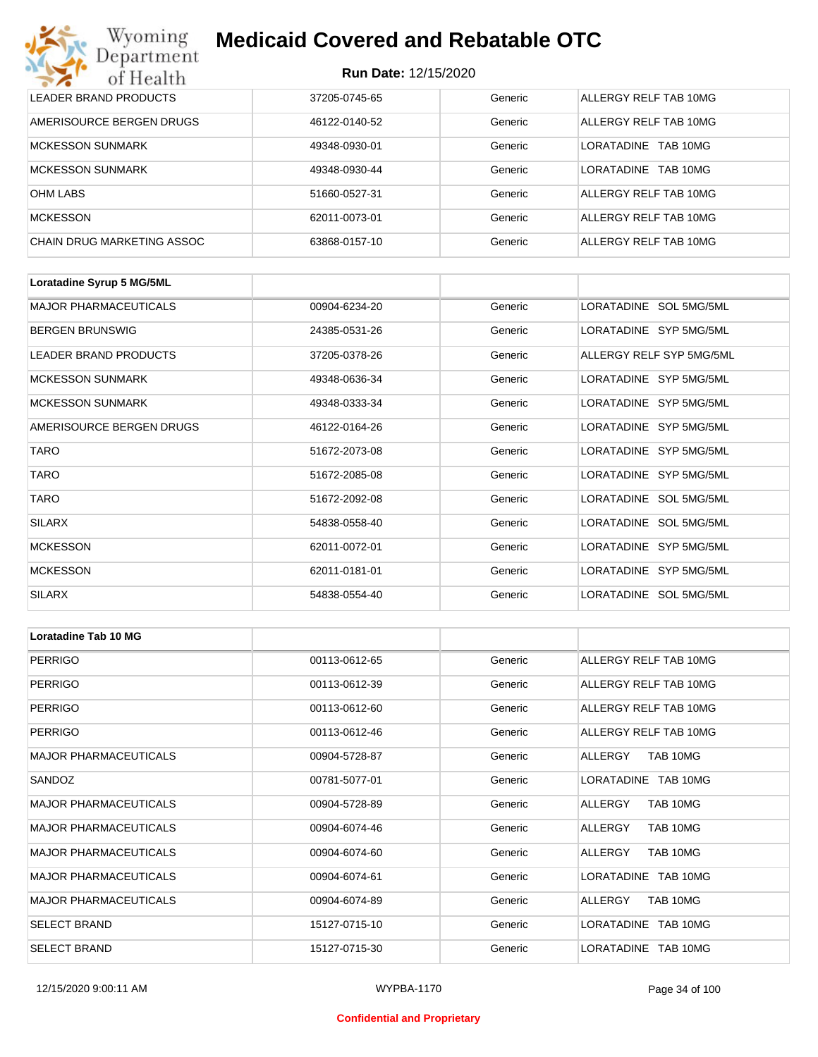| | | | |
|---|---|---|---|
| LEADER BRAND PRODUCTS | 37205-0745-65 | Generic | ALLERGY RELF TAB 10MG |
| AMERISOURCE BERGEN DRUGS | 46122-0140-52 | Generic | ALLERGY RELF TAB 10MG |
| MCKESSON SUNMARK | 49348-0930-01 | Generic | LORATADINE TAB 10MG |
| MCKESSON SUNMARK | 49348-0930-44 | Generic | LORATADINE TAB 10MG |
| OHM LABS | 51660-0527-31 | Generic | ALLERGY RELF TAB 10MG |
| MCKESSON | 62011-0073-01 | Generic | ALLERGY RELF TAB 10MG |
| CHAIN DRUG MARKETING ASSOC | 63868-0157-10 | Generic | ALLERGY RELF TAB 10MG |

| **Loratadine Syrup 5 MG/5ML** | | | |
|---|---|---|---|
| MAJOR PHARMACEUTICALS | 00904-6234-20 | Generic | LORATADINE SOL 5MG/5ML |
| BERGEN BRUNSWIG | 24385-0531-26 | Generic | LORATADINE SYP 5MG/5ML |
| LEADER BRAND PRODUCTS | 37205-0378-26 | Generic | ALLERGY RELF SYP 5MG/5ML |
| MCKESSON SUNMARK | 49348-0636-34 | Generic | LORATADINE SYP 5MG/5ML |
| MCKESSON SUNMARK | 49348-0333-34 | Generic | LORATADINE SYP 5MG/5ML |
| AMERISOURCE BERGEN DRUGS | 46122-0164-26 | Generic | LORATADINE SYP 5MG/5ML |
| TARO | 51672-2073-08 | Generic | LORATADINE SYP 5MG/5ML |
| TARO | 51672-2085-08 | Generic | LORATADINE SYP 5MG/5ML |
| TARO | 51672-2092-08 | Generic | LORATADINE SOL 5MG/5ML |
| SILARX | 54838-0558-40 | Generic | LORATADINE SOL 5MG/5ML |
| MCKESSON | 62011-0072-01 | Generic | LORATADINE SYP 5MG/5ML |
| MCKESSON | 62011-0181-01 | Generic | LORATADINE SYP 5MG/5ML |
| SILARX | 54838-0554-40 | Generic | LORATADINE SOL 5MG/5ML |

| **Loratadine Tab 10 MG** | | | |
|---|---|---|---|
| PERRIGO | 00113-0612-65 | Generic | ALLERGY RELF TAB 10MG |
| PERRIGO | 00113-0612-39 | Generic | ALLERGY RELF TAB 10MG |
| PERRIGO | 00113-0612-60 | Generic | ALLERGY RELF TAB 10MG |
| PERRIGO | 00113-0612-46 | Generic | ALLERGY RELF TAB 10MG |
| MAJOR PHARMACEUTICALS | 00904-5728-87 | Generic | ALLERGY TAB 10MG |
| SANDOZ | 00781-5077-01 | Generic | LORATADINE TAB 10MG |
| MAJOR PHARMACEUTICALS | 00904-5728-89 | Generic | ALLERGY TAB 10MG |
| MAJOR PHARMACEUTICALS | 00904-6074-46 | Generic | ALLERGY TAB 10MG |
| MAJOR PHARMACEUTICALS | 00904-6074-60 | Generic | ALLERGY TAB 10MG |
| MAJOR PHARMACEUTICALS | 00904-6074-61 | Generic | LORATADINE TAB 10MG |
| MAJOR PHARMACEUTICALS | 00904-6074-89 | Generic | ALLERGY TAB 10MG |
| SELECT BRAND | 15127-0715-10 | Generic | LORATADINE TAB 10MG |
| SELECT BRAND | 15127-0715-30 | Generic | LORATADINE TAB 10MG |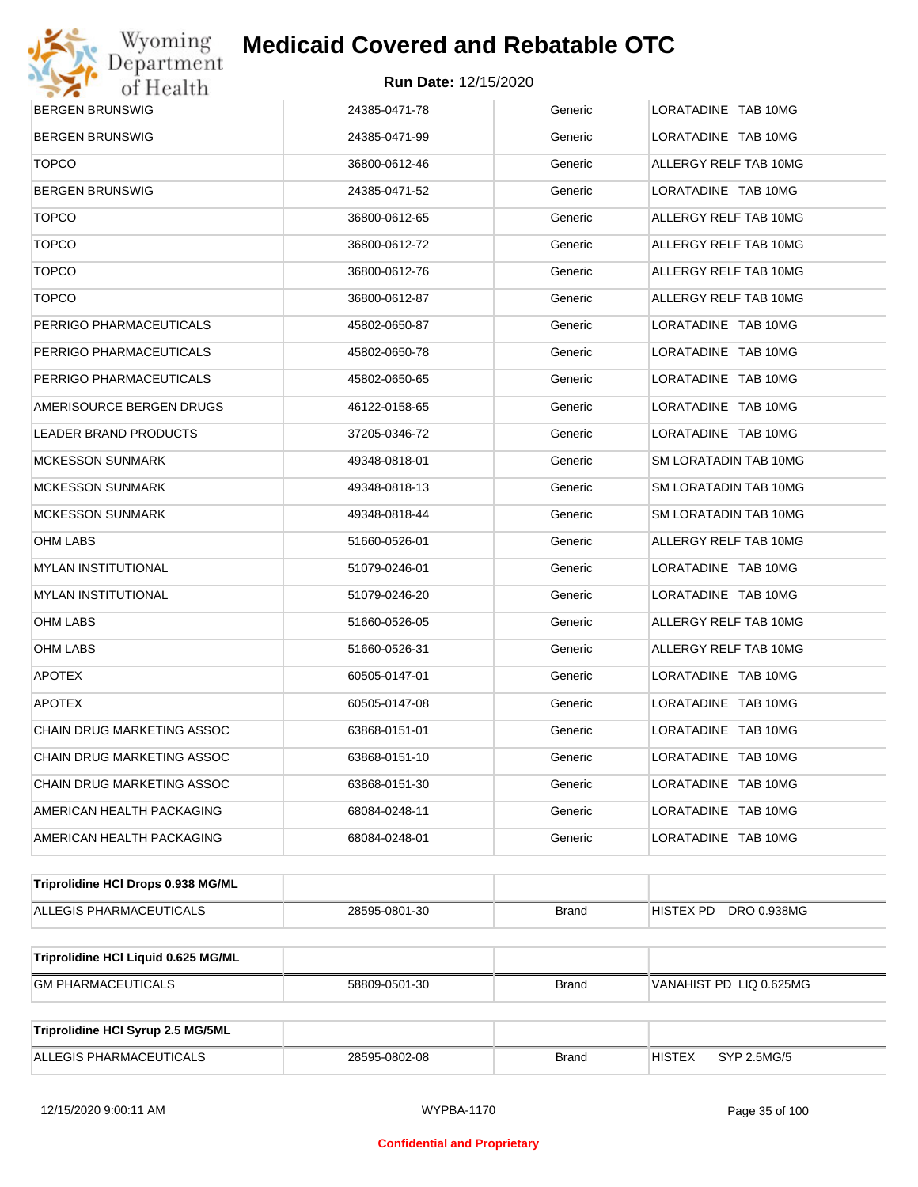| | | | |
|---|---|---|---|
| BERGEN BRUNSWIG | 24385-0471-78 | Generic | LORATADINE TAB 10MG |
| BERGEN BRUNSWIG | 24385-0471-99 | Generic | LORATADINE TAB 10MG |
| TOPCO | 36800-0612-46 | Generic | ALLERGY RELF TAB 10MG |
| BERGEN BRUNSWIG | 24385-0471-52 | Generic | LORATADINE TAB 10MG |
| TOPCO | 36800-0612-65 | Generic | ALLERGY RELF TAB 10MG |
| TOPCO | 36800-0612-72 | Generic | ALLERGY RELF TAB 10MG |
| TOPCO | 36800-0612-76 | Generic | ALLERGY RELF TAB 10MG |
| TOPCO | 36800-0612-87 | Generic | ALLERGY RELF TAB 10MG |
| PERRIGO PHARMACEUTICALS | 45802-0650-87 | Generic | LORATADINE TAB 10MG |
| PERRIGO PHARMACEUTICALS | 45802-0650-78 | Generic | LORATADINE TAB 10MG |
| PERRIGO PHARMACEUTICALS | 45802-0650-65 | Generic | LORATADINE TAB 10MG |
| AMERISOURCE BERGEN DRUGS | 46122-0158-65 | Generic | LORATADINE TAB 10MG |
| LEADER BRAND PRODUCTS | 37205-0346-72 | Generic | LORATADINE TAB 10MG |
| MCKESSON SUNMARK | 49348-0818-01 | Generic | SM LORATADIN TAB 10MG |
| MCKESSON SUNMARK | 49348-0818-13 | Generic | SM LORATADIN TAB 10MG |
| MCKESSON SUNMARK | 49348-0818-44 | Generic | SM LORATADIN TAB 10MG |
| OHM LABS | 51660-0526-01 | Generic | ALLERGY RELF TAB 10MG |
| MYLAN INSTITUTIONAL | 51079-0246-01 | Generic | LORATADINE TAB 10MG |
| MYLAN INSTITUTIONAL | 51079-0246-20 | Generic | LORATADINE TAB 10MG |
| OHM LABS | 51660-0526-05 | Generic | ALLERGY RELF TAB 10MG |
| OHM LABS | 51660-0526-31 | Generic | ALLERGY RELF TAB 10MG |
| APOTEX | 60505-0147-01 | Generic | LORATADINE TAB 10MG |
| APOTEX | 60505-0147-08 | Generic | LORATADINE TAB 10MG |
| CHAIN DRUG MARKETING ASSOC | 63868-0151-01 | Generic | LORATADINE TAB 10MG |
| CHAIN DRUG MARKETING ASSOC | 63868-0151-10 | Generic | LORATADINE TAB 10MG |
| CHAIN DRUG MARKETING ASSOC | 63868-0151-30 | Generic | LORATADINE TAB 10MG |
| AMERICAN HEALTH PACKAGING | 68084-0248-11 | Generic | LORATADINE TAB 10MG |
| AMERICAN HEALTH PACKAGING | 68084-0248-01 | Generic | LORATADINE TAB 10MG |

| **Triprolidine HCl Drops 0.938 MG/ML** | | | |
|---|---|---|---|
| ALLEGIS PHARMACEUTICALS | 28595-0801-30 | Brand | HISTEX PD DRO 0.938MG |

| **Triprolidine HCl Liquid 0.625 MG/ML** | | | |
|---|---|---|---|
| GM PHARMACEUTICALS | 58809-0501-30 | Brand | VANAHIST PD LIQ 0.625MG |

| **Triprolidine HCl Syrup 2.5 MG/5ML** | | | |
|---|---|---|---|
| ALLEGIS PHARMACEUTICALS | 28595-0802-08 | Brand | HISTEX SYP 2.5MG/5 |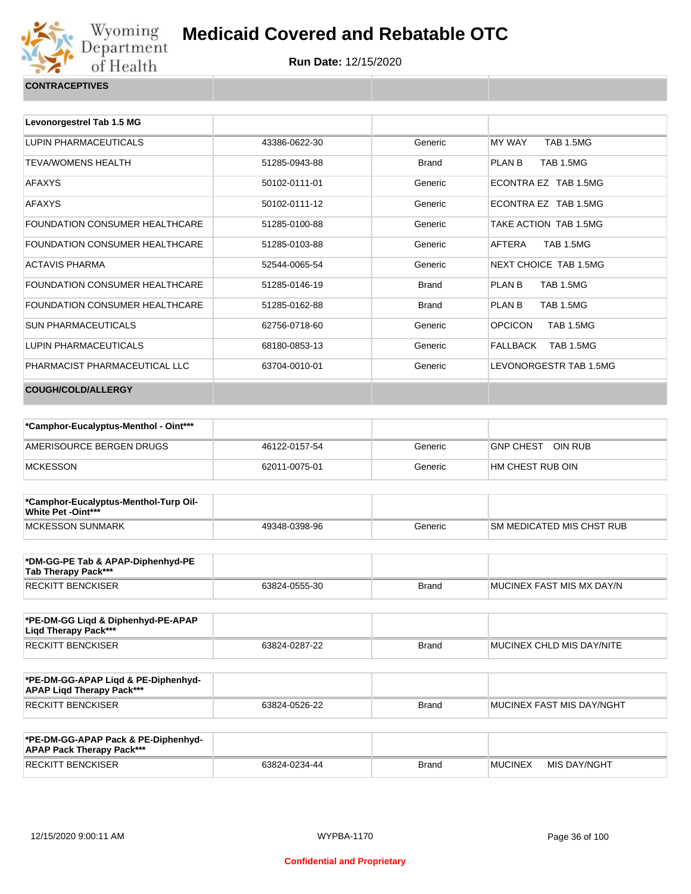# Medicaid Covered and Rebatable OTC

**Run Date:** 12/15/2020

## CONTRACEPTIVES

| Levonorgestrel Tab 1.5 MG | | | |
|---|---|---|---|
| LUPIN PHARMACEUTICALS | 43386-0622-30 | Generic | MY WAY TAB 1.5MG |
| TEVA/WOMENS HEALTH | 51285-0943-88 | Brand | PLAN B TAB 1.5MG |
| AFAXYS | 50102-0111-01 | Generic | ECONTRA EZ TAB 1.5MG |
| AFAXYS | 50102-0111-12 | Generic | ECONTRA EZ TAB 1.5MG |
| FOUNDATION CONSUMER HEALTHCARE | 51285-0100-88 | Generic | TAKE ACTION TAB 1.5MG |
| FOUNDATION CONSUMER HEALTHCARE | 51285-0103-88 | Generic | AFTERA TAB 1.5MG |
| ACTAVIS PHARMA | 52544-0065-54 | Generic | NEXT CHOICE TAB 1.5MG |
| FOUNDATION CONSUMER HEALTHCARE | 51285-0146-19 | Brand | PLAN B TAB 1.5MG |
| FOUNDATION CONSUMER HEALTHCARE | 51285-0162-88 | Brand | PLAN B TAB 1.5MG |
| SUN PHARMACEUTICALS | 62756-0718-60 | Generic | OPCICON TAB 1.5MG |
| LUPIN PHARMACEUTICALS | 68180-0853-13 | Generic | FALLBACK TAB 1.5MG |
| PHARMACIST PHARMACEUTICAL LLC | 63704-0010-01 | Generic | LEVONORGESTR TAB 1.5MG |

## COUGH/COLD/ALLERGY

| *Camphor-Eucalyptus-Menthol - Oint*** | | | |
|---|---|---|---|
| AMERISOURCE BERGEN DRUGS | 46122-0157-54 | Generic | GNP CHEST OIN RUB |
| MCKESSON | 62011-0075-01 | Generic | HM CHEST RUB OIN |

| *Camphor-Eucalyptus-Menthol-Turp Oil-White Pet -Oint*** | | | |
|---|---|---|---|
| MCKESSON SUNMARK | 49348-0398-96 | Generic | SM MEDICATED MIS CHST RUB |

| *DM-GG-PE Tab & APAP-Diphenhyd-PE Tab Therapy Pack*** | | | |
|---|---|---|---|
| RECKITT BENCKISER | 63824-0555-30 | Brand | MUCINEX FAST MIS MX DAY/N |

| *PE-DM-GG Liqd & Diphenhyd-PE-APAP Liqd Therapy Pack*** | | | |
|---|---|---|---|
| RECKITT BENCKISER | 63824-0287-22 | Brand | MUCINEX CHLD MIS DAY/NITE |

| *PE-DM-GG-APAP Liqd & PE-Diphenhyd-APAP Liqd Therapy Pack*** | | | |
|---|---|---|---|
| RECKITT BENCKISER | 63824-0526-22 | Brand | MUCINEX FAST MIS DAY/NGHT |

| *PE-DM-GG-APAP Pack & PE-Diphenhyd-APAP Pack Therapy Pack*** | | | |
|---|---|---|---|
| RECKITT BENCKISER | 63824-0234-44 | Brand | MUCINEX MIS DAY/NGHT |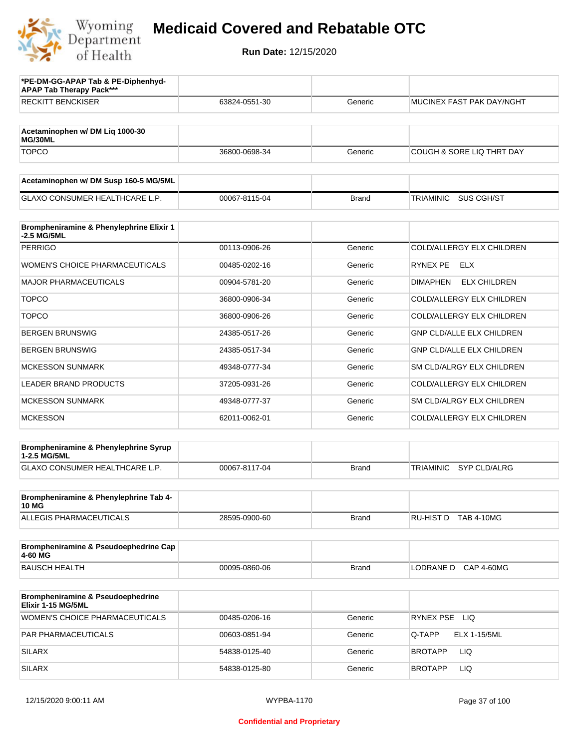# Medicaid Covered and Rebatable OTC

**Run Date:** 12/15/2020

| *PE-DM-GG-APAP Tab & PE-Diphenhyd-APAP Tab Therapy Pack*** | | | |
|---|---|---|---|
| RECKITT BENCKISER | 63824-0551-30 | Generic | MUCINEX FAST PAK DAY/NGHT |

| Acetaminophen w/ DM Liq 1000-30 MG/30ML | | | |
|---|---|---|---|
| TOPCO | 36800-0698-34 | Generic | COUGH & SORE LIQ THRT DAY |

| Acetaminophen w/ DM Susp 160-5 MG/5ML | | | |
|---|---|---|---|
| GLAXO CONSUMER HEALTHCARE L.P. | 00067-8115-04 | Brand | TRIAMINIC SUS CGH/ST |

| Brompheniramine & Phenylephrine Elixir 1-2.5 MG/5ML | | | |
|---|---|---|---|
| PERRIGO | 00113-0906-26 | Generic | COLD/ALLERGY ELX CHILDREN |
| WOMEN'S CHOICE PHARMACEUTICALS | 00485-0202-16 | Generic | RYNEX PE ELX |
| MAJOR PHARMACEUTICALS | 00904-5781-20 | Generic | DIMAPHEN ELX CHILDREN |
| TOPCO | 36800-0906-34 | Generic | COLD/ALLERGY ELX CHILDREN |
| TOPCO | 36800-0906-26 | Generic | COLD/ALLERGY ELX CHILDREN |
| BERGEN BRUNSWIG | 24385-0517-26 | Generic | GNP CLD/ALLE ELX CHILDREN |
| BERGEN BRUNSWIG | 24385-0517-34 | Generic | GNP CLD/ALLE ELX CHILDREN |
| MCKESSON SUNMARK | 49348-0777-34 | Generic | SM CLD/ALRGY ELX CHILDREN |
| LEADER BRAND PRODUCTS | 37205-0931-26 | Generic | COLD/ALLERGY ELX CHILDREN |
| MCKESSON SUNMARK | 49348-0777-37 | Generic | SM CLD/ALRGY ELX CHILDREN |
| MCKESSON | 62011-0062-01 | Generic | COLD/ALLERGY ELX CHILDREN |

| Brompheniramine & Phenylephrine Syrup 1-2.5 MG/5ML | | | |
|---|---|---|---|
| GLAXO CONSUMER HEALTHCARE L.P. | 00067-8117-04 | Brand | TRIAMINIC SYP CLD/ALRG |

| Brompheniramine & Phenylephrine Tab 4-10 MG | | | |
|---|---|---|---|
| ALLEGIS PHARMACEUTICALS | 28595-0900-60 | Brand | RU-HIST D TAB 4-10MG |

| Brompheniramine & Pseudoephedrine Cap 4-60 MG | | | |
|---|---|---|---|
| BAUSCH HEALTH | 00095-0860-06 | Brand | LODRANE D CAP 4-60MG |

| Brompheniramine & Pseudoephedrine Elixir 1-15 MG/5ML | | | |
|---|---|---|---|
| WOMEN'S CHOICE PHARMACEUTICALS | 00485-0206-16 | Generic | RYNEX PSE LIQ |
| PAR PHARMACEUTICALS | 00603-0851-94 | Generic | Q-TAPP ELX 1-15/5ML |
| SILARX | 54838-0125-40 | Generic | BROTAPP LIQ |
| SILARX | 54838-0125-80 | Generic | BROTAPP LIQ |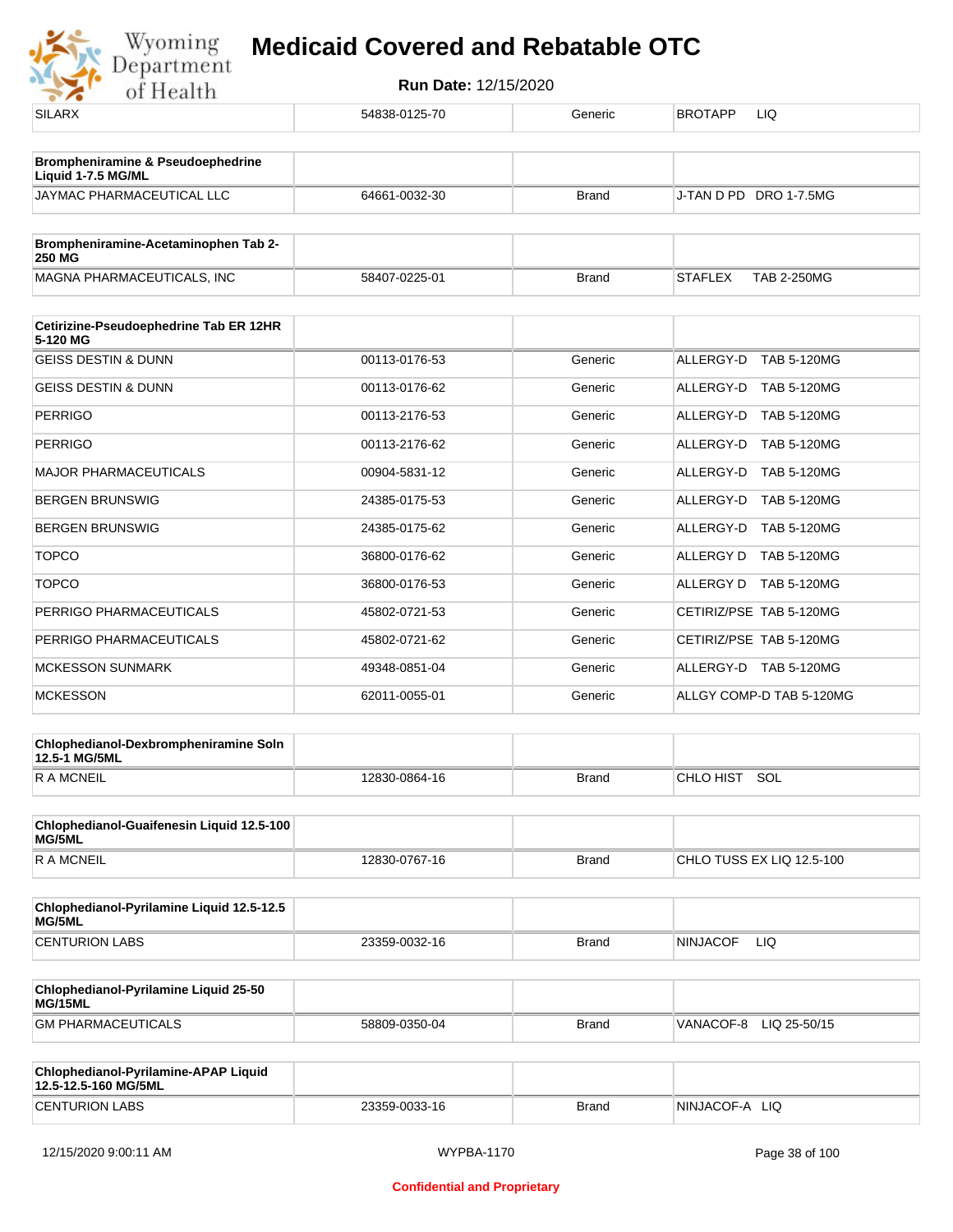| SILARX | 54838-0125-70 | Generic | BROTAPP LIQ |
|---|---|---|---|

| **Brompheniramine & Pseudoephedrine Liquid 1-7.5 MG/ML** | | | |
|---|---|---|---|
| JAYMAC PHARMACEUTICAL LLC | 64661-0032-30 | Brand | J-TAN D PD DRO 1-7.5MG |

| **Brompheniramine-Acetaminophen Tab 2-250 MG** | | | |
|---|---|---|---|
| MAGNA PHARMACEUTICALS, INC | 58407-0225-01 | Brand | STAFLEX TAB 2-250MG |

| **Cetirizine-Pseudoephedrine Tab ER 12HR 5-120 MG** | | | |
|---|---|---|---|
| GEISS DESTIN & DUNN | 00113-0176-53 | Generic | ALLERGY-D TAB 5-120MG |
| GEISS DESTIN & DUNN | 00113-0176-62 | Generic | ALLERGY-D TAB 5-120MG |
| PERRIGO | 00113-2176-53 | Generic | ALLERGY-D TAB 5-120MG |
| PERRIGO | 00113-2176-62 | Generic | ALLERGY-D TAB 5-120MG |
| MAJOR PHARMACEUTICALS | 00904-5831-12 | Generic | ALLERGY-D TAB 5-120MG |
| BERGEN BRUNSWIG | 24385-0175-53 | Generic | ALLERGY-D TAB 5-120MG |
| BERGEN BRUNSWIG | 24385-0175-62 | Generic | ALLERGY-D TAB 5-120MG |
| TOPCO | 36800-0176-62 | Generic | ALLERGY D TAB 5-120MG |
| TOPCO | 36800-0176-53 | Generic | ALLERGY D TAB 5-120MG |
| PERRIGO PHARMACEUTICALS | 45802-0721-53 | Generic | CETIRIZ/PSE TAB 5-120MG |
| PERRIGO PHARMACEUTICALS | 45802-0721-62 | Generic | CETIRIZ/PSE TAB 5-120MG |
| MCKESSON SUNMARK | 49348-0851-04 | Generic | ALLERGY-D TAB 5-120MG |
| MCKESSON | 62011-0055-01 | Generic | ALLGY COMP-D TAB 5-120MG |

| **Chlophedianol-Dexbrompheniramine Soln 12.5-1 MG/5ML** | | | |
|---|---|---|---|
| R A MCNEIL | 12830-0864-16 | Brand | CHLO HIST SOL |

| **Chlophedianol-Guaifenesin Liquid 12.5-100 MG/5ML** | | | |
|---|---|---|---|
| R A MCNEIL | 12830-0767-16 | Brand | CHLO TUSS EX LIQ 12.5-100 |

| **Chlophedianol-Pyrilamine Liquid 12.5-12.5 MG/5ML** | | | |
|---|---|---|---|
| CENTURION LABS | 23359-0032-16 | Brand | NINJACOF LIQ |

| **Chlophedianol-Pyrilamine Liquid 25-50 MG/15ML** | | | |
|---|---|---|---|
| GM PHARMACEUTICALS | 58809-0350-04 | Brand | VANACOF-8 LIQ 25-50/15 |

| **Chlophedianol-Pyrilamine-APAP Liquid 12.5-12.5-160 MG/5ML** | | | |
|---|---|---|---|
| CENTURION LABS | 23359-0033-16 | Brand | NINJACOF-A LIQ |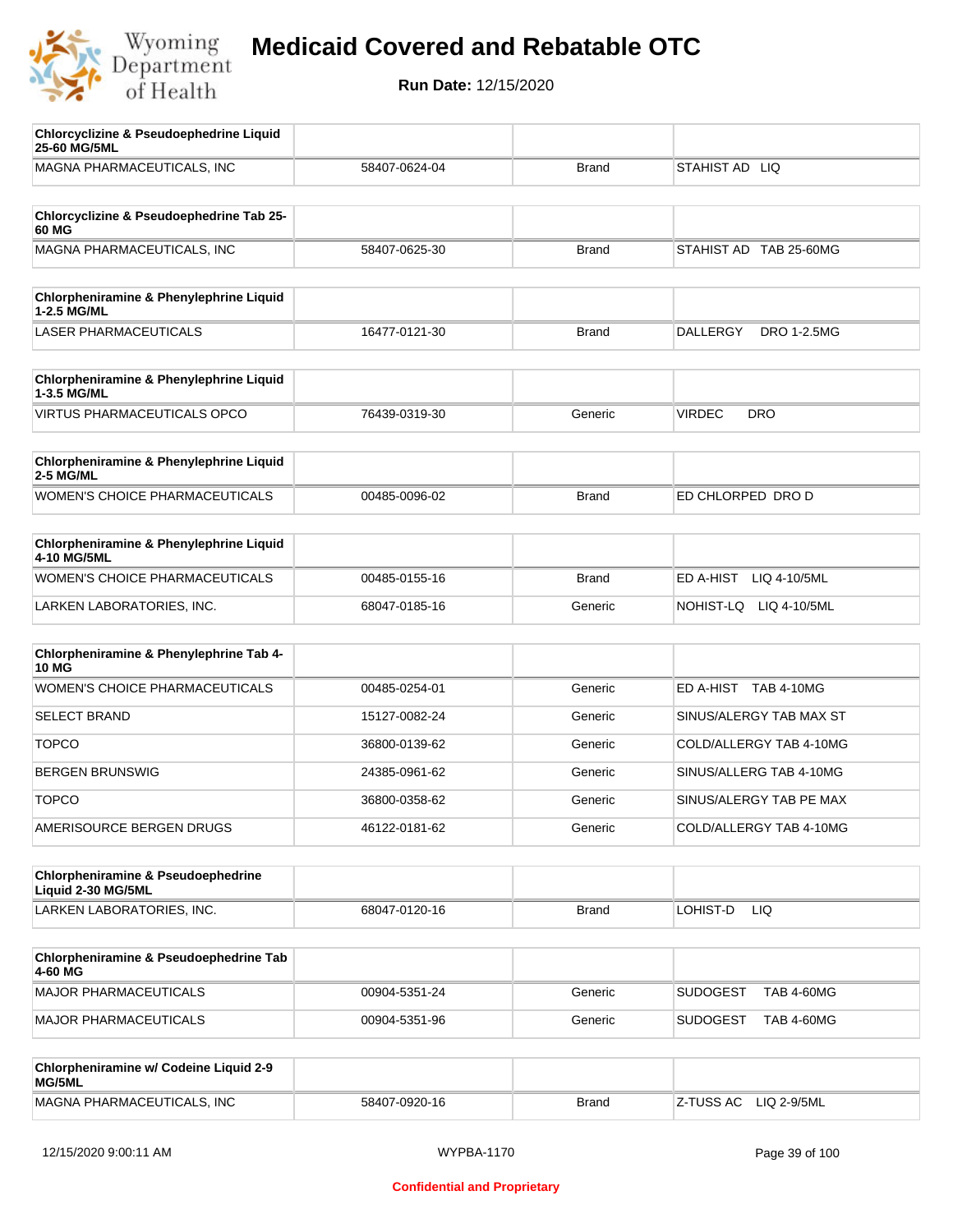# Medicaid Covered and Rebatable OTC

**Run Date:** 12/15/2020

| Chlorcyclizine & Pseudoephedrine Liquid 25-60 MG/5ML | | | |
|---|---|---|---|
| MAGNA PHARMACEUTICALS, INC | 58407-0624-04 | Brand | STAHIST AD LIQ |

| Chlorcyclizine & Pseudoephedrine Tab 25-60 MG | | | |
|---|---|---|---|
| MAGNA PHARMACEUTICALS, INC | 58407-0625-30 | Brand | STAHIST AD TAB 25-60MG |

| Chlorpheniramine & Phenylephrine Liquid 1-2.5 MG/ML | | | |
|---|---|---|---|
| LASER PHARMACEUTICALS | 16477-0121-30 | Brand | DALLERGY DRO 1-2.5MG |

| Chlorpheniramine & Phenylephrine Liquid 1-3.5 MG/ML | | | |
|---|---|---|---|
| VIRTUS PHARMACEUTICALS OPCO | 76439-0319-30 | Generic | VIRDEC DRO |

| Chlorpheniramine & Phenylephrine Liquid 2-5 MG/ML | | | |
|---|---|---|---|
| WOMEN'S CHOICE PHARMACEUTICALS | 00485-0096-02 | Brand | ED CHLORPED DRO D |

| Chlorpheniramine & Phenylephrine Liquid 4-10 MG/5ML | | | |
|---|---|---|---|
| WOMEN'S CHOICE PHARMACEUTICALS | 00485-0155-16 | Brand | ED A-HIST LIQ 4-10/5ML |
| LARKEN LABORATORIES, INC. | 68047-0185-16 | Generic | NOHIST-LQ LIQ 4-10/5ML |

| Chlorpheniramine & Phenylephrine Tab 4-10 MG | | | |
|---|---|---|---|
| WOMEN'S CHOICE PHARMACEUTICALS | 00485-0254-01 | Generic | ED A-HIST TAB 4-10MG |
| SELECT BRAND | 15127-0082-24 | Generic | SINUS/ALERGY TAB MAX ST |
| TOPCO | 36800-0139-62 | Generic | COLD/ALLERGY TAB 4-10MG |
| BERGEN BRUNSWIG | 24385-0961-62 | Generic | SINUS/ALLERG TAB 4-10MG |
| TOPCO | 36800-0358-62 | Generic | SINUS/ALERGY TAB PE MAX |
| AMERISOURCE BERGEN DRUGS | 46122-0181-62 | Generic | COLD/ALLERGY TAB 4-10MG |

| Chlorpheniramine & Pseudoephedrine Liquid 2-30 MG/5ML | | | |
|---|---|---|---|
| LARKEN LABORATORIES, INC. | 68047-0120-16 | Brand | LOHIST-D LIQ |

| Chlorpheniramine & Pseudoephedrine Tab 4-60 MG | | | |
|---|---|---|---|
| MAJOR PHARMACEUTICALS | 00904-5351-24 | Generic | SUDOGEST TAB 4-60MG |
| MAJOR PHARMACEUTICALS | 00904-5351-96 | Generic | SUDOGEST TAB 4-60MG |

| Chlorpheniramine w/ Codeine Liquid 2-9 MG/5ML | | | |
|---|---|---|---|
| MAGNA PHARMACEUTICALS, INC | 58407-0920-16 | Brand | Z-TUSS AC LIQ 2-9/5ML |

12/15/2020 9:00:11 AM WYPBA-1170

Confidential and Proprietary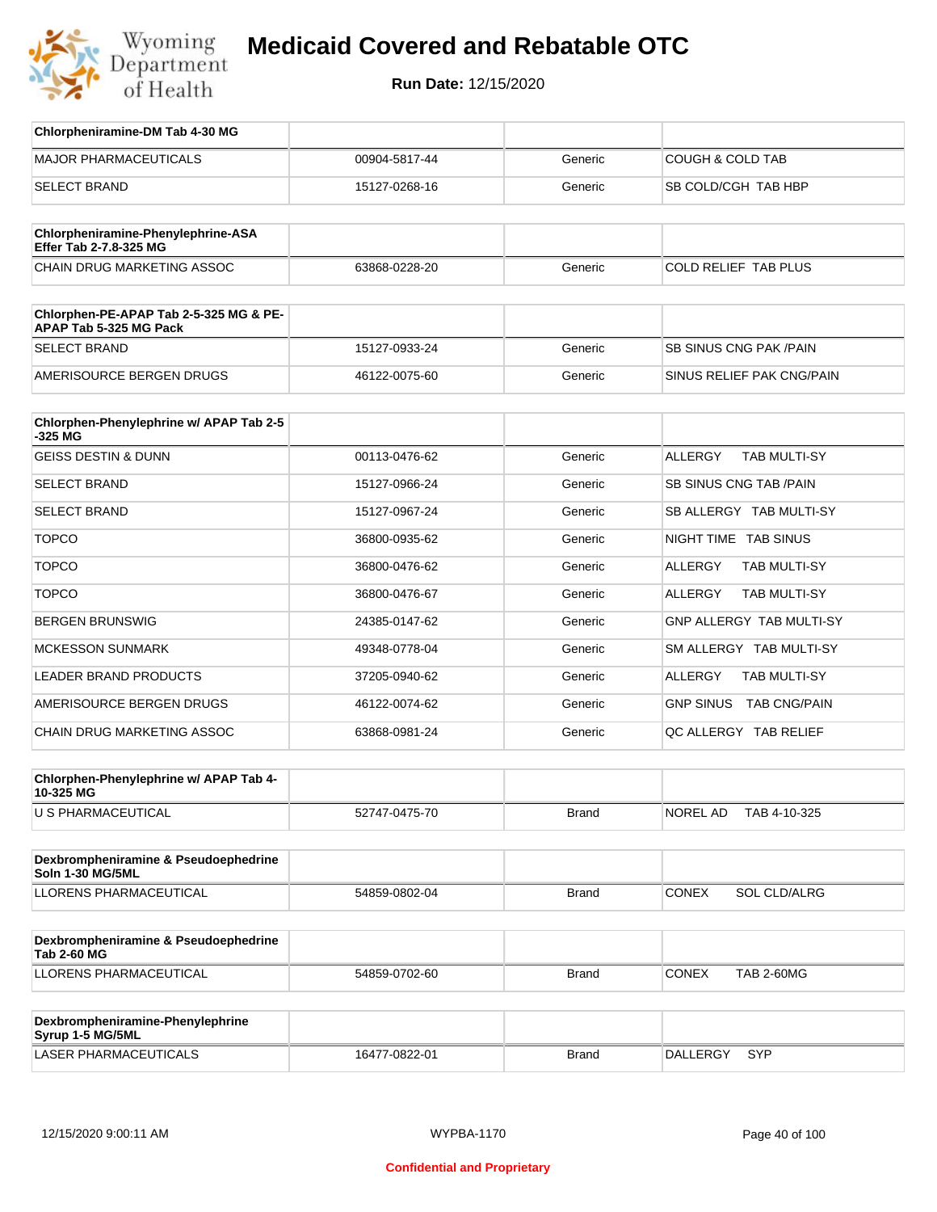# Medicaid Covered and Rebatable OTC

**Run Date:** 12/15/2020

| Chlorpheniramine-DM Tab 4-30 MG | | | |
|---|---|---|---|
| MAJOR PHARMACEUTICALS | 00904-5817-44 | Generic | COUGH & COLD TAB |
| SELECT BRAND | 15127-0268-16 | Generic | SB COLD/CGH TAB HBP |

| Chlorpheniramine-Phenylephrine-ASA Effer Tab 2-7.8-325 MG | | | |
|---|---|---|---|
| CHAIN DRUG MARKETING ASSOC | 63868-0228-20 | Generic | COLD RELIEF TAB PLUS |

| Chlorphen-PE-APAP Tab 2-5-325 MG & PE-APAP Tab 5-325 MG Pack | | | |
|---|---|---|---|
| SELECT BRAND | 15127-0933-24 | Generic | SB SINUS CNG PAK /PAIN |
| AMERISOURCE BERGEN DRUGS | 46122-0075-60 | Generic | SINUS RELIEF PAK CNG/PAIN |

| Chlorphen-Phenylephrine w/ APAP Tab 2-5-325 MG | | | |
|---|---|---|---|
| GEISS DESTIN & DUNN | 00113-0476-62 | Generic | ALLERGY TAB MULTI-SY |
| SELECT BRAND | 15127-0966-24 | Generic | SB SINUS CNG TAB /PAIN |
| SELECT BRAND | 15127-0967-24 | Generic | SB ALLERGY TAB MULTI-SY |
| TOPCO | 36800-0935-62 | Generic | NIGHT TIME TAB SINUS |
| TOPCO | 36800-0476-62 | Generic | ALLERGY TAB MULTI-SY |
| TOPCO | 36800-0476-67 | Generic | ALLERGY TAB MULTI-SY |
| BERGEN BRUNSWIG | 24385-0147-62 | Generic | GNP ALLERGY TAB MULTI-SY |
| MCKESSON SUNMARK | 49348-0778-04 | Generic | SM ALLERGY TAB MULTI-SY |
| LEADER BRAND PRODUCTS | 37205-0940-62 | Generic | ALLERGY TAB MULTI-SY |
| AMERISOURCE BERGEN DRUGS | 46122-0074-62 | Generic | GNP SINUS TAB CNG/PAIN |
| CHAIN DRUG MARKETING ASSOC | 63868-0981-24 | Generic | QC ALLERGY TAB RELIEF |

| Chlorphen-Phenylephrine w/ APAP Tab 4-10-325 MG | | | |
|---|---|---|---|
| U S PHARMACEUTICAL | 52747-0475-70 | Brand | NOREL AD TAB 4-10-325 |

| Dexbrompheniramine & Pseudoephedrine Soln 1-30 MG/5ML | | | |
|---|---|---|---|
| LLORENS PHARMACEUTICAL | 54859-0802-04 | Brand | CONEX SOL CLD/ALRG |

| Dexbrompheniramine & Pseudoephedrine Tab 2-60 MG | | | |
|---|---|---|---|
| LLORENS PHARMACEUTICAL | 54859-0702-60 | Brand | CONEX TAB 2-60MG |

| Dexbrompheniramine-Phenylephrine Syrup 1-5 MG/5ML | | | |
|---|---|---|---|
| LASER PHARMACEUTICALS | 16477-0822-01 | Brand | DALLERGY SYP |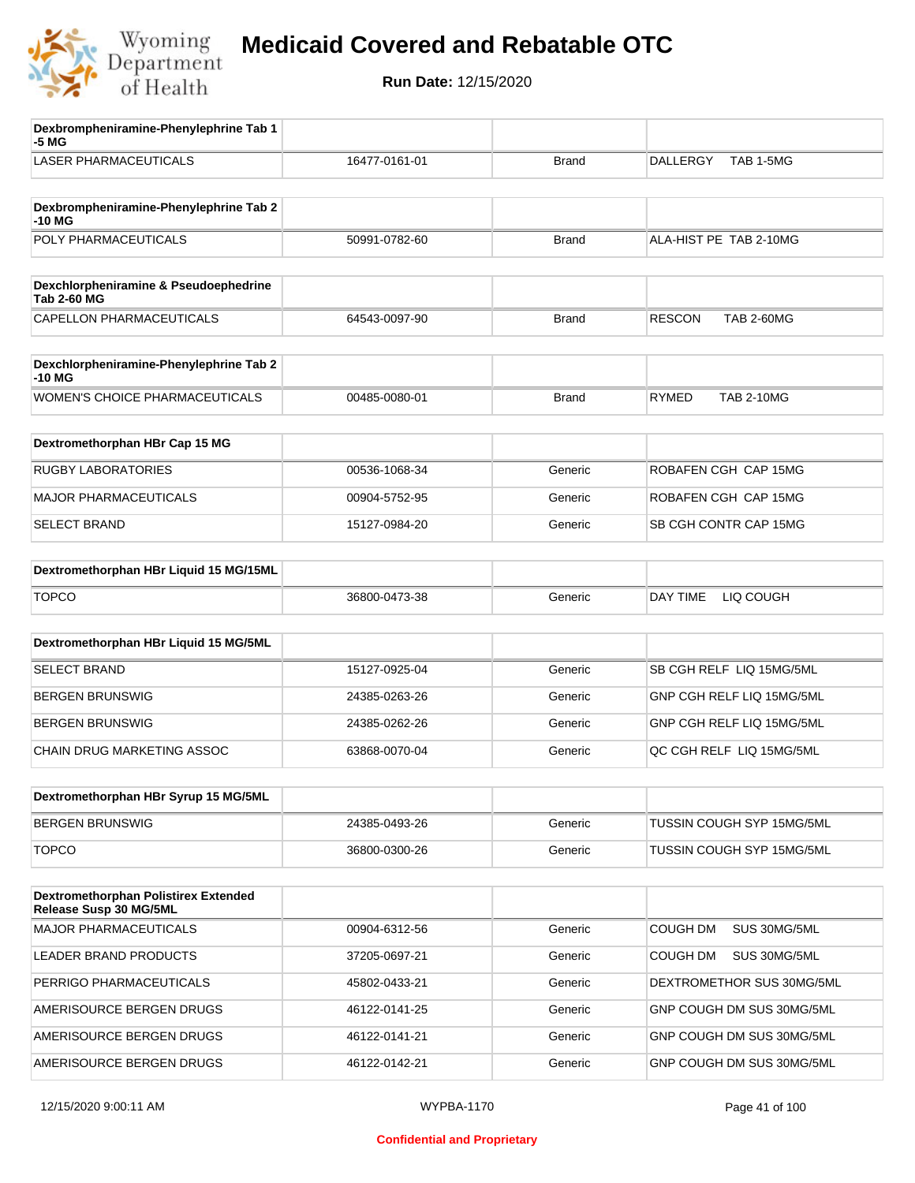# Medicaid Covered and Rebatable OTC

**Run Date:** 12/15/2020

| Dexbrompheniramine-Phenylephrine Tab 1-5 MG | | | |
|---|---|---|---|
| LASER PHARMACEUTICALS | 16477-0161-01 | Brand | DALLERGY TAB 1-5MG |

| Dexbrompheniramine-Phenylephrine Tab 2-10 MG | | | |
|---|---|---|---|
| POLY PHARMACEUTICALS | 50991-0782-60 | Brand | ALA-HIST PE TAB 2-10MG |

| Dexchlorpheniramine & Pseudoephedrine Tab 2-60 MG | | | |
|---|---|---|---|
| CAPELLON PHARMACEUTICALS | 64543-0097-90 | Brand | RESCON TAB 2-60MG |

| Dexchlorpheniramine-Phenylephrine Tab 2-10 MG | | | |
|---|---|---|---|
| WOMEN'S CHOICE PHARMACEUTICALS | 00485-0080-01 | Brand | RYMED TAB 2-10MG |

| Dextromethorphan HBr Cap 15 MG | | | |
|---|---|---|---|
| RUGBY LABORATORIES | 00536-1068-34 | Generic | ROBAFEN CGH CAP 15MG |
| MAJOR PHARMACEUTICALS | 00904-5752-95 | Generic | ROBAFEN CGH CAP 15MG |
| SELECT BRAND | 15127-0984-20 | Generic | SB CGH CONTR CAP 15MG |

| Dextromethorphan HBr Liquid 15 MG/15ML | | | |
|---|---|---|---|
| TOPCO | 36800-0473-38 | Generic | DAY TIME LIQ COUGH |

| Dextromethorphan HBr Liquid 15 MG/5ML | | | |
|---|---|---|---|
| SELECT BRAND | 15127-0925-04 | Generic | SB CGH RELF LIQ 15MG/5ML |
| BERGEN BRUNSWIG | 24385-0263-26 | Generic | GNP CGH RELF LIQ 15MG/5ML |
| BERGEN BRUNSWIG | 24385-0262-26 | Generic | GNP CGH RELF LIQ 15MG/5ML |
| CHAIN DRUG MARKETING ASSOC | 63868-0070-04 | Generic | QC CGH RELF LIQ 15MG/5ML |

| Dextromethorphan HBr Syrup 15 MG/5ML | | | |
|---|---|---|---|
| BERGEN BRUNSWIG | 24385-0493-26 | Generic | TUSSIN COUGH SYP 15MG/5ML |
| TOPCO | 36800-0300-26 | Generic | TUSSIN COUGH SYP 15MG/5ML |

| Dextromethorphan Polistirex Extended Release Susp 30 MG/5ML | | | |
|---|---|---|---|
| MAJOR PHARMACEUTICALS | 00904-6312-56 | Generic | COUGH DM SUS 30MG/5ML |
| LEADER BRAND PRODUCTS | 37205-0697-21 | Generic | COUGH DM SUS 30MG/5ML |
| PERRIGO PHARMACEUTICALS | 45802-0433-21 | Generic | DEXTROMETHOR SUS 30MG/5ML |
| AMERISOURCE BERGEN DRUGS | 46122-0141-25 | Generic | GNP COUGH DM SUS 30MG/5ML |
| AMERISOURCE BERGEN DRUGS | 46122-0141-21 | Generic | GNP COUGH DM SUS 30MG/5ML |
| AMERISOURCE BERGEN DRUGS | 46122-0142-21 | Generic | GNP COUGH DM SUS 30MG/5ML |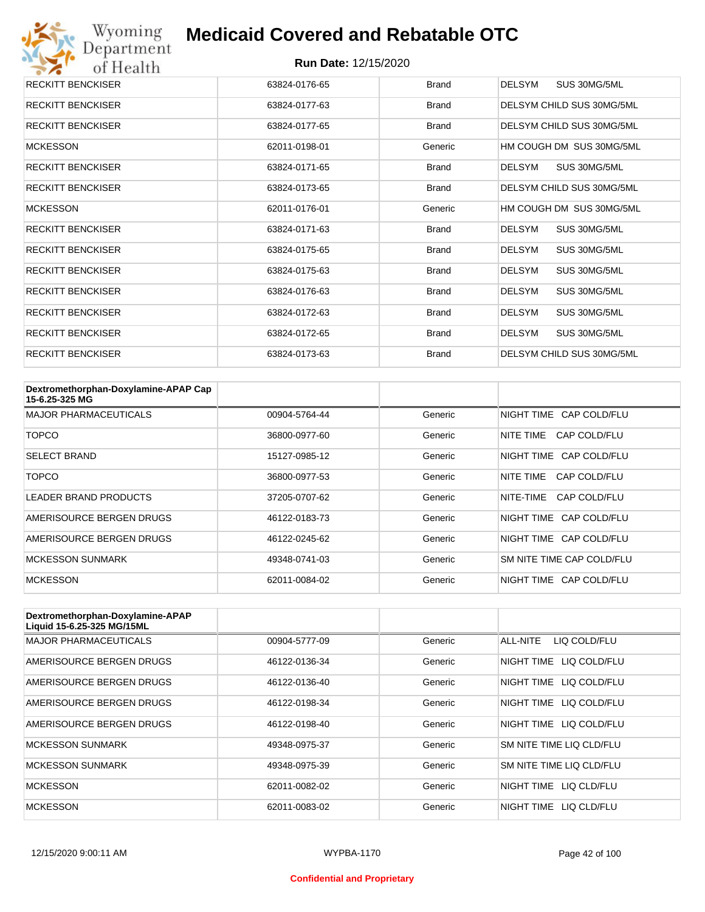| | | | |
|---|---|---|---|
| RECKITT BENCKISER | 63824-0176-65 | Brand | DELSYM SUS 30MG/5ML |
| RECKITT BENCKISER | 63824-0177-63 | Brand | DELSYM CHILD SUS 30MG/5ML |
| RECKITT BENCKISER | 63824-0177-65 | Brand | DELSYM CHILD SUS 30MG/5ML |
| MCKESSON | 62011-0198-01 | Generic | HM COUGH DM SUS 30MG/5ML |
| RECKITT BENCKISER | 63824-0171-65 | Brand | DELSYM SUS 30MG/5ML |
| RECKITT BENCKISER | 63824-0173-65 | Brand | DELSYM CHILD SUS 30MG/5ML |
| MCKESSON | 62011-0176-01 | Generic | HM COUGH DM SUS 30MG/5ML |
| RECKITT BENCKISER | 63824-0171-63 | Brand | DELSYM SUS 30MG/5ML |
| RECKITT BENCKISER | 63824-0175-65 | Brand | DELSYM SUS 30MG/5ML |
| RECKITT BENCKISER | 63824-0175-63 | Brand | DELSYM SUS 30MG/5ML |
| RECKITT BENCKISER | 63824-0176-63 | Brand | DELSYM SUS 30MG/5ML |
| RECKITT BENCKISER | 63824-0172-63 | Brand | DELSYM SUS 30MG/5ML |
| RECKITT BENCKISER | 63824-0172-65 | Brand | DELSYM SUS 30MG/5ML |
| RECKITT BENCKISER | 63824-0173-63 | Brand | DELSYM CHILD SUS 30MG/5ML |

| Dextromethorphan-Doxylamine-APAP Cap 15-6.25-325 MG | | | |
|---|---|---|---|
| MAJOR PHARMACEUTICALS | 00904-5764-44 | Generic | NIGHT TIME CAP COLD/FLU |
| TOPCO | 36800-0977-60 | Generic | NITE TIME CAP COLD/FLU |
| SELECT BRAND | 15127-0985-12 | Generic | NIGHT TIME CAP COLD/FLU |
| TOPCO | 36800-0977-53 | Generic | NITE TIME CAP COLD/FLU |
| LEADER BRAND PRODUCTS | 37205-0707-62 | Generic | NITE-TIME CAP COLD/FLU |
| AMERISOURCE BERGEN DRUGS | 46122-0183-73 | Generic | NIGHT TIME CAP COLD/FLU |
| AMERISOURCE BERGEN DRUGS | 46122-0245-62 | Generic | NIGHT TIME CAP COLD/FLU |
| MCKESSON SUNMARK | 49348-0741-03 | Generic | SM NITE TIME CAP COLD/FLU |
| MCKESSON | 62011-0084-02 | Generic | NIGHT TIME CAP COLD/FLU |

| Dextromethorphan-Doxylamine-APAP Liquid 15-6.25-325 MG/15ML | | | |
|---|---|---|---|
| MAJOR PHARMACEUTICALS | 00904-5777-09 | Generic | ALL-NITE LIQ COLD/FLU |
| AMERISOURCE BERGEN DRUGS | 46122-0136-34 | Generic | NIGHT TIME LIQ COLD/FLU |
| AMERISOURCE BERGEN DRUGS | 46122-0136-40 | Generic | NIGHT TIME LIQ COLD/FLU |
| AMERISOURCE BERGEN DRUGS | 46122-0198-34 | Generic | NIGHT TIME LIQ COLD/FLU |
| AMERISOURCE BERGEN DRUGS | 46122-0198-40 | Generic | NIGHT TIME LIQ COLD/FLU |
| MCKESSON SUNMARK | 49348-0975-37 | Generic | SM NITE TIME LIQ CLD/FLU |
| MCKESSON SUNMARK | 49348-0975-39 | Generic | SM NITE TIME LIQ CLD/FLU |
| MCKESSON | 62011-0082-02 | Generic | NIGHT TIME LIQ CLD/FLU |
| MCKESSON | 62011-0083-02 | Generic | NIGHT TIME LIQ CLD/FLU |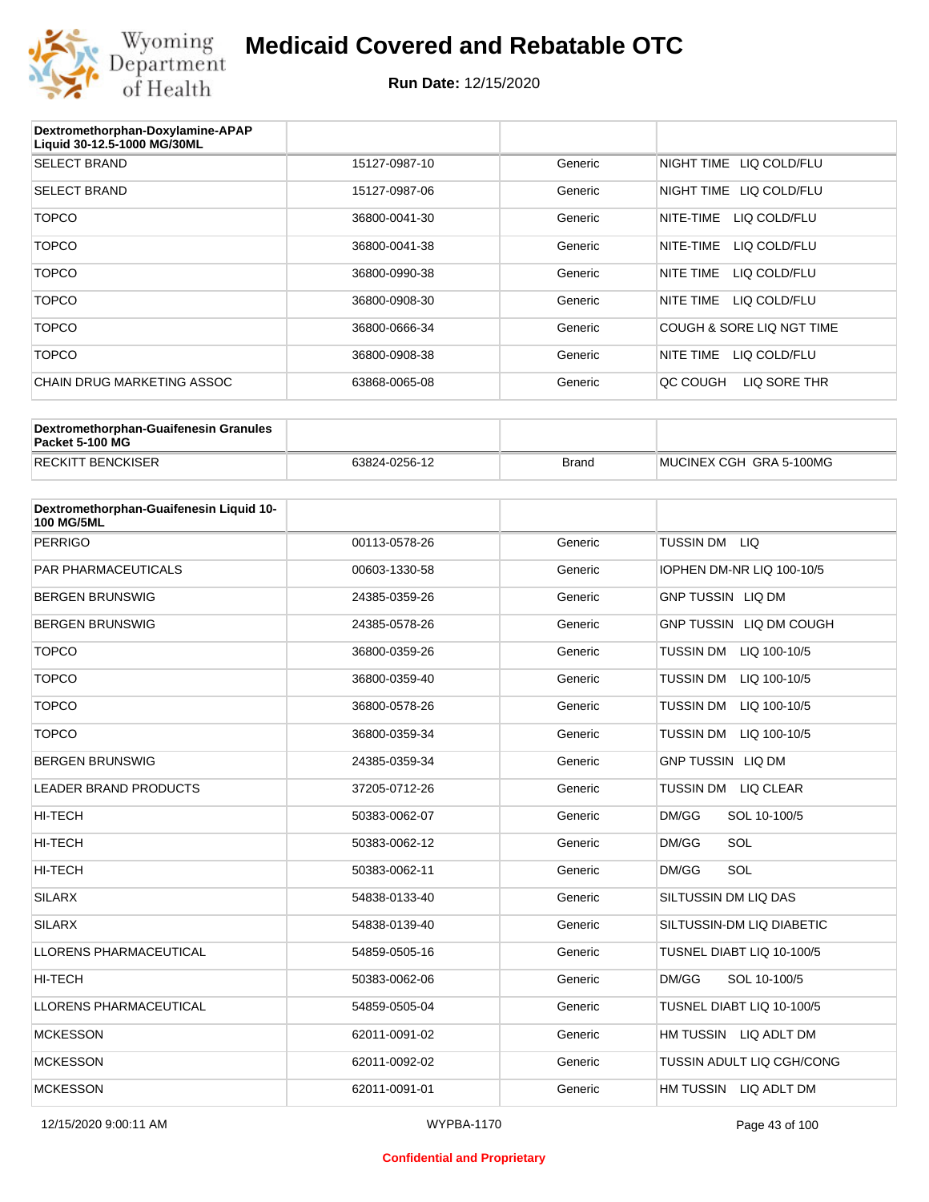# Medicaid Covered and Rebatable OTC

**Run Date:** 12/15/2020

| Dextromethorphan-Doxylamine-APAP Liquid 30-12.5-1000 MG/30ML | | | |
|---|---|---|---|
| SELECT BRAND | 15127-0987-10 | Generic | NIGHT TIME LIQ COLD/FLU |
| SELECT BRAND | 15127-0987-06 | Generic | NIGHT TIME LIQ COLD/FLU |
| TOPCO | 36800-0041-30 | Generic | NITE-TIME LIQ COLD/FLU |
| TOPCO | 36800-0041-38 | Generic | NITE-TIME LIQ COLD/FLU |
| TOPCO | 36800-0990-38 | Generic | NITE TIME LIQ COLD/FLU |
| TOPCO | 36800-0908-30 | Generic | NITE TIME LIQ COLD/FLU |
| TOPCO | 36800-0666-34 | Generic | COUGH & SORE LIQ NGT TIME |
| TOPCO | 36800-0908-38 | Generic | NITE TIME LIQ COLD/FLU |
| CHAIN DRUG MARKETING ASSOC | 63868-0065-08 | Generic | QC COUGH LIQ SORE THR |

| Dextromethorphan-Guaifenesin Granules Packet 5-100 MG | | | |
|---|---|---|---|
| RECKITT BENCKISER | 63824-0256-12 | Brand | MUCINEX CGH GRA 5-100MG |

| Dextromethorphan-Guaifenesin Liquid 10-100 MG/5ML | | | |
|---|---|---|---|
| PERRIGO | 00113-0578-26 | Generic | TUSSIN DM LIQ |
| PAR PHARMACEUTICALS | 00603-1330-58 | Generic | IOPHEN DM-NR LIQ 100-10/5 |
| BERGEN BRUNSWIG | 24385-0359-26 | Generic | GNP TUSSIN LIQ DM |
| BERGEN BRUNSWIG | 24385-0578-26 | Generic | GNP TUSSIN LIQ DM COUGH |
| TOPCO | 36800-0359-26 | Generic | TUSSIN DM LIQ 100-10/5 |
| TOPCO | 36800-0359-40 | Generic | TUSSIN DM LIQ 100-10/5 |
| TOPCO | 36800-0578-26 | Generic | TUSSIN DM LIQ 100-10/5 |
| TOPCO | 36800-0359-34 | Generic | TUSSIN DM LIQ 100-10/5 |
| BERGEN BRUNSWIG | 24385-0359-34 | Generic | GNP TUSSIN LIQ DM |
| LEADER BRAND PRODUCTS | 37205-0712-26 | Generic | TUSSIN DM LIQ CLEAR |
| HI-TECH | 50383-0062-07 | Generic | DM/GG SOL 10-100/5 |
| HI-TECH | 50383-0062-12 | Generic | DM/GG SOL |
| HI-TECH | 50383-0062-11 | Generic | DM/GG SOL |
| SILARX | 54838-0133-40 | Generic | SILTUSSIN DM LIQ DAS |
| SILARX | 54838-0139-40 | Generic | SILTUSSIN-DM LIQ DIABETIC |
| LLORENS PHARMACEUTICAL | 54859-0505-16 | Generic | TUSNEL DIABT LIQ 10-100/5 |
| HI-TECH | 50383-0062-06 | Generic | DM/GG SOL 10-100/5 |
| LLORENS PHARMACEUTICAL | 54859-0505-04 | Generic | TUSNEL DIABT LIQ 10-100/5 |
| MCKESSON | 62011-0091-02 | Generic | HM TUSSIN LIQ ADLT DM |
| MCKESSON | 62011-0092-02 | Generic | TUSSIN ADULT LIQ CGH/CONG |
| MCKESSON | 62011-0091-01 | Generic | HM TUSSIN LIQ ADLT DM |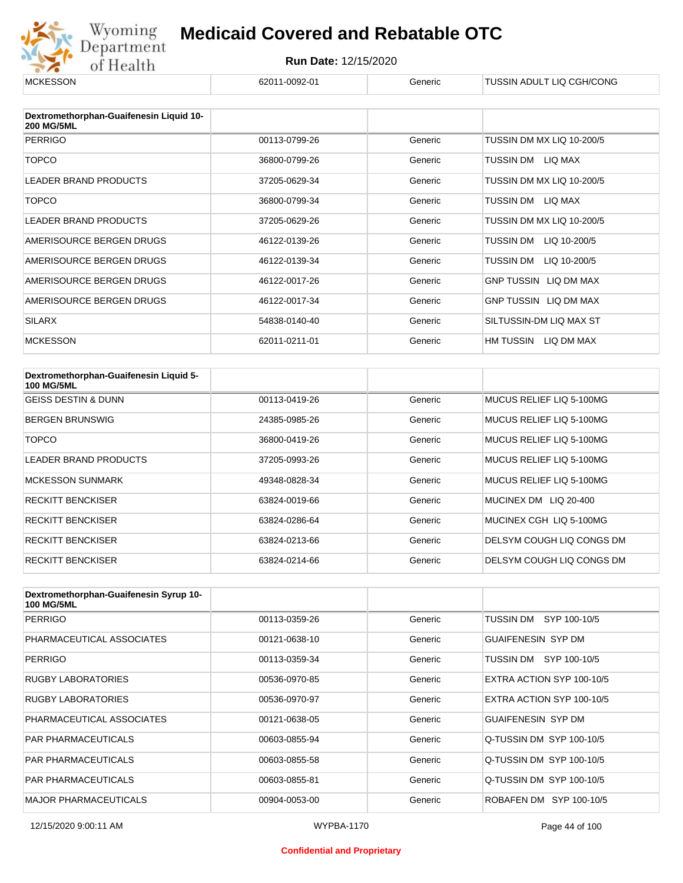| MCKESSON | 62011-0092-01 | Generic | TUSSIN ADULT LIQ CGH/CONG |
|---|---|---|---|

| Dextromethorphan-Guaifenesin Liquid 10-200 MG/5ML | | | |
|---|---|---|---|
| PERRIGO | 00113-0799-26 | Generic | TUSSIN DM MX LIQ 10-200/5 |
| TOPCO | 36800-0799-26 | Generic | TUSSIN DM LIQ MAX |
| LEADER BRAND PRODUCTS | 37205-0629-34 | Generic | TUSSIN DM MX LIQ 10-200/5 |
| TOPCO | 36800-0799-34 | Generic | TUSSIN DM LIQ MAX |
| LEADER BRAND PRODUCTS | 37205-0629-26 | Generic | TUSSIN DM MX LIQ 10-200/5 |
| AMERISOURCE BERGEN DRUGS | 46122-0139-26 | Generic | TUSSIN DM LIQ 10-200/5 |
| AMERISOURCE BERGEN DRUGS | 46122-0139-34 | Generic | TUSSIN DM LIQ 10-200/5 |
| AMERISOURCE BERGEN DRUGS | 46122-0017-26 | Generic | GNP TUSSIN LIQ DM MAX |
| AMERISOURCE BERGEN DRUGS | 46122-0017-34 | Generic | GNP TUSSIN LIQ DM MAX |
| SILARX | 54838-0140-40 | Generic | SILTUSSIN-DM LIQ MAX ST |
| MCKESSON | 62011-0211-01 | Generic | HM TUSSIN LIQ DM MAX |

| Dextromethorphan-Guaifenesin Liquid 5-100 MG/5ML | | | |
|---|---|---|---|
| GEISS DESTIN & DUNN | 00113-0419-26 | Generic | MUCUS RELIEF LIQ 5-100MG |
| BERGEN BRUNSWIG | 24385-0985-26 | Generic | MUCUS RELIEF LIQ 5-100MG |
| TOPCO | 36800-0419-26 | Generic | MUCUS RELIEF LIQ 5-100MG |
| LEADER BRAND PRODUCTS | 37205-0993-26 | Generic | MUCUS RELIEF LIQ 5-100MG |
| MCKESSON SUNMARK | 49348-0828-34 | Generic | MUCUS RELIEF LIQ 5-100MG |
| RECKITT BENCKISER | 63824-0019-66 | Generic | MUCINEX DM LIQ 20-400 |
| RECKITT BENCKISER | 63824-0286-64 | Generic | MUCINEX CGH LIQ 5-100MG |
| RECKITT BENCKISER | 63824-0213-66 | Generic | DELSYM COUGH LIQ CONGS DM |
| RECKITT BENCKISER | 63824-0214-66 | Generic | DELSYM COUGH LIQ CONGS DM |

| Dextromethorphan-Guaifenesin Syrup 10-100 MG/5ML | | | |
|---|---|---|---|
| PERRIGO | 00113-0359-26 | Generic | TUSSIN DM SYP 100-10/5 |
| PHARMACEUTICAL ASSOCIATES | 00121-0638-10 | Generic | GUAIFENESIN SYP DM |
| PERRIGO | 00113-0359-34 | Generic | TUSSIN DM SYP 100-10/5 |
| RUGBY LABORATORIES | 00536-0970-85 | Generic | EXTRA ACTION SYP 100-10/5 |
| RUGBY LABORATORIES | 00536-0970-97 | Generic | EXTRA ACTION SYP 100-10/5 |
| PHARMACEUTICAL ASSOCIATES | 00121-0638-05 | Generic | GUAIFENESIN SYP DM |
| PAR PHARMACEUTICALS | 00603-0855-94 | Generic | Q-TUSSIN DM SYP 100-10/5 |
| PAR PHARMACEUTICALS | 00603-0855-58 | Generic | Q-TUSSIN DM SYP 100-10/5 |
| PAR PHARMACEUTICALS | 00603-0855-81 | Generic | Q-TUSSIN DM SYP 100-10/5 |
| MAJOR PHARMACEUTICALS | 00904-0053-00 | Generic | ROBAFEN DM SYP 100-10/5 |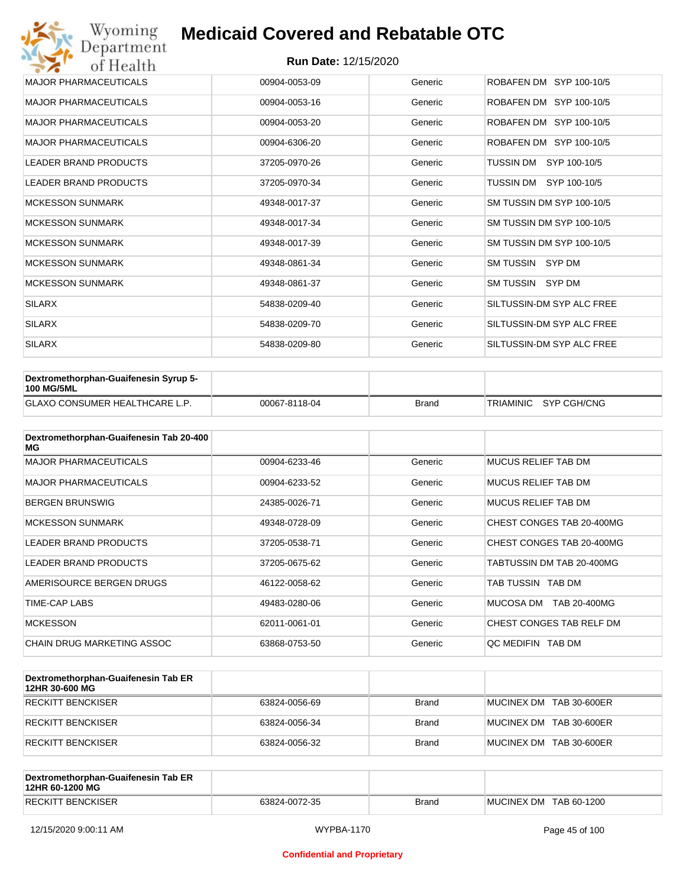| | | | |
|---|---|---|---|
| MAJOR PHARMACEUTICALS | 00904-0053-09 | Generic | ROBAFEN DM SYP 100-10/5 |
| MAJOR PHARMACEUTICALS | 00904-0053-16 | Generic | ROBAFEN DM SYP 100-10/5 |
| MAJOR PHARMACEUTICALS | 00904-0053-20 | Generic | ROBAFEN DM SYP 100-10/5 |
| MAJOR PHARMACEUTICALS | 00904-6306-20 | Generic | ROBAFEN DM SYP 100-10/5 |
| LEADER BRAND PRODUCTS | 37205-0970-26 | Generic | TUSSIN DM SYP 100-10/5 |
| LEADER BRAND PRODUCTS | 37205-0970-34 | Generic | TUSSIN DM SYP 100-10/5 |
| MCKESSON SUNMARK | 49348-0017-37 | Generic | SM TUSSIN DM SYP 100-10/5 |
| MCKESSON SUNMARK | 49348-0017-34 | Generic | SM TUSSIN DM SYP 100-10/5 |
| MCKESSON SUNMARK | 49348-0017-39 | Generic | SM TUSSIN DM SYP 100-10/5 |
| MCKESSON SUNMARK | 49348-0861-34 | Generic | SM TUSSIN SYP DM |
| MCKESSON SUNMARK | 49348-0861-37 | Generic | SM TUSSIN SYP DM |
| SILARX | 54838-0209-40 | Generic | SILTUSSIN-DM SYP ALC FREE |
| SILARX | 54838-0209-70 | Generic | SILTUSSIN-DM SYP ALC FREE |
| SILARX | 54838-0209-80 | Generic | SILTUSSIN-DM SYP ALC FREE |

| Dextromethorphan-Guaifenesin Syrup 5-100 MG/5ML | | | |
|---|---|---|---|
| GLAXO CONSUMER HEALTHCARE L.P. | 00067-8118-04 | Brand | TRIAMINIC SYP CGH/CNG |

| Dextromethorphan-Guaifenesin Tab 20-400 MG | | | |
|---|---|---|---|
| MAJOR PHARMACEUTICALS | 00904-6233-46 | Generic | MUCUS RELIEF TAB DM |
| MAJOR PHARMACEUTICALS | 00904-6233-52 | Generic | MUCUS RELIEF TAB DM |
| BERGEN BRUNSWIG | 24385-0026-71 | Generic | MUCUS RELIEF TAB DM |
| MCKESSON SUNMARK | 49348-0728-09 | Generic | CHEST CONGES TAB 20-400MG |
| LEADER BRAND PRODUCTS | 37205-0538-71 | Generic | CHEST CONGES TAB 20-400MG |
| LEADER BRAND PRODUCTS | 37205-0675-62 | Generic | TABTUSSIN DM TAB 20-400MG |
| AMERISOURCE BERGEN DRUGS | 46122-0058-62 | Generic | TAB TUSSIN TAB DM |
| TIME-CAP LABS | 49483-0280-06 | Generic | MUCOSA DM TAB 20-400MG |
| MCKESSON | 62011-0061-01 | Generic | CHEST CONGES TAB RELF DM |
| CHAIN DRUG MARKETING ASSOC | 63868-0753-50 | Generic | QC MEDIFIN TAB DM |

| Dextromethorphan-Guaifenesin Tab ER 12HR 30-600 MG | | | |
|---|---|---|---|
| RECKITT BENCKISER | 63824-0056-69 | Brand | MUCINEX DM TAB 30-600ER |
| RECKITT BENCKISER | 63824-0056-34 | Brand | MUCINEX DM TAB 30-600ER |
| RECKITT BENCKISER | 63824-0056-32 | Brand | MUCINEX DM TAB 30-600ER |

| Dextromethorphan-Guaifenesin Tab ER 12HR 60-1200 MG | | | |
|---|---|---|---|
| RECKITT BENCKISER | 63824-0072-35 | Brand | MUCINEX DM TAB 60-1200 |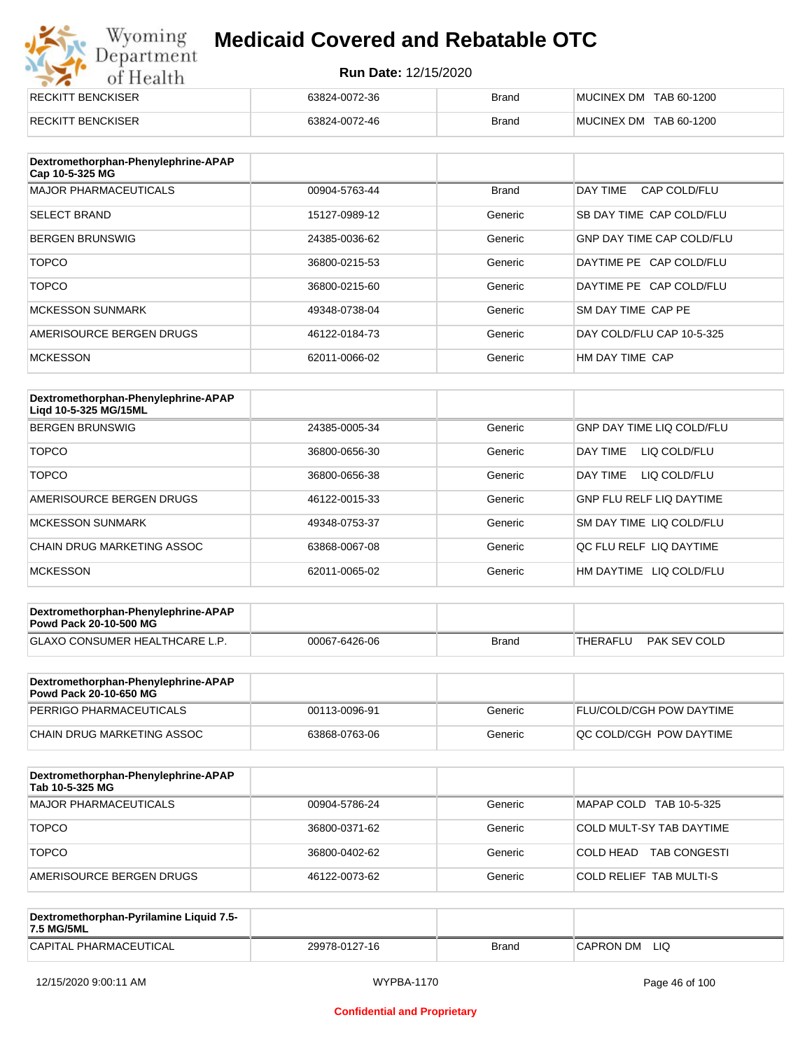| | | | |
|---|---|---|---|
| RECKITT BENCKISER | 63824-0072-36 | Brand | MUCINEX DM TAB 60-1200 |
| RECKITT BENCKISER | 63824-0072-46 | Brand | MUCINEX DM TAB 60-1200 |

| Dextromethorphan-Phenylephrine-APAP Cap 10-5-325 MG | | | |
|---|---|---|---|
| MAJOR PHARMACEUTICALS | 00904-5763-44 | Brand | DAY TIME CAP COLD/FLU |
| SELECT BRAND | 15127-0989-12 | Generic | SB DAY TIME CAP COLD/FLU |
| BERGEN BRUNSWIG | 24385-0036-62 | Generic | GNP DAY TIME CAP COLD/FLU |
| TOPCO | 36800-0215-53 | Generic | DAYTIME PE CAP COLD/FLU |
| TOPCO | 36800-0215-60 | Generic | DAYTIME PE CAP COLD/FLU |
| MCKESSON SUNMARK | 49348-0738-04 | Generic | SM DAY TIME CAP PE |
| AMERISOURCE BERGEN DRUGS | 46122-0184-73 | Generic | DAY COLD/FLU CAP 10-5-325 |
| MCKESSON | 62011-0066-02 | Generic | HM DAY TIME CAP |

| Dextromethorphan-Phenylephrine-APAP Liqd 10-5-325 MG/15ML | | | |
|---|---|---|---|
| BERGEN BRUNSWIG | 24385-0005-34 | Generic | GNP DAY TIME LIQ COLD/FLU |
| TOPCO | 36800-0656-30 | Generic | DAY TIME LIQ COLD/FLU |
| TOPCO | 36800-0656-38 | Generic | DAY TIME LIQ COLD/FLU |
| AMERISOURCE BERGEN DRUGS | 46122-0015-33 | Generic | GNP FLU RELF LIQ DAYTIME |
| MCKESSON SUNMARK | 49348-0753-37 | Generic | SM DAY TIME LIQ COLD/FLU |
| CHAIN DRUG MARKETING ASSOC | 63868-0067-08 | Generic | QC FLU RELF LIQ DAYTIME |
| MCKESSON | 62011-0065-02 | Generic | HM DAYTIME LIQ COLD/FLU |

| Dextromethorphan-Phenylephrine-APAP Powd Pack 20-10-500 MG | | | |
|---|---|---|---|
| GLAXO CONSUMER HEALTHCARE L.P. | 00067-6426-06 | Brand | THERAFLU PAK SEV COLD |

| Dextromethorphan-Phenylephrine-APAP Powd Pack 20-10-650 MG | | | |
|---|---|---|---|
| PERRIGO PHARMACEUTICALS | 00113-0096-91 | Generic | FLU/COLD/CGH POW DAYTIME |
| CHAIN DRUG MARKETING ASSOC | 63868-0763-06 | Generic | QC COLD/CGH POW DAYTIME |

| Dextromethorphan-Phenylephrine-APAP Tab 10-5-325 MG | | | |
|---|---|---|---|
| MAJOR PHARMACEUTICALS | 00904-5786-24 | Generic | MAPAP COLD TAB 10-5-325 |
| TOPCO | 36800-0371-62 | Generic | COLD MULT-SY TAB DAYTIME |
| TOPCO | 36800-0402-62 | Generic | COLD HEAD TAB CONGESTI |
| AMERISOURCE BERGEN DRUGS | 46122-0073-62 | Generic | COLD RELIEF TAB MULTI-S |

| Dextromethorphan-Pyrilamine Liquid 7.5-7.5 MG/5ML | | | |
|---|---|---|---|
| CAPITAL PHARMACEUTICAL | 29978-0127-16 | Brand | CAPRON DM LIQ |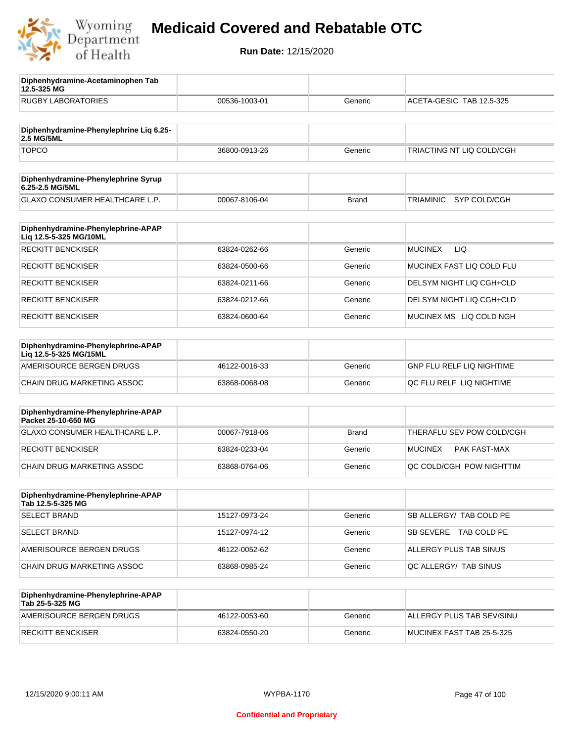# Medicaid Covered and Rebatable OTC

**Run Date:** 12/15/2020

| Diphenhydramine-Acetaminophen Tab 12.5-325 MG | | | |
|---|---|---|---|
| RUGBY LABORATORIES | 00536-1003-01 | Generic | ACETA-GESIC TAB 12.5-325 |

| Diphenhydramine-Phenylephrine Liq 6.25-2.5 MG/5ML | | | |
|---|---|---|---|
| TOPCO | 36800-0913-26 | Generic | TRIACTING NT LIQ COLD/CGH |

| Diphenhydramine-Phenylephrine Syrup 6.25-2.5 MG/5ML | | | |
|---|---|---|---|
| GLAXO CONSUMER HEALTHCARE L.P. | 00067-8106-04 | Brand | TRIAMINIC SYP COLD/CGH |

| Diphenhydramine-Phenylephrine-APAP Liq 12.5-5-325 MG/10ML | | | |
|---|---|---|---|
| RECKITT BENCKISER | 63824-0262-66 | Generic | MUCINEX LIQ |
| RECKITT BENCKISER | 63824-0500-66 | Generic | MUCINEX FAST LIQ COLD FLU |
| RECKITT BENCKISER | 63824-0211-66 | Generic | DELSYM NIGHT LIQ CGH+CLD |
| RECKITT BENCKISER | 63824-0212-66 | Generic | DELSYM NIGHT LIQ CGH+CLD |
| RECKITT BENCKISER | 63824-0600-64 | Generic | MUCINEX MS LIQ COLD NGH |

| Diphenhydramine-Phenylephrine-APAP Liq 12.5-5-325 MG/15ML | | | |
|---|---|---|---|
| AMERISOURCE BERGEN DRUGS | 46122-0016-33 | Generic | GNP FLU RELF LIQ NIGHTIME |
| CHAIN DRUG MARKETING ASSOC | 63868-0068-08 | Generic | QC FLU RELF LIQ NIGHTIME |

| Diphenhydramine-Phenylephrine-APAP Packet 25-10-650 MG | | | |
|---|---|---|---|
| GLAXO CONSUMER HEALTHCARE L.P. | 00067-7918-06 | Brand | THERAFLU SEV POW COLD/CGH |
| RECKITT BENCKISER | 63824-0233-04 | Generic | MUCINEX PAK FAST-MAX |
| CHAIN DRUG MARKETING ASSOC | 63868-0764-06 | Generic | QC COLD/CGH POW NIGHTTIM |

| Diphenhydramine-Phenylephrine-APAP Tab 12.5-5-325 MG | | | |
|---|---|---|---|
| SELECT BRAND | 15127-0973-24 | Generic | SB ALLERGY/ TAB COLD PE |
| SELECT BRAND | 15127-0974-12 | Generic | SB SEVERE TAB COLD PE |
| AMERISOURCE BERGEN DRUGS | 46122-0052-62 | Generic | ALLERGY PLUS TAB SINUS |
| CHAIN DRUG MARKETING ASSOC | 63868-0985-24 | Generic | QC ALLERGY/ TAB SINUS |

| Diphenhydramine-Phenylephrine-APAP Tab 25-5-325 MG | | | |
|---|---|---|---|
| AMERISOURCE BERGEN DRUGS | 46122-0053-60 | Generic | ALLERGY PLUS TAB SEV/SINU |
| RECKITT BENCKISER | 63824-0550-20 | Generic | MUCINEX FAST TAB 25-5-325 |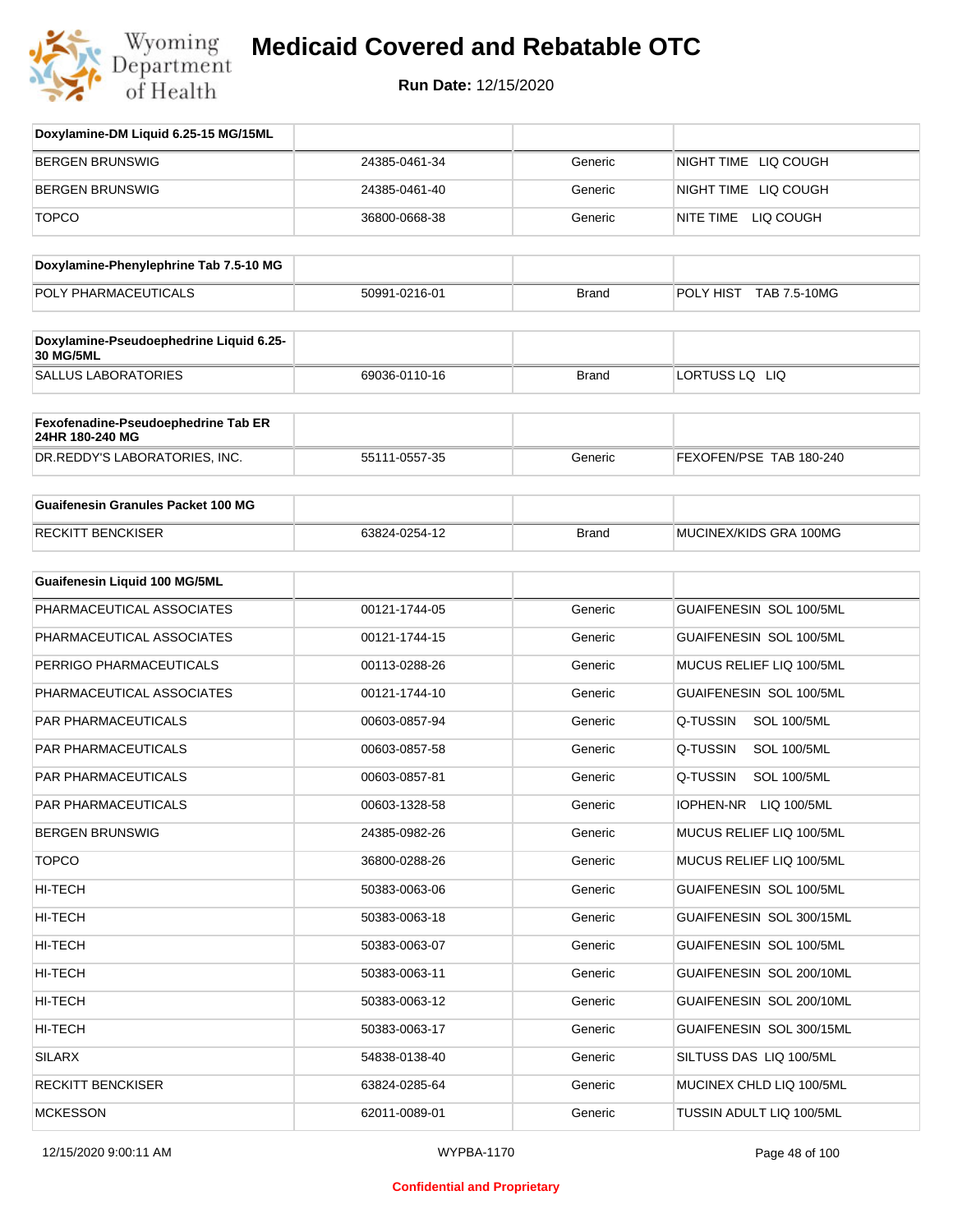# Medicaid Covered and Rebatable OTC

**Run Date:** 12/15/2020

| Doxylamine-DM Liquid 6.25-15 MG/15ML | | | |
|---|---|---|---|
| BERGEN BRUNSWIG | 24385-0461-34 | Generic | NIGHT TIME LIQ COUGH |
| BERGEN BRUNSWIG | 24385-0461-40 | Generic | NIGHT TIME LIQ COUGH |
| TOPCO | 36800-0668-38 | Generic | NITE TIME LIQ COUGH |

| Doxylamine-Phenylephrine Tab 7.5-10 MG | | | |
|---|---|---|---|
| POLY PHARMACEUTICALS | 50991-0216-01 | Brand | POLY HIST TAB 7.5-10MG |

| Doxylamine-Pseudoephedrine Liquid 6.25-30 MG/5ML | | | |
|---|---|---|---|
| SALLUS LABORATORIES | 69036-0110-16 | Brand | LORTUSS LQ LIQ |

| Fexofenadine-Pseudoephedrine Tab ER 24HR 180-240 MG | | | |
|---|---|---|---|
| DR.REDDY'S LABORATORIES, INC. | 55111-0557-35 | Generic | FEXOFEN/PSE TAB 180-240 |

| Guaifenesin Granules Packet 100 MG | | | |
|---|---|---|---|
| RECKITT BENCKISER | 63824-0254-12 | Brand | MUCINEX/KIDS GRA 100MG |

| Guaifenesin Liquid 100 MG/5ML | | | |
|---|---|---|---|
| PHARMACEUTICAL ASSOCIATES | 00121-1744-05 | Generic | GUAIFENESIN SOL 100/5ML |
| PHARMACEUTICAL ASSOCIATES | 00121-1744-15 | Generic | GUAIFENESIN SOL 100/5ML |
| PERRIGO PHARMACEUTICALS | 00113-0288-26 | Generic | MUCUS RELIEF LIQ 100/5ML |
| PHARMACEUTICAL ASSOCIATES | 00121-1744-10 | Generic | GUAIFENESIN SOL 100/5ML |
| PAR PHARMACEUTICALS | 00603-0857-94 | Generic | Q-TUSSIN SOL 100/5ML |
| PAR PHARMACEUTICALS | 00603-0857-58 | Generic | Q-TUSSIN SOL 100/5ML |
| PAR PHARMACEUTICALS | 00603-0857-81 | Generic | Q-TUSSIN SOL 100/5ML |
| PAR PHARMACEUTICALS | 00603-1328-58 | Generic | IOPHEN-NR LIQ 100/5ML |
| BERGEN BRUNSWIG | 24385-0982-26 | Generic | MUCUS RELIEF LIQ 100/5ML |
| TOPCO | 36800-0288-26 | Generic | MUCUS RELIEF LIQ 100/5ML |
| HI-TECH | 50383-0063-06 | Generic | GUAIFENESIN SOL 100/5ML |
| HI-TECH | 50383-0063-18 | Generic | GUAIFENESIN SOL 300/15ML |
| HI-TECH | 50383-0063-07 | Generic | GUAIFENESIN SOL 100/5ML |
| HI-TECH | 50383-0063-11 | Generic | GUAIFENESIN SOL 200/10ML |
| HI-TECH | 50383-0063-12 | Generic | GUAIFENESIN SOL 200/10ML |
| HI-TECH | 50383-0063-17 | Generic | GUAIFENESIN SOL 300/15ML |
| SILARX | 54838-0138-40 | Generic | SILTUSS DAS LIQ 100/5ML |
| RECKITT BENCKISER | 63824-0285-64 | Generic | MUCINEX CHLD LIQ 100/5ML |
| MCKESSON | 62011-0089-01 | Generic | TUSSIN ADULT LIQ 100/5ML |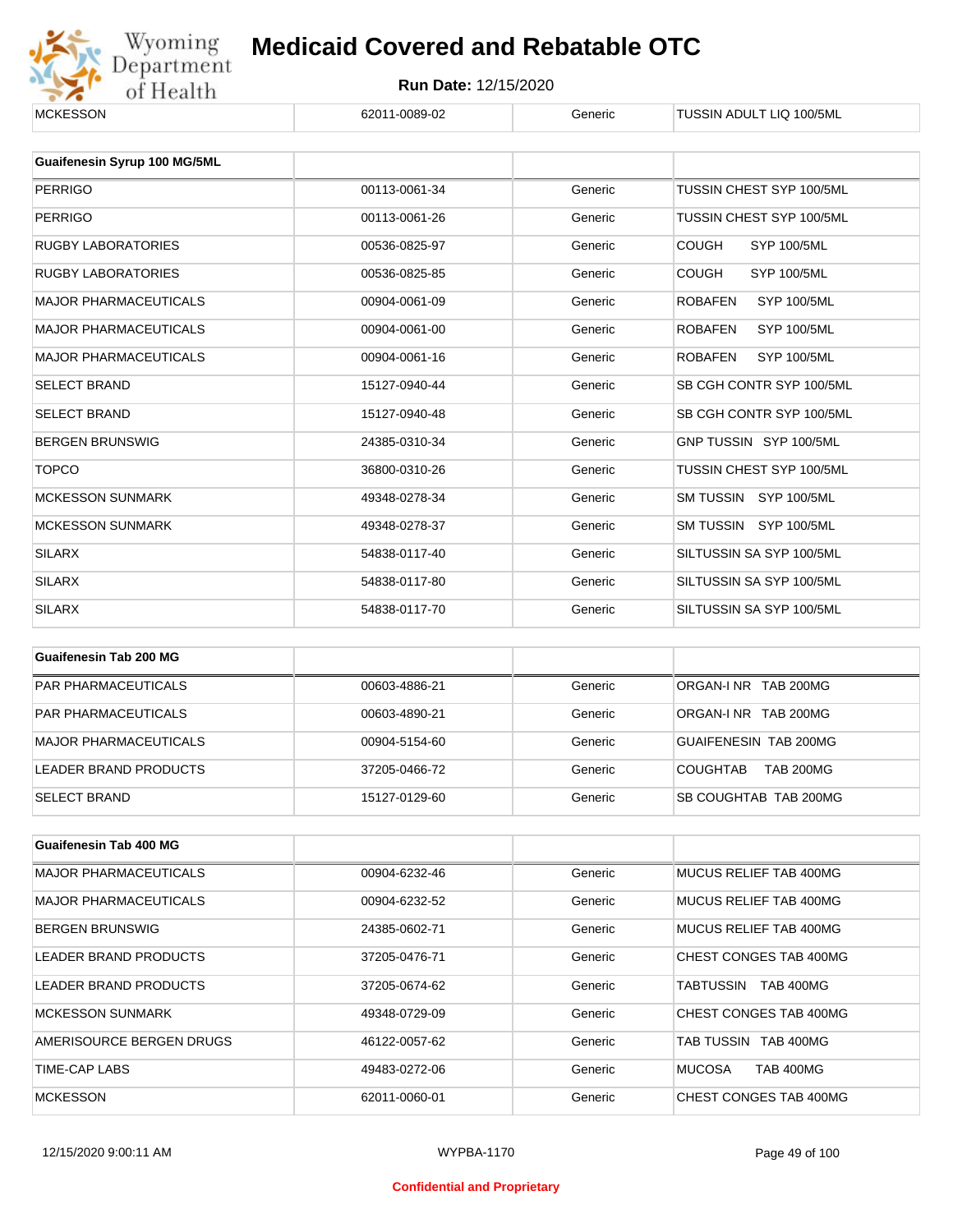| | | | |
|---|---|---|---|
| MCKESSON | 62011-0089-02 | Generic | TUSSIN ADULT LIQ 100/5ML |

| Guaifenesin Syrup 100 MG/5ML | | | |
|---|---|---|---|
| PERRIGO | 00113-0061-34 | Generic | TUSSIN CHEST SYP 100/5ML |
| PERRIGO | 00113-0061-26 | Generic | TUSSIN CHEST SYP 100/5ML |
| RUGBY LABORATORIES | 00536-0825-97 | Generic | COUGH SYP 100/5ML |
| RUGBY LABORATORIES | 00536-0825-85 | Generic | COUGH SYP 100/5ML |
| MAJOR PHARMACEUTICALS | 00904-0061-09 | Generic | ROBAFEN SYP 100/5ML |
| MAJOR PHARMACEUTICALS | 00904-0061-00 | Generic | ROBAFEN SYP 100/5ML |
| MAJOR PHARMACEUTICALS | 00904-0061-16 | Generic | ROBAFEN SYP 100/5ML |
| SELECT BRAND | 15127-0940-44 | Generic | SB CGH CONTR SYP 100/5ML |
| SELECT BRAND | 15127-0940-48 | Generic | SB CGH CONTR SYP 100/5ML |
| BERGEN BRUNSWIG | 24385-0310-34 | Generic | GNP TUSSIN SYP 100/5ML |
| TOPCO | 36800-0310-26 | Generic | TUSSIN CHEST SYP 100/5ML |
| MCKESSON SUNMARK | 49348-0278-34 | Generic | SM TUSSIN SYP 100/5ML |
| MCKESSON SUNMARK | 49348-0278-37 | Generic | SM TUSSIN SYP 100/5ML |
| SILARX | 54838-0117-40 | Generic | SILTUSSIN SA SYP 100/5ML |
| SILARX | 54838-0117-80 | Generic | SILTUSSIN SA SYP 100/5ML |
| SILARX | 54838-0117-70 | Generic | SILTUSSIN SA SYP 100/5ML |

| Guaifenesin Tab 200 MG | | | |
|---|---|---|---|
| PAR PHARMACEUTICALS | 00603-4886-21 | Generic | ORGAN-I NR TAB 200MG |
| PAR PHARMACEUTICALS | 00603-4890-21 | Generic | ORGAN-I NR TAB 200MG |
| MAJOR PHARMACEUTICALS | 00904-5154-60 | Generic | GUAIFENESIN TAB 200MG |
| LEADER BRAND PRODUCTS | 37205-0466-72 | Generic | COUGHTAB TAB 200MG |
| SELECT BRAND | 15127-0129-60 | Generic | SB COUGHTAB TAB 200MG |

| Guaifenesin Tab 400 MG | | | |
|---|---|---|---|
| MAJOR PHARMACEUTICALS | 00904-6232-46 | Generic | MUCUS RELIEF TAB 400MG |
| MAJOR PHARMACEUTICALS | 00904-6232-52 | Generic | MUCUS RELIEF TAB 400MG |
| BERGEN BRUNSWIG | 24385-0602-71 | Generic | MUCUS RELIEF TAB 400MG |
| LEADER BRAND PRODUCTS | 37205-0476-71 | Generic | CHEST CONGES TAB 400MG |
| LEADER BRAND PRODUCTS | 37205-0674-62 | Generic | TABTUSSIN TAB 400MG |
| MCKESSON SUNMARK | 49348-0729-09 | Generic | CHEST CONGES TAB 400MG |
| AMERISOURCE BERGEN DRUGS | 46122-0057-62 | Generic | TAB TUSSIN TAB 400MG |
| TIME-CAP LABS | 49483-0272-06 | Generic | MUCOSA TAB 400MG |
| MCKESSON | 62011-0060-01 | Generic | CHEST CONGES TAB 400MG |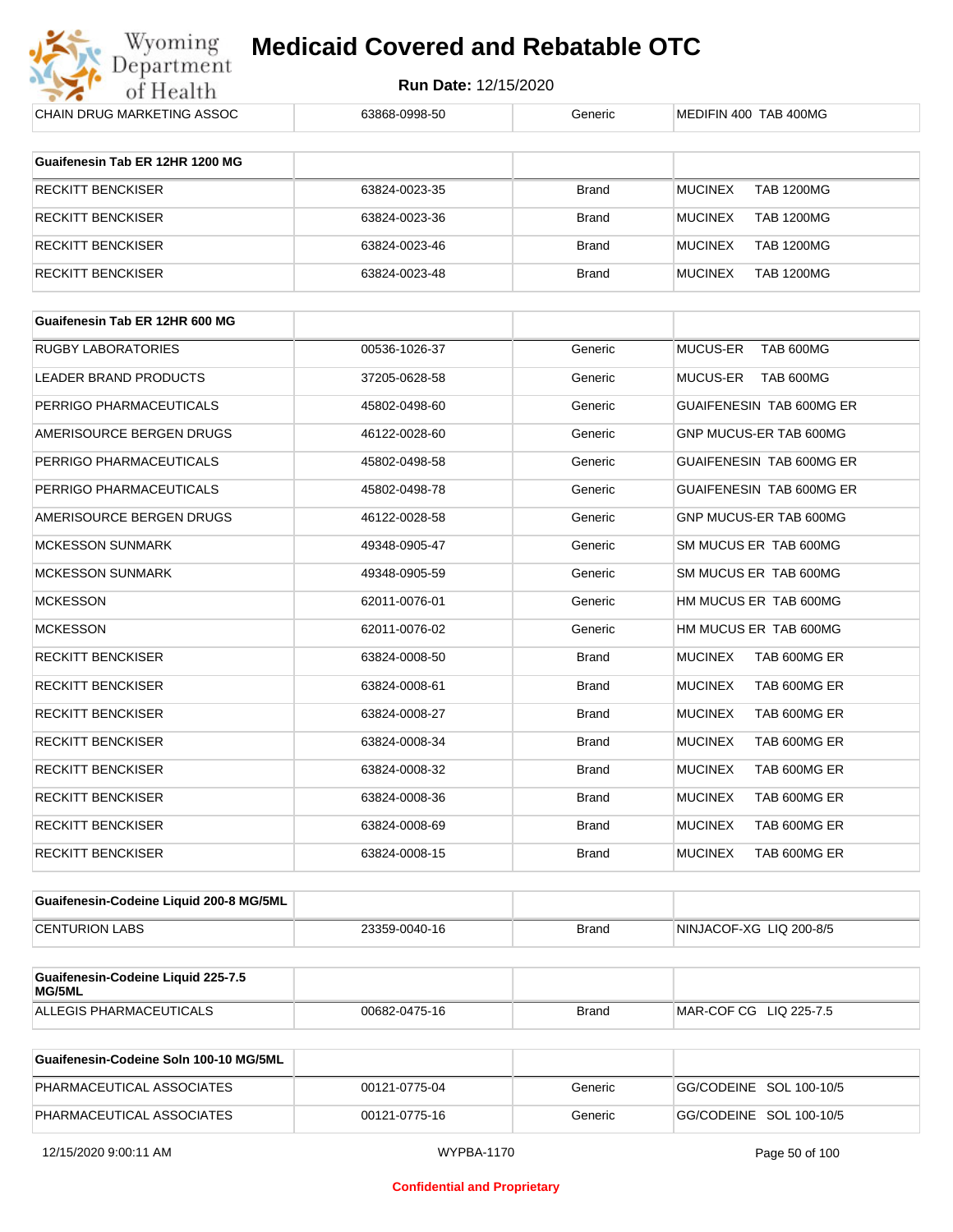| CHAIN DRUG MARKETING ASSOC | 63868-0998-50 | Generic | MEDIFIN 400 TAB 400MG |
|---|---|---|---|

| Guaifenesin Tab ER 12HR 1200 MG | | | |
|---|---|---|---|
| RECKITT BENCKISER | 63824-0023-35 | Brand | MUCINEX TAB 1200MG |
| RECKITT BENCKISER | 63824-0023-36 | Brand | MUCINEX TAB 1200MG |
| RECKITT BENCKISER | 63824-0023-46 | Brand | MUCINEX TAB 1200MG |
| RECKITT BENCKISER | 63824-0023-48 | Brand | MUCINEX TAB 1200MG |

| Guaifenesin Tab ER 12HR 600 MG | | | |
|---|---|---|---|
| RUGBY LABORATORIES | 00536-1026-37 | Generic | MUCUS-ER TAB 600MG |
| LEADER BRAND PRODUCTS | 37205-0628-58 | Generic | MUCUS-ER TAB 600MG |
| PERRIGO PHARMACEUTICALS | 45802-0498-60 | Generic | GUAIFENESIN TAB 600MG ER |
| AMERISOURCE BERGEN DRUGS | 46122-0028-60 | Generic | GNP MUCUS-ER TAB 600MG |
| PERRIGO PHARMACEUTICALS | 45802-0498-58 | Generic | GUAIFENESIN TAB 600MG ER |
| PERRIGO PHARMACEUTICALS | 45802-0498-78 | Generic | GUAIFENESIN TAB 600MG ER |
| AMERISOURCE BERGEN DRUGS | 46122-0028-58 | Generic | GNP MUCUS-ER TAB 600MG |
| MCKESSON SUNMARK | 49348-0905-47 | Generic | SM MUCUS ER TAB 600MG |
| MCKESSON SUNMARK | 49348-0905-59 | Generic | SM MUCUS ER TAB 600MG |
| MCKESSON | 62011-0076-01 | Generic | HM MUCUS ER TAB 600MG |
| MCKESSON | 62011-0076-02 | Generic | HM MUCUS ER TAB 600MG |
| RECKITT BENCKISER | 63824-0008-50 | Brand | MUCINEX TAB 600MG ER |
| RECKITT BENCKISER | 63824-0008-61 | Brand | MUCINEX TAB 600MG ER |
| RECKITT BENCKISER | 63824-0008-27 | Brand | MUCINEX TAB 600MG ER |
| RECKITT BENCKISER | 63824-0008-34 | Brand | MUCINEX TAB 600MG ER |
| RECKITT BENCKISER | 63824-0008-32 | Brand | MUCINEX TAB 600MG ER |
| RECKITT BENCKISER | 63824-0008-36 | Brand | MUCINEX TAB 600MG ER |
| RECKITT BENCKISER | 63824-0008-69 | Brand | MUCINEX TAB 600MG ER |
| RECKITT BENCKISER | 63824-0008-15 | Brand | MUCINEX TAB 600MG ER |

| Guaifenesin-Codeine Liquid 200-8 MG/5ML | | | |
|---|---|---|---|
| CENTURION LABS | 23359-0040-16 | Brand | NINJACOF-XG LIQ 200-8/5 |

| Guaifenesin-Codeine Liquid 225-7.5 MG/5ML | | | |
|---|---|---|---|
| ALLEGIS PHARMACEUTICALS | 00682-0475-16 | Brand | MAR-COF CG LIQ 225-7.5 |

| Guaifenesin-Codeine Soln 100-10 MG/5ML | | | |
|---|---|---|---|
| PHARMACEUTICAL ASSOCIATES | 00121-0775-04 | Generic | GG/CODEINE SOL 100-10/5 |
| PHARMACEUTICAL ASSOCIATES | 00121-0775-16 | Generic | GG/CODEINE SOL 100-10/5 |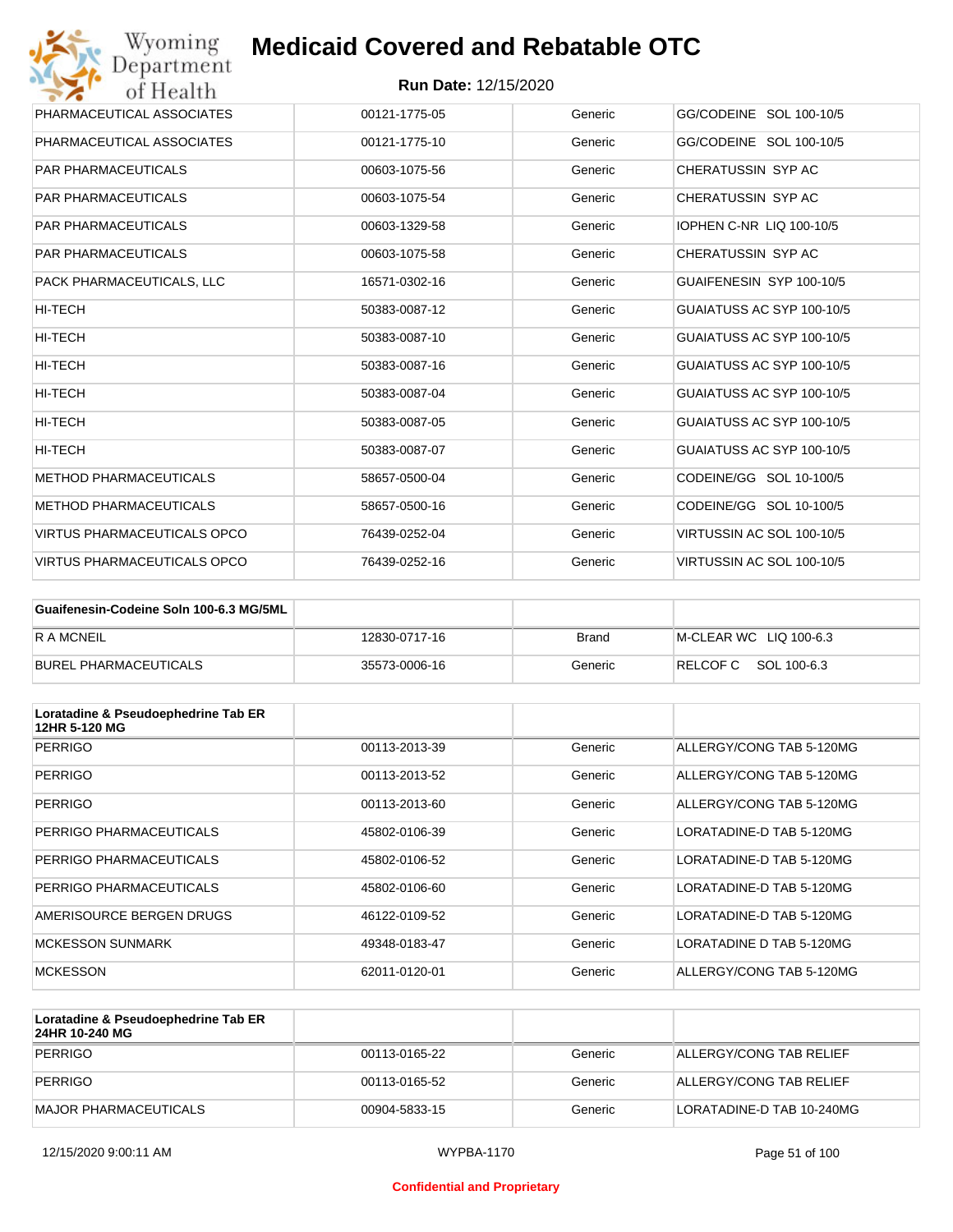# Medicaid Covered and Rebatable OTC

**Run Date:** 12/15/2020

| | | | |
|---|---|---|---|
| PHARMACEUTICAL ASSOCIATES | 00121-1775-05 | Generic | GG/CODEINE SOL 100-10/5 |
| PHARMACEUTICAL ASSOCIATES | 00121-1775-10 | Generic | GG/CODEINE SOL 100-10/5 |
| PAR PHARMACEUTICALS | 00603-1075-56 | Generic | CHERATUSSIN SYP AC |
| PAR PHARMACEUTICALS | 00603-1075-54 | Generic | CHERATUSSIN SYP AC |
| PAR PHARMACEUTICALS | 00603-1329-58 | Generic | IOPHEN C-NR LIQ 100-10/5 |
| PAR PHARMACEUTICALS | 00603-1075-58 | Generic | CHERATUSSIN SYP AC |
| PACK PHARMACEUTICALS, LLC | 16571-0302-16 | Generic | GUAIFENESIN SYP 100-10/5 |
| HI-TECH | 50383-0087-12 | Generic | GUAIATUSS AC SYP 100-10/5 |
| HI-TECH | 50383-0087-10 | Generic | GUAIATUSS AC SYP 100-10/5 |
| HI-TECH | 50383-0087-16 | Generic | GUAIATUSS AC SYP 100-10/5 |
| HI-TECH | 50383-0087-04 | Generic | GUAIATUSS AC SYP 100-10/5 |
| HI-TECH | 50383-0087-05 | Generic | GUAIATUSS AC SYP 100-10/5 |
| HI-TECH | 50383-0087-07 | Generic | GUAIATUSS AC SYP 100-10/5 |
| METHOD PHARMACEUTICALS | 58657-0500-04 | Generic | CODEINE/GG SOL 10-100/5 |
| METHOD PHARMACEUTICALS | 58657-0500-16 | Generic | CODEINE/GG SOL 10-100/5 |
| VIRTUS PHARMACEUTICALS OPCO | 76439-0252-04 | Generic | VIRTUSSIN AC SOL 100-10/5 |
| VIRTUS PHARMACEUTICALS OPCO | 76439-0252-16 | Generic | VIRTUSSIN AC SOL 100-10/5 |

| Guaifenesin-Codeine Soln 100-6.3 MG/5ML | | | |
|---|---|---|---|
| R A MCNEIL | 12830-0717-16 | Brand | M-CLEAR WC LIQ 100-6.3 |
| BUREL PHARMACEUTICALS | 35573-0006-16 | Generic | RELCOF C SOL 100-6.3 |

| Loratadine & Pseudoephedrine Tab ER 12HR 5-120 MG | | | |
|---|---|---|---|
| PERRIGO | 00113-2013-39 | Generic | ALLERGY/CONG TAB 5-120MG |
| PERRIGO | 00113-2013-52 | Generic | ALLERGY/CONG TAB 5-120MG |
| PERRIGO | 00113-2013-60 | Generic | ALLERGY/CONG TAB 5-120MG |
| PERRIGO PHARMACEUTICALS | 45802-0106-39 | Generic | LORATADINE-D TAB 5-120MG |
| PERRIGO PHARMACEUTICALS | 45802-0106-52 | Generic | LORATADINE-D TAB 5-120MG |
| PERRIGO PHARMACEUTICALS | 45802-0106-60 | Generic | LORATADINE-D TAB 5-120MG |
| AMERISOURCE BERGEN DRUGS | 46122-0109-52 | Generic | LORATADINE-D TAB 5-120MG |
| MCKESSON SUNMARK | 49348-0183-47 | Generic | LORATADINE D TAB 5-120MG |
| MCKESSON | 62011-0120-01 | Generic | ALLERGY/CONG TAB 5-120MG |

| Loratadine & Pseudoephedrine Tab ER 24HR 10-240 MG | | | |
|---|---|---|---|
| PERRIGO | 00113-0165-22 | Generic | ALLERGY/CONG TAB RELIEF |
| PERRIGO | 00113-0165-52 | Generic | ALLERGY/CONG TAB RELIEF |
| MAJOR PHARMACEUTICALS | 00904-5833-15 | Generic | LORATADINE-D TAB 10-240MG |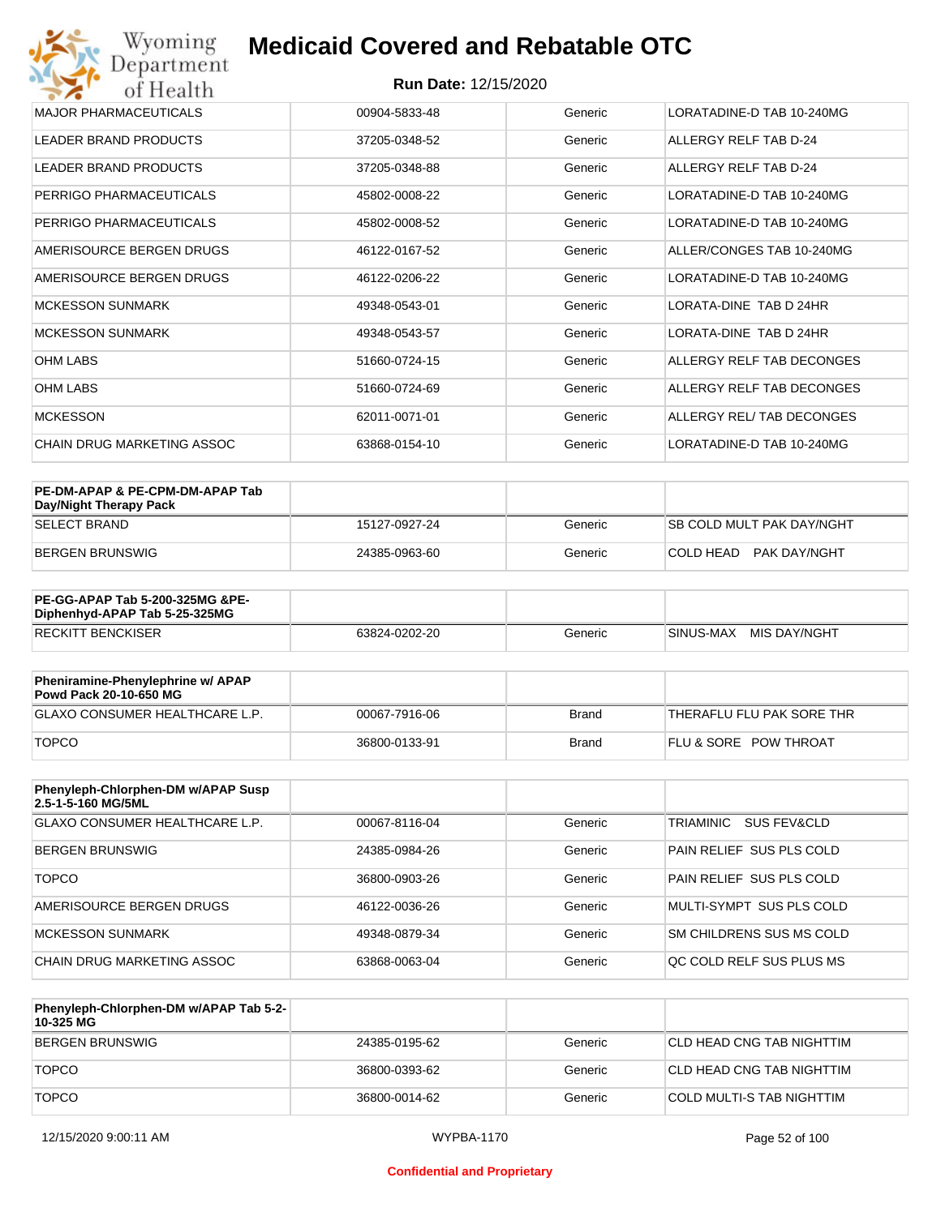| | | | |
|---|---|---|---|
| MAJOR PHARMACEUTICALS | 00904-5833-48 | Generic | LORATADINE-D TAB 10-240MG |
| LEADER BRAND PRODUCTS | 37205-0348-52 | Generic | ALLERGY RELF TAB D-24 |
| LEADER BRAND PRODUCTS | 37205-0348-88 | Generic | ALLERGY RELF TAB D-24 |
| PERRIGO PHARMACEUTICALS | 45802-0008-22 | Generic | LORATADINE-D TAB 10-240MG |
| PERRIGO PHARMACEUTICALS | 45802-0008-52 | Generic | LORATADINE-D TAB 10-240MG |
| AMERISOURCE BERGEN DRUGS | 46122-0167-52 | Generic | ALLER/CONGES TAB 10-240MG |
| AMERISOURCE BERGEN DRUGS | 46122-0206-22 | Generic | LORATADINE-D TAB 10-240MG |
| MCKESSON SUNMARK | 49348-0543-01 | Generic | LORATA-DINE TAB D 24HR |
| MCKESSON SUNMARK | 49348-0543-57 | Generic | LORATA-DINE TAB D 24HR |
| OHM LABS | 51660-0724-15 | Generic | ALLERGY RELF TAB DECONGES |
| OHM LABS | 51660-0724-69 | Generic | ALLERGY RELF TAB DECONGES |
| MCKESSON | 62011-0071-01 | Generic | ALLERGY REL/ TAB DECONGES |
| CHAIN DRUG MARKETING ASSOC | 63868-0154-10 | Generic | LORATADINE-D TAB 10-240MG |

| PE-DM-APAP & PE-CPM-DM-APAP Tab Day/Night Therapy Pack | | | |
|---|---|---|---|
| SELECT BRAND | 15127-0927-24 | Generic | SB COLD MULT PAK DAY/NGHT |
| BERGEN BRUNSWIG | 24385-0963-60 | Generic | COLD HEAD PAK DAY/NGHT |

| PE-GG-APAP Tab 5-200-325MG &PE-Diphenhyd-APAP Tab 5-25-325MG | | | |
|---|---|---|---|
| RECKITT BENCKISER | 63824-0202-20 | Generic | SINUS-MAX MIS DAY/NGHT |

| Pheniramine-Phenylephrine w/ APAP Powd Pack 20-10-650 MG | | | |
|---|---|---|---|
| GLAXO CONSUMER HEALTHCARE L.P. | 00067-7916-06 | Brand | THERAFLU FLU PAK SORE THR |
| TOPCO | 36800-0133-91 | Brand | FLU & SORE POW THROAT |

| Phenyleph-Chlorphen-DM w/APAP Susp 2.5-1-5-160 MG/5ML | | | |
|---|---|---|---|
| GLAXO CONSUMER HEALTHCARE L.P. | 00067-8116-04 | Generic | TRIAMINIC SUS FEV&CLD |
| BERGEN BRUNSWIG | 24385-0984-26 | Generic | PAIN RELIEF SUS PLS COLD |
| TOPCO | 36800-0903-26 | Generic | PAIN RELIEF SUS PLS COLD |
| AMERISOURCE BERGEN DRUGS | 46122-0036-26 | Generic | MULTI-SYMPT SUS PLS COLD |
| MCKESSON SUNMARK | 49348-0879-34 | Generic | SM CHILDRENS SUS MS COLD |
| CHAIN DRUG MARKETING ASSOC | 63868-0063-04 | Generic | QC COLD RELF SUS PLUS MS |

| Phenyleph-Chlorphen-DM w/APAP Tab 5-2-10-325 MG | | | |
|---|---|---|---|
| BERGEN BRUNSWIG | 24385-0195-62 | Generic | CLD HEAD CNG TAB NIGHTTIM |
| TOPCO | 36800-0393-62 | Generic | CLD HEAD CNG TAB NIGHTTIM |
| TOPCO | 36800-0014-62 | Generic | COLD MULTI-S TAB NIGHTTIM |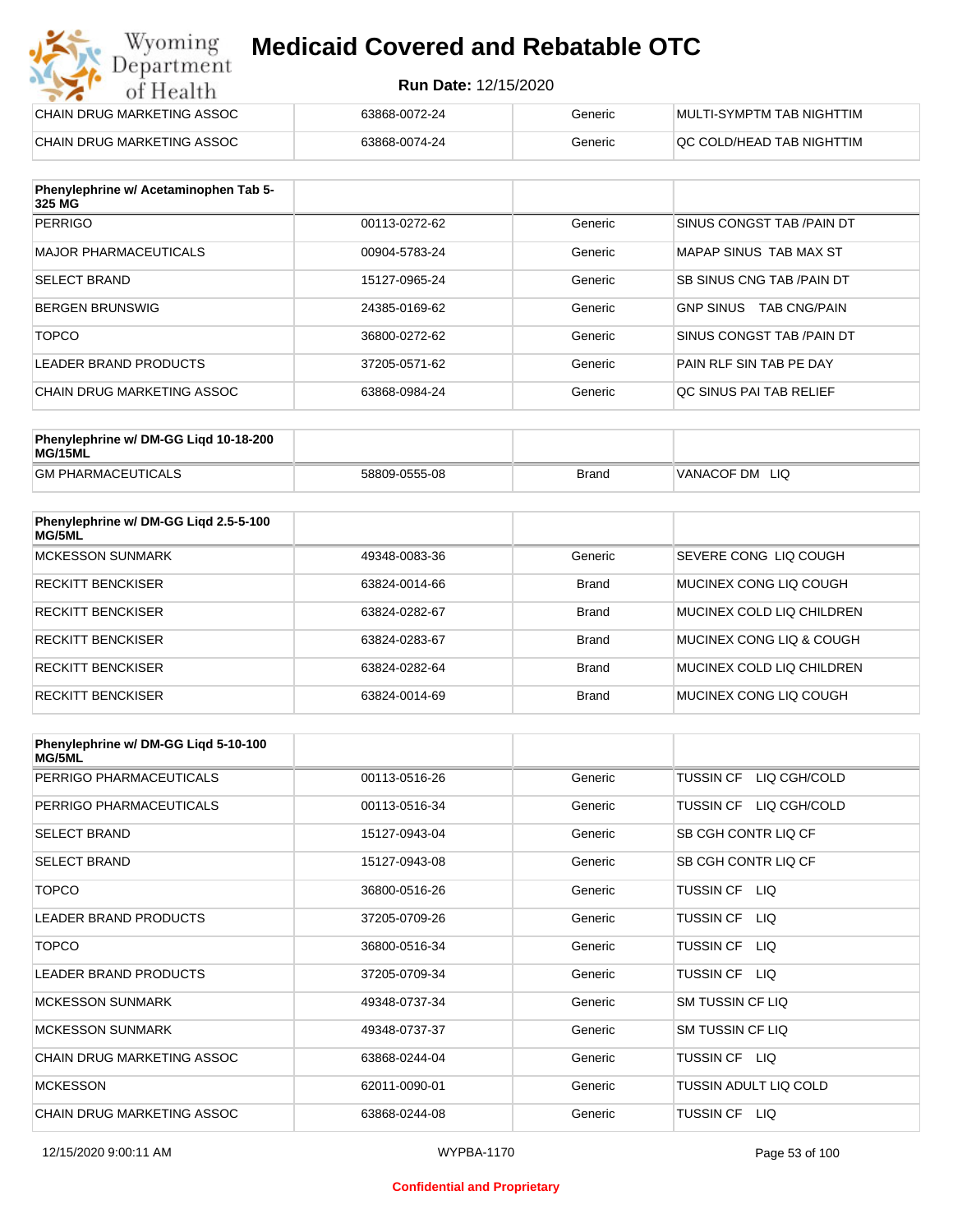# Medicaid Covered and Rebatable OTC

**Run Date:** 12/15/2020

| | | | |
|---|---|---|---|
| CHAIN DRUG MARKETING ASSOC | 63868-0072-24 | Generic | MULTI-SYMPTM TAB NIGHTTIM |
| CHAIN DRUG MARKETING ASSOC | 63868-0074-24 | Generic | QC COLD/HEAD TAB NIGHTTIM |

| Phenylephrine w/ Acetaminophen Tab 5-325 MG | | | |
|---|---|---|---|
| PERRIGO | 00113-0272-62 | Generic | SINUS CONGST TAB /PAIN DT |
| MAJOR PHARMACEUTICALS | 00904-5783-24 | Generic | MAPAP SINUS TAB MAX ST |
| SELECT BRAND | 15127-0965-24 | Generic | SB SINUS CNG TAB /PAIN DT |
| BERGEN BRUNSWIG | 24385-0169-62 | Generic | GNP SINUS TAB CNG/PAIN |
| TOPCO | 36800-0272-62 | Generic | SINUS CONGST TAB /PAIN DT |
| LEADER BRAND PRODUCTS | 37205-0571-62 | Generic | PAIN RLF SIN TAB PE DAY |
| CHAIN DRUG MARKETING ASSOC | 63868-0984-24 | Generic | QC SINUS PAI TAB RELIEF |

| Phenylephrine w/ DM-GG Liqd 10-18-200 MG/15ML | | | |
|---|---|---|---|
| GM PHARMACEUTICALS | 58809-0555-08 | Brand | VANACOF DM LIQ |

| Phenylephrine w/ DM-GG Liqd 2.5-5-100 MG/5ML | | | |
|---|---|---|---|
| MCKESSON SUNMARK | 49348-0083-36 | Generic | SEVERE CONG LIQ COUGH |
| RECKITT BENCKISER | 63824-0014-66 | Brand | MUCINEX CONG LIQ COUGH |
| RECKITT BENCKISER | 63824-0282-67 | Brand | MUCINEX COLD LIQ CHILDREN |
| RECKITT BENCKISER | 63824-0283-67 | Brand | MUCINEX CONG LIQ & COUGH |
| RECKITT BENCKISER | 63824-0282-64 | Brand | MUCINEX COLD LIQ CHILDREN |
| RECKITT BENCKISER | 63824-0014-69 | Brand | MUCINEX CONG LIQ COUGH |

| Phenylephrine w/ DM-GG Liqd 5-10-100 MG/5ML | | | |
|---|---|---|---|
| PERRIGO PHARMACEUTICALS | 00113-0516-26 | Generic | TUSSIN CF LIQ CGH/COLD |
| PERRIGO PHARMACEUTICALS | 00113-0516-34 | Generic | TUSSIN CF LIQ CGH/COLD |
| SELECT BRAND | 15127-0943-04 | Generic | SB CGH CONTR LIQ CF |
| SELECT BRAND | 15127-0943-08 | Generic | SB CGH CONTR LIQ CF |
| TOPCO | 36800-0516-26 | Generic | TUSSIN CF LIQ |
| LEADER BRAND PRODUCTS | 37205-0709-26 | Generic | TUSSIN CF LIQ |
| TOPCO | 36800-0516-34 | Generic | TUSSIN CF LIQ |
| LEADER BRAND PRODUCTS | 37205-0709-34 | Generic | TUSSIN CF LIQ |
| MCKESSON SUNMARK | 49348-0737-34 | Generic | SM TUSSIN CF LIQ |
| MCKESSON SUNMARK | 49348-0737-37 | Generic | SM TUSSIN CF LIQ |
| CHAIN DRUG MARKETING ASSOC | 63868-0244-04 | Generic | TUSSIN CF LIQ |
| MCKESSON | 62011-0090-01 | Generic | TUSSIN ADULT LIQ COLD |
| CHAIN DRUG MARKETING ASSOC | 63868-0244-08 | Generic | TUSSIN CF LIQ |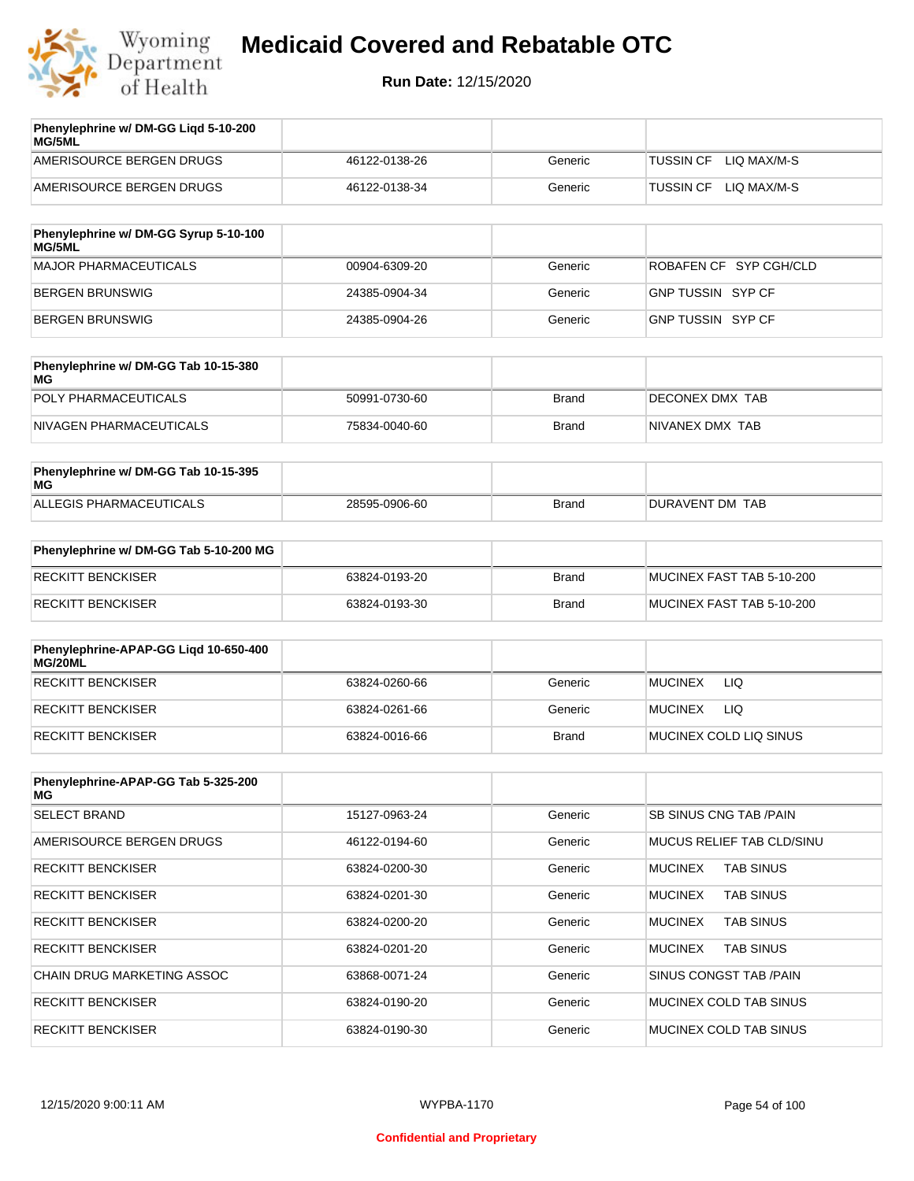# Medicaid Covered and Rebatable OTC

**Run Date:** 12/15/2020

| Phenylephrine w/ DM-GG Liqd 5-10-200 MG/5ML | | | |
|---|---|---|---|
| AMERISOURCE BERGEN DRUGS | 46122-0138-26 | Generic | TUSSIN CF LIQ MAX/M-S |
| AMERISOURCE BERGEN DRUGS | 46122-0138-34 | Generic | TUSSIN CF LIQ MAX/M-S |

| Phenylephrine w/ DM-GG Syrup 5-10-100 MG/5ML | | | |
|---|---|---|---|
| MAJOR PHARMACEUTICALS | 00904-6309-20 | Generic | ROBAFEN CF SYP CGH/CLD |
| BERGEN BRUNSWIG | 24385-0904-34 | Generic | GNP TUSSIN SYP CF |
| BERGEN BRUNSWIG | 24385-0904-26 | Generic | GNP TUSSIN SYP CF |

| Phenylephrine w/ DM-GG Tab 10-15-380 MG | | | |
|---|---|---|---|
| POLY PHARMACEUTICALS | 50991-0730-60 | Brand | DECONEX DMX TAB |
| NIVAGEN PHARMACEUTICALS | 75834-0040-60 | Brand | NIVANEX DMX TAB |

| Phenylephrine w/ DM-GG Tab 10-15-395 MG | | | |
|---|---|---|---|
| ALLEGIS PHARMACEUTICALS | 28595-0906-60 | Brand | DURAVENT DM TAB |

| Phenylephrine w/ DM-GG Tab 5-10-200 MG | | | |
|---|---|---|---|
| RECKITT BENCKISER | 63824-0193-20 | Brand | MUCINEX FAST TAB 5-10-200 |
| RECKITT BENCKISER | 63824-0193-30 | Brand | MUCINEX FAST TAB 5-10-200 |

| Phenylephrine-APAP-GG Liqd 10-650-400 MG/20ML | | | |
|---|---|---|---|
| RECKITT BENCKISER | 63824-0260-66 | Generic | MUCINEX LIQ |
| RECKITT BENCKISER | 63824-0261-66 | Generic | MUCINEX LIQ |
| RECKITT BENCKISER | 63824-0016-66 | Brand | MUCINEX COLD LIQ SINUS |

| Phenylephrine-APAP-GG Tab 5-325-200 MG | | | |
|---|---|---|---|
| SELECT BRAND | 15127-0963-24 | Generic | SB SINUS CNG TAB /PAIN |
| AMERISOURCE BERGEN DRUGS | 46122-0194-60 | Generic | MUCUS RELIEF TAB CLD/SINU |
| RECKITT BENCKISER | 63824-0200-30 | Generic | MUCINEX TAB SINUS |
| RECKITT BENCKISER | 63824-0201-30 | Generic | MUCINEX TAB SINUS |
| RECKITT BENCKISER | 63824-0200-20 | Generic | MUCINEX TAB SINUS |
| RECKITT BENCKISER | 63824-0201-20 | Generic | MUCINEX TAB SINUS |
| CHAIN DRUG MARKETING ASSOC | 63868-0071-24 | Generic | SINUS CONGST TAB /PAIN |
| RECKITT BENCKISER | 63824-0190-20 | Generic | MUCINEX COLD TAB SINUS |
| RECKITT BENCKISER | 63824-0190-30 | Generic | MUCINEX COLD TAB SINUS |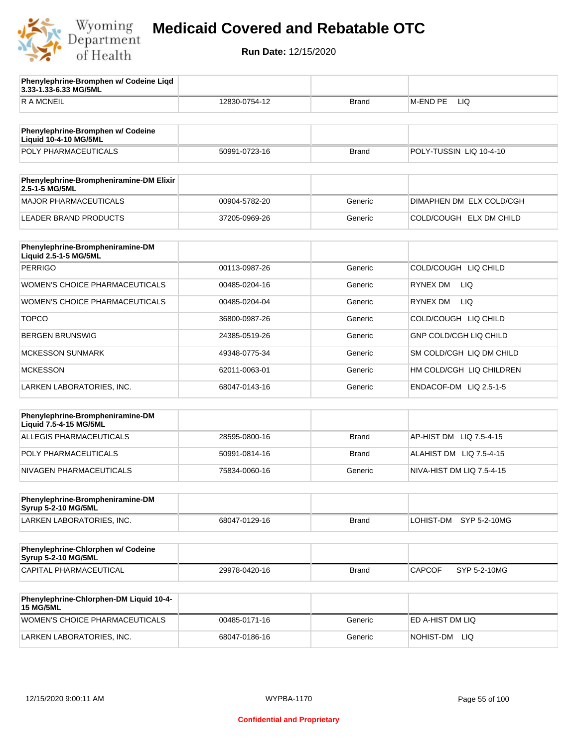# Medicaid Covered and Rebatable OTC

**Run Date:** 12/15/2020

| Phenylephrine-Bromphen w/ Codeine Liqd 3.33-1.33-6.33 MG/5ML | | | |
|---|---|---|---|
| R A MCNEIL | 12830-0754-12 | Brand | M-END PE LIQ |

| Phenylephrine-Bromphen w/ Codeine Liquid 10-4-10 MG/5ML | | | |
|---|---|---|---|
| POLY PHARMACEUTICALS | 50991-0723-16 | Brand | POLY-TUSSIN LIQ 10-4-10 |

| Phenylephrine-Brompheniramine-DM Elixir 2.5-1-5 MG/5ML | | | |
|---|---|---|---|
| MAJOR PHARMACEUTICALS | 00904-5782-20 | Generic | DIMAPHEN DM ELX COLD/CGH |
| LEADER BRAND PRODUCTS | 37205-0969-26 | Generic | COLD/COUGH ELX DM CHILD |

| Phenylephrine-Brompheniramine-DM Liquid 2.5-1-5 MG/5ML | | | |
|---|---|---|---|
| PERRIGO | 00113-0987-26 | Generic | COLD/COUGH LIQ CHILD |
| WOMEN'S CHOICE PHARMACEUTICALS | 00485-0204-16 | Generic | RYNEX DM LIQ |
| WOMEN'S CHOICE PHARMACEUTICALS | 00485-0204-04 | Generic | RYNEX DM LIQ |
| TOPCO | 36800-0987-26 | Generic | COLD/COUGH LIQ CHILD |
| BERGEN BRUNSWIG | 24385-0519-26 | Generic | GNP COLD/CGH LIQ CHILD |
| MCKESSON SUNMARK | 49348-0775-34 | Generic | SM COLD/CGH LIQ DM CHILD |
| MCKESSON | 62011-0063-01 | Generic | HM COLD/CGH LIQ CHILDREN |
| LARKEN LABORATORIES, INC. | 68047-0143-16 | Generic | ENDACOF-DM LIQ 2.5-1-5 |

| Phenylephrine-Brompheniramine-DM Liquid 7.5-4-15 MG/5ML | | | |
|---|---|---|---|
| ALLEGIS PHARMACEUTICALS | 28595-0800-16 | Brand | AP-HIST DM LIQ 7.5-4-15 |
| POLY PHARMACEUTICALS | 50991-0814-16 | Brand | ALAHIST DM LIQ 7.5-4-15 |
| NIVAGEN PHARMACEUTICALS | 75834-0060-16 | Generic | NIVA-HIST DM LIQ 7.5-4-15 |

| Phenylephrine-Brompheniramine-DM Syrup 5-2-10 MG/5ML | | | |
|---|---|---|---|
| LARKEN LABORATORIES, INC. | 68047-0129-16 | Brand | LOHIST-DM SYP 5-2-10MG |

| Phenylephrine-Chlorphen w/ Codeine Syrup 5-2-10 MG/5ML | | | |
|---|---|---|---|
| CAPITAL PHARMACEUTICAL | 29978-0420-16 | Brand | CAPCOF SYP 5-2-10MG |

| Phenylephrine-Chlorphen-DM Liquid 10-4-15 MG/5ML | | | |
|---|---|---|---|
| WOMEN'S CHOICE PHARMACEUTICALS | 00485-0171-16 | Generic | ED A-HIST DM LIQ |
| LARKEN LABORATORIES, INC. | 68047-0186-16 | Generic | NOHIST-DM LIQ |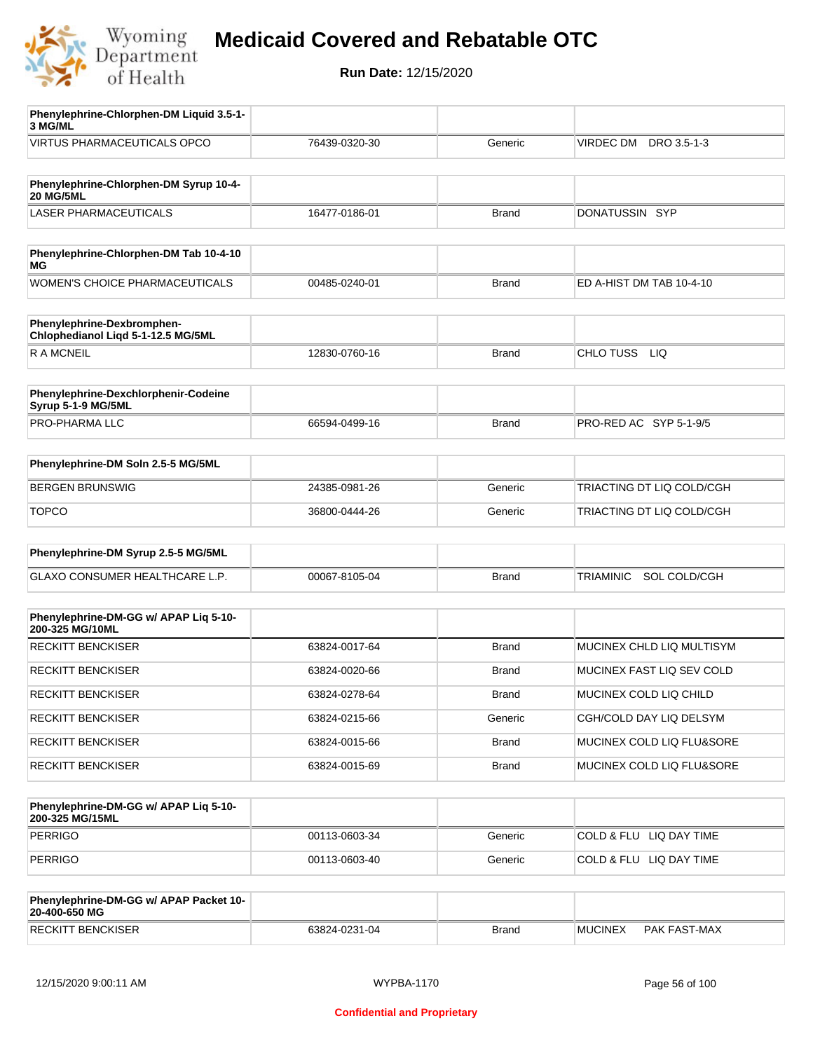# Medicaid Covered and Rebatable OTC

**Run Date:** 12/15/2020

| Phenylephrine-Chlorphen-DM Liquid 3.5-1-3 MG/ML | | | |
|---|---|---|---|
| VIRTUS PHARMACEUTICALS OPCO | 76439-0320-30 | Generic | VIRDEC DM DRO 3.5-1-3 |

| Phenylephrine-Chlorphen-DM Syrup 10-4-20 MG/5ML | | | |
|---|---|---|---|
| LASER PHARMACEUTICALS | 16477-0186-01 | Brand | DONATUSSIN SYP |

| Phenylephrine-Chlorphen-DM Tab 10-4-10 MG | | | |
|---|---|---|---|
| WOMEN'S CHOICE PHARMACEUTICALS | 00485-0240-01 | Brand | ED A-HIST DM TAB 10-4-10 |

| Phenylephrine-Dexbromphen-Chlophedianol Liqd 5-1-12.5 MG/5ML | | | |
|---|---|---|---|
| R A MCNEIL | 12830-0760-16 | Brand | CHLO TUSS LIQ |

| Phenylephrine-Dexchlorphenir-Codeine Syrup 5-1-9 MG/5ML | | | |
|---|---|---|---|
| PRO-PHARMA LLC | 66594-0499-16 | Brand | PRO-RED AC SYP 5-1-9/5 |

| Phenylephrine-DM Soln 2.5-5 MG/5ML | | | |
|---|---|---|---|
| BERGEN BRUNSWIG | 24385-0981-26 | Generic | TRIACTING DT LIQ COLD/CGH |
| TOPCO | 36800-0444-26 | Generic | TRIACTING DT LIQ COLD/CGH |

| Phenylephrine-DM Syrup 2.5-5 MG/5ML | | | |
|---|---|---|---|
| GLAXO CONSUMER HEALTHCARE L.P. | 00067-8105-04 | Brand | TRIAMINIC SOL COLD/CGH |

| Phenylephrine-DM-GG w/ APAP Liq 5-10-200-325 MG/10ML | | | |
|---|---|---|---|
| RECKITT BENCKISER | 63824-0017-64 | Brand | MUCINEX CHLD LIQ MULTISYM |
| RECKITT BENCKISER | 63824-0020-66 | Brand | MUCINEX FAST LIQ SEV COLD |
| RECKITT BENCKISER | 63824-0278-64 | Brand | MUCINEX COLD LIQ CHILD |
| RECKITT BENCKISER | 63824-0215-66 | Generic | CGH/COLD DAY LIQ DELSYM |
| RECKITT BENCKISER | 63824-0015-66 | Brand | MUCINEX COLD LIQ FLU&SORE |
| RECKITT BENCKISER | 63824-0015-69 | Brand | MUCINEX COLD LIQ FLU&SORE |

| Phenylephrine-DM-GG w/ APAP Liq 5-10-200-325 MG/15ML | | | |
|---|---|---|---|
| PERRIGO | 00113-0603-34 | Generic | COLD & FLU LIQ DAY TIME |
| PERRIGO | 00113-0603-40 | Generic | COLD & FLU LIQ DAY TIME |

| Phenylephrine-DM-GG w/ APAP Packet 10-20-400-650 MG | | | |
|---|---|---|---|
| RECKITT BENCKISER | 63824-0231-04 | Brand | MUCINEX PAK FAST-MAX |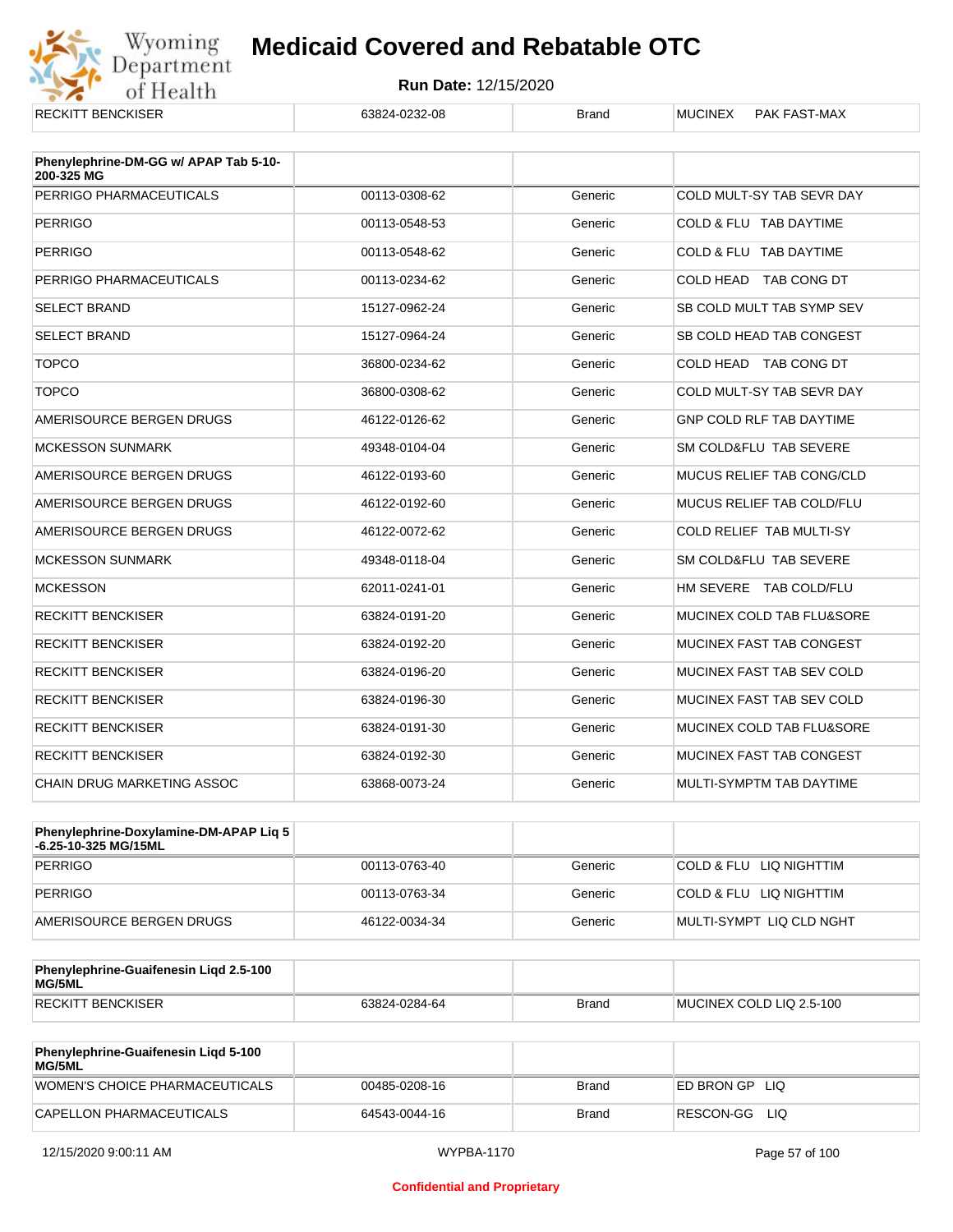| RECKITT BENCKISER | 63824-0232-08 | Brand | MUCINEX PAK FAST-MAX |
|---|---|---|---|

| Phenylephrine-DM-GG w/ APAP Tab 5-10-200-325 MG | | | |
|---|---|---|---|
| PERRIGO PHARMACEUTICALS | 00113-0308-62 | Generic | COLD MULT-SY TAB SEVR DAY |
| PERRIGO | 00113-0548-53 | Generic | COLD & FLU TAB DAYTIME |
| PERRIGO | 00113-0548-62 | Generic | COLD & FLU TAB DAYTIME |
| PERRIGO PHARMACEUTICALS | 00113-0234-62 | Generic | COLD HEAD TAB CONG DT |
| SELECT BRAND | 15127-0962-24 | Generic | SB COLD MULT TAB SYMP SEV |
| SELECT BRAND | 15127-0964-24 | Generic | SB COLD HEAD TAB CONGEST |
| TOPCO | 36800-0234-62 | Generic | COLD HEAD TAB CONG DT |
| TOPCO | 36800-0308-62 | Generic | COLD MULT-SY TAB SEVR DAY |
| AMERISOURCE BERGEN DRUGS | 46122-0126-62 | Generic | GNP COLD RLF TAB DAYTIME |
| MCKESSON SUNMARK | 49348-0104-04 | Generic | SM COLD&FLU TAB SEVERE |
| AMERISOURCE BERGEN DRUGS | 46122-0193-60 | Generic | MUCUS RELIEF TAB CONG/CLD |
| AMERISOURCE BERGEN DRUGS | 46122-0192-60 | Generic | MUCUS RELIEF TAB COLD/FLU |
| AMERISOURCE BERGEN DRUGS | 46122-0072-62 | Generic | COLD RELIEF TAB MULTI-SY |
| MCKESSON SUNMARK | 49348-0118-04 | Generic | SM COLD&FLU TAB SEVERE |
| MCKESSON | 62011-0241-01 | Generic | HM SEVERE TAB COLD/FLU |
| RECKITT BENCKISER | 63824-0191-20 | Generic | MUCINEX COLD TAB FLU&SORE |
| RECKITT BENCKISER | 63824-0192-20 | Generic | MUCINEX FAST TAB CONGEST |
| RECKITT BENCKISER | 63824-0196-20 | Generic | MUCINEX FAST TAB SEV COLD |
| RECKITT BENCKISER | 63824-0196-30 | Generic | MUCINEX FAST TAB SEV COLD |
| RECKITT BENCKISER | 63824-0191-30 | Generic | MUCINEX COLD TAB FLU&SORE |
| RECKITT BENCKISER | 63824-0192-30 | Generic | MUCINEX FAST TAB CONGEST |
| CHAIN DRUG MARKETING ASSOC | 63868-0073-24 | Generic | MULTI-SYMPTM TAB DAYTIME |

| Phenylephrine-Doxylamine-DM-APAP Liq 5-6.25-10-325 MG/15ML | | | |
|---|---|---|---|
| PERRIGO | 00113-0763-40 | Generic | COLD & FLU LIQ NIGHTTIM |
| PERRIGO | 00113-0763-34 | Generic | COLD & FLU LIQ NIGHTTIM |
| AMERISOURCE BERGEN DRUGS | 46122-0034-34 | Generic | MULTI-SYMPT LIQ CLD NGHT |

| Phenylephrine-Guaifenesin Liqd 2.5-100 MG/5ML | | | |
|---|---|---|---|
| RECKITT BENCKISER | 63824-0284-64 | Brand | MUCINEX COLD LIQ 2.5-100 |

| Phenylephrine-Guaifenesin Liqd 5-100 MG/5ML | | | |
|---|---|---|---|
| WOMEN'S CHOICE PHARMACEUTICALS | 00485-0208-16 | Brand | ED BRON GP LIQ |
| CAPELLON PHARMACEUTICALS | 64543-0044-16 | Brand | RESCON-GG LIQ |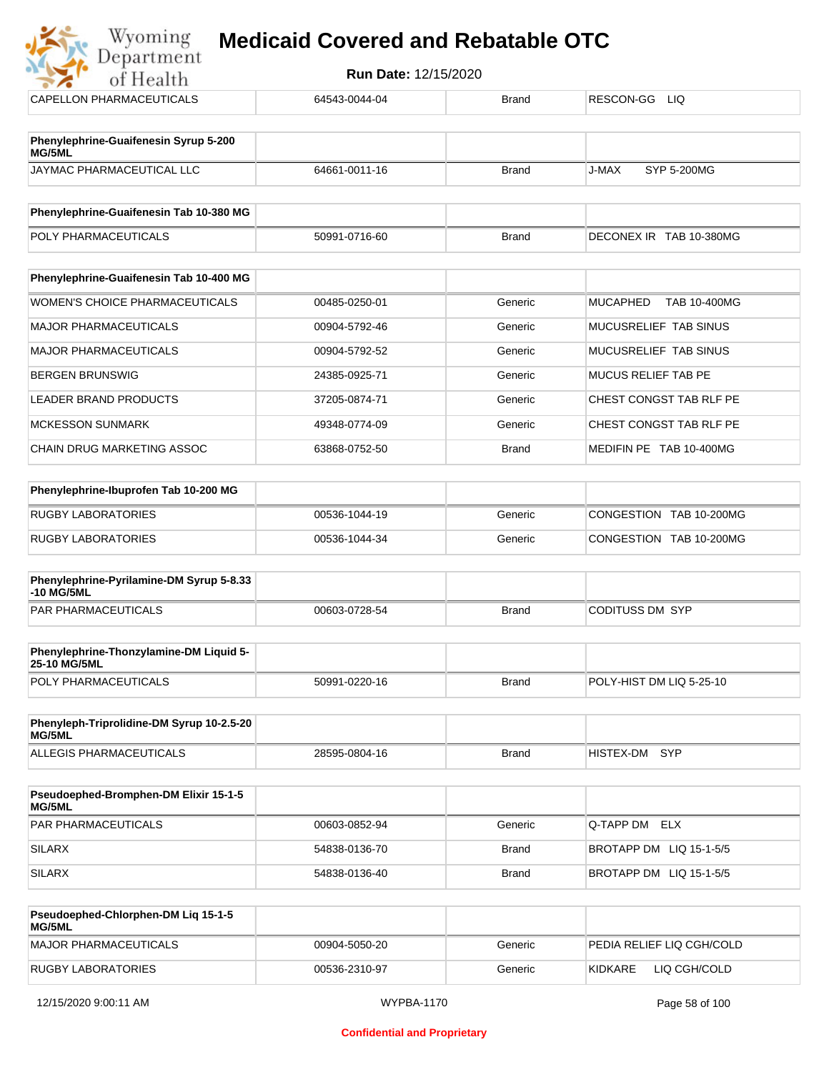# Medicaid Covered and Rebatable OTC

**Run Date:** 12/15/2020

| CAPELLON PHARMACEUTICALS | 64543-0044-04 | Brand | RESCON-GG LIQ |
|---|---|---|---|

| Phenylephrine-Guaifenesin Syrup 5-200 MG/5ML | | | |
|---|---|---|---|
| JAYMAC PHARMACEUTICAL LLC | 64661-0011-16 | Brand | J-MAX SYP 5-200MG |

| Phenylephrine-Guaifenesin Tab 10-380 MG | | | |
|---|---|---|---|
| POLY PHARMACEUTICALS | 50991-0716-60 | Brand | DECONEX IR TAB 10-380MG |

| Phenylephrine-Guaifenesin Tab 10-400 MG | | | |
|---|---|---|---|
| WOMEN'S CHOICE PHARMACEUTICALS | 00485-0250-01 | Generic | MUCAPHED TAB 10-400MG |
| MAJOR PHARMACEUTICALS | 00904-5792-46 | Generic | MUCUSRELIEF TAB SINUS |
| MAJOR PHARMACEUTICALS | 00904-5792-52 | Generic | MUCUSRELIEF TAB SINUS |
| BERGEN BRUNSWIG | 24385-0925-71 | Generic | MUCUS RELIEF TAB PE |
| LEADER BRAND PRODUCTS | 37205-0874-71 | Generic | CHEST CONGST TAB RLF PE |
| MCKESSON SUNMARK | 49348-0774-09 | Generic | CHEST CONGST TAB RLF PE |
| CHAIN DRUG MARKETING ASSOC | 63868-0752-50 | Brand | MEDIFIN PE TAB 10-400MG |

| Phenylephrine-Ibuprofen Tab 10-200 MG | | | |
|---|---|---|---|
| RUGBY LABORATORIES | 00536-1044-19 | Generic | CONGESTION TAB 10-200MG |
| RUGBY LABORATORIES | 00536-1044-34 | Generic | CONGESTION TAB 10-200MG |

| Phenylephrine-Pyrilamine-DM Syrup 5-8.33 -10 MG/5ML | | | |
|---|---|---|---|
| PAR PHARMACEUTICALS | 00603-0728-54 | Brand | CODITUSS DM SYP |

| Phenylephrine-Thonzylamine-DM Liquid 5-25-10 MG/5ML | | | |
|---|---|---|---|
| POLY PHARMACEUTICALS | 50991-0220-16 | Brand | POLY-HIST DM LIQ 5-25-10 |

| Phenyleph-Triprolidine-DM Syrup 10-2.5-20 MG/5ML | | | |
|---|---|---|---|
| ALLEGIS PHARMACEUTICALS | 28595-0804-16 | Brand | HISTEX-DM SYP |

| Pseudoephed-Bromphen-DM Elixir 15-1-5 MG/5ML | | | |
|---|---|---|---|
| PAR PHARMACEUTICALS | 00603-0852-94 | Generic | Q-TAPP DM ELX |
| SILARX | 54838-0136-70 | Brand | BROTAPP DM LIQ 15-1-5/5 |
| SILARX | 54838-0136-40 | Brand | BROTAPP DM LIQ 15-1-5/5 |

| Pseudoephed-Chlorphen-DM Liq 15-1-5 MG/5ML | | | |
|---|---|---|---|
| MAJOR PHARMACEUTICALS | 00904-5050-20 | Generic | PEDIA RELIEF LIQ CGH/COLD |
| RUGBY LABORATORIES | 00536-2310-97 | Generic | KIDKARE LIQ CGH/COLD |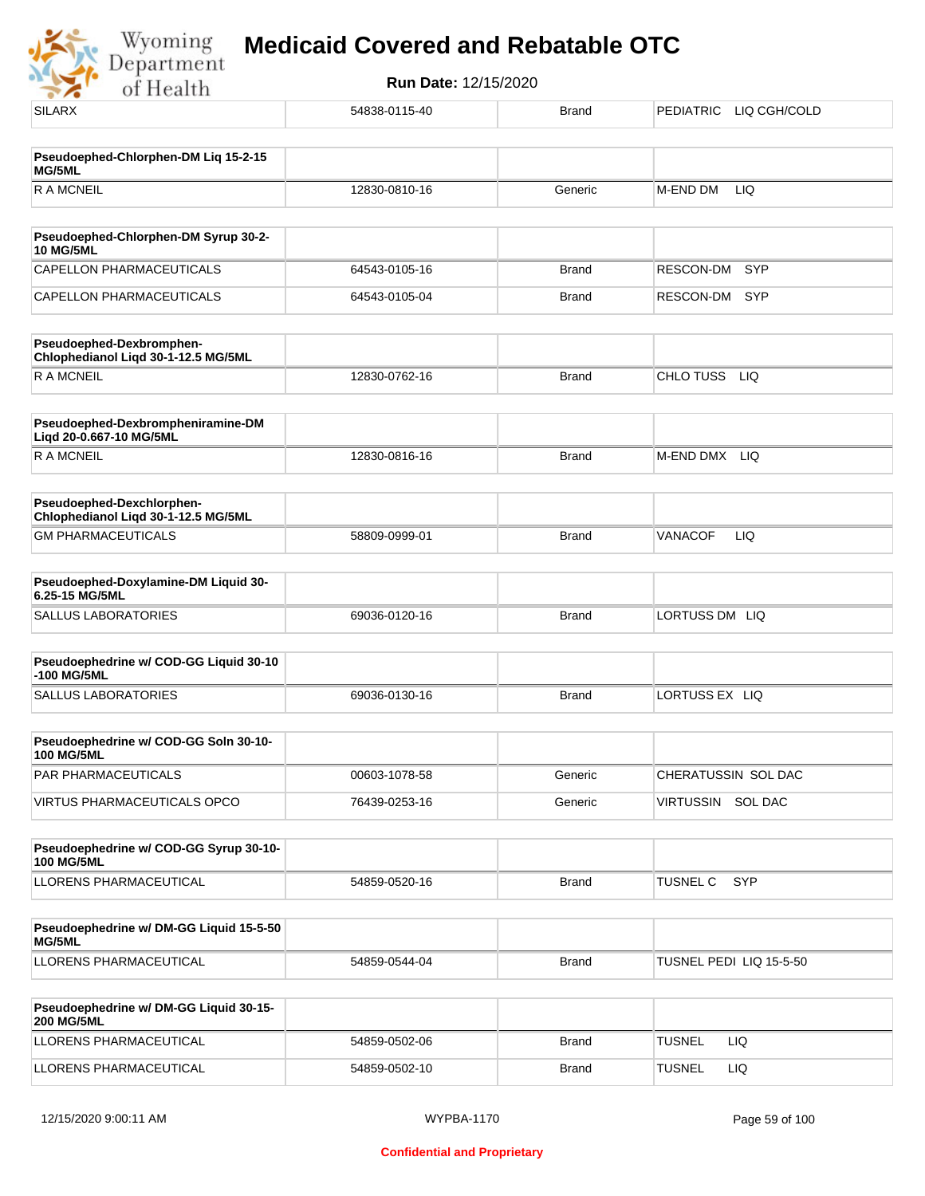| SILARX | 54838-0115-40 | Brand | PEDIATRIC LIQ CGH/COLD |
|---|---|---|---|

| **Pseudoephed-Chlorphen-DM Liq 15-2-15 MG/5ML** | | | |
|---|---|---|---|
| R A MCNEIL | 12830-0810-16 | Generic | M-END DM LIQ |

| **Pseudoephed-Chlorphen-DM Syrup 30-2-10 MG/5ML** | | | |
|---|---|---|---|
| CAPELLON PHARMACEUTICALS | 64543-0105-16 | Brand | RESCON-DM SYP |
| CAPELLON PHARMACEUTICALS | 64543-0105-04 | Brand | RESCON-DM SYP |

| **Pseudoephed-Dexbromphen-Chlophedianol Liqd 30-1-12.5 MG/5ML** | | | |
|---|---|---|---|
| R A MCNEIL | 12830-0762-16 | Brand | CHLO TUSS LIQ |

| **Pseudoephed-Dexbrompheniramine-DM Liqd 20-0.667-10 MG/5ML** | | | |
|---|---|---|---|
| R A MCNEIL | 12830-0816-16 | Brand | M-END DMX LIQ |

| **Pseudoephed-Dexchlorphen-Chlophedianol Liqd 30-1-12.5 MG/5ML** | | | |
|---|---|---|---|
| GM PHARMACEUTICALS | 58809-0999-01 | Brand | VANACOF LIQ |

| **Pseudoephed-Doxylamine-DM Liquid 30-6.25-15 MG/5ML** | | | |
|---|---|---|---|
| SALLUS LABORATORIES | 69036-0120-16 | Brand | LORTUSS DM LIQ |

| **Pseudoephedrine w/ COD-GG Liquid 30-10-100 MG/5ML** | | | |
|---|---|---|---|
| SALLUS LABORATORIES | 69036-0130-16 | Brand | LORTUSS EX LIQ |

| **Pseudoephedrine w/ COD-GG Soln 30-10-100 MG/5ML** | | | |
|---|---|---|---|
| PAR PHARMACEUTICALS | 00603-1078-58 | Generic | CHERATUSSIN SOL DAC |
| VIRTUS PHARMACEUTICALS OPCO | 76439-0253-16 | Generic | VIRTUSSIN SOL DAC |

| **Pseudoephedrine w/ COD-GG Syrup 30-10-100 MG/5ML** | | | |
|---|---|---|---|
| LLORENS PHARMACEUTICAL | 54859-0520-16 | Brand | TUSNEL C SYP |

| **Pseudoephedrine w/ DM-GG Liquid 15-5-50 MG/5ML** | | | |
|---|---|---|---|
| LLORENS PHARMACEUTICAL | 54859-0544-04 | Brand | TUSNEL PEDI LIQ 15-5-50 |

| **Pseudoephedrine w/ DM-GG Liquid 30-15-200 MG/5ML** | | | |
|---|---|---|---|
| LLORENS PHARMACEUTICAL | 54859-0502-06 | Brand | TUSNEL LIQ |
| LLORENS PHARMACEUTICAL | 54859-0502-10 | Brand | TUSNEL LIQ |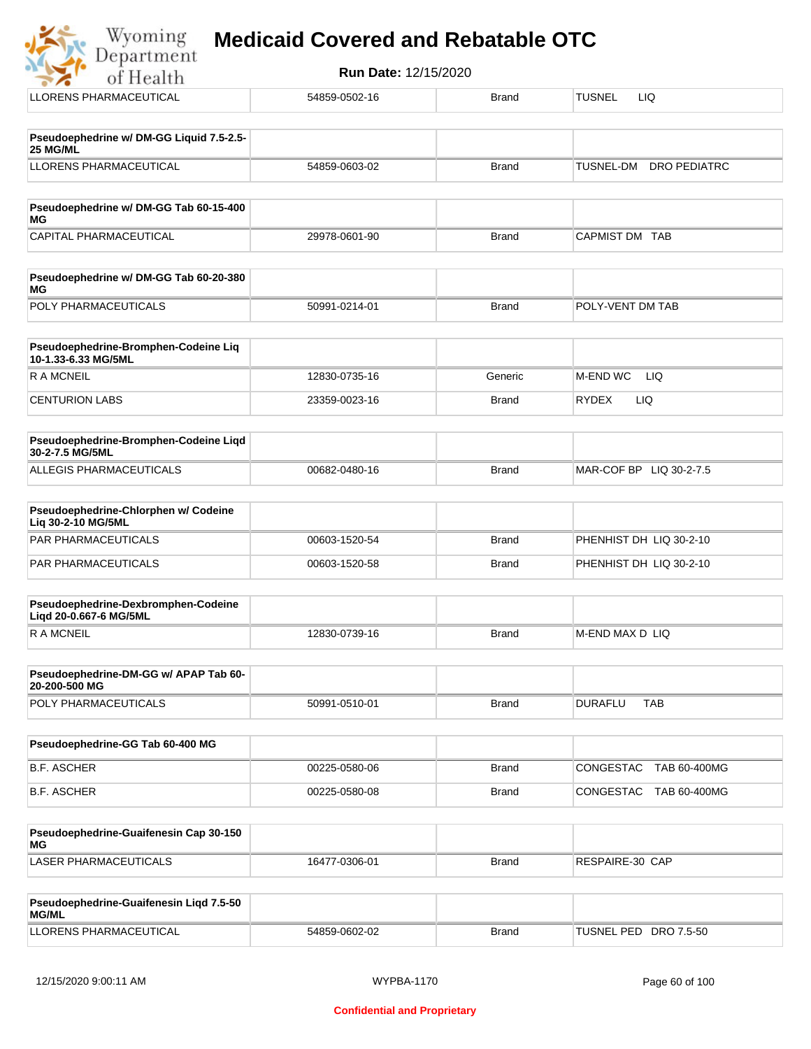| | | | |
|---|---|---|---|
| LLORENS PHARMACEUTICAL | 54859-0502-16 | Brand | TUSNEL LIQ |

| **Pseudoephedrine w/ DM-GG Liquid 7.5-2.5-25 MG/ML** | | | |
|---|---|---|---|
| LLORENS PHARMACEUTICAL | 54859-0603-02 | Brand | TUSNEL-DM DRO PEDIATRC |

| **Pseudoephedrine w/ DM-GG Tab 60-15-400 MG** | | | |
|---|---|---|---|
| CAPITAL PHARMACEUTICAL | 29978-0601-90 | Brand | CAPMIST DM TAB |

| **Pseudoephedrine w/ DM-GG Tab 60-20-380 MG** | | | |
|---|---|---|---|
| POLY PHARMACEUTICALS | 50991-0214-01 | Brand | POLY-VENT DM TAB |

| **Pseudoephedrine-Bromphen-Codeine Liq 10-1.33-6.33 MG/5ML** | | | |
|---|---|---|---|
| R A MCNEIL | 12830-0735-16 | Generic | M-END WC LIQ |
| CENTURION LABS | 23359-0023-16 | Brand | RYDEX LIQ |

| **Pseudoephedrine-Bromphen-Codeine Liqd 30-2-7.5 MG/5ML** | | | |
|---|---|---|---|
| ALLEGIS PHARMACEUTICALS | 00682-0480-16 | Brand | MAR-COF BP LIQ 30-2-7.5 |

| **Pseudoephedrine-Chlorphen w/ Codeine Liq 30-2-10 MG/5ML** | | | |
|---|---|---|---|
| PAR PHARMACEUTICALS | 00603-1520-54 | Brand | PHENHIST DH LIQ 30-2-10 |
| PAR PHARMACEUTICALS | 00603-1520-58 | Brand | PHENHIST DH LIQ 30-2-10 |

| **Pseudoephedrine-Dexbromphen-Codeine Liqd 20-0.667-6 MG/5ML** | | | |
|---|---|---|---|
| R A MCNEIL | 12830-0739-16 | Brand | M-END MAX D LIQ |

| **Pseudoephedrine-DM-GG w/ APAP Tab 60-20-200-500 MG** | | | |
|---|---|---|---|
| POLY PHARMACEUTICALS | 50991-0510-01 | Brand | DURAFLU TAB |

| **Pseudoephedrine-GG Tab 60-400 MG** | | | |
|---|---|---|---|
| B.F. ASCHER | 00225-0580-06 | Brand | CONGESTAC TAB 60-400MG |
| B.F. ASCHER | 00225-0580-08 | Brand | CONGESTAC TAB 60-400MG |

| **Pseudoephedrine-Guaifenesin Cap 30-150 MG** | | | |
|---|---|---|---|
| LASER PHARMACEUTICALS | 16477-0306-01 | Brand | RESPAIRE-30 CAP |

| **Pseudoephedrine-Guaifenesin Liqd 7.5-50 MG/ML** | | | |
|---|---|---|---|
| LLORENS PHARMACEUTICAL | 54859-0602-02 | Brand | TUSNEL PED DRO 7.5-50 |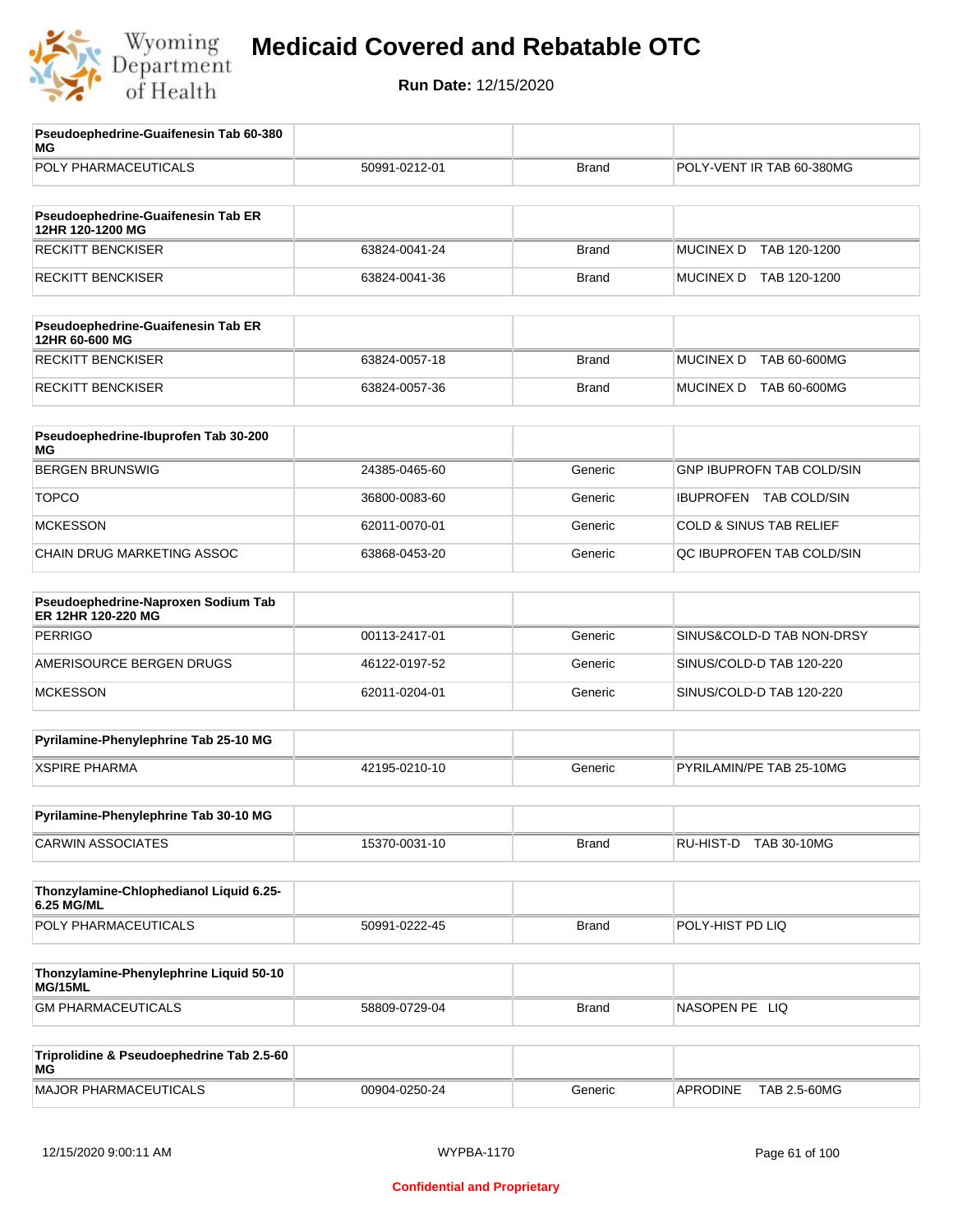# Medicaid Covered and Rebatable OTC

**Run Date:** 12/15/2020

| Pseudoephedrine-Guaifenesin Tab 60-380 MG | | | |
|---|---|---|---|
| POLY PHARMACEUTICALS | 50991-0212-01 | Brand | POLY-VENT IR TAB 60-380MG |

| Pseudoephedrine-Guaifenesin Tab ER 12HR 120-1200 MG | | | |
|---|---|---|---|
| RECKITT BENCKISER | 63824-0041-24 | Brand | MUCINEX D TAB 120-1200 |
| RECKITT BENCKISER | 63824-0041-36 | Brand | MUCINEX D TAB 120-1200 |

| Pseudoephedrine-Guaifenesin Tab ER 12HR 60-600 MG | | | |
|---|---|---|---|
| RECKITT BENCKISER | 63824-0057-18 | Brand | MUCINEX D TAB 60-600MG |
| RECKITT BENCKISER | 63824-0057-36 | Brand | MUCINEX D TAB 60-600MG |

| Pseudoephedrine-Ibuprofen Tab 30-200 MG | | | |
|---|---|---|---|
| BERGEN BRUNSWIG | 24385-0465-60 | Generic | GNP IBUPROFN TAB COLD/SIN |
| TOPCO | 36800-0083-60 | Generic | IBUPROFEN TAB COLD/SIN |
| MCKESSON | 62011-0070-01 | Generic | COLD & SINUS TAB RELIEF |
| CHAIN DRUG MARKETING ASSOC | 63868-0453-20 | Generic | QC IBUPROFEN TAB COLD/SIN |

| Pseudoephedrine-Naproxen Sodium Tab ER 12HR 120-220 MG | | | |
|---|---|---|---|
| PERRIGO | 00113-2417-01 | Generic | SINUS&COLD-D TAB NON-DRSY |
| AMERISOURCE BERGEN DRUGS | 46122-0197-52 | Generic | SINUS/COLD-D TAB 120-220 |
| MCKESSON | 62011-0204-01 | Generic | SINUS/COLD-D TAB 120-220 |

| Pyrilamine-Phenylephrine Tab 25-10 MG | | | |
|---|---|---|---|
| XSPIRE PHARMA | 42195-0210-10 | Generic | PYRILAMIN/PE TAB 25-10MG |

| Pyrilamine-Phenylephrine Tab 30-10 MG | | | |
|---|---|---|---|
| CARWIN ASSOCIATES | 15370-0031-10 | Brand | RU-HIST-D TAB 30-10MG |

| Thonzylamine-Chlophedianol Liquid 6.25-6.25 MG/ML | | | |
|---|---|---|---|
| POLY PHARMACEUTICALS | 50991-0222-45 | Brand | POLY-HIST PD LIQ |

| Thonzylamine-Phenylephrine Liquid 50-10 MG/15ML | | | |
|---|---|---|---|
| GM PHARMACEUTICALS | 58809-0729-04 | Brand | NASOPEN PE LIQ |

| Triprolidine & Pseudoephedrine Tab 2.5-60 MG | | | |
|---|---|---|---|
| MAJOR PHARMACEUTICALS | 00904-0250-24 | Generic | APRODINE TAB 2.5-60MG |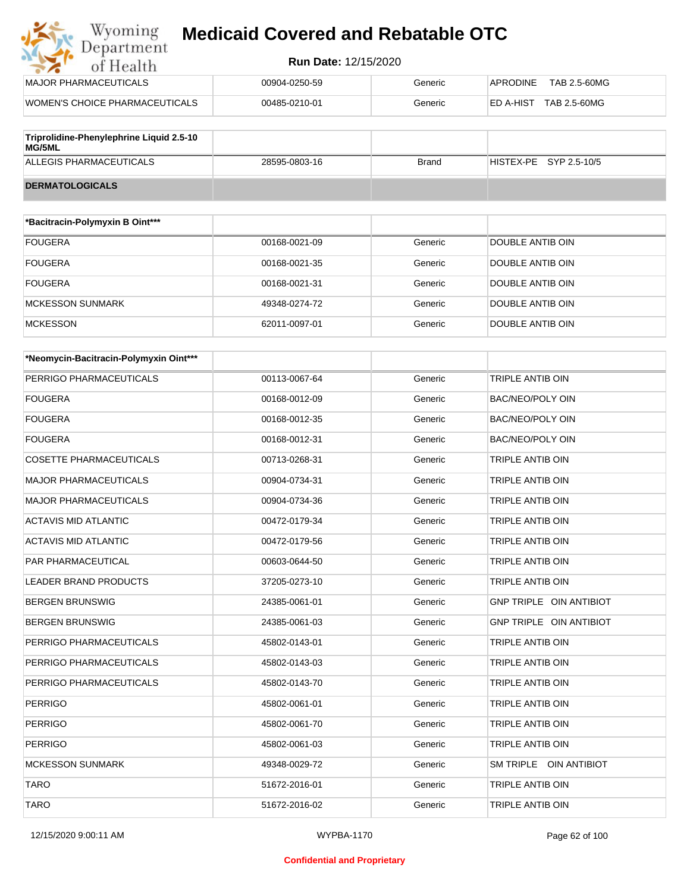| | | | |
|---|---|---|---|
| MAJOR PHARMACEUTICALS | 00904-0250-59 | Generic | APRODINE TAB 2.5-60MG |
| WOMEN'S CHOICE PHARMACEUTICALS | 00485-0210-01 | Generic | ED A-HIST TAB 2.5-60MG |

| Triprolidine-Phenylephrine Liquid 2.5-10 MG/5ML | | | |
|---|---|---|---|
| ALLEGIS PHARMACEUTICALS | 28595-0803-16 | Brand | HISTEX-PE SYP 2.5-10/5 |
| **DERMATOLOGICALS** | | | |

| *Bacitracin-Polymyxin B Oint*** | | | |
|---|---|---|---|
| FOUGERA | 00168-0021-09 | Generic | DOUBLE ANTIB OIN |
| FOUGERA | 00168-0021-35 | Generic | DOUBLE ANTIB OIN |
| FOUGERA | 00168-0021-31 | Generic | DOUBLE ANTIB OIN |
| MCKESSON SUNMARK | 49348-0274-72 | Generic | DOUBLE ANTIB OIN |
| MCKESSON | 62011-0097-01 | Generic | DOUBLE ANTIB OIN |

| *Neomycin-Bacitracin-Polymyxin Oint*** | | | |
|---|---|---|---|
| PERRIGO PHARMACEUTICALS | 00113-0067-64 | Generic | TRIPLE ANTIB OIN |
| FOUGERA | 00168-0012-09 | Generic | BAC/NEO/POLY OIN |
| FOUGERA | 00168-0012-35 | Generic | BAC/NEO/POLY OIN |
| FOUGERA | 00168-0012-31 | Generic | BAC/NEO/POLY OIN |
| COSETTE PHARMACEUTICALS | 00713-0268-31 | Generic | TRIPLE ANTIB OIN |
| MAJOR PHARMACEUTICALS | 00904-0734-31 | Generic | TRIPLE ANTIB OIN |
| MAJOR PHARMACEUTICALS | 00904-0734-36 | Generic | TRIPLE ANTIB OIN |
| ACTAVIS MID ATLANTIC | 00472-0179-34 | Generic | TRIPLE ANTIB OIN |
| ACTAVIS MID ATLANTIC | 00472-0179-56 | Generic | TRIPLE ANTIB OIN |
| PAR PHARMACEUTICAL | 00603-0644-50 | Generic | TRIPLE ANTIB OIN |
| LEADER BRAND PRODUCTS | 37205-0273-10 | Generic | TRIPLE ANTIB OIN |
| BERGEN BRUNSWIG | 24385-0061-01 | Generic | GNP TRIPLE OIN ANTIBIOT |
| BERGEN BRUNSWIG | 24385-0061-03 | Generic | GNP TRIPLE OIN ANTIBIOT |
| PERRIGO PHARMACEUTICALS | 45802-0143-01 | Generic | TRIPLE ANTIB OIN |
| PERRIGO PHARMACEUTICALS | 45802-0143-03 | Generic | TRIPLE ANTIB OIN |
| PERRIGO PHARMACEUTICALS | 45802-0143-70 | Generic | TRIPLE ANTIB OIN |
| PERRIGO | 45802-0061-01 | Generic | TRIPLE ANTIB OIN |
| PERRIGO | 45802-0061-70 | Generic | TRIPLE ANTIB OIN |
| PERRIGO | 45802-0061-03 | Generic | TRIPLE ANTIB OIN |
| MCKESSON SUNMARK | 49348-0029-72 | Generic | SM TRIPLE OIN ANTIBIOT |
| TARO | 51672-2016-01 | Generic | TRIPLE ANTIB OIN |
| TARO | 51672-2016-02 | Generic | TRIPLE ANTIB OIN |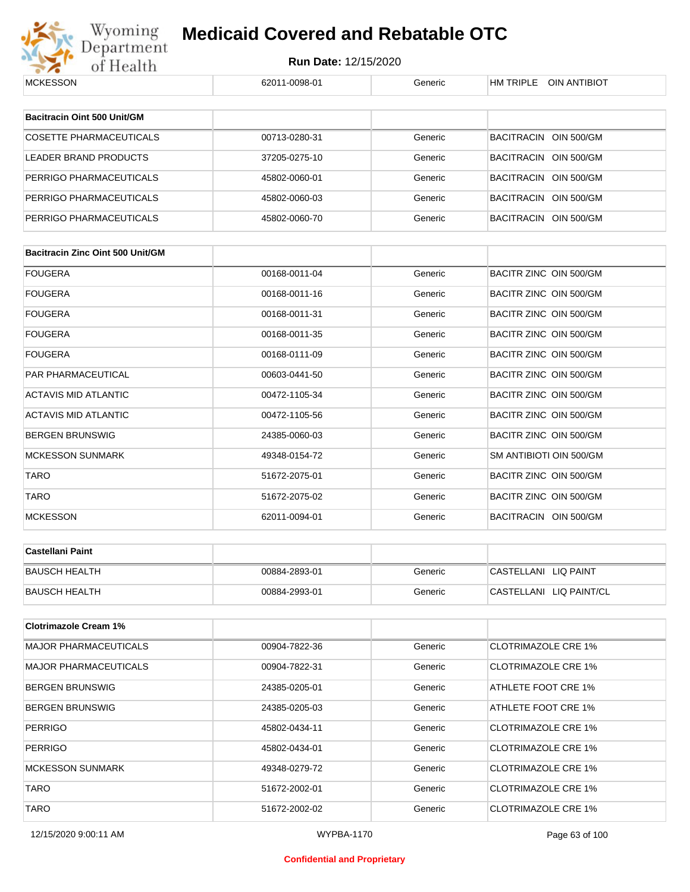| MCKESSON | 62011-0098-01 | Generic | HM TRIPLE OIN ANTIBIOT |
|---|---|---|---|

| Bacitracin Oint 500 Unit/GM | | | |
|---|---|---|---|
| COSETTE PHARMACEUTICALS | 00713-0280-31 | Generic | BACITRACIN OIN 500/GM |
| LEADER BRAND PRODUCTS | 37205-0275-10 | Generic | BACITRACIN OIN 500/GM |
| PERRIGO PHARMACEUTICALS | 45802-0060-01 | Generic | BACITRACIN OIN 500/GM |
| PERRIGO PHARMACEUTICALS | 45802-0060-03 | Generic | BACITRACIN OIN 500/GM |
| PERRIGO PHARMACEUTICALS | 45802-0060-70 | Generic | BACITRACIN OIN 500/GM |

| Bacitracin Zinc Oint 500 Unit/GM | | | |
|---|---|---|---|
| FOUGERA | 00168-0011-04 | Generic | BACITR ZINC OIN 500/GM |
| FOUGERA | 00168-0011-16 | Generic | BACITR ZINC OIN 500/GM |
| FOUGERA | 00168-0011-31 | Generic | BACITR ZINC OIN 500/GM |
| FOUGERA | 00168-0011-35 | Generic | BACITR ZINC OIN 500/GM |
| FOUGERA | 00168-0111-09 | Generic | BACITR ZINC OIN 500/GM |
| PAR PHARMACEUTICAL | 00603-0441-50 | Generic | BACITR ZINC OIN 500/GM |
| ACTAVIS MID ATLANTIC | 00472-1105-34 | Generic | BACITR ZINC OIN 500/GM |
| ACTAVIS MID ATLANTIC | 00472-1105-56 | Generic | BACITR ZINC OIN 500/GM |
| BERGEN BRUNSWIG | 24385-0060-03 | Generic | BACITR ZINC OIN 500/GM |
| MCKESSON SUNMARK | 49348-0154-72 | Generic | SM ANTIBIOTI OIN 500/GM |
| TARO | 51672-2075-01 | Generic | BACITR ZINC OIN 500/GM |
| TARO | 51672-2075-02 | Generic | BACITR ZINC OIN 500/GM |
| MCKESSON | 62011-0094-01 | Generic | BACITRACIN OIN 500/GM |

| Castellani Paint | | | |
|---|---|---|---|
| BAUSCH HEALTH | 00884-2893-01 | Generic | CASTELLANI LIQ PAINT |
| BAUSCH HEALTH | 00884-2993-01 | Generic | CASTELLANI LIQ PAINT/CL |

| Clotrimazole Cream 1% | | | |
|---|---|---|---|
| MAJOR PHARMACEUTICALS | 00904-7822-36 | Generic | CLOTRIMAZOLE CRE 1% |
| MAJOR PHARMACEUTICALS | 00904-7822-31 | Generic | CLOTRIMAZOLE CRE 1% |
| BERGEN BRUNSWIG | 24385-0205-01 | Generic | ATHLETE FOOT CRE 1% |
| BERGEN BRUNSWIG | 24385-0205-03 | Generic | ATHLETE FOOT CRE 1% |
| PERRIGO | 45802-0434-11 | Generic | CLOTRIMAZOLE CRE 1% |
| PERRIGO | 45802-0434-01 | Generic | CLOTRIMAZOLE CRE 1% |
| MCKESSON SUNMARK | 49348-0279-72 | Generic | CLOTRIMAZOLE CRE 1% |
| TARO | 51672-2002-01 | Generic | CLOTRIMAZOLE CRE 1% |
| TARO | 51672-2002-02 | Generic | CLOTRIMAZOLE CRE 1% |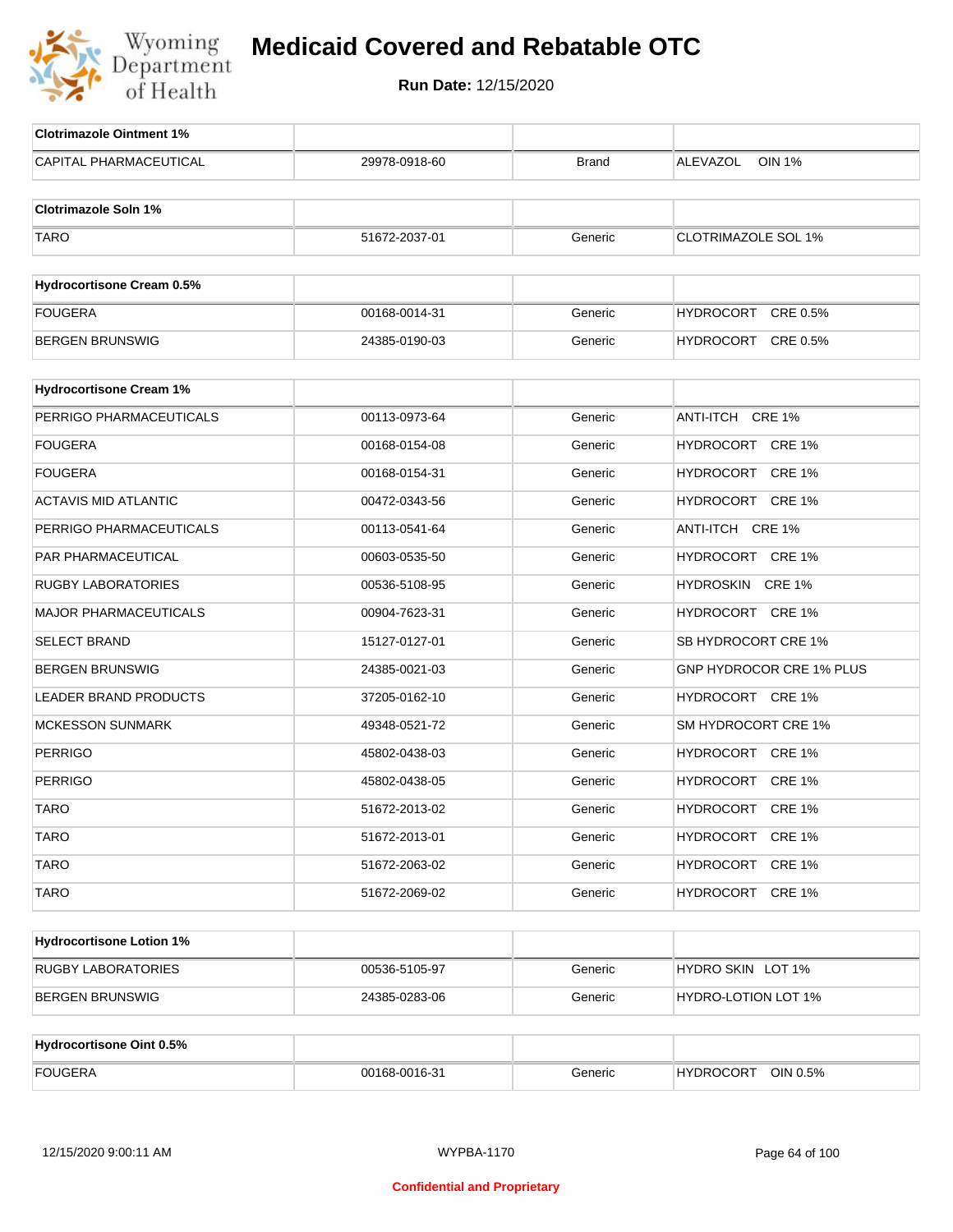# Medicaid Covered and Rebatable OTC

**Run Date:** 12/15/2020

| Clotrimazole Ointment 1% | | | |
|---|---|---|---|
| CAPITAL PHARMACEUTICAL | 29978-0918-60 | Brand | ALEVAZOL OIN 1% |

| Clotrimazole Soln 1% | | | |
|---|---|---|---|
| TARO | 51672-2037-01 | Generic | CLOTRIMAZOLE SOL 1% |

| Hydrocortisone Cream 0.5% | | | |
|---|---|---|---|
| FOUGERA | 00168-0014-31 | Generic | HYDROCORT CRE 0.5% |
| BERGEN BRUNSWIG | 24385-0190-03 | Generic | HYDROCORT CRE 0.5% |

| Hydrocortisone Cream 1% | | | |
|---|---|---|---|
| PERRIGO PHARMACEUTICALS | 00113-0973-64 | Generic | ANTI-ITCH CRE 1% |
| FOUGERA | 00168-0154-08 | Generic | HYDROCORT CRE 1% |
| FOUGERA | 00168-0154-31 | Generic | HYDROCORT CRE 1% |
| ACTAVIS MID ATLANTIC | 00472-0343-56 | Generic | HYDROCORT CRE 1% |
| PERRIGO PHARMACEUTICALS | 00113-0541-64 | Generic | ANTI-ITCH CRE 1% |
| PAR PHARMACEUTICAL | 00603-0535-50 | Generic | HYDROCORT CRE 1% |
| RUGBY LABORATORIES | 00536-5108-95 | Generic | HYDROSKIN CRE 1% |
| MAJOR PHARMACEUTICALS | 00904-7623-31 | Generic | HYDROCORT CRE 1% |
| SELECT BRAND | 15127-0127-01 | Generic | SB HYDROCORT CRE 1% |
| BERGEN BRUNSWIG | 24385-0021-03 | Generic | GNP HYDROCOR CRE 1% PLUS |
| LEADER BRAND PRODUCTS | 37205-0162-10 | Generic | HYDROCORT CRE 1% |
| MCKESSON SUNMARK | 49348-0521-72 | Generic | SM HYDROCORT CRE 1% |
| PERRIGO | 45802-0438-03 | Generic | HYDROCORT CRE 1% |
| PERRIGO | 45802-0438-05 | Generic | HYDROCORT CRE 1% |
| TARO | 51672-2013-02 | Generic | HYDROCORT CRE 1% |
| TARO | 51672-2013-01 | Generic | HYDROCORT CRE 1% |
| TARO | 51672-2063-02 | Generic | HYDROCORT CRE 1% |
| TARO | 51672-2069-02 | Generic | HYDROCORT CRE 1% |

| Hydrocortisone Lotion 1% | | | |
|---|---|---|---|
| RUGBY LABORATORIES | 00536-5105-97 | Generic | HYDRO SKIN LOT 1% |
| BERGEN BRUNSWIG | 24385-0283-06 | Generic | HYDRO-LOTION LOT 1% |

| Hydrocortisone Oint 0.5% | | | |
|---|---|---|---|
| FOUGERA | 00168-0016-31 | Generic | HYDROCORT OIN 0.5% |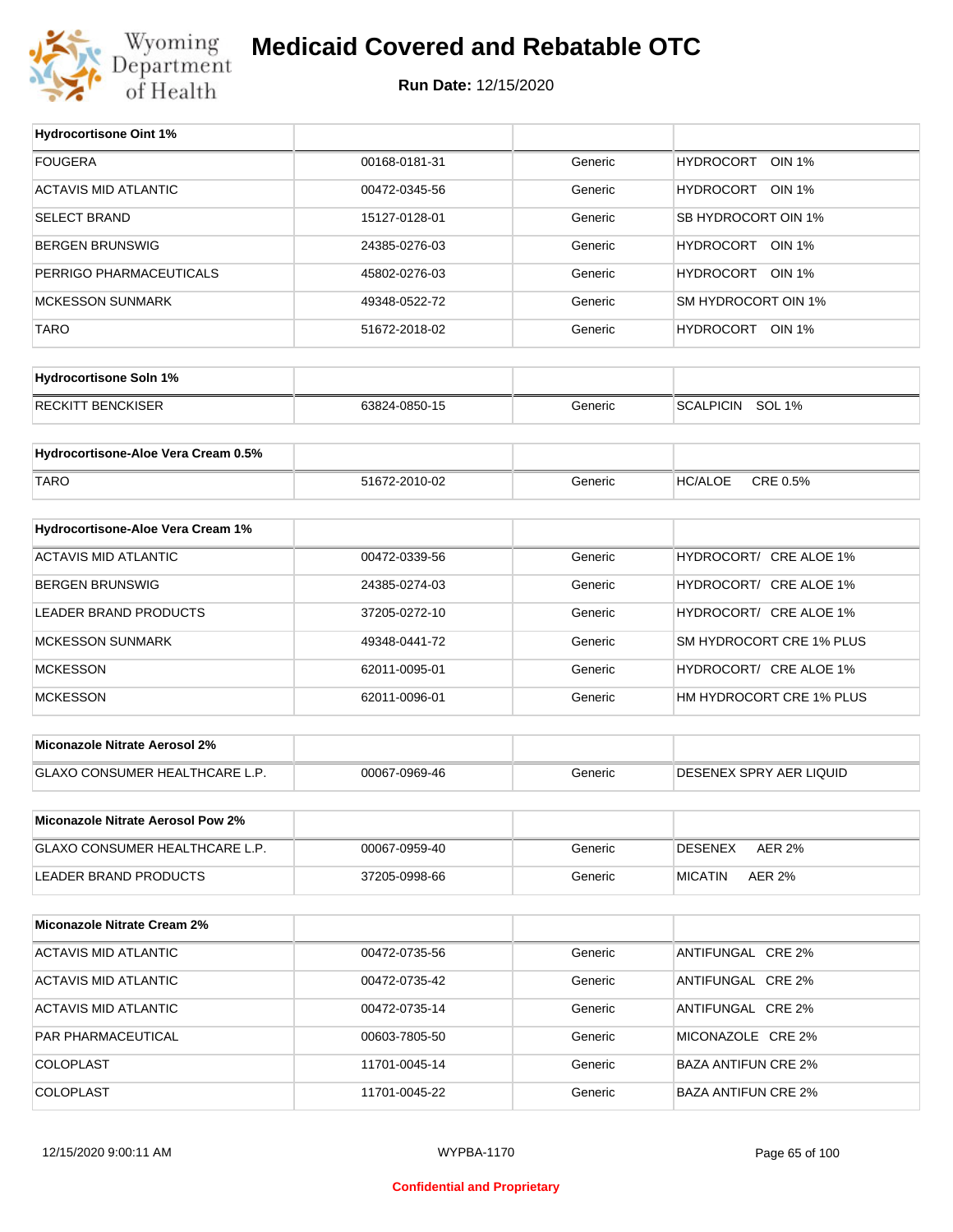# Medicaid Covered and Rebatable OTC

**Run Date:** 12/15/2020

| Hydrocortisone Oint 1% | | | |
|---|---|---|---|
| FOUGERA | 00168-0181-31 | Generic | HYDROCORT OIN 1% |
| ACTAVIS MID ATLANTIC | 00472-0345-56 | Generic | HYDROCORT OIN 1% |
| SELECT BRAND | 15127-0128-01 | Generic | SB HYDROCORT OIN 1% |
| BERGEN BRUNSWIG | 24385-0276-03 | Generic | HYDROCORT OIN 1% |
| PERRIGO PHARMACEUTICALS | 45802-0276-03 | Generic | HYDROCORT OIN 1% |
| MCKESSON SUNMARK | 49348-0522-72 | Generic | SM HYDROCORT OIN 1% |
| TARO | 51672-2018-02 | Generic | HYDROCORT OIN 1% |

| Hydrocortisone Soln 1% | | | |
|---|---|---|---|
| RECKITT BENCKISER | 63824-0850-15 | Generic | SCALPICIN SOL 1% |

| Hydrocortisone-Aloe Vera Cream 0.5% | | | |
|---|---|---|---|
| TARO | 51672-2010-02 | Generic | HC/ALOE CRE 0.5% |

| Hydrocortisone-Aloe Vera Cream 1% | | | |
|---|---|---|---|
| ACTAVIS MID ATLANTIC | 00472-0339-56 | Generic | HYDROCORT/ CRE ALOE 1% |
| BERGEN BRUNSWIG | 24385-0274-03 | Generic | HYDROCORT/ CRE ALOE 1% |
| LEADER BRAND PRODUCTS | 37205-0272-10 | Generic | HYDROCORT/ CRE ALOE 1% |
| MCKESSON SUNMARK | 49348-0441-72 | Generic | SM HYDROCORT CRE 1% PLUS |
| MCKESSON | 62011-0095-01 | Generic | HYDROCORT/ CRE ALOE 1% |
| MCKESSON | 62011-0096-01 | Generic | HM HYDROCORT CRE 1% PLUS |

| Miconazole Nitrate Aerosol 2% | | | |
|---|---|---|---|
| GLAXO CONSUMER HEALTHCARE L.P. | 00067-0969-46 | Generic | DESENEX SPRY AER LIQUID |

| Miconazole Nitrate Aerosol Pow 2% | | | |
|---|---|---|---|
| GLAXO CONSUMER HEALTHCARE L.P. | 00067-0959-40 | Generic | DESENEX AER 2% |
| LEADER BRAND PRODUCTS | 37205-0998-66 | Generic | MICATIN AER 2% |

| Miconazole Nitrate Cream 2% | | | |
|---|---|---|---|
| ACTAVIS MID ATLANTIC | 00472-0735-56 | Generic | ANTIFUNGAL CRE 2% |
| ACTAVIS MID ATLANTIC | 00472-0735-42 | Generic | ANTIFUNGAL CRE 2% |
| ACTAVIS MID ATLANTIC | 00472-0735-14 | Generic | ANTIFUNGAL CRE 2% |
| PAR PHARMACEUTICAL | 00603-7805-50 | Generic | MICONAZOLE CRE 2% |
| COLOPLAST | 11701-0045-14 | Generic | BAZA ANTIFUN CRE 2% |
| COLOPLAST | 11701-0045-22 | Generic | BAZA ANTIFUN CRE 2% |

Confidential and Proprietary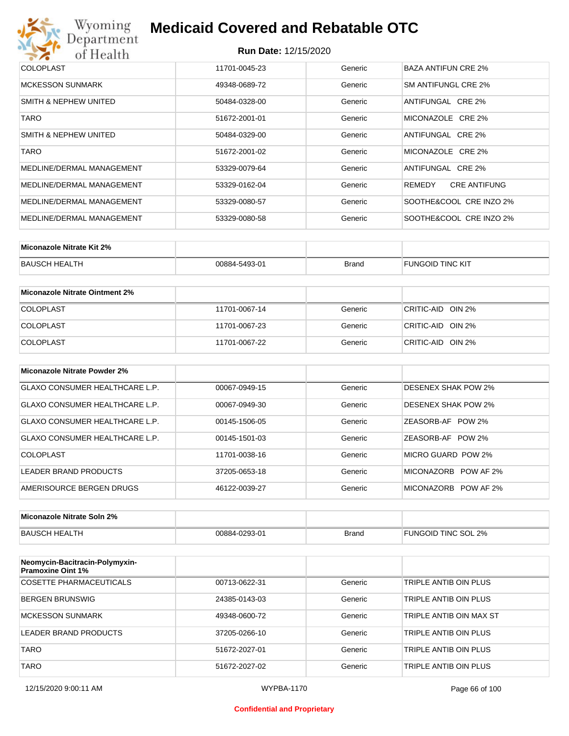| | | | |
|---|---|---|---|
| COLOPLAST | 11701-0045-23 | Generic | BAZA ANTIFUN CRE 2% |
| MCKESSON SUNMARK | 49348-0689-72 | Generic | SM ANTIFUNGL CRE 2% |
| SMITH & NEPHEW UNITED | 50484-0328-00 | Generic | ANTIFUNGAL CRE 2% |
| TARO | 51672-2001-01 | Generic | MICONAZOLE CRE 2% |
| SMITH & NEPHEW UNITED | 50484-0329-00 | Generic | ANTIFUNGAL CRE 2% |
| TARO | 51672-2001-02 | Generic | MICONAZOLE CRE 2% |
| MEDLINE/DERMAL MANAGEMENT | 53329-0079-64 | Generic | ANTIFUNGAL CRE 2% |
| MEDLINE/DERMAL MANAGEMENT | 53329-0162-04 | Generic | REMEDY CRE ANTIFUNG |
| MEDLINE/DERMAL MANAGEMENT | 53329-0080-57 | Generic | SOOTHE&COOL CRE INZO 2% |
| MEDLINE/DERMAL MANAGEMENT | 53329-0080-58 | Generic | SOOTHE&COOL CRE INZO 2% |

| **Miconazole Nitrate Kit 2%** | | | |
|---|---|---|---|
| BAUSCH HEALTH | 00884-5493-01 | Brand | FUNGOID TINC KIT |

| **Miconazole Nitrate Ointment 2%** | | | |
|---|---|---|---|
| COLOPLAST | 11701-0067-14 | Generic | CRITIC-AID OIN 2% |
| COLOPLAST | 11701-0067-23 | Generic | CRITIC-AID OIN 2% |
| COLOPLAST | 11701-0067-22 | Generic | CRITIC-AID OIN 2% |

| **Miconazole Nitrate Powder 2%** | | | |
|---|---|---|---|
| GLAXO CONSUMER HEALTHCARE L.P. | 00067-0949-15 | Generic | DESENEX SHAK POW 2% |
| GLAXO CONSUMER HEALTHCARE L.P. | 00067-0949-30 | Generic | DESENEX SHAK POW 2% |
| GLAXO CONSUMER HEALTHCARE L.P. | 00145-1506-05 | Generic | ZEASORB-AF POW 2% |
| GLAXO CONSUMER HEALTHCARE L.P. | 00145-1501-03 | Generic | ZEASORB-AF POW 2% |
| COLOPLAST | 11701-0038-16 | Generic | MICRO GUARD POW 2% |
| LEADER BRAND PRODUCTS | 37205-0653-18 | Generic | MICONAZORB POW AF 2% |
| AMERISOURCE BERGEN DRUGS | 46122-0039-27 | Generic | MICONAZORB POW AF 2% |

| **Miconazole Nitrate Soln 2%** | | | |
|---|---|---|---|
| BAUSCH HEALTH | 00884-0293-01 | Brand | FUNGOID TINC SOL 2% |

| **Neomycin-Bacitracin-Polymyxin-Pramoxine Oint 1%** | | | |
|---|---|---|---|
| COSETTE PHARMACEUTICALS | 00713-0622-31 | Generic | TRIPLE ANTIB OIN PLUS |
| BERGEN BRUNSWIG | 24385-0143-03 | Generic | TRIPLE ANTIB OIN PLUS |
| MCKESSON SUNMARK | 49348-0600-72 | Generic | TRIPLE ANTIB OIN MAX ST |
| LEADER BRAND PRODUCTS | 37205-0266-10 | Generic | TRIPLE ANTIB OIN PLUS |
| TARO | 51672-2027-01 | Generic | TRIPLE ANTIB OIN PLUS |
| TARO | 51672-2027-02 | Generic | TRIPLE ANTIB OIN PLUS |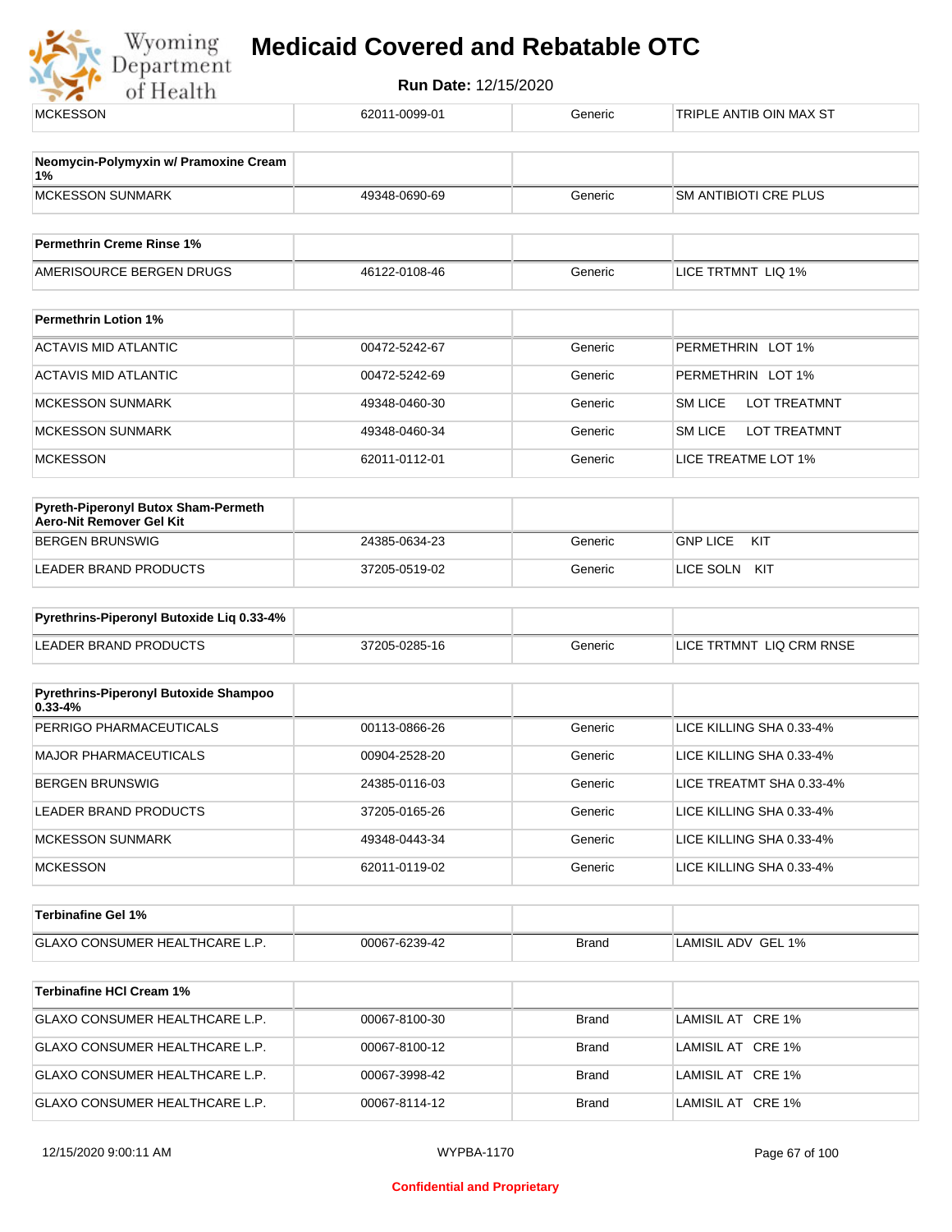| | | | |
|---|---|---|---|
| MCKESSON | 62011-0099-01 | Generic | TRIPLE ANTIB OIN MAX ST |

| Neomycin-Polymyxin w/ Pramoxine Cream 1% | | | |
|---|---|---|---|
| MCKESSON SUNMARK | 49348-0690-69 | Generic | SM ANTIBIOTI CRE PLUS |

| Permethrin Creme Rinse 1% | | | |
|---|---|---|---|
| AMERISOURCE BERGEN DRUGS | 46122-0108-46 | Generic | LICE TRTMNT LIQ 1% |

| Permethrin Lotion 1% | | | |
|---|---|---|---|
| ACTAVIS MID ATLANTIC | 00472-5242-67 | Generic | PERMETHRIN LOT 1% |
| ACTAVIS MID ATLANTIC | 00472-5242-69 | Generic | PERMETHRIN LOT 1% |
| MCKESSON SUNMARK | 49348-0460-30 | Generic | SM LICE LOT TREATMNT |
| MCKESSON SUNMARK | 49348-0460-34 | Generic | SM LICE LOT TREATMNT |
| MCKESSON | 62011-0112-01 | Generic | LICE TREATME LOT 1% |

| Pyreth-Piperonyl Butox Sham-Permeth Aero-Nit Remover Gel Kit | | | |
|---|---|---|---|
| BERGEN BRUNSWIG | 24385-0634-23 | Generic | GNP LICE KIT |
| LEADER BRAND PRODUCTS | 37205-0519-02 | Generic | LICE SOLN KIT |

| Pyrethrins-Piperonyl Butoxide Liq 0.33-4% | | | |
|---|---|---|---|
| LEADER BRAND PRODUCTS | 37205-0285-16 | Generic | LICE TRTMNT LIQ CRM RNSE |

| Pyrethrins-Piperonyl Butoxide Shampoo 0.33-4% | | | |
|---|---|---|---|
| PERRIGO PHARMACEUTICALS | 00113-0866-26 | Generic | LICE KILLING SHA 0.33-4% |
| MAJOR PHARMACEUTICALS | 00904-2528-20 | Generic | LICE KILLING SHA 0.33-4% |
| BERGEN BRUNSWIG | 24385-0116-03 | Generic | LICE TREATMT SHA 0.33-4% |
| LEADER BRAND PRODUCTS | 37205-0165-26 | Generic | LICE KILLING SHA 0.33-4% |
| MCKESSON SUNMARK | 49348-0443-34 | Generic | LICE KILLING SHA 0.33-4% |
| MCKESSON | 62011-0119-02 | Generic | LICE KILLING SHA 0.33-4% |

| Terbinafine Gel 1% | | | |
|---|---|---|---|
| GLAXO CONSUMER HEALTHCARE L.P. | 00067-6239-42 | Brand | LAMISIL ADV GEL 1% |

| Terbinafine HCl Cream 1% | | | |
|---|---|---|---|
| GLAXO CONSUMER HEALTHCARE L.P. | 00067-8100-30 | Brand | LAMISIL AT CRE 1% |
| GLAXO CONSUMER HEALTHCARE L.P. | 00067-8100-12 | Brand | LAMISIL AT CRE 1% |
| GLAXO CONSUMER HEALTHCARE L.P. | 00067-3998-42 | Brand | LAMISIL AT CRE 1% |
| GLAXO CONSUMER HEALTHCARE L.P. | 00067-8114-12 | Brand | LAMISIL AT CRE 1% |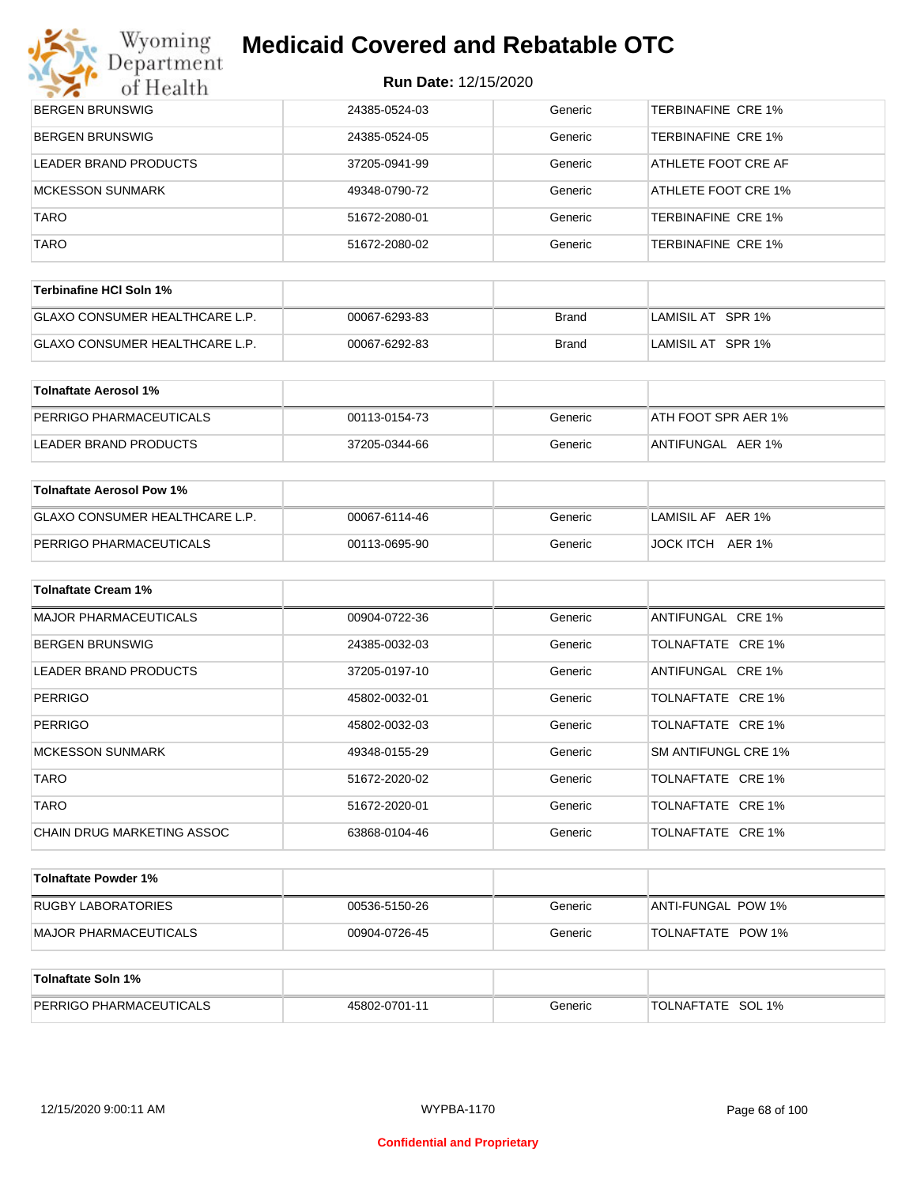# Medicaid Covered and Rebatable OTC

**Run Date:** 12/15/2020

| | | | |
|---|---|---|---|
| BERGEN BRUNSWIG | 24385-0524-03 | Generic | TERBINAFINE CRE 1% |
| BERGEN BRUNSWIG | 24385-0524-05 | Generic | TERBINAFINE CRE 1% |
| LEADER BRAND PRODUCTS | 37205-0941-99 | Generic | ATHLETE FOOT CRE AF |
| MCKESSON SUNMARK | 49348-0790-72 | Generic | ATHLETE FOOT CRE 1% |
| TARO | 51672-2080-01 | Generic | TERBINAFINE CRE 1% |
| TARO | 51672-2080-02 | Generic | TERBINAFINE CRE 1% |

| Terbinafine HCl Soln 1% | | | |
|---|---|---|---|
| GLAXO CONSUMER HEALTHCARE L.P. | 00067-6293-83 | Brand | LAMISIL AT SPR 1% |
| GLAXO CONSUMER HEALTHCARE L.P. | 00067-6292-83 | Brand | LAMISIL AT SPR 1% |

| Tolnaftate Aerosol 1% | | | |
|---|---|---|---|
| PERRIGO PHARMACEUTICALS | 00113-0154-73 | Generic | ATH FOOT SPR AER 1% |
| LEADER BRAND PRODUCTS | 37205-0344-66 | Generic | ANTIFUNGAL AER 1% |

| Tolnaftate Aerosol Pow 1% | | | |
|---|---|---|---|
| GLAXO CONSUMER HEALTHCARE L.P. | 00067-6114-46 | Generic | LAMISIL AF AER 1% |
| PERRIGO PHARMACEUTICALS | 00113-0695-90 | Generic | JOCK ITCH AER 1% |

| Tolnaftate Cream 1% | | | |
|---|---|---|---|
| MAJOR PHARMACEUTICALS | 00904-0722-36 | Generic | ANTIFUNGAL CRE 1% |
| BERGEN BRUNSWIG | 24385-0032-03 | Generic | TOLNAFTATE CRE 1% |
| LEADER BRAND PRODUCTS | 37205-0197-10 | Generic | ANTIFUNGAL CRE 1% |
| PERRIGO | 45802-0032-01 | Generic | TOLNAFTATE CRE 1% |
| PERRIGO | 45802-0032-03 | Generic | TOLNAFTATE CRE 1% |
| MCKESSON SUNMARK | 49348-0155-29 | Generic | SM ANTIFUNGL CRE 1% |
| TARO | 51672-2020-02 | Generic | TOLNAFTATE CRE 1% |
| TARO | 51672-2020-01 | Generic | TOLNAFTATE CRE 1% |
| CHAIN DRUG MARKETING ASSOC | 63868-0104-46 | Generic | TOLNAFTATE CRE 1% |

| Tolnaftate Powder 1% | | | |
|---|---|---|---|
| RUGBY LABORATORIES | 00536-5150-26 | Generic | ANTI-FUNGAL POW 1% |
| MAJOR PHARMACEUTICALS | 00904-0726-45 | Generic | TOLNAFTATE POW 1% |

| Tolnaftate Soln 1% | | | |
|---|---|---|---|
| PERRIGO PHARMACEUTICALS | 45802-0701-11 | Generic | TOLNAFTATE SOL 1% |

Confidential and Proprietary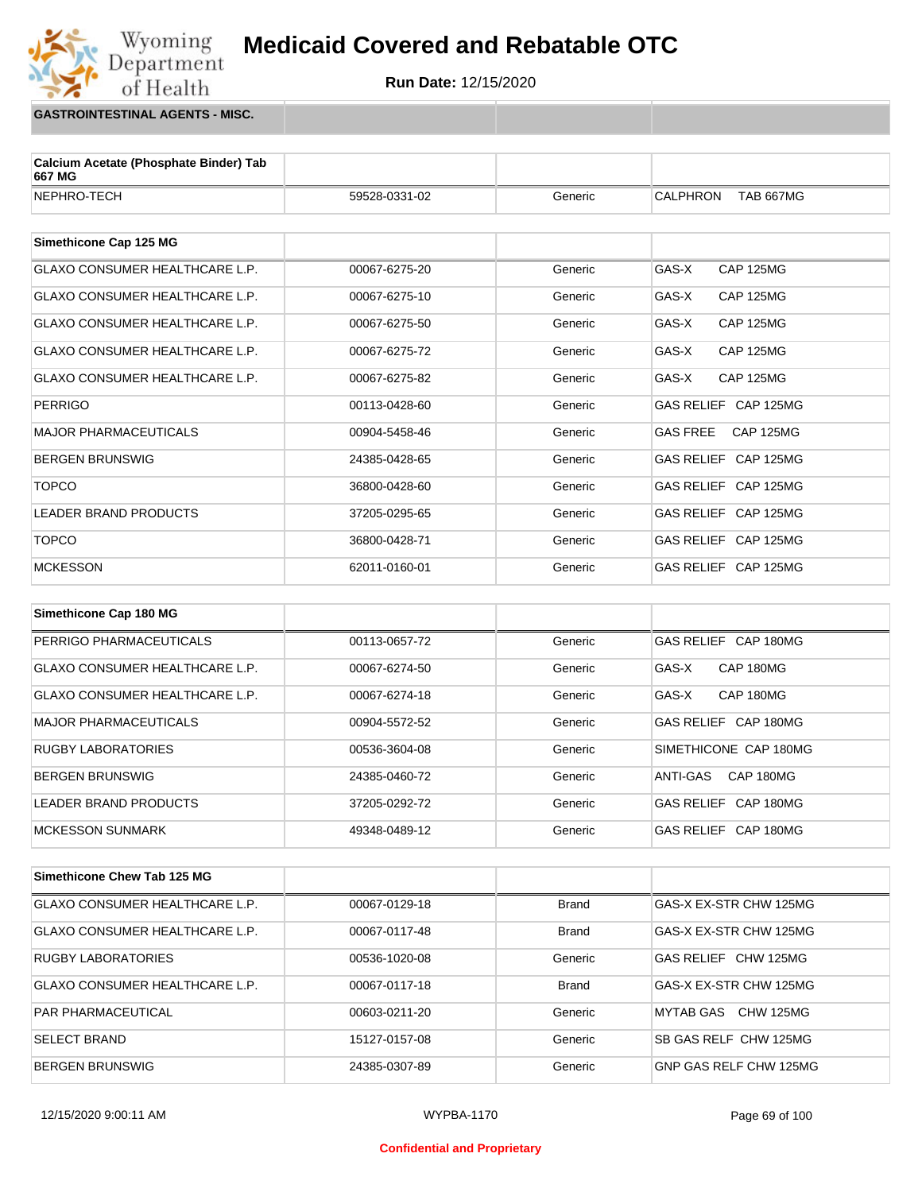# Medicaid Covered and Rebatable OTC

**Run Date:** 12/15/2020

**GASTROINTESTINAL AGENTS - MISC.**

| Calcium Acetate (Phosphate Binder) Tab 667 MG | | | |
|---|---|---|---|
| NEPHRO-TECH | 59528-0331-02 | Generic | CALPHRON TAB 667MG |

| Simethicone Cap 125 MG | | | |
|---|---|---|---|
| GLAXO CONSUMER HEALTHCARE L.P. | 00067-6275-20 | Generic | GAS-X CAP 125MG |
| GLAXO CONSUMER HEALTHCARE L.P. | 00067-6275-10 | Generic | GAS-X CAP 125MG |
| GLAXO CONSUMER HEALTHCARE L.P. | 00067-6275-50 | Generic | GAS-X CAP 125MG |
| GLAXO CONSUMER HEALTHCARE L.P. | 00067-6275-72 | Generic | GAS-X CAP 125MG |
| GLAXO CONSUMER HEALTHCARE L.P. | 00067-6275-82 | Generic | GAS-X CAP 125MG |
| PERRIGO | 00113-0428-60 | Generic | GAS RELIEF CAP 125MG |
| MAJOR PHARMACEUTICALS | 00904-5458-46 | Generic | GAS FREE CAP 125MG |
| BERGEN BRUNSWIG | 24385-0428-65 | Generic | GAS RELIEF CAP 125MG |
| TOPCO | 36800-0428-60 | Generic | GAS RELIEF CAP 125MG |
| LEADER BRAND PRODUCTS | 37205-0295-65 | Generic | GAS RELIEF CAP 125MG |
| TOPCO | 36800-0428-71 | Generic | GAS RELIEF CAP 125MG |
| MCKESSON | 62011-0160-01 | Generic | GAS RELIEF CAP 125MG |

| Simethicone Cap 180 MG | | | |
|---|---|---|---|
| PERRIGO PHARMACEUTICALS | 00113-0657-72 | Generic | GAS RELIEF CAP 180MG |
| GLAXO CONSUMER HEALTHCARE L.P. | 00067-6274-50 | Generic | GAS-X CAP 180MG |
| GLAXO CONSUMER HEALTHCARE L.P. | 00067-6274-18 | Generic | GAS-X CAP 180MG |
| MAJOR PHARMACEUTICALS | 00904-5572-52 | Generic | GAS RELIEF CAP 180MG |
| RUGBY LABORATORIES | 00536-3604-08 | Generic | SIMETHICONE CAP 180MG |
| BERGEN BRUNSWIG | 24385-0460-72 | Generic | ANTI-GAS CAP 180MG |
| LEADER BRAND PRODUCTS | 37205-0292-72 | Generic | GAS RELIEF CAP 180MG |
| MCKESSON SUNMARK | 49348-0489-12 | Generic | GAS RELIEF CAP 180MG |

| Simethicone Chew Tab 125 MG | | | |
|---|---|---|---|
| GLAXO CONSUMER HEALTHCARE L.P. | 00067-0129-18 | Brand | GAS-X EX-STR CHW 125MG |
| GLAXO CONSUMER HEALTHCARE L.P. | 00067-0117-48 | Brand | GAS-X EX-STR CHW 125MG |
| RUGBY LABORATORIES | 00536-1020-08 | Generic | GAS RELIEF CHW 125MG |
| GLAXO CONSUMER HEALTHCARE L.P. | 00067-0117-18 | Brand | GAS-X EX-STR CHW 125MG |
| PAR PHARMACEUTICAL | 00603-0211-20 | Generic | MYTAB GAS CHW 125MG |
| SELECT BRAND | 15127-0157-08 | Generic | SB GAS RELF CHW 125MG |
| BERGEN BRUNSWIG | 24385-0307-89 | Generic | GNP GAS RELF CHW 125MG |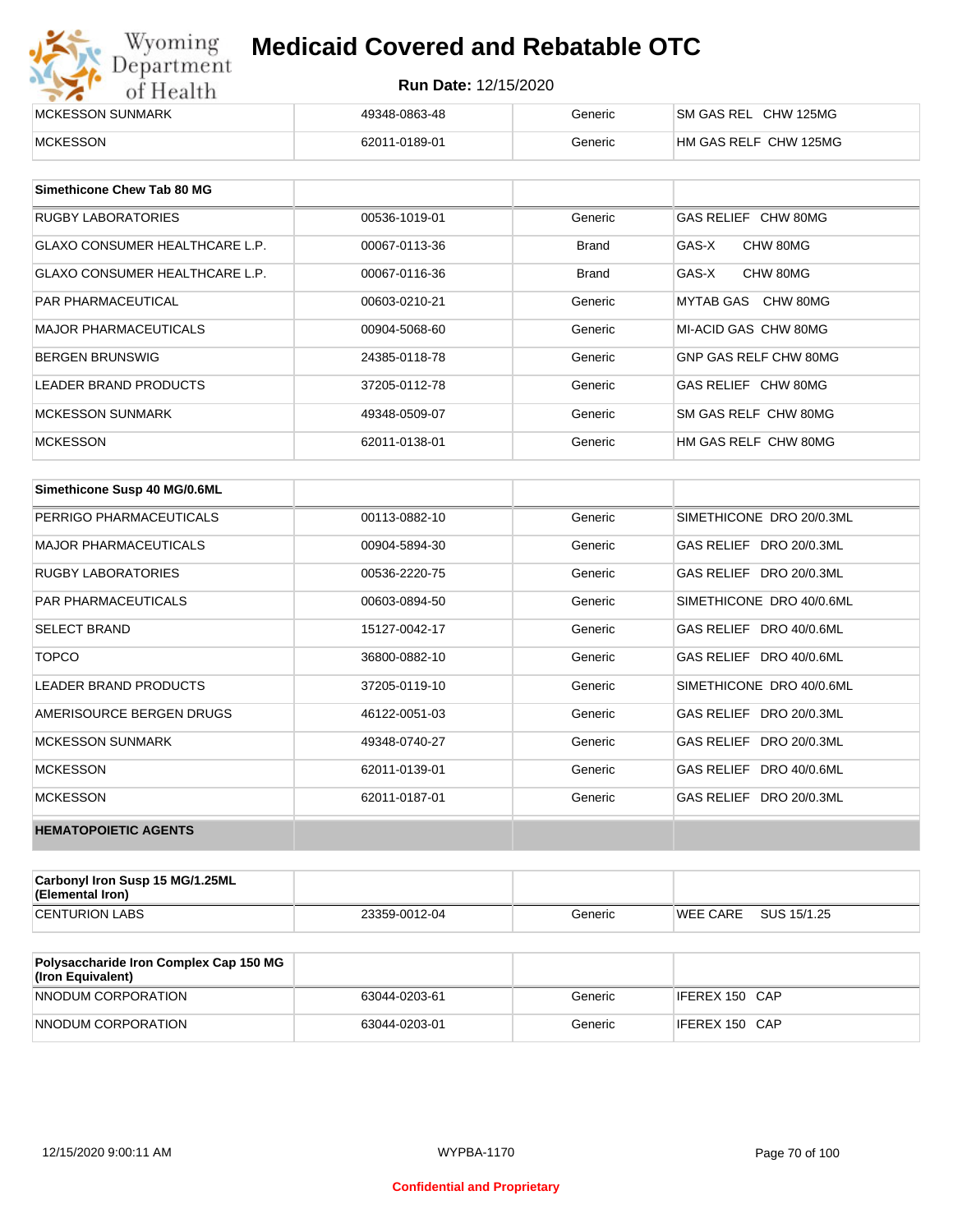| | | | |
|---|---|---|---|
| MCKESSON SUNMARK | 49348-0863-48 | Generic | SM GAS REL CHW 125MG |
| MCKESSON | 62011-0189-01 | Generic | HM GAS RELF CHW 125MG |

| Simethicone Chew Tab 80 MG | | | |
|---|---|---|---|
| RUGBY LABORATORIES | 00536-1019-01 | Generic | GAS RELIEF CHW 80MG |
| GLAXO CONSUMER HEALTHCARE L.P. | 00067-0113-36 | Brand | GAS-X CHW 80MG |
| GLAXO CONSUMER HEALTHCARE L.P. | 00067-0116-36 | Brand | GAS-X CHW 80MG |
| PAR PHARMACEUTICAL | 00603-0210-21 | Generic | MYTAB GAS CHW 80MG |
| MAJOR PHARMACEUTICALS | 00904-5068-60 | Generic | MI-ACID GAS CHW 80MG |
| BERGEN BRUNSWIG | 24385-0118-78 | Generic | GNP GAS RELF CHW 80MG |
| LEADER BRAND PRODUCTS | 37205-0112-78 | Generic | GAS RELIEF CHW 80MG |
| MCKESSON SUNMARK | 49348-0509-07 | Generic | SM GAS RELF CHW 80MG |
| MCKESSON | 62011-0138-01 | Generic | HM GAS RELF CHW 80MG |

| Simethicone Susp 40 MG/0.6ML | | | |
|---|---|---|---|
| PERRIGO PHARMACEUTICALS | 00113-0882-10 | Generic | SIMETHICONE DRO 20/0.3ML |
| MAJOR PHARMACEUTICALS | 00904-5894-30 | Generic | GAS RELIEF DRO 20/0.3ML |
| RUGBY LABORATORIES | 00536-2220-75 | Generic | GAS RELIEF DRO 20/0.3ML |
| PAR PHARMACEUTICALS | 00603-0894-50 | Generic | SIMETHICONE DRO 40/0.6ML |
| SELECT BRAND | 15127-0042-17 | Generic | GAS RELIEF DRO 40/0.6ML |
| TOPCO | 36800-0882-10 | Generic | GAS RELIEF DRO 40/0.6ML |
| LEADER BRAND PRODUCTS | 37205-0119-10 | Generic | SIMETHICONE DRO 40/0.6ML |
| AMERISOURCE BERGEN DRUGS | 46122-0051-03 | Generic | GAS RELIEF DRO 20/0.3ML |
| MCKESSON SUNMARK | 49348-0740-27 | Generic | GAS RELIEF DRO 20/0.3ML |
| MCKESSON | 62011-0139-01 | Generic | GAS RELIEF DRO 40/0.6ML |
| MCKESSON | 62011-0187-01 | Generic | GAS RELIEF DRO 20/0.3ML |
| **HEMATOPOIETIC AGENTS** | | | |

| Carbonyl Iron Susp 15 MG/1.25ML (Elemental Iron) | | | |
|---|---|---|---|
| CENTURION LABS | 23359-0012-04 | Generic | WEE CARE SUS 15/1.25 |

| Polysaccharide Iron Complex Cap 150 MG (Iron Equivalent) | | | |
|---|---|---|---|
| NNODUM CORPORATION | 63044-0203-61 | Generic | IFEREX 150 CAP |
| NNODUM CORPORATION | 63044-0203-01 | Generic | IFEREX 150 CAP |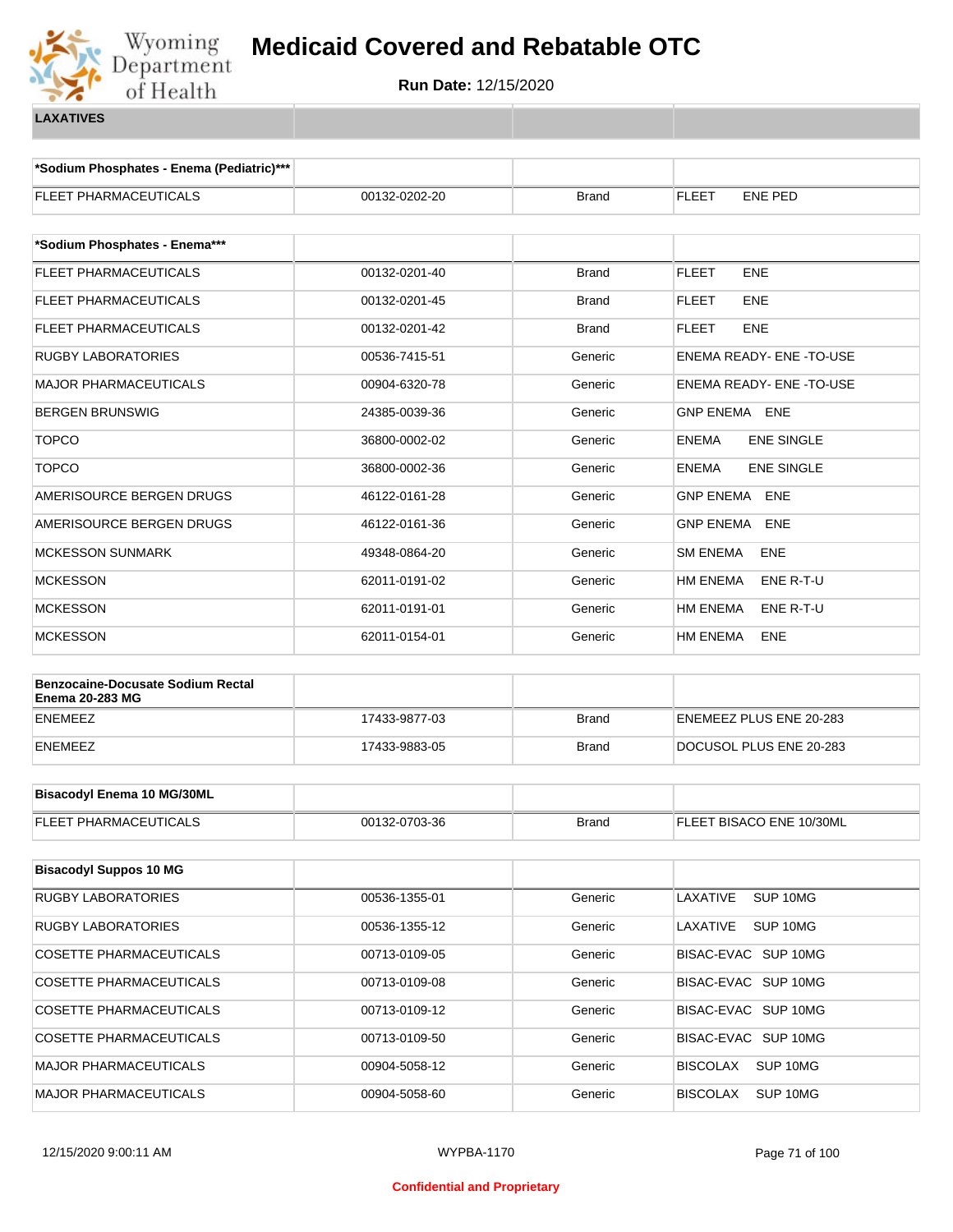# Medicaid Covered and Rebatable OTC

**Run Date:** 12/15/2020

**LAXATIVES**

| *Sodium Phosphates - Enema (Pediatric)*** | | | |
|---|---|---|---|
| FLEET PHARMACEUTICALS | 00132-0202-20 | Brand | FLEET ENE PED |

| *Sodium Phosphates - Enema*** | | | |
|---|---|---|---|
| FLEET PHARMACEUTICALS | 00132-0201-40 | Brand | FLEET ENE |
| FLEET PHARMACEUTICALS | 00132-0201-45 | Brand | FLEET ENE |
| FLEET PHARMACEUTICALS | 00132-0201-42 | Brand | FLEET ENE |
| RUGBY LABORATORIES | 00536-7415-51 | Generic | ENEMA READY- ENE -TO-USE |
| MAJOR PHARMACEUTICALS | 00904-6320-78 | Generic | ENEMA READY- ENE -TO-USE |
| BERGEN BRUNSWIG | 24385-0039-36 | Generic | GNP ENEMA ENE |
| TOPCO | 36800-0002-02 | Generic | ENEMA ENE SINGLE |
| TOPCO | 36800-0002-36 | Generic | ENEMA ENE SINGLE |
| AMERISOURCE BERGEN DRUGS | 46122-0161-28 | Generic | GNP ENEMA ENE |
| AMERISOURCE BERGEN DRUGS | 46122-0161-36 | Generic | GNP ENEMA ENE |
| MCKESSON SUNMARK | 49348-0864-20 | Generic | SM ENEMA ENE |
| MCKESSON | 62011-0191-02 | Generic | HM ENEMA ENE R-T-U |
| MCKESSON | 62011-0191-01 | Generic | HM ENEMA ENE R-T-U |
| MCKESSON | 62011-0154-01 | Generic | HM ENEMA ENE |

| Benzocaine-Docusate Sodium Rectal Enema 20-283 MG | | | |
|---|---|---|---|
| ENEMEEZ | 17433-9877-03 | Brand | ENEMEEZ PLUS ENE 20-283 |
| ENEMEEZ | 17433-9883-05 | Brand | DOCUSOL PLUS ENE 20-283 |

| Bisacodyl Enema 10 MG/30ML | | | |
|---|---|---|---|
| FLEET PHARMACEUTICALS | 00132-0703-36 | Brand | FLEET BISACO ENE 10/30ML |

| Bisacodyl Suppos 10 MG | | | |
|---|---|---|---|
| RUGBY LABORATORIES | 00536-1355-01 | Generic | LAXATIVE SUP 10MG |
| RUGBY LABORATORIES | 00536-1355-12 | Generic | LAXATIVE SUP 10MG |
| COSETTE PHARMACEUTICALS | 00713-0109-05 | Generic | BISAC-EVAC SUP 10MG |
| COSETTE PHARMACEUTICALS | 00713-0109-08 | Generic | BISAC-EVAC SUP 10MG |
| COSETTE PHARMACEUTICALS | 00713-0109-12 | Generic | BISAC-EVAC SUP 10MG |
| COSETTE PHARMACEUTICALS | 00713-0109-50 | Generic | BISAC-EVAC SUP 10MG |
| MAJOR PHARMACEUTICALS | 00904-5058-12 | Generic | BISCOLAX SUP 10MG |
| MAJOR PHARMACEUTICALS | 00904-5058-60 | Generic | BISCOLAX SUP 10MG |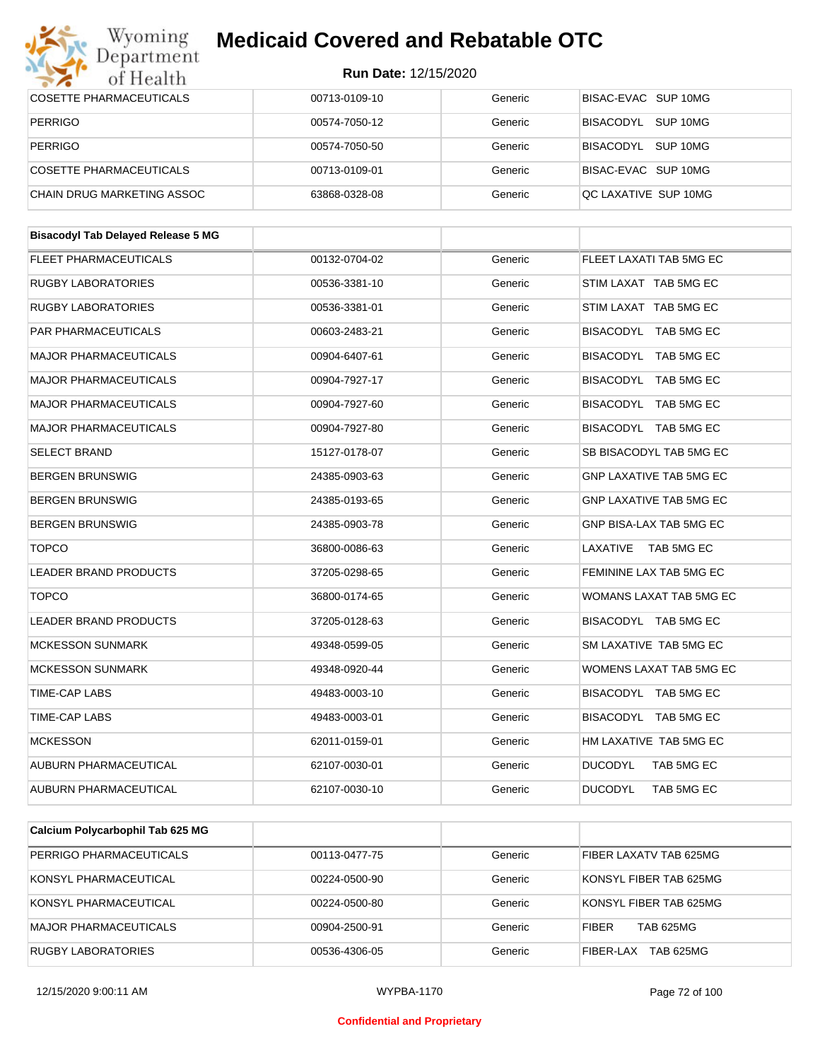| COSETTE PHARMACEUTICALS | 00713-0109-10 | Generic | BISAC-EVAC SUP 10MG |
|---|---|---|---|
| PERRIGO | 00574-7050-12 | Generic | BISACODYL SUP 10MG |
| PERRIGO | 00574-7050-50 | Generic | BISACODYL SUP 10MG |
| COSETTE PHARMACEUTICALS | 00713-0109-01 | Generic | BISAC-EVAC SUP 10MG |
| CHAIN DRUG MARKETING ASSOC | 63868-0328-08 | Generic | QC LAXATIVE SUP 10MG |

| **Bisacodyl Tab Delayed Release 5 MG** | | | |
|---|---|---|---|
| FLEET PHARMACEUTICALS | 00132-0704-02 | Generic | FLEET LAXATI TAB 5MG EC |
| RUGBY LABORATORIES | 00536-3381-10 | Generic | STIM LAXAT TAB 5MG EC |
| RUGBY LABORATORIES | 00536-3381-01 | Generic | STIM LAXAT TAB 5MG EC |
| PAR PHARMACEUTICALS | 00603-2483-21 | Generic | BISACODYL TAB 5MG EC |
| MAJOR PHARMACEUTICALS | 00904-6407-61 | Generic | BISACODYL TAB 5MG EC |
| MAJOR PHARMACEUTICALS | 00904-7927-17 | Generic | BISACODYL TAB 5MG EC |
| MAJOR PHARMACEUTICALS | 00904-7927-60 | Generic | BISACODYL TAB 5MG EC |
| MAJOR PHARMACEUTICALS | 00904-7927-80 | Generic | BISACODYL TAB 5MG EC |
| SELECT BRAND | 15127-0178-07 | Generic | SB BISACODYL TAB 5MG EC |
| BERGEN BRUNSWIG | 24385-0903-63 | Generic | GNP LAXATIVE TAB 5MG EC |
| BERGEN BRUNSWIG | 24385-0193-65 | Generic | GNP LAXATIVE TAB 5MG EC |
| BERGEN BRUNSWIG | 24385-0903-78 | Generic | GNP BISA-LAX TAB 5MG EC |
| TOPCO | 36800-0086-63 | Generic | LAXATIVE TAB 5MG EC |
| LEADER BRAND PRODUCTS | 37205-0298-65 | Generic | FEMININE LAX TAB 5MG EC |
| TOPCO | 36800-0174-65 | Generic | WOMANS LAXAT TAB 5MG EC |
| LEADER BRAND PRODUCTS | 37205-0128-63 | Generic | BISACODYL TAB 5MG EC |
| MCKESSON SUNMARK | 49348-0599-05 | Generic | SM LAXATIVE TAB 5MG EC |
| MCKESSON SUNMARK | 49348-0920-44 | Generic | WOMENS LAXAT TAB 5MG EC |
| TIME-CAP LABS | 49483-0003-10 | Generic | BISACODYL TAB 5MG EC |
| TIME-CAP LABS | 49483-0003-01 | Generic | BISACODYL TAB 5MG EC |
| MCKESSON | 62011-0159-01 | Generic | HM LAXATIVE TAB 5MG EC |
| AUBURN PHARMACEUTICAL | 62107-0030-01 | Generic | DUCODYL TAB 5MG EC |
| AUBURN PHARMACEUTICAL | 62107-0030-10 | Generic | DUCODYL TAB 5MG EC |

| **Calcium Polycarbophil Tab 625 MG** | | | |
|---|---|---|---|
| PERRIGO PHARMACEUTICALS | 00113-0477-75 | Generic | FIBER LAXATV TAB 625MG |
| KONSYL PHARMACEUTICAL | 00224-0500-90 | Generic | KONSYL FIBER TAB 625MG |
| KONSYL PHARMACEUTICAL | 00224-0500-80 | Generic | KONSYL FIBER TAB 625MG |
| MAJOR PHARMACEUTICALS | 00904-2500-91 | Generic | FIBER TAB 625MG |
| RUGBY LABORATORIES | 00536-4306-05 | Generic | FIBER-LAX TAB 625MG |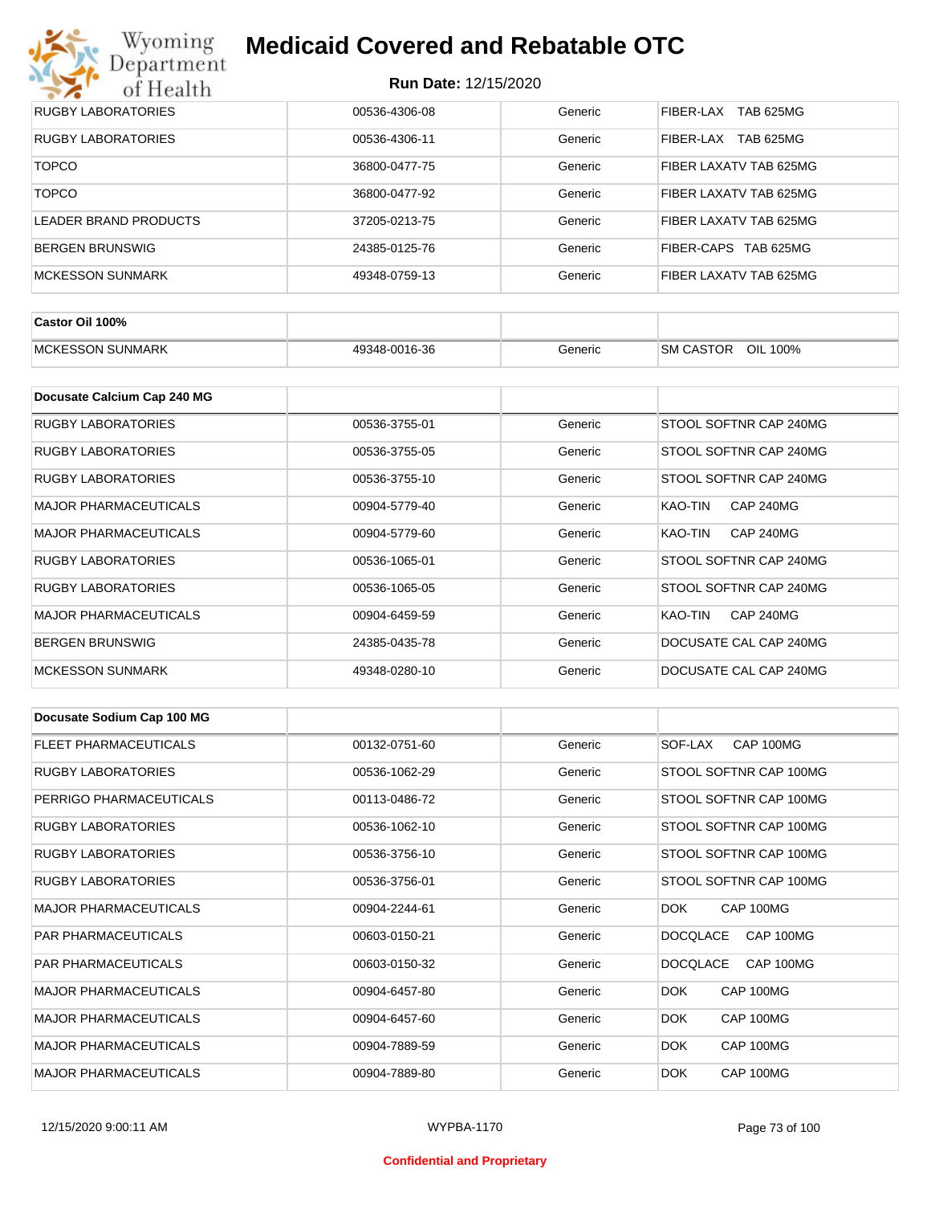| | | | |
|---|---|---|---|
| RUGBY LABORATORIES | 00536-4306-08 | Generic | FIBER-LAX TAB 625MG |
| RUGBY LABORATORIES | 00536-4306-11 | Generic | FIBER-LAX TAB 625MG |
| TOPCO | 36800-0477-75 | Generic | FIBER LAXATV TAB 625MG |
| TOPCO | 36800-0477-92 | Generic | FIBER LAXATV TAB 625MG |
| LEADER BRAND PRODUCTS | 37205-0213-75 | Generic | FIBER LAXATV TAB 625MG |
| BERGEN BRUNSWIG | 24385-0125-76 | Generic | FIBER-CAPS TAB 625MG |
| MCKESSON SUNMARK | 49348-0759-13 | Generic | FIBER LAXATV TAB 625MG |

| **Castor Oil 100%** | | | |
|---|---|---|---|
| MCKESSON SUNMARK | 49348-0016-36 | Generic | SM CASTOR OIL 100% |

| **Docusate Calcium Cap 240 MG** | | | |
|---|---|---|---|
| RUGBY LABORATORIES | 00536-3755-01 | Generic | STOOL SOFTNR CAP 240MG |
| RUGBY LABORATORIES | 00536-3755-05 | Generic | STOOL SOFTNR CAP 240MG |
| RUGBY LABORATORIES | 00536-3755-10 | Generic | STOOL SOFTNR CAP 240MG |
| MAJOR PHARMACEUTICALS | 00904-5779-40 | Generic | KAO-TIN CAP 240MG |
| MAJOR PHARMACEUTICALS | 00904-5779-60 | Generic | KAO-TIN CAP 240MG |
| RUGBY LABORATORIES | 00536-1065-01 | Generic | STOOL SOFTNR CAP 240MG |
| RUGBY LABORATORIES | 00536-1065-05 | Generic | STOOL SOFTNR CAP 240MG |
| MAJOR PHARMACEUTICALS | 00904-6459-59 | Generic | KAO-TIN CAP 240MG |
| BERGEN BRUNSWIG | 24385-0435-78 | Generic | DOCUSATE CAL CAP 240MG |
| MCKESSON SUNMARK | 49348-0280-10 | Generic | DOCUSATE CAL CAP 240MG |

| **Docusate Sodium Cap 100 MG** | | | |
|---|---|---|---|
| FLEET PHARMACEUTICALS | 00132-0751-60 | Generic | SOF-LAX CAP 100MG |
| RUGBY LABORATORIES | 00536-1062-29 | Generic | STOOL SOFTNR CAP 100MG |
| PERRIGO PHARMACEUTICALS | 00113-0486-72 | Generic | STOOL SOFTNR CAP 100MG |
| RUGBY LABORATORIES | 00536-1062-10 | Generic | STOOL SOFTNR CAP 100MG |
| RUGBY LABORATORIES | 00536-3756-10 | Generic | STOOL SOFTNR CAP 100MG |
| RUGBY LABORATORIES | 00536-3756-01 | Generic | STOOL SOFTNR CAP 100MG |
| MAJOR PHARMACEUTICALS | 00904-2244-61 | Generic | DOK CAP 100MG |
| PAR PHARMACEUTICALS | 00603-0150-21 | Generic | DOCQLACE CAP 100MG |
| PAR PHARMACEUTICALS | 00603-0150-32 | Generic | DOCQLACE CAP 100MG |
| MAJOR PHARMACEUTICALS | 00904-6457-80 | Generic | DOK CAP 100MG |
| MAJOR PHARMACEUTICALS | 00904-6457-60 | Generic | DOK CAP 100MG |
| MAJOR PHARMACEUTICALS | 00904-7889-59 | Generic | DOK CAP 100MG |
| MAJOR PHARMACEUTICALS | 00904-7889-80 | Generic | DOK CAP 100MG |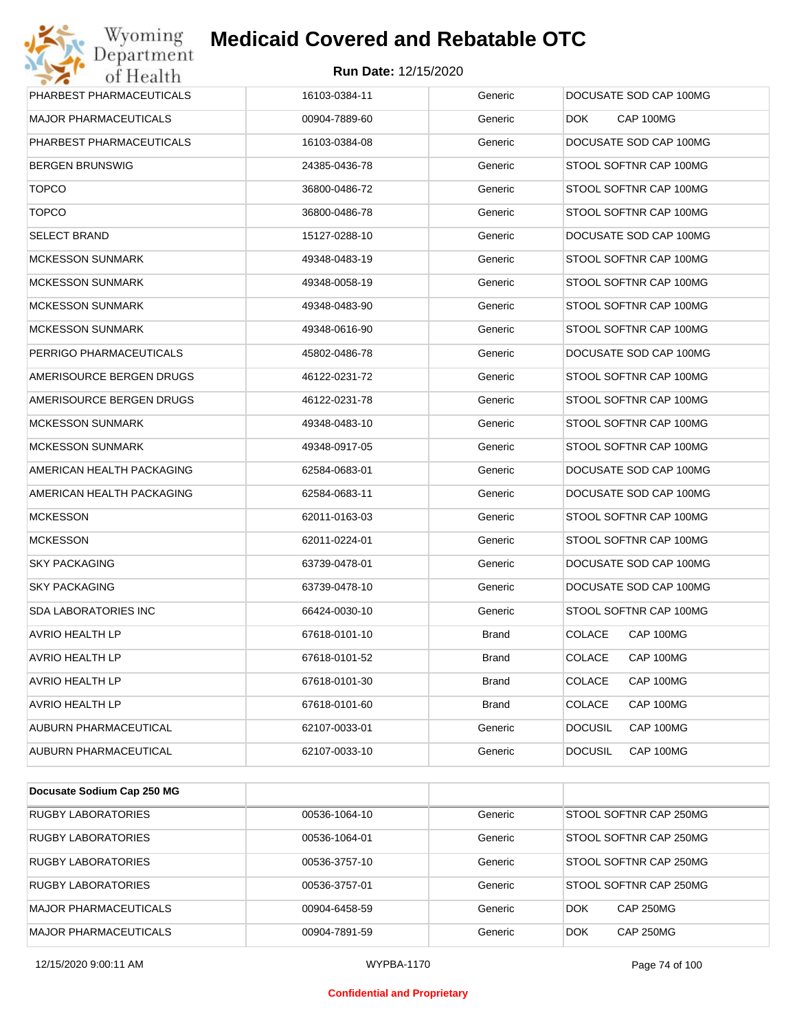# Medicaid Covered and Rebatable OTC

**Run Date:** 12/15/2020

| | | | |
|---|---|---|---|
| PHARBEST PHARMACEUTICALS | 16103-0384-11 | Generic | DOCUSATE SOD CAP 100MG |
| MAJOR PHARMACEUTICALS | 00904-7889-60 | Generic | DOK CAP 100MG |
| PHARBEST PHARMACEUTICALS | 16103-0384-08 | Generic | DOCUSATE SOD CAP 100MG |
| BERGEN BRUNSWIG | 24385-0436-78 | Generic | STOOL SOFTNR CAP 100MG |
| TOPCO | 36800-0486-72 | Generic | STOOL SOFTNR CAP 100MG |
| TOPCO | 36800-0486-78 | Generic | STOOL SOFTNR CAP 100MG |
| SELECT BRAND | 15127-0288-10 | Generic | DOCUSATE SOD CAP 100MG |
| MCKESSON SUNMARK | 49348-0483-19 | Generic | STOOL SOFTNR CAP 100MG |
| MCKESSON SUNMARK | 49348-0058-19 | Generic | STOOL SOFTNR CAP 100MG |
| MCKESSON SUNMARK | 49348-0483-90 | Generic | STOOL SOFTNR CAP 100MG |
| MCKESSON SUNMARK | 49348-0616-90 | Generic | STOOL SOFTNR CAP 100MG |
| PERRIGO PHARMACEUTICALS | 45802-0486-78 | Generic | DOCUSATE SOD CAP 100MG |
| AMERISOURCE BERGEN DRUGS | 46122-0231-72 | Generic | STOOL SOFTNR CAP 100MG |
| AMERISOURCE BERGEN DRUGS | 46122-0231-78 | Generic | STOOL SOFTNR CAP 100MG |
| MCKESSON SUNMARK | 49348-0483-10 | Generic | STOOL SOFTNR CAP 100MG |
| MCKESSON SUNMARK | 49348-0917-05 | Generic | STOOL SOFTNR CAP 100MG |
| AMERICAN HEALTH PACKAGING | 62584-0683-01 | Generic | DOCUSATE SOD CAP 100MG |
| AMERICAN HEALTH PACKAGING | 62584-0683-11 | Generic | DOCUSATE SOD CAP 100MG |
| MCKESSON | 62011-0163-03 | Generic | STOOL SOFTNR CAP 100MG |
| MCKESSON | 62011-0224-01 | Generic | STOOL SOFTNR CAP 100MG |
| SKY PACKAGING | 63739-0478-01 | Generic | DOCUSATE SOD CAP 100MG |
| SKY PACKAGING | 63739-0478-10 | Generic | DOCUSATE SOD CAP 100MG |
| SDA LABORATORIES INC | 66424-0030-10 | Generic | STOOL SOFTNR CAP 100MG |
| AVRIO HEALTH LP | 67618-0101-10 | Brand | COLACE CAP 100MG |
| AVRIO HEALTH LP | 67618-0101-52 | Brand | COLACE CAP 100MG |
| AVRIO HEALTH LP | 67618-0101-30 | Brand | COLACE CAP 100MG |
| AVRIO HEALTH LP | 67618-0101-60 | Brand | COLACE CAP 100MG |
| AUBURN PHARMACEUTICAL | 62107-0033-01 | Generic | DOCUSIL CAP 100MG |
| AUBURN PHARMACEUTICAL | 62107-0033-10 | Generic | DOCUSIL CAP 100MG |

| **Docusate Sodium Cap 250 MG** | | | |
|---|---|---|---|
| RUGBY LABORATORIES | 00536-1064-10 | Generic | STOOL SOFTNR CAP 250MG |
| RUGBY LABORATORIES | 00536-1064-01 | Generic | STOOL SOFTNR CAP 250MG |
| RUGBY LABORATORIES | 00536-3757-10 | Generic | STOOL SOFTNR CAP 250MG |
| RUGBY LABORATORIES | 00536-3757-01 | Generic | STOOL SOFTNR CAP 250MG |
| MAJOR PHARMACEUTICALS | 00904-6458-59 | Generic | DOK CAP 250MG |
| MAJOR PHARMACEUTICALS | 00904-7891-59 | Generic | DOK CAP 250MG |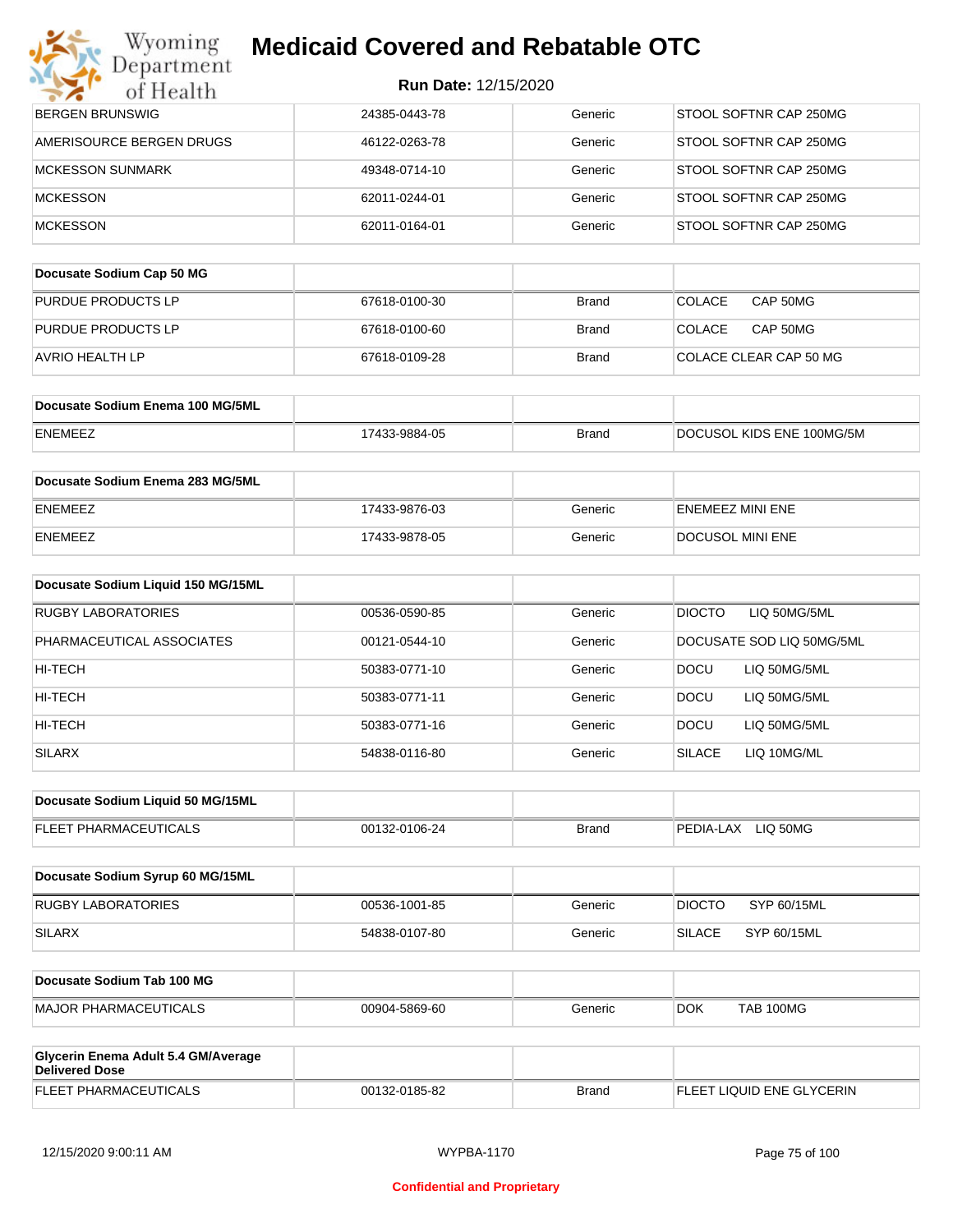| | | | |
|---|---|---|---|
| BERGEN BRUNSWIG | 24385-0443-78 | Generic | STOOL SOFTNR CAP 250MG |
| AMERISOURCE BERGEN DRUGS | 46122-0263-78 | Generic | STOOL SOFTNR CAP 250MG |
| MCKESSON SUNMARK | 49348-0714-10 | Generic | STOOL SOFTNR CAP 250MG |
| MCKESSON | 62011-0244-01 | Generic | STOOL SOFTNR CAP 250MG |
| MCKESSON | 62011-0164-01 | Generic | STOOL SOFTNR CAP 250MG |

| Docusate Sodium Cap 50 MG | | | |
|---|---|---|---|
| PURDUE PRODUCTS LP | 67618-0100-30 | Brand | COLACE CAP 50MG |
| PURDUE PRODUCTS LP | 67618-0100-60 | Brand | COLACE CAP 50MG |
| AVRIO HEALTH LP | 67618-0109-28 | Brand | COLACE CLEAR CAP 50 MG |

| Docusate Sodium Enema 100 MG/5ML | | | |
|---|---|---|---|
| ENEMEEZ | 17433-9884-05 | Brand | DOCUSOL KIDS ENE 100MG/5M |

| Docusate Sodium Enema 283 MG/5ML | | | |
|---|---|---|---|
| ENEMEEZ | 17433-9876-03 | Generic | ENEMEEZ MINI ENE |
| ENEMEEZ | 17433-9878-05 | Generic | DOCUSOL MINI ENE |

| Docusate Sodium Liquid 150 MG/15ML | | | |
|---|---|---|---|
| RUGBY LABORATORIES | 00536-0590-85 | Generic | DIOCTO LIQ 50MG/5ML |
| PHARMACEUTICAL ASSOCIATES | 00121-0544-10 | Generic | DOCUSATE SOD LIQ 50MG/5ML |
| HI-TECH | 50383-0771-10 | Generic | DOCU LIQ 50MG/5ML |
| HI-TECH | 50383-0771-11 | Generic | DOCU LIQ 50MG/5ML |
| HI-TECH | 50383-0771-16 | Generic | DOCU LIQ 50MG/5ML |
| SILARX | 54838-0116-80 | Generic | SILACE LIQ 10MG/ML |

| Docusate Sodium Liquid 50 MG/15ML | | | |
|---|---|---|---|
| FLEET PHARMACEUTICALS | 00132-0106-24 | Brand | PEDIA-LAX LIQ 50MG |

| Docusate Sodium Syrup 60 MG/15ML | | | |
|---|---|---|---|
| RUGBY LABORATORIES | 00536-1001-85 | Generic | DIOCTO SYP 60/15ML |
| SILARX | 54838-0107-80 | Generic | SILACE SYP 60/15ML |

| Docusate Sodium Tab 100 MG | | | |
|---|---|---|---|
| MAJOR PHARMACEUTICALS | 00904-5869-60 | Generic | DOK TAB 100MG |

| Glycerin Enema Adult 5.4 GM/Average Delivered Dose | | | |
|---|---|---|---|
| FLEET PHARMACEUTICALS | 00132-0185-82 | Brand | FLEET LIQUID ENE GLYCERIN |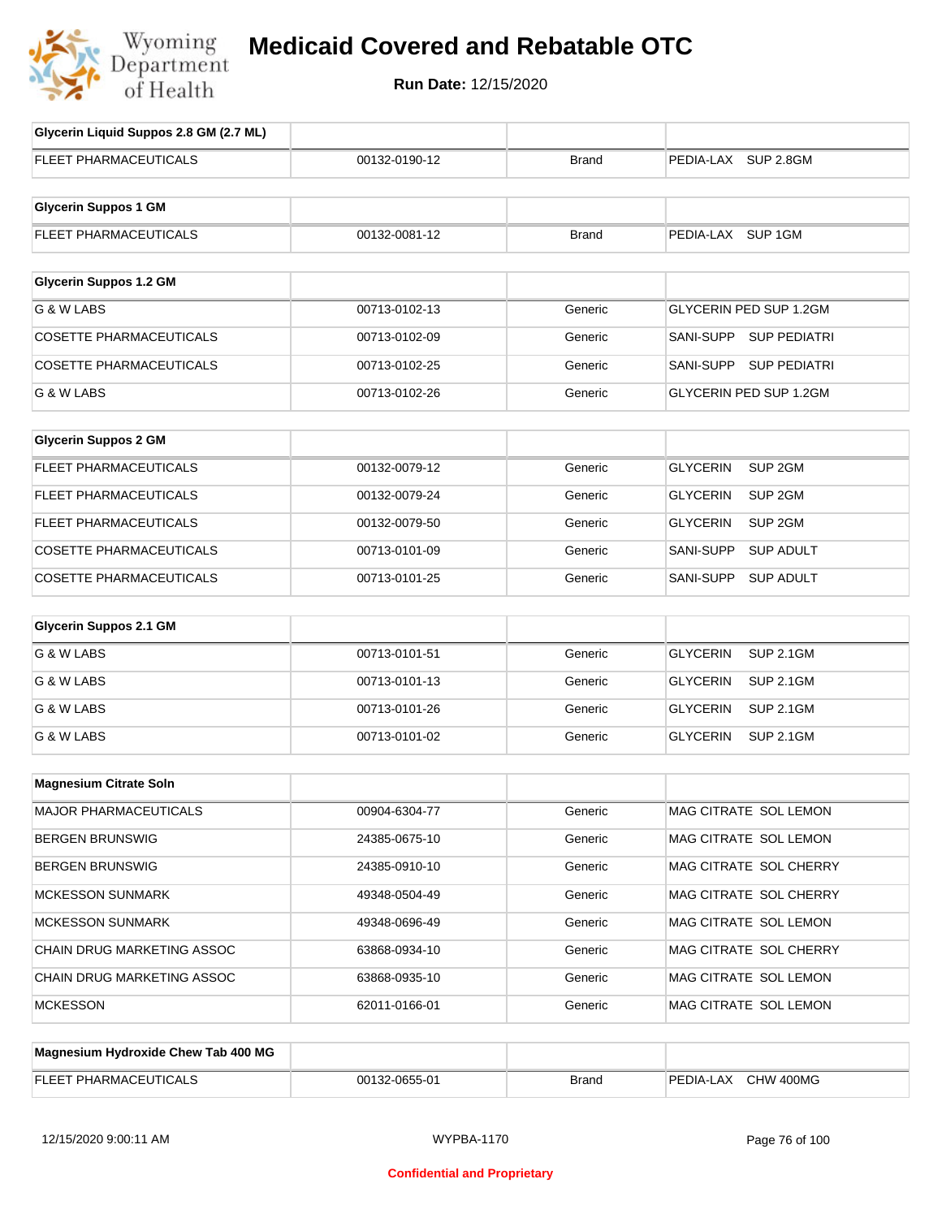# Medicaid Covered and Rebatable OTC

**Run Date:** 12/15/2020

| Glycerin Liquid Suppos 2.8 GM (2.7 ML) | | | |
|---|---|---|---|
| FLEET PHARMACEUTICALS | 00132-0190-12 | Brand | PEDIA-LAX SUP 2.8GM |

| Glycerin Suppos 1 GM | | | |
|---|---|---|---|
| FLEET PHARMACEUTICALS | 00132-0081-12 | Brand | PEDIA-LAX SUP 1GM |

| Glycerin Suppos 1.2 GM | | | |
|---|---|---|---|
| G & W LABS | 00713-0102-13 | Generic | GLYCERIN PED SUP 1.2GM |
| COSETTE PHARMACEUTICALS | 00713-0102-09 | Generic | SANI-SUPP SUP PEDIATRI |
| COSETTE PHARMACEUTICALS | 00713-0102-25 | Generic | SANI-SUPP SUP PEDIATRI |
| G & W LABS | 00713-0102-26 | Generic | GLYCERIN PED SUP 1.2GM |

| Glycerin Suppos 2 GM | | | |
|---|---|---|---|
| FLEET PHARMACEUTICALS | 00132-0079-12 | Generic | GLYCERIN SUP 2GM |
| FLEET PHARMACEUTICALS | 00132-0079-24 | Generic | GLYCERIN SUP 2GM |
| FLEET PHARMACEUTICALS | 00132-0079-50 | Generic | GLYCERIN SUP 2GM |
| COSETTE PHARMACEUTICALS | 00713-0101-09 | Generic | SANI-SUPP SUP ADULT |
| COSETTE PHARMACEUTICALS | 00713-0101-25 | Generic | SANI-SUPP SUP ADULT |

| Glycerin Suppos 2.1 GM | | | |
|---|---|---|---|
| G & W LABS | 00713-0101-51 | Generic | GLYCERIN SUP 2.1GM |
| G & W LABS | 00713-0101-13 | Generic | GLYCERIN SUP 2.1GM |
| G & W LABS | 00713-0101-26 | Generic | GLYCERIN SUP 2.1GM |
| G & W LABS | 00713-0101-02 | Generic | GLYCERIN SUP 2.1GM |

| Magnesium Citrate Soln | | | |
|---|---|---|---|
| MAJOR PHARMACEUTICALS | 00904-6304-77 | Generic | MAG CITRATE SOL LEMON |
| BERGEN BRUNSWIG | 24385-0675-10 | Generic | MAG CITRATE SOL LEMON |
| BERGEN BRUNSWIG | 24385-0910-10 | Generic | MAG CITRATE SOL CHERRY |
| MCKESSON SUNMARK | 49348-0504-49 | Generic | MAG CITRATE SOL CHERRY |
| MCKESSON SUNMARK | 49348-0696-49 | Generic | MAG CITRATE SOL LEMON |
| CHAIN DRUG MARKETING ASSOC | 63868-0934-10 | Generic | MAG CITRATE SOL CHERRY |
| CHAIN DRUG MARKETING ASSOC | 63868-0935-10 | Generic | MAG CITRATE SOL LEMON |
| MCKESSON | 62011-0166-01 | Generic | MAG CITRATE SOL LEMON |

| Magnesium Hydroxide Chew Tab 400 MG | | | |
|---|---|---|---|
| FLEET PHARMACEUTICALS | 00132-0655-01 | Brand | PEDIA-LAX CHW 400MG |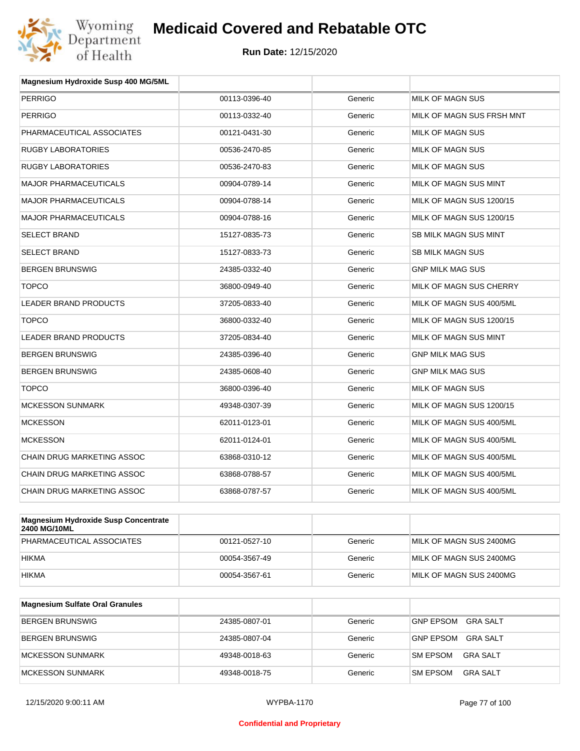| Magnesium Hydroxide Susp 400 MG/5ML | | | |
|---|---|---|---|
| PERRIGO | 00113-0396-40 | Generic | MILK OF MAGN SUS |
| PERRIGO | 00113-0332-40 | Generic | MILK OF MAGN SUS FRSH MNT |
| PHARMACEUTICAL ASSOCIATES | 00121-0431-30 | Generic | MILK OF MAGN SUS |
| RUGBY LABORATORIES | 00536-2470-85 | Generic | MILK OF MAGN SUS |
| RUGBY LABORATORIES | 00536-2470-83 | Generic | MILK OF MAGN SUS |
| MAJOR PHARMACEUTICALS | 00904-0789-14 | Generic | MILK OF MAGN SUS MINT |
| MAJOR PHARMACEUTICALS | 00904-0788-14 | Generic | MILK OF MAGN SUS 1200/15 |
| MAJOR PHARMACEUTICALS | 00904-0788-16 | Generic | MILK OF MAGN SUS 1200/15 |
| SELECT BRAND | 15127-0835-73 | Generic | SB MILK MAGN SUS MINT |
| SELECT BRAND | 15127-0833-73 | Generic | SB MILK MAGN SUS |
| BERGEN BRUNSWIG | 24385-0332-40 | Generic | GNP MILK MAG SUS |
| TOPCO | 36800-0949-40 | Generic | MILK OF MAGN SUS CHERRY |
| LEADER BRAND PRODUCTS | 37205-0833-40 | Generic | MILK OF MAGN SUS 400/5ML |
| TOPCO | 36800-0332-40 | Generic | MILK OF MAGN SUS 1200/15 |
| LEADER BRAND PRODUCTS | 37205-0834-40 | Generic | MILK OF MAGN SUS MINT |
| BERGEN BRUNSWIG | 24385-0396-40 | Generic | GNP MILK MAG SUS |
| BERGEN BRUNSWIG | 24385-0608-40 | Generic | GNP MILK MAG SUS |
| TOPCO | 36800-0396-40 | Generic | MILK OF MAGN SUS |
| MCKESSON SUNMARK | 49348-0307-39 | Generic | MILK OF MAGN SUS 1200/15 |
| MCKESSON | 62011-0123-01 | Generic | MILK OF MAGN SUS 400/5ML |
| MCKESSON | 62011-0124-01 | Generic | MILK OF MAGN SUS 400/5ML |
| CHAIN DRUG MARKETING ASSOC | 63868-0310-12 | Generic | MILK OF MAGN SUS 400/5ML |
| CHAIN DRUG MARKETING ASSOC | 63868-0788-57 | Generic | MILK OF MAGN SUS 400/5ML |
| CHAIN DRUG MARKETING ASSOC | 63868-0787-57 | Generic | MILK OF MAGN SUS 400/5ML |

| Magnesium Hydroxide Susp Concentrate 2400 MG/10ML | | | |
|---|---|---|---|
| PHARMACEUTICAL ASSOCIATES | 00121-0527-10 | Generic | MILK OF MAGN SUS 2400MG |
| HIKMA | 00054-3567-49 | Generic | MILK OF MAGN SUS 2400MG |
| HIKMA | 00054-3567-61 | Generic | MILK OF MAGN SUS 2400MG |

| Magnesium Sulfate Oral Granules | | | |
|---|---|---|---|
| BERGEN BRUNSWIG | 24385-0807-01 | Generic | GNP EPSOM GRA SALT |
| BERGEN BRUNSWIG | 24385-0807-04 | Generic | GNP EPSOM GRA SALT |
| MCKESSON SUNMARK | 49348-0018-63 | Generic | SM EPSOM GRA SALT |
| MCKESSON SUNMARK | 49348-0018-75 | Generic | SM EPSOM GRA SALT |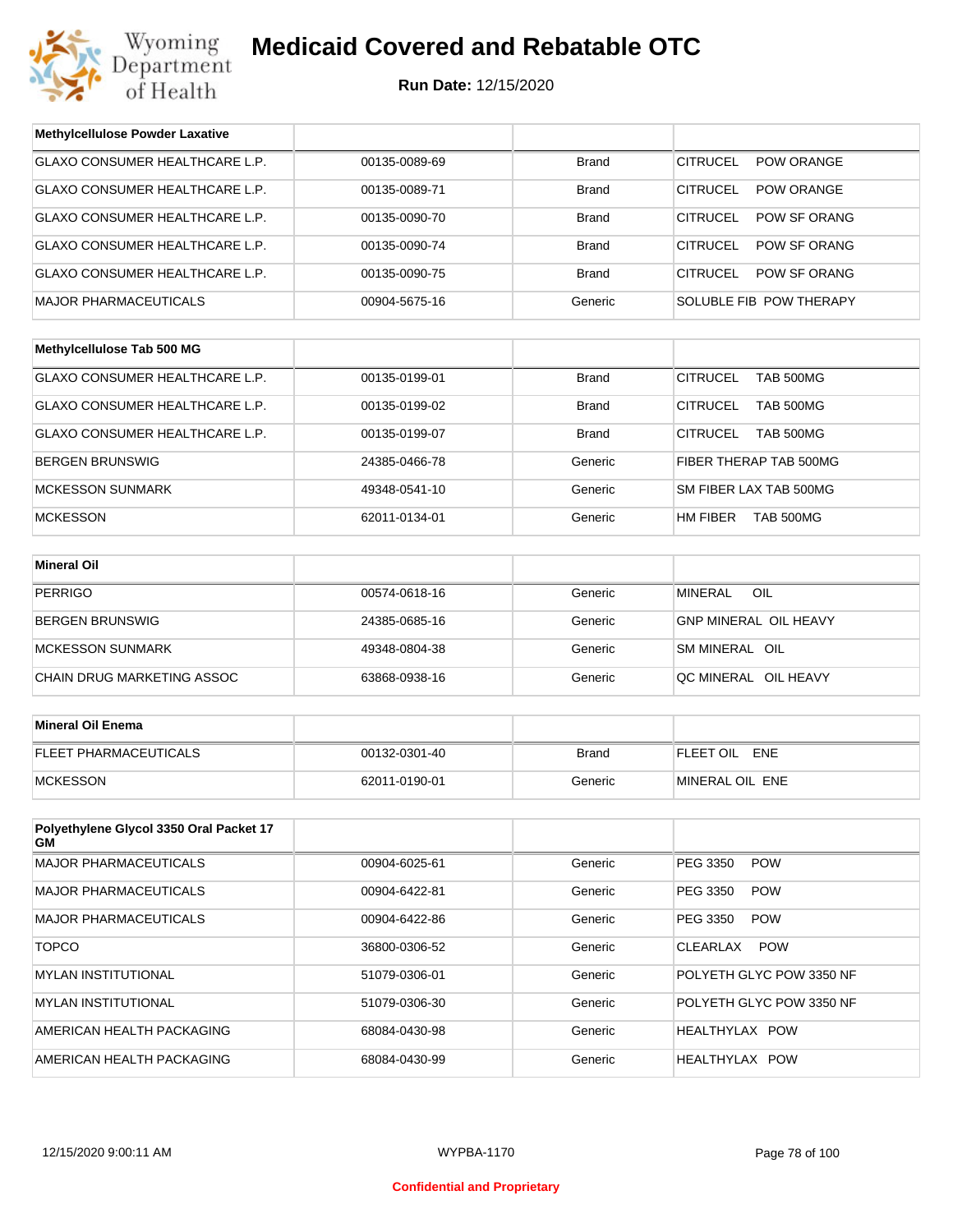# Medicaid Covered and Rebatable OTC

**Run Date:** 12/15/2020

| Methylcellulose Powder Laxative | | | |
|---|---|---|---|
| GLAXO CONSUMER HEALTHCARE L.P. | 00135-0089-69 | Brand | CITRUCEL POW ORANGE |
| GLAXO CONSUMER HEALTHCARE L.P. | 00135-0089-71 | Brand | CITRUCEL POW ORANGE |
| GLAXO CONSUMER HEALTHCARE L.P. | 00135-0090-70 | Brand | CITRUCEL POW SF ORANG |
| GLAXO CONSUMER HEALTHCARE L.P. | 00135-0090-74 | Brand | CITRUCEL POW SF ORANG |
| GLAXO CONSUMER HEALTHCARE L.P. | 00135-0090-75 | Brand | CITRUCEL POW SF ORANG |
| MAJOR PHARMACEUTICALS | 00904-5675-16 | Generic | SOLUBLE FIB POW THERAPY |

| Methylcellulose Tab 500 MG | | | |
|---|---|---|---|
| GLAXO CONSUMER HEALTHCARE L.P. | 00135-0199-01 | Brand | CITRUCEL TAB 500MG |
| GLAXO CONSUMER HEALTHCARE L.P. | 00135-0199-02 | Brand | CITRUCEL TAB 500MG |
| GLAXO CONSUMER HEALTHCARE L.P. | 00135-0199-07 | Brand | CITRUCEL TAB 500MG |
| BERGEN BRUNSWIG | 24385-0466-78 | Generic | FIBER THERAP TAB 500MG |
| MCKESSON SUNMARK | 49348-0541-10 | Generic | SM FIBER LAX TAB 500MG |
| MCKESSON | 62011-0134-01 | Generic | HM FIBER TAB 500MG |

| Mineral Oil | | | |
|---|---|---|---|
| PERRIGO | 00574-0618-16 | Generic | MINERAL OIL |
| BERGEN BRUNSWIG | 24385-0685-16 | Generic | GNP MINERAL OIL HEAVY |
| MCKESSON SUNMARK | 49348-0804-38 | Generic | SM MINERAL OIL |
| CHAIN DRUG MARKETING ASSOC | 63868-0938-16 | Generic | QC MINERAL OIL HEAVY |

| Mineral Oil Enema | | | |
|---|---|---|---|
| FLEET PHARMACEUTICALS | 00132-0301-40 | Brand | FLEET OIL ENE |
| MCKESSON | 62011-0190-01 | Generic | MINERAL OIL ENE |

| Polyethylene Glycol 3350 Oral Packet 17 GM | | | |
|---|---|---|---|
| MAJOR PHARMACEUTICALS | 00904-6025-61 | Generic | PEG 3350 POW |
| MAJOR PHARMACEUTICALS | 00904-6422-81 | Generic | PEG 3350 POW |
| MAJOR PHARMACEUTICALS | 00904-6422-86 | Generic | PEG 3350 POW |
| TOPCO | 36800-0306-52 | Generic | CLEARLAX POW |
| MYLAN INSTITUTIONAL | 51079-0306-01 | Generic | POLYETH GLYC POW 3350 NF |
| MYLAN INSTITUTIONAL | 51079-0306-30 | Generic | POLYETH GLYC POW 3350 NF |
| AMERICAN HEALTH PACKAGING | 68084-0430-98 | Generic | HEALTHYLAX POW |
| AMERICAN HEALTH PACKAGING | 68084-0430-99 | Generic | HEALTHYLAX POW |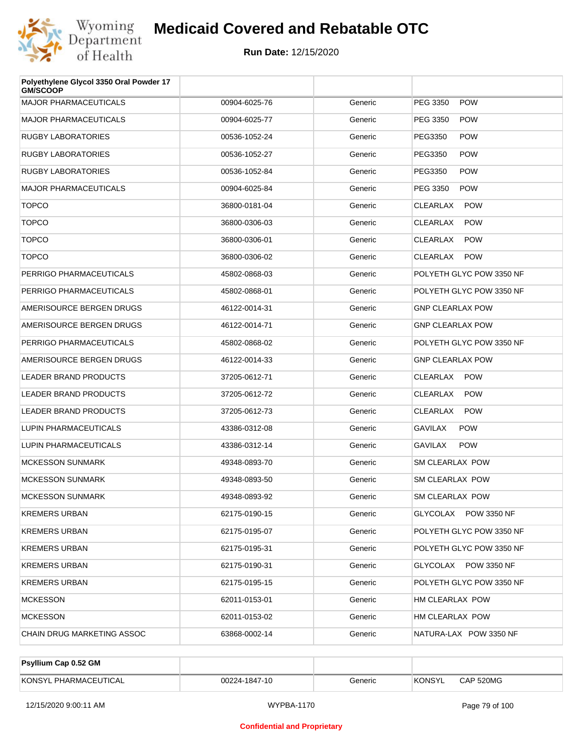# Medicaid Covered and Rebatable OTC

**Run Date:** 12/15/2020

| Polyethylene Glycol 3350 Oral Powder 17 GM/SCOOP | | | |
|---|---|---|---|
| MAJOR PHARMACEUTICALS | 00904-6025-76 | Generic | PEG 3350 POW |
| MAJOR PHARMACEUTICALS | 00904-6025-77 | Generic | PEG 3350 POW |
| RUGBY LABORATORIES | 00536-1052-24 | Generic | PEG3350 POW |
| RUGBY LABORATORIES | 00536-1052-27 | Generic | PEG3350 POW |
| RUGBY LABORATORIES | 00536-1052-84 | Generic | PEG3350 POW |
| MAJOR PHARMACEUTICALS | 00904-6025-84 | Generic | PEG 3350 POW |
| TOPCO | 36800-0181-04 | Generic | CLEARLAX POW |
| TOPCO | 36800-0306-03 | Generic | CLEARLAX POW |
| TOPCO | 36800-0306-01 | Generic | CLEARLAX POW |
| TOPCO | 36800-0306-02 | Generic | CLEARLAX POW |
| PERRIGO PHARMACEUTICALS | 45802-0868-03 | Generic | POLYETH GLYC POW 3350 NF |
| PERRIGO PHARMACEUTICALS | 45802-0868-01 | Generic | POLYETH GLYC POW 3350 NF |
| AMERISOURCE BERGEN DRUGS | 46122-0014-31 | Generic | GNP CLEARLAX POW |
| AMERISOURCE BERGEN DRUGS | 46122-0014-71 | Generic | GNP CLEARLAX POW |
| PERRIGO PHARMACEUTICALS | 45802-0868-02 | Generic | POLYETH GLYC POW 3350 NF |
| AMERISOURCE BERGEN DRUGS | 46122-0014-33 | Generic | GNP CLEARLAX POW |
| LEADER BRAND PRODUCTS | 37205-0612-71 | Generic | CLEARLAX POW |
| LEADER BRAND PRODUCTS | 37205-0612-72 | Generic | CLEARLAX POW |
| LEADER BRAND PRODUCTS | 37205-0612-73 | Generic | CLEARLAX POW |
| LUPIN PHARMACEUTICALS | 43386-0312-08 | Generic | GAVILAX POW |
| LUPIN PHARMACEUTICALS | 43386-0312-14 | Generic | GAVILAX POW |
| MCKESSON SUNMARK | 49348-0893-70 | Generic | SM CLEARLAX POW |
| MCKESSON SUNMARK | 49348-0893-50 | Generic | SM CLEARLAX POW |
| MCKESSON SUNMARK | 49348-0893-92 | Generic | SM CLEARLAX POW |
| KREMERS URBAN | 62175-0190-15 | Generic | GLYCOLAX POW 3350 NF |
| KREMERS URBAN | 62175-0195-07 | Generic | POLYETH GLYC POW 3350 NF |
| KREMERS URBAN | 62175-0195-31 | Generic | POLYETH GLYC POW 3350 NF |
| KREMERS URBAN | 62175-0190-31 | Generic | GLYCOLAX POW 3350 NF |
| KREMERS URBAN | 62175-0195-15 | Generic | POLYETH GLYC POW 3350 NF |
| MCKESSON | 62011-0153-01 | Generic | HM CLEARLAX POW |
| MCKESSON | 62011-0153-02 | Generic | HM CLEARLAX POW |
| CHAIN DRUG MARKETING ASSOC | 63868-0002-14 | Generic | NATURA-LAX POW 3350 NF |

| Psyllium Cap 0.52 GM | | | |
|---|---|---|---|
| KONSYL PHARMACEUTICAL | 00224-1847-10 | Generic | KONSYL CAP 520MG |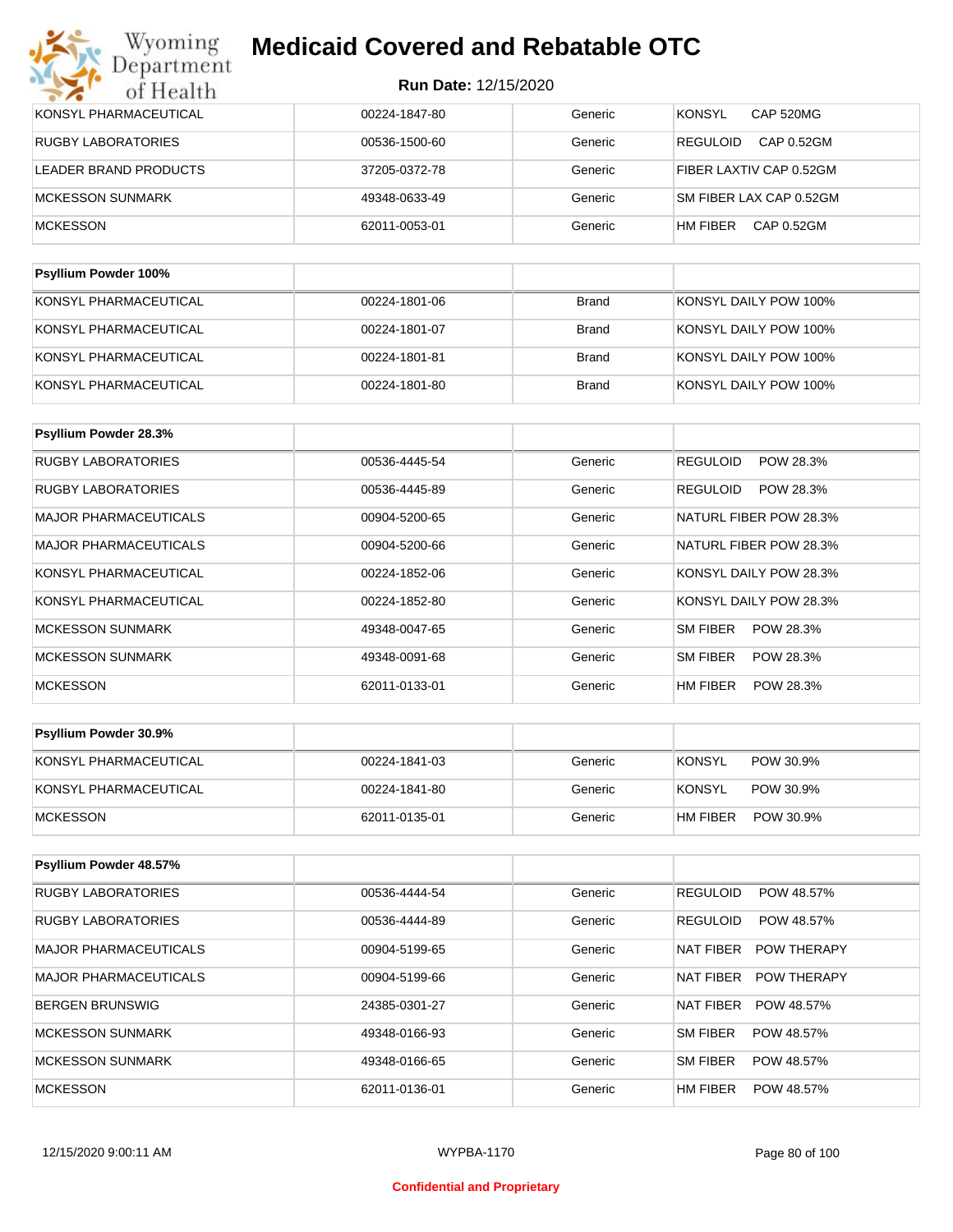# Medicaid Covered and Rebatable OTC

**Run Date:** 12/15/2020

| | | | |
|---|---|---|---|
| KONSYL PHARMACEUTICAL | 00224-1847-80 | Generic | KONSYL CAP 520MG |
| RUGBY LABORATORIES | 00536-1500-60 | Generic | REGULOID CAP 0.52GM |
| LEADER BRAND PRODUCTS | 37205-0372-78 | Generic | FIBER LAXTIV CAP 0.52GM |
| MCKESSON SUNMARK | 49348-0633-49 | Generic | SM FIBER LAX CAP 0.52GM |
| MCKESSON | 62011-0053-01 | Generic | HM FIBER CAP 0.52GM |

| Psyllium Powder 100% | | | |
|---|---|---|---|
| KONSYL PHARMACEUTICAL | 00224-1801-06 | Brand | KONSYL DAILY POW 100% |
| KONSYL PHARMACEUTICAL | 00224-1801-07 | Brand | KONSYL DAILY POW 100% |
| KONSYL PHARMACEUTICAL | 00224-1801-81 | Brand | KONSYL DAILY POW 100% |
| KONSYL PHARMACEUTICAL | 00224-1801-80 | Brand | KONSYL DAILY POW 100% |

| Psyllium Powder 28.3% | | | |
|---|---|---|---|
| RUGBY LABORATORIES | 00536-4445-54 | Generic | REGULOID POW 28.3% |
| RUGBY LABORATORIES | 00536-4445-89 | Generic | REGULOID POW 28.3% |
| MAJOR PHARMACEUTICALS | 00904-5200-65 | Generic | NATURL FIBER POW 28.3% |
| MAJOR PHARMACEUTICALS | 00904-5200-66 | Generic | NATURL FIBER POW 28.3% |
| KONSYL PHARMACEUTICAL | 00224-1852-06 | Generic | KONSYL DAILY POW 28.3% |
| KONSYL PHARMACEUTICAL | 00224-1852-80 | Generic | KONSYL DAILY POW 28.3% |
| MCKESSON SUNMARK | 49348-0047-65 | Generic | SM FIBER POW 28.3% |
| MCKESSON SUNMARK | 49348-0091-68 | Generic | SM FIBER POW 28.3% |
| MCKESSON | 62011-0133-01 | Generic | HM FIBER POW 28.3% |

| Psyllium Powder 30.9% | | | |
|---|---|---|---|
| KONSYL PHARMACEUTICAL | 00224-1841-03 | Generic | KONSYL POW 30.9% |
| KONSYL PHARMACEUTICAL | 00224-1841-80 | Generic | KONSYL POW 30.9% |
| MCKESSON | 62011-0135-01 | Generic | HM FIBER POW 30.9% |

| Psyllium Powder 48.57% | | | |
|---|---|---|---|
| RUGBY LABORATORIES | 00536-4444-54 | Generic | REGULOID POW 48.57% |
| RUGBY LABORATORIES | 00536-4444-89 | Generic | REGULOID POW 48.57% |
| MAJOR PHARMACEUTICALS | 00904-5199-65 | Generic | NAT FIBER POW THERAPY |
| MAJOR PHARMACEUTICALS | 00904-5199-66 | Generic | NAT FIBER POW THERAPY |
| BERGEN BRUNSWIG | 24385-0301-27 | Generic | NAT FIBER POW 48.57% |
| MCKESSON SUNMARK | 49348-0166-93 | Generic | SM FIBER POW 48.57% |
| MCKESSON SUNMARK | 49348-0166-65 | Generic | SM FIBER POW 48.57% |
| MCKESSON | 62011-0136-01 | Generic | HM FIBER POW 48.57% |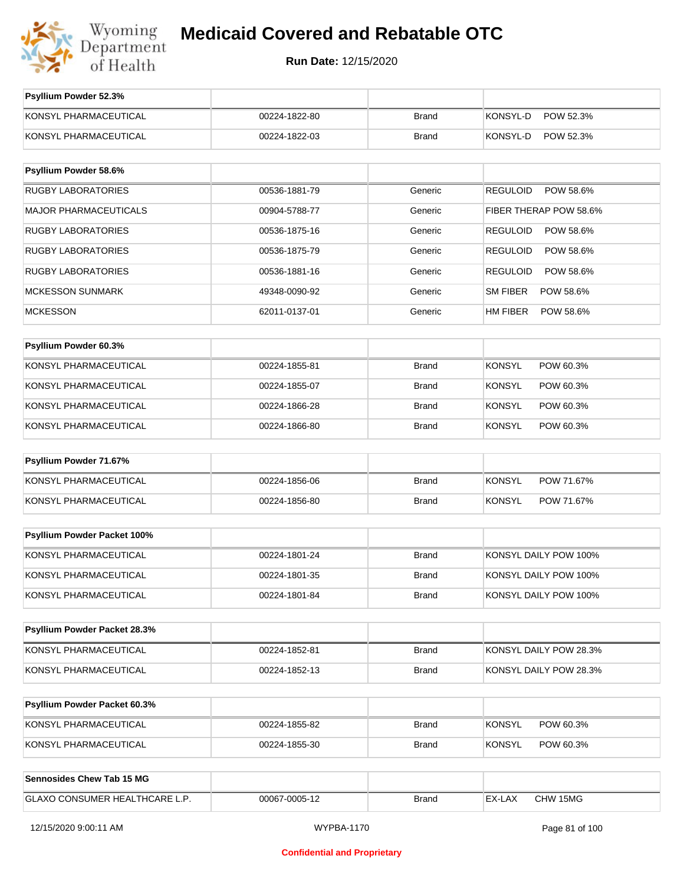# Medicaid Covered and Rebatable OTC

**Run Date:** 12/15/2020

| Psyllium Powder 52.3% | | | |
|---|---|---|---|
| KONSYL PHARMACEUTICAL | 00224-1822-80 | Brand | KONSYL-D POW 52.3% |
| KONSYL PHARMACEUTICAL | 00224-1822-03 | Brand | KONSYL-D POW 52.3% |

| Psyllium Powder 58.6% | | | |
|---|---|---|---|
| RUGBY LABORATORIES | 00536-1881-79 | Generic | REGULOID POW 58.6% |
| MAJOR PHARMACEUTICALS | 00904-5788-77 | Generic | FIBER THERAP POW 58.6% |
| RUGBY LABORATORIES | 00536-1875-16 | Generic | REGULOID POW 58.6% |
| RUGBY LABORATORIES | 00536-1875-79 | Generic | REGULOID POW 58.6% |
| RUGBY LABORATORIES | 00536-1881-16 | Generic | REGULOID POW 58.6% |
| MCKESSON SUNMARK | 49348-0090-92 | Generic | SM FIBER POW 58.6% |
| MCKESSON | 62011-0137-01 | Generic | HM FIBER POW 58.6% |

| Psyllium Powder 60.3% | | | |
|---|---|---|---|
| KONSYL PHARMACEUTICAL | 00224-1855-81 | Brand | KONSYL POW 60.3% |
| KONSYL PHARMACEUTICAL | 00224-1855-07 | Brand | KONSYL POW 60.3% |
| KONSYL PHARMACEUTICAL | 00224-1866-28 | Brand | KONSYL POW 60.3% |
| KONSYL PHARMACEUTICAL | 00224-1866-80 | Brand | KONSYL POW 60.3% |

| Psyllium Powder 71.67% | | | |
|---|---|---|---|
| KONSYL PHARMACEUTICAL | 00224-1856-06 | Brand | KONSYL POW 71.67% |
| KONSYL PHARMACEUTICAL | 00224-1856-80 | Brand | KONSYL POW 71.67% |

| Psyllium Powder Packet 100% | | | |
|---|---|---|---|
| KONSYL PHARMACEUTICAL | 00224-1801-24 | Brand | KONSYL DAILY POW 100% |
| KONSYL PHARMACEUTICAL | 00224-1801-35 | Brand | KONSYL DAILY POW 100% |
| KONSYL PHARMACEUTICAL | 00224-1801-84 | Brand | KONSYL DAILY POW 100% |

| Psyllium Powder Packet 28.3% | | | |
|---|---|---|---|
| KONSYL PHARMACEUTICAL | 00224-1852-81 | Brand | KONSYL DAILY POW 28.3% |
| KONSYL PHARMACEUTICAL | 00224-1852-13 | Brand | KONSYL DAILY POW 28.3% |

| Psyllium Powder Packet 60.3% | | | |
|---|---|---|---|
| KONSYL PHARMACEUTICAL | 00224-1855-82 | Brand | KONSYL POW 60.3% |
| KONSYL PHARMACEUTICAL | 00224-1855-30 | Brand | KONSYL POW 60.3% |

| Sennosides Chew Tab 15 MG | | | |
|---|---|---|---|
| GLAXO CONSUMER HEALTHCARE L.P. | 00067-0005-12 | Brand | EX-LAX CHW 15MG |

12/15/2020 9:00:11 AM WYPBA-1170

**Confidential and Proprietary**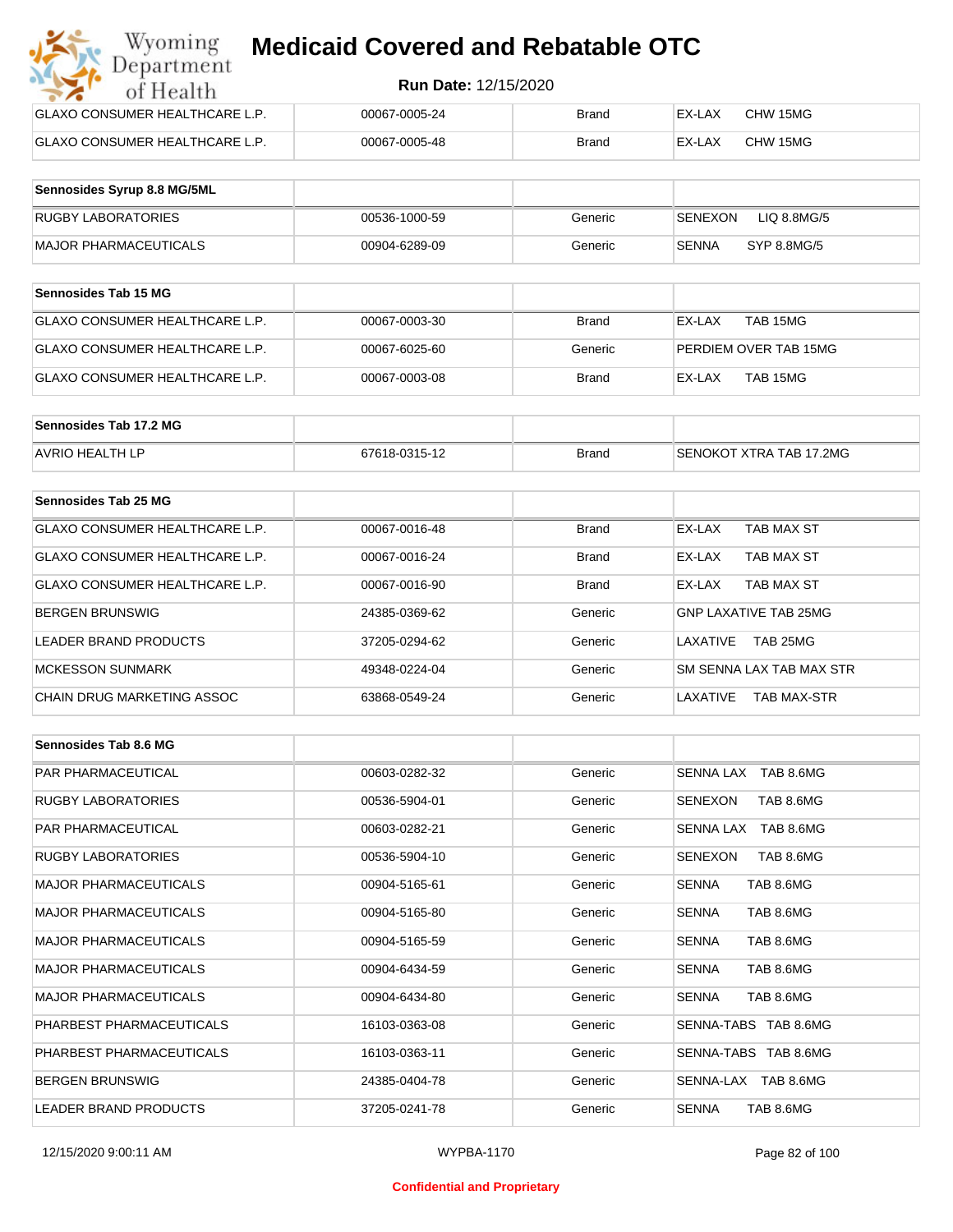| | | | |
|---|---|---|---|
| GLAXO CONSUMER HEALTHCARE L.P. | 00067-0005-24 | Brand | EX-LAX CHW 15MG |
| GLAXO CONSUMER HEALTHCARE L.P. | 00067-0005-48 | Brand | EX-LAX CHW 15MG |

| Sennosides Syrup 8.8 MG/5ML | | | |
|---|---|---|---|
| RUGBY LABORATORIES | 00536-1000-59 | Generic | SENEXON LIQ 8.8MG/5 |
| MAJOR PHARMACEUTICALS | 00904-6289-09 | Generic | SENNA SYP 8.8MG/5 |

| Sennosides Tab 15 MG | | | |
|---|---|---|---|
| GLAXO CONSUMER HEALTHCARE L.P. | 00067-0003-30 | Brand | EX-LAX TAB 15MG |
| GLAXO CONSUMER HEALTHCARE L.P. | 00067-6025-60 | Generic | PERDIEM OVER TAB 15MG |
| GLAXO CONSUMER HEALTHCARE L.P. | 00067-0003-08 | Brand | EX-LAX TAB 15MG |

| Sennosides Tab 17.2 MG | | | |
|---|---|---|---|
| AVRIO HEALTH LP | 67618-0315-12 | Brand | SENOKOT XTRA TAB 17.2MG |

| Sennosides Tab 25 MG | | | |
|---|---|---|---|
| GLAXO CONSUMER HEALTHCARE L.P. | 00067-0016-48 | Brand | EX-LAX TAB MAX ST |
| GLAXO CONSUMER HEALTHCARE L.P. | 00067-0016-24 | Brand | EX-LAX TAB MAX ST |
| GLAXO CONSUMER HEALTHCARE L.P. | 00067-0016-90 | Brand | EX-LAX TAB MAX ST |
| BERGEN BRUNSWIG | 24385-0369-62 | Generic | GNP LAXATIVE TAB 25MG |
| LEADER BRAND PRODUCTS | 37205-0294-62 | Generic | LAXATIVE TAB 25MG |
| MCKESSON SUNMARK | 49348-0224-04 | Generic | SM SENNA LAX TAB MAX STR |
| CHAIN DRUG MARKETING ASSOC | 63868-0549-24 | Generic | LAXATIVE TAB MAX-STR |

| Sennosides Tab 8.6 MG | | | |
|---|---|---|---|
| PAR PHARMACEUTICAL | 00603-0282-32 | Generic | SENNA LAX TAB 8.6MG |
| RUGBY LABORATORIES | 00536-5904-01 | Generic | SENEXON TAB 8.6MG |
| PAR PHARMACEUTICAL | 00603-0282-21 | Generic | SENNA LAX TAB 8.6MG |
| RUGBY LABORATORIES | 00536-5904-10 | Generic | SENEXON TAB 8.6MG |
| MAJOR PHARMACEUTICALS | 00904-5165-61 | Generic | SENNA TAB 8.6MG |
| MAJOR PHARMACEUTICALS | 00904-5165-80 | Generic | SENNA TAB 8.6MG |
| MAJOR PHARMACEUTICALS | 00904-5165-59 | Generic | SENNA TAB 8.6MG |
| MAJOR PHARMACEUTICALS | 00904-6434-59 | Generic | SENNA TAB 8.6MG |
| MAJOR PHARMACEUTICALS | 00904-6434-80 | Generic | SENNA TAB 8.6MG |
| PHARBEST PHARMACEUTICALS | 16103-0363-08 | Generic | SENNA-TABS TAB 8.6MG |
| PHARBEST PHARMACEUTICALS | 16103-0363-11 | Generic | SENNA-TABS TAB 8.6MG |
| BERGEN BRUNSWIG | 24385-0404-78 | Generic | SENNA-LAX TAB 8.6MG |
| LEADER BRAND PRODUCTS | 37205-0241-78 | Generic | SENNA TAB 8.6MG |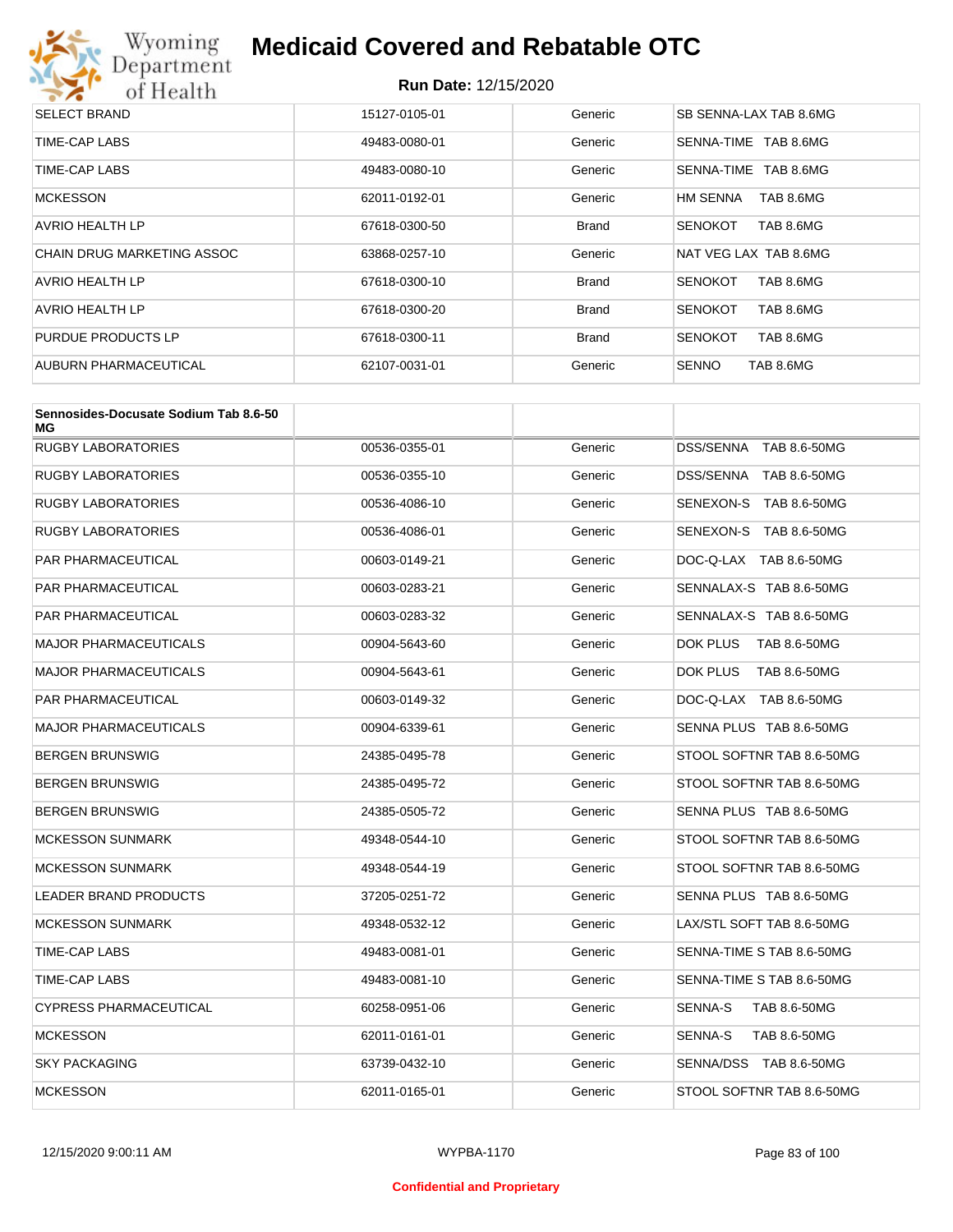| | | | |
|---|---|---|---|
| SELECT BRAND | 15127-0105-01 | Generic | SB SENNA-LAX TAB 8.6MG |
| TIME-CAP LABS | 49483-0080-01 | Generic | SENNA-TIME TAB 8.6MG |
| TIME-CAP LABS | 49483-0080-10 | Generic | SENNA-TIME TAB 8.6MG |
| MCKESSON | 62011-0192-01 | Generic | HM SENNA TAB 8.6MG |
| AVRIO HEALTH LP | 67618-0300-50 | Brand | SENOKOT TAB 8.6MG |
| CHAIN DRUG MARKETING ASSOC | 63868-0257-10 | Generic | NAT VEG LAX TAB 8.6MG |
| AVRIO HEALTH LP | 67618-0300-10 | Brand | SENOKOT TAB 8.6MG |
| AVRIO HEALTH LP | 67618-0300-20 | Brand | SENOKOT TAB 8.6MG |
| PURDUE PRODUCTS LP | 67618-0300-11 | Brand | SENOKOT TAB 8.6MG |
| AUBURN PHARMACEUTICAL | 62107-0031-01 | Generic | SENNO TAB 8.6MG |

| **Sennosides-Docusate Sodium Tab 8.6-50 MG** | | | |
|---|---|---|---|
| RUGBY LABORATORIES | 00536-0355-01 | Generic | DSS/SENNA TAB 8.6-50MG |
| RUGBY LABORATORIES | 00536-0355-10 | Generic | DSS/SENNA TAB 8.6-50MG |
| RUGBY LABORATORIES | 00536-4086-10 | Generic | SENEXON-S TAB 8.6-50MG |
| RUGBY LABORATORIES | 00536-4086-01 | Generic | SENEXON-S TAB 8.6-50MG |
| PAR PHARMACEUTICAL | 00603-0149-21 | Generic | DOC-Q-LAX TAB 8.6-50MG |
| PAR PHARMACEUTICAL | 00603-0283-21 | Generic | SENNALAX-S TAB 8.6-50MG |
| PAR PHARMACEUTICAL | 00603-0283-32 | Generic | SENNALAX-S TAB 8.6-50MG |
| MAJOR PHARMACEUTICALS | 00904-5643-60 | Generic | DOK PLUS TAB 8.6-50MG |
| MAJOR PHARMACEUTICALS | 00904-5643-61 | Generic | DOK PLUS TAB 8.6-50MG |
| PAR PHARMACEUTICAL | 00603-0149-32 | Generic | DOC-Q-LAX TAB 8.6-50MG |
| MAJOR PHARMACEUTICALS | 00904-6339-61 | Generic | SENNA PLUS TAB 8.6-50MG |
| BERGEN BRUNSWIG | 24385-0495-78 | Generic | STOOL SOFTNR TAB 8.6-50MG |
| BERGEN BRUNSWIG | 24385-0495-72 | Generic | STOOL SOFTNR TAB 8.6-50MG |
| BERGEN BRUNSWIG | 24385-0505-72 | Generic | SENNA PLUS TAB 8.6-50MG |
| MCKESSON SUNMARK | 49348-0544-10 | Generic | STOOL SOFTNR TAB 8.6-50MG |
| MCKESSON SUNMARK | 49348-0544-19 | Generic | STOOL SOFTNR TAB 8.6-50MG |
| LEADER BRAND PRODUCTS | 37205-0251-72 | Generic | SENNA PLUS TAB 8.6-50MG |
| MCKESSON SUNMARK | 49348-0532-12 | Generic | LAX/STL SOFT TAB 8.6-50MG |
| TIME-CAP LABS | 49483-0081-01 | Generic | SENNA-TIME S TAB 8.6-50MG |
| TIME-CAP LABS | 49483-0081-10 | Generic | SENNA-TIME S TAB 8.6-50MG |
| CYPRESS PHARMACEUTICAL | 60258-0951-06 | Generic | SENNA-S TAB 8.6-50MG |
| MCKESSON | 62011-0161-01 | Generic | SENNA-S TAB 8.6-50MG |
| SKY PACKAGING | 63739-0432-10 | Generic | SENNA/DSS TAB 8.6-50MG |
| MCKESSON | 62011-0165-01 | Generic | STOOL SOFTNR TAB 8.6-50MG |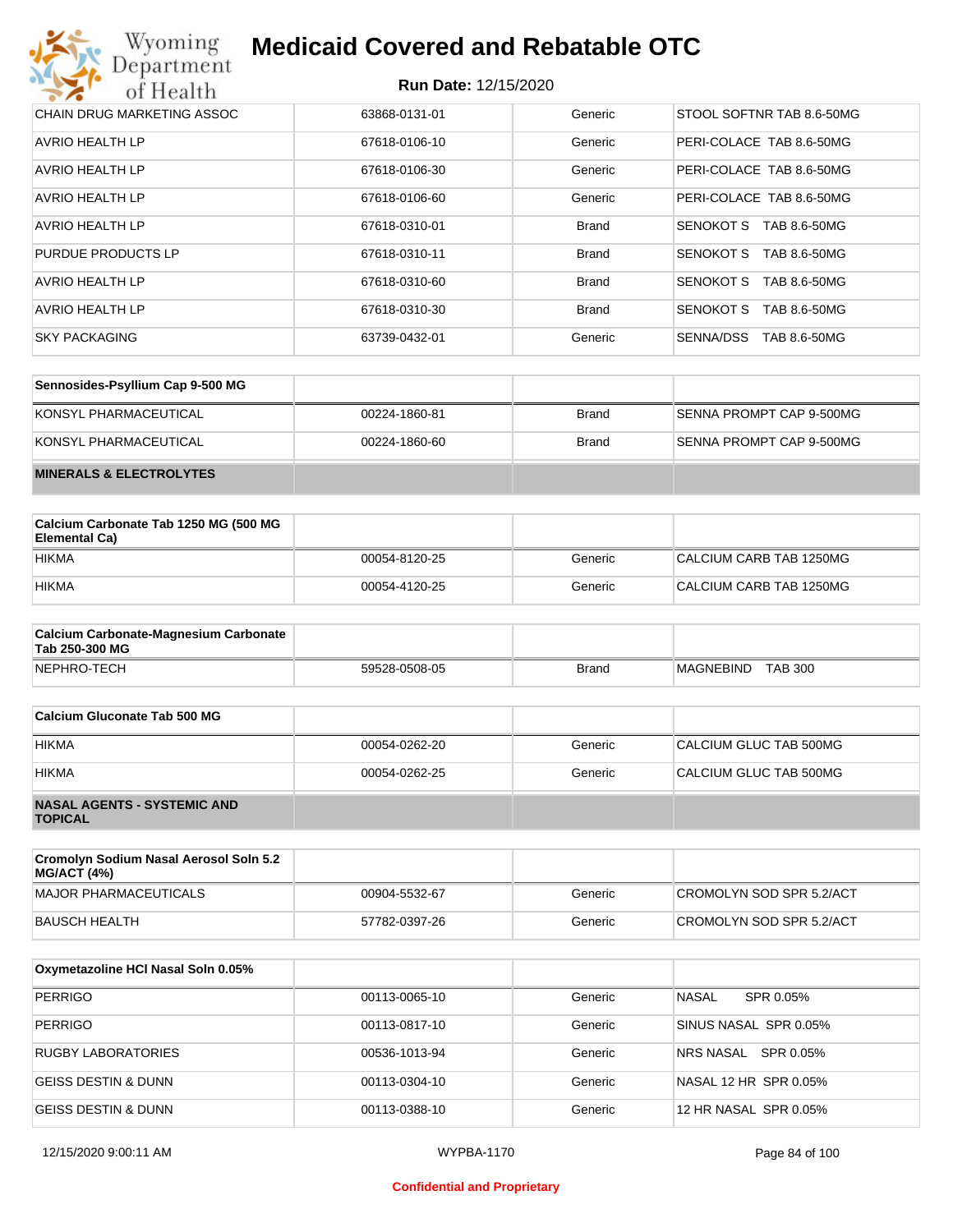| | | | |
|---|---|---|---|
| CHAIN DRUG MARKETING ASSOC | 63868-0131-01 | Generic | STOOL SOFTNR TAB 8.6-50MG |
| AVRIO HEALTH LP | 67618-0106-10 | Generic | PERI-COLACE TAB 8.6-50MG |
| AVRIO HEALTH LP | 67618-0106-30 | Generic | PERI-COLACE TAB 8.6-50MG |
| AVRIO HEALTH LP | 67618-0106-60 | Generic | PERI-COLACE TAB 8.6-50MG |
| AVRIO HEALTH LP | 67618-0310-01 | Brand | SENOKOT S TAB 8.6-50MG |
| PURDUE PRODUCTS LP | 67618-0310-11 | Brand | SENOKOT S TAB 8.6-50MG |
| AVRIO HEALTH LP | 67618-0310-60 | Brand | SENOKOT S TAB 8.6-50MG |
| AVRIO HEALTH LP | 67618-0310-30 | Brand | SENOKOT S TAB 8.6-50MG |
| SKY PACKAGING | 63739-0432-01 | Generic | SENNA/DSS TAB 8.6-50MG |

| Sennosides-Psyllium Cap 9-500 MG | | | |
|---|---|---|---|
| KONSYL PHARMACEUTICAL | 00224-1860-81 | Brand | SENNA PROMPT CAP 9-500MG |
| KONSYL PHARMACEUTICAL | 00224-1860-60 | Brand | SENNA PROMPT CAP 9-500MG |

**MINERALS & ELECTROLYTES**

| Calcium Carbonate Tab 1250 MG (500 MG Elemental Ca) | | | |
|---|---|---|---|
| HIKMA | 00054-8120-25 | Generic | CALCIUM CARB TAB 1250MG |
| HIKMA | 00054-4120-25 | Generic | CALCIUM CARB TAB 1250MG |

| Calcium Carbonate-Magnesium Carbonate Tab 250-300 MG | | | |
|---|---|---|---|
| NEPHRO-TECH | 59528-0508-05 | Brand | MAGNEBIND TAB 300 |

| Calcium Gluconate Tab 500 MG | | | |
|---|---|---|---|
| HIKMA | 00054-0262-20 | Generic | CALCIUM GLUC TAB 500MG |
| HIKMA | 00054-0262-25 | Generic | CALCIUM GLUC TAB 500MG |

**NASAL AGENTS - SYSTEMIC AND TOPICAL**

| Cromolyn Sodium Nasal Aerosol Soln 5.2 MG/ACT (4%) | | | |
|---|---|---|---|
| MAJOR PHARMACEUTICALS | 00904-5532-67 | Generic | CROMOLYN SOD SPR 5.2/ACT |
| BAUSCH HEALTH | 57782-0397-26 | Generic | CROMOLYN SOD SPR 5.2/ACT |

| Oxymetazoline HCl Nasal Soln 0.05% | | | |
|---|---|---|---|
| PERRIGO | 00113-0065-10 | Generic | NASAL SPR 0.05% |
| PERRIGO | 00113-0817-10 | Generic | SINUS NASAL SPR 0.05% |
| RUGBY LABORATORIES | 00536-1013-94 | Generic | NRS NASAL SPR 0.05% |
| GEISS DESTIN & DUNN | 00113-0304-10 | Generic | NASAL 12 HR SPR 0.05% |
| GEISS DESTIN & DUNN | 00113-0388-10 | Generic | 12 HR NASAL SPR 0.05% |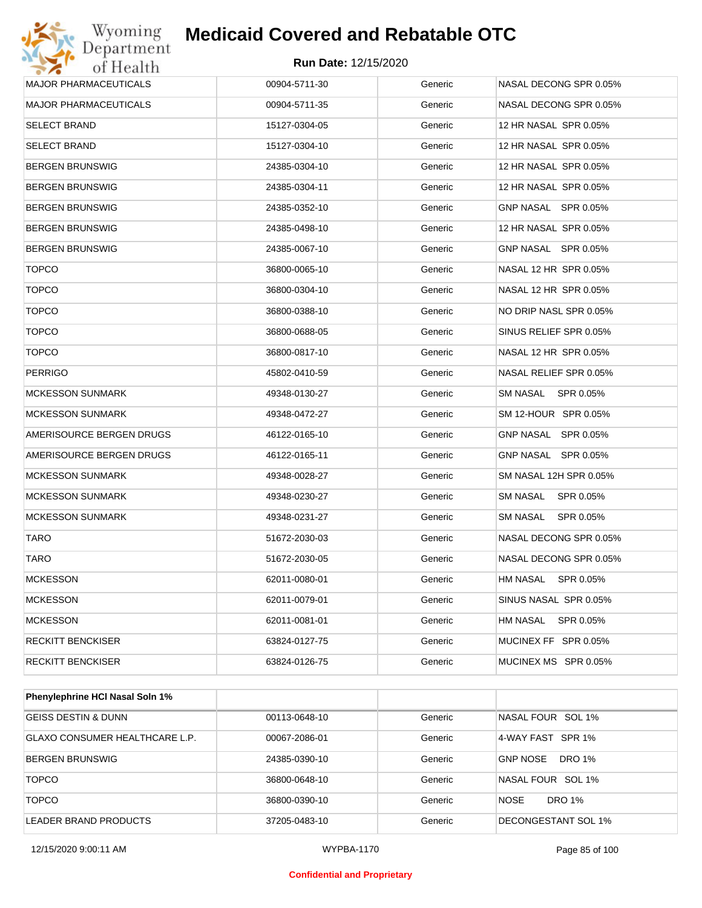| | | | |
|---|---|---|---|
| MAJOR PHARMACEUTICALS | 00904-5711-30 | Generic | NASAL DECONG SPR 0.05% |
| MAJOR PHARMACEUTICALS | 00904-5711-35 | Generic | NASAL DECONG SPR 0.05% |
| SELECT BRAND | 15127-0304-05 | Generic | 12 HR NASAL SPR 0.05% |
| SELECT BRAND | 15127-0304-10 | Generic | 12 HR NASAL SPR 0.05% |
| BERGEN BRUNSWIG | 24385-0304-10 | Generic | 12 HR NASAL SPR 0.05% |
| BERGEN BRUNSWIG | 24385-0304-11 | Generic | 12 HR NASAL SPR 0.05% |
| BERGEN BRUNSWIG | 24385-0352-10 | Generic | GNP NASAL SPR 0.05% |
| BERGEN BRUNSWIG | 24385-0498-10 | Generic | 12 HR NASAL SPR 0.05% |
| BERGEN BRUNSWIG | 24385-0067-10 | Generic | GNP NASAL SPR 0.05% |
| TOPCO | 36800-0065-10 | Generic | NASAL 12 HR SPR 0.05% |
| TOPCO | 36800-0304-10 | Generic | NASAL 12 HR SPR 0.05% |
| TOPCO | 36800-0388-10 | Generic | NO DRIP NASL SPR 0.05% |
| TOPCO | 36800-0688-05 | Generic | SINUS RELIEF SPR 0.05% |
| TOPCO | 36800-0817-10 | Generic | NASAL 12 HR SPR 0.05% |
| PERRIGO | 45802-0410-59 | Generic | NASAL RELIEF SPR 0.05% |
| MCKESSON SUNMARK | 49348-0130-27 | Generic | SM NASAL SPR 0.05% |
| MCKESSON SUNMARK | 49348-0472-27 | Generic | SM 12-HOUR SPR 0.05% |
| AMERISOURCE BERGEN DRUGS | 46122-0165-10 | Generic | GNP NASAL SPR 0.05% |
| AMERISOURCE BERGEN DRUGS | 46122-0165-11 | Generic | GNP NASAL SPR 0.05% |
| MCKESSON SUNMARK | 49348-0028-27 | Generic | SM NASAL 12H SPR 0.05% |
| MCKESSON SUNMARK | 49348-0230-27 | Generic | SM NASAL SPR 0.05% |
| MCKESSON SUNMARK | 49348-0231-27 | Generic | SM NASAL SPR 0.05% |
| TARO | 51672-2030-03 | Generic | NASAL DECONG SPR 0.05% |
| TARO | 51672-2030-05 | Generic | NASAL DECONG SPR 0.05% |
| MCKESSON | 62011-0080-01 | Generic | HM NASAL SPR 0.05% |
| MCKESSON | 62011-0079-01 | Generic | SINUS NASAL SPR 0.05% |
| MCKESSON | 62011-0081-01 | Generic | HM NASAL SPR 0.05% |
| RECKITT BENCKISER | 63824-0127-75 | Generic | MUCINEX FF SPR 0.05% |
| RECKITT BENCKISER | 63824-0126-75 | Generic | MUCINEX MS SPR 0.05% |

| **Phenylephrine HCl Nasal Soln 1%** | | | |
|---|---|---|---|
| GEISS DESTIN & DUNN | 00113-0648-10 | Generic | NASAL FOUR SOL 1% |
| GLAXO CONSUMER HEALTHCARE L.P. | 00067-2086-01 | Generic | 4-WAY FAST SPR 1% |
| BERGEN BRUNSWIG | 24385-0390-10 | Generic | GNP NOSE DRO 1% |
| TOPCO | 36800-0648-10 | Generic | NASAL FOUR SOL 1% |
| TOPCO | 36800-0390-10 | Generic | NOSE DRO 1% |
| LEADER BRAND PRODUCTS | 37205-0483-10 | Generic | DECONGESTANT SOL 1% |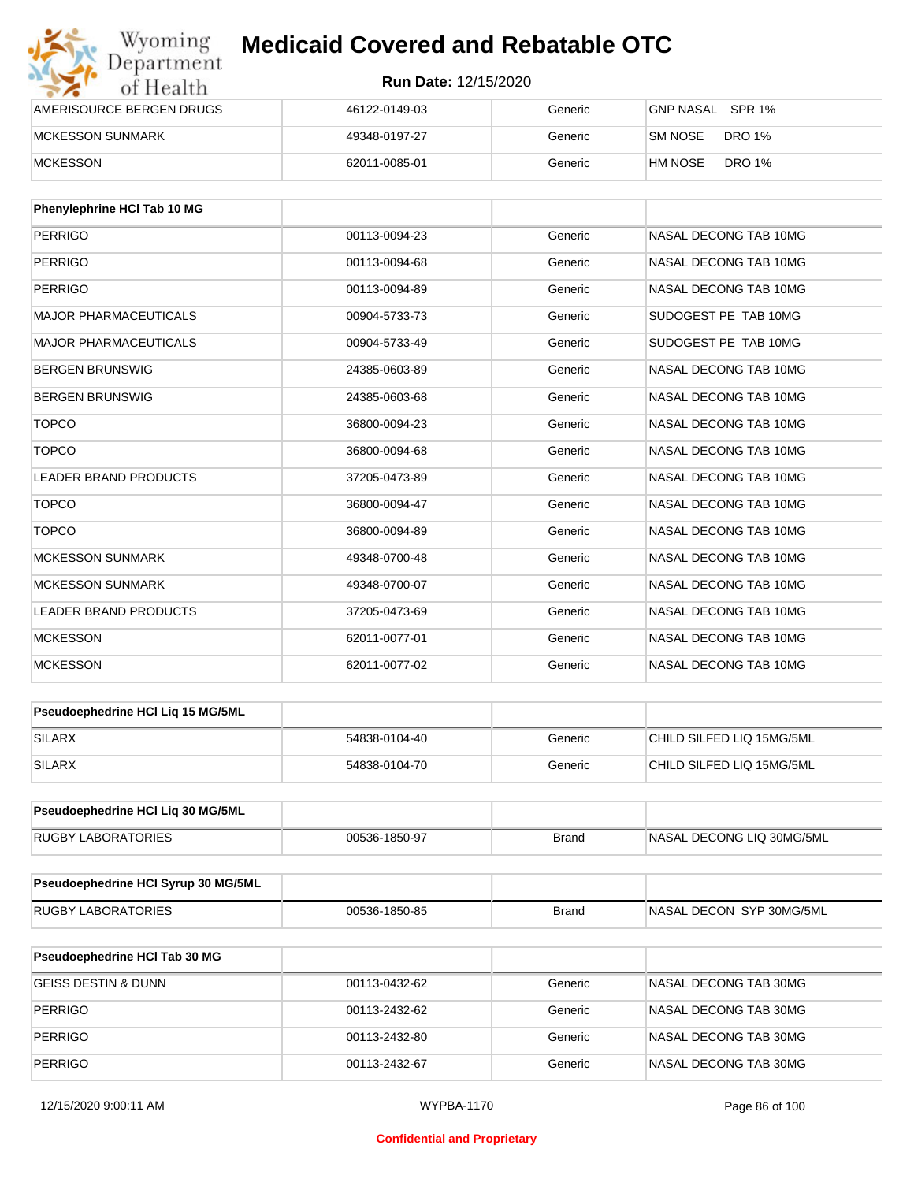| | | | |
|---|---|---|---|
| AMERISOURCE BERGEN DRUGS | 46122-0149-03 | Generic | GNP NASAL SPR 1% |
| MCKESSON SUNMARK | 49348-0197-27 | Generic | SM NOSE DRO 1% |
| MCKESSON | 62011-0085-01 | Generic | HM NOSE DRO 1% |

| Phenylephrine HCl Tab 10 MG | | | |
|---|---|---|---|
| PERRIGO | 00113-0094-23 | Generic | NASAL DECONG TAB 10MG |
| PERRIGO | 00113-0094-68 | Generic | NASAL DECONG TAB 10MG |
| PERRIGO | 00113-0094-89 | Generic | NASAL DECONG TAB 10MG |
| MAJOR PHARMACEUTICALS | 00904-5733-73 | Generic | SUDOGEST PE TAB 10MG |
| MAJOR PHARMACEUTICALS | 00904-5733-49 | Generic | SUDOGEST PE TAB 10MG |
| BERGEN BRUNSWIG | 24385-0603-89 | Generic | NASAL DECONG TAB 10MG |
| BERGEN BRUNSWIG | 24385-0603-68 | Generic | NASAL DECONG TAB 10MG |
| TOPCO | 36800-0094-23 | Generic | NASAL DECONG TAB 10MG |
| TOPCO | 36800-0094-68 | Generic | NASAL DECONG TAB 10MG |
| LEADER BRAND PRODUCTS | 37205-0473-89 | Generic | NASAL DECONG TAB 10MG |
| TOPCO | 36800-0094-47 | Generic | NASAL DECONG TAB 10MG |
| TOPCO | 36800-0094-89 | Generic | NASAL DECONG TAB 10MG |
| MCKESSON SUNMARK | 49348-0700-48 | Generic | NASAL DECONG TAB 10MG |
| MCKESSON SUNMARK | 49348-0700-07 | Generic | NASAL DECONG TAB 10MG |
| LEADER BRAND PRODUCTS | 37205-0473-69 | Generic | NASAL DECONG TAB 10MG |
| MCKESSON | 62011-0077-01 | Generic | NASAL DECONG TAB 10MG |
| MCKESSON | 62011-0077-02 | Generic | NASAL DECONG TAB 10MG |

| Pseudoephedrine HCl Liq 15 MG/5ML | | | |
|---|---|---|---|
| SILARX | 54838-0104-40 | Generic | CHILD SILFED LIQ 15MG/5ML |
| SILARX | 54838-0104-70 | Generic | CHILD SILFED LIQ 15MG/5ML |

| Pseudoephedrine HCl Liq 30 MG/5ML | | | |
|---|---|---|---|
| RUGBY LABORATORIES | 00536-1850-97 | Brand | NASAL DECONG LIQ 30MG/5ML |

| Pseudoephedrine HCl Syrup 30 MG/5ML | | | |
|---|---|---|---|
| RUGBY LABORATORIES | 00536-1850-85 | Brand | NASAL DECON SYP 30MG/5ML |

| Pseudoephedrine HCl Tab 30 MG | | | |
|---|---|---|---|
| GEISS DESTIN & DUNN | 00113-0432-62 | Generic | NASAL DECONG TAB 30MG |
| PERRIGO | 00113-2432-62 | Generic | NASAL DECONG TAB 30MG |
| PERRIGO | 00113-2432-80 | Generic | NASAL DECONG TAB 30MG |
| PERRIGO | 00113-2432-67 | Generic | NASAL DECONG TAB 30MG |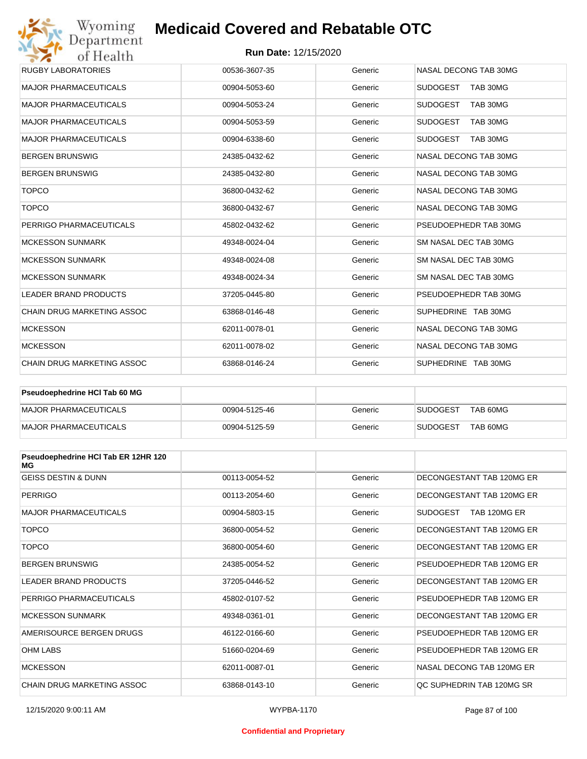| RUGBY LABORATORIES | 00536-3607-35 | Generic | NASAL DECONG TAB 30MG |
|---|---|---|---|
| MAJOR PHARMACEUTICALS | 00904-5053-60 | Generic | SUDOGEST TAB 30MG |
| MAJOR PHARMACEUTICALS | 00904-5053-24 | Generic | SUDOGEST TAB 30MG |
| MAJOR PHARMACEUTICALS | 00904-5053-59 | Generic | SUDOGEST TAB 30MG |
| MAJOR PHARMACEUTICALS | 00904-6338-60 | Generic | SUDOGEST TAB 30MG |
| BERGEN BRUNSWIG | 24385-0432-62 | Generic | NASAL DECONG TAB 30MG |
| BERGEN BRUNSWIG | 24385-0432-80 | Generic | NASAL DECONG TAB 30MG |
| TOPCO | 36800-0432-62 | Generic | NASAL DECONG TAB 30MG |
| TOPCO | 36800-0432-67 | Generic | NASAL DECONG TAB 30MG |
| PERRIGO PHARMACEUTICALS | 45802-0432-62 | Generic | PSEUDOEPHEDR TAB 30MG |
| MCKESSON SUNMARK | 49348-0024-04 | Generic | SM NASAL DEC TAB 30MG |
| MCKESSON SUNMARK | 49348-0024-08 | Generic | SM NASAL DEC TAB 30MG |
| MCKESSON SUNMARK | 49348-0024-34 | Generic | SM NASAL DEC TAB 30MG |
| LEADER BRAND PRODUCTS | 37205-0445-80 | Generic | PSEUDOEPHEDR TAB 30MG |
| CHAIN DRUG MARKETING ASSOC | 63868-0146-48 | Generic | SUPHEDRINE TAB 30MG |
| MCKESSON | 62011-0078-01 | Generic | NASAL DECONG TAB 30MG |
| MCKESSON | 62011-0078-02 | Generic | NASAL DECONG TAB 30MG |
| CHAIN DRUG MARKETING ASSOC | 63868-0146-24 | Generic | SUPHEDRINE TAB 30MG |

| Pseudoephedrine HCl Tab 60 MG | | | |
|---|---|---|---|
| MAJOR PHARMACEUTICALS | 00904-5125-46 | Generic | SUDOGEST TAB 60MG |
| MAJOR PHARMACEUTICALS | 00904-5125-59 | Generic | SUDOGEST TAB 60MG |

| Pseudoephedrine HCl Tab ER 12HR 120 MG | | | |
|---|---|---|---|
| GEISS DESTIN & DUNN | 00113-0054-52 | Generic | DECONGESTANT TAB 120MG ER |
| PERRIGO | 00113-2054-60 | Generic | DECONGESTANT TAB 120MG ER |
| MAJOR PHARMACEUTICALS | 00904-5803-15 | Generic | SUDOGEST TAB 120MG ER |
| TOPCO | 36800-0054-52 | Generic | DECONGESTANT TAB 120MG ER |
| TOPCO | 36800-0054-60 | Generic | DECONGESTANT TAB 120MG ER |
| BERGEN BRUNSWIG | 24385-0054-52 | Generic | PSEUDOEPHEDR TAB 120MG ER |
| LEADER BRAND PRODUCTS | 37205-0446-52 | Generic | DECONGESTANT TAB 120MG ER |
| PERRIGO PHARMACEUTICALS | 45802-0107-52 | Generic | PSEUDOEPHEDR TAB 120MG ER |
| MCKESSON SUNMARK | 49348-0361-01 | Generic | DECONGESTANT TAB 120MG ER |
| AMERISOURCE BERGEN DRUGS | 46122-0166-60 | Generic | PSEUDOEPHEDR TAB 120MG ER |
| OHM LABS | 51660-0204-69 | Generic | PSEUDOEPHEDR TAB 120MG ER |
| MCKESSON | 62011-0087-01 | Generic | NASAL DECONG TAB 120MG ER |
| CHAIN DRUG MARKETING ASSOC | 63868-0143-10 | Generic | QC SUPHEDRIN TAB 120MG SR |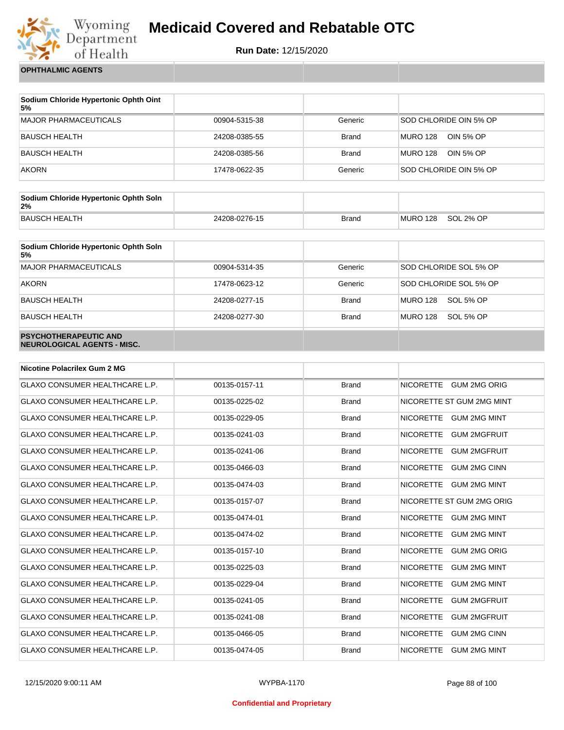| OPHTHALMIC AGENTS | | | |
|---|---|---|---|

| Sodium Chloride Hypertonic Ophth Oint 5% | | | |
|---|---|---|---|
| MAJOR PHARMACEUTICALS | 00904-5315-38 | Generic | SOD CHLORIDE OIN 5% OP |
| BAUSCH HEALTH | 24208-0385-55 | Brand | MURO 128 OIN 5% OP |
| BAUSCH HEALTH | 24208-0385-56 | Brand | MURO 128 OIN 5% OP |
| AKORN | 17478-0622-35 | Generic | SOD CHLORIDE OIN 5% OP |

| Sodium Chloride Hypertonic Ophth Soln 2% | | | |
|---|---|---|---|
| BAUSCH HEALTH | 24208-0276-15 | Brand | MURO 128 SOL 2% OP |

| Sodium Chloride Hypertonic Ophth Soln 5% | | | |
|---|---|---|---|
| MAJOR PHARMACEUTICALS | 00904-5314-35 | Generic | SOD CHLORIDE SOL 5% OP |
| AKORN | 17478-0623-12 | Generic | SOD CHLORIDE SOL 5% OP |
| BAUSCH HEALTH | 24208-0277-15 | Brand | MURO 128 SOL 5% OP |
| BAUSCH HEALTH | 24208-0277-30 | Brand | MURO 128 SOL 5% OP |

| PSYCHOTHERAPEUTIC AND NEUROLOGICAL AGENTS - MISC. | | | |
|---|---|---|---|

| Nicotine Polacrilex Gum 2 MG | | | |
|---|---|---|---|
| GLAXO CONSUMER HEALTHCARE L.P. | 00135-0157-11 | Brand | NICORETTE GUM 2MG ORIG |
| GLAXO CONSUMER HEALTHCARE L.P. | 00135-0225-02 | Brand | NICORETTE ST GUM 2MG MINT |
| GLAXO CONSUMER HEALTHCARE L.P. | 00135-0229-05 | Brand | NICORETTE GUM 2MG MINT |
| GLAXO CONSUMER HEALTHCARE L.P. | 00135-0241-03 | Brand | NICORETTE GUM 2MGFRUIT |
| GLAXO CONSUMER HEALTHCARE L.P. | 00135-0241-06 | Brand | NICORETTE GUM 2MGFRUIT |
| GLAXO CONSUMER HEALTHCARE L.P. | 00135-0466-03 | Brand | NICORETTE GUM 2MG CINN |
| GLAXO CONSUMER HEALTHCARE L.P. | 00135-0474-03 | Brand | NICORETTE GUM 2MG MINT |
| GLAXO CONSUMER HEALTHCARE L.P. | 00135-0157-07 | Brand | NICORETTE ST GUM 2MG ORIG |
| GLAXO CONSUMER HEALTHCARE L.P. | 00135-0474-01 | Brand | NICORETTE GUM 2MG MINT |
| GLAXO CONSUMER HEALTHCARE L.P. | 00135-0474-02 | Brand | NICORETTE GUM 2MG MINT |
| GLAXO CONSUMER HEALTHCARE L.P. | 00135-0157-10 | Brand | NICORETTE GUM 2MG ORIG |
| GLAXO CONSUMER HEALTHCARE L.P. | 00135-0225-03 | Brand | NICORETTE GUM 2MG MINT |
| GLAXO CONSUMER HEALTHCARE L.P. | 00135-0229-04 | Brand | NICORETTE GUM 2MG MINT |
| GLAXO CONSUMER HEALTHCARE L.P. | 00135-0241-05 | Brand | NICORETTE GUM 2MGFRUIT |
| GLAXO CONSUMER HEALTHCARE L.P. | 00135-0241-08 | Brand | NICORETTE GUM 2MGFRUIT |
| GLAXO CONSUMER HEALTHCARE L.P. | 00135-0466-05 | Brand | NICORETTE GUM 2MG CINN |
| GLAXO CONSUMER HEALTHCARE L.P. | 00135-0474-05 | Brand | NICORETTE GUM 2MG MINT |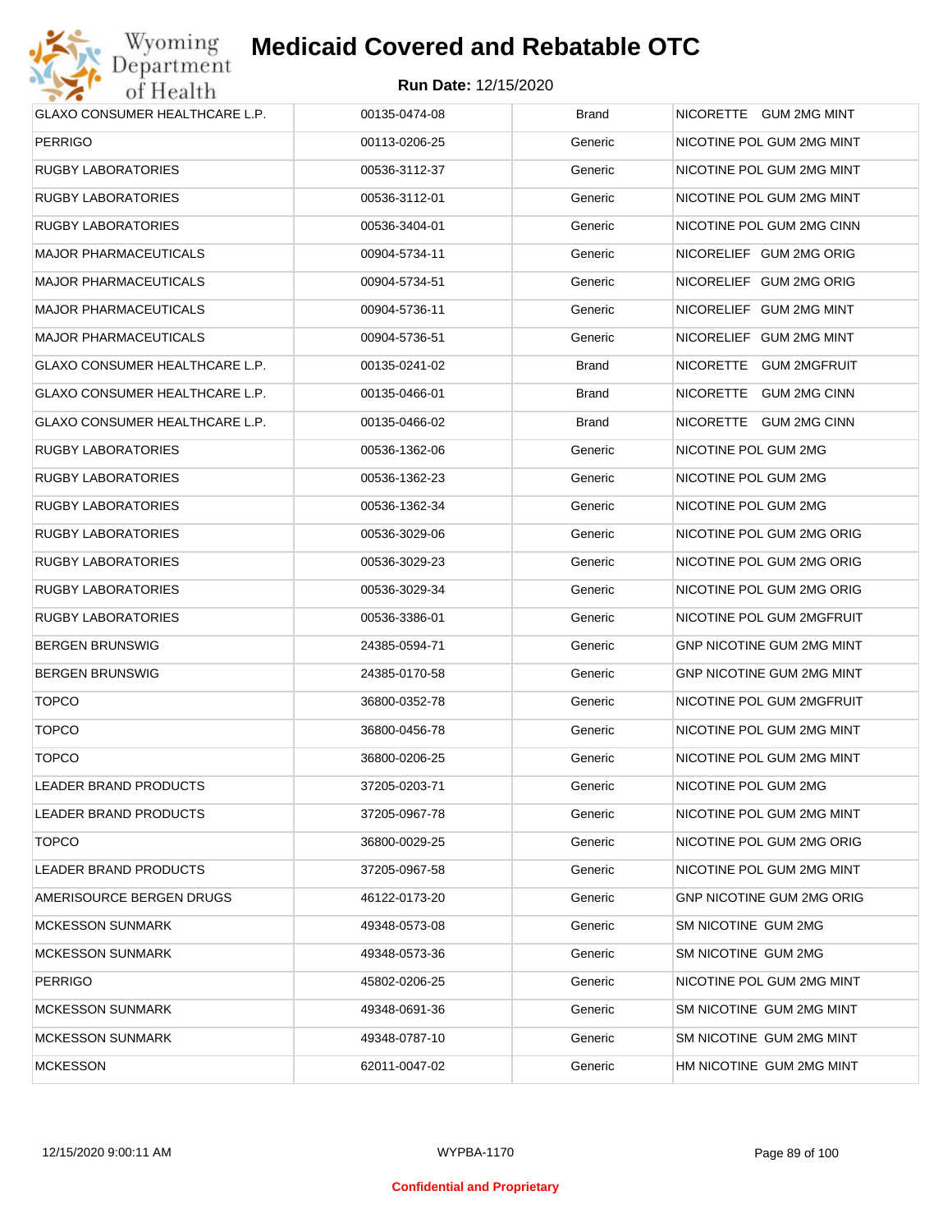# Medicaid Covered and Rebatable OTC

**Run Date:** 12/15/2020

| | | | |
|---|---|---|---|
| GLAXO CONSUMER HEALTHCARE L.P. | 00135-0474-08 | Brand | NICORETTE GUM 2MG MINT |
| PERRIGO | 00113-0206-25 | Generic | NICOTINE POL GUM 2MG MINT |
| RUGBY LABORATORIES | 00536-3112-37 | Generic | NICOTINE POL GUM 2MG MINT |
| RUGBY LABORATORIES | 00536-3112-01 | Generic | NICOTINE POL GUM 2MG MINT |
| RUGBY LABORATORIES | 00536-3404-01 | Generic | NICOTINE POL GUM 2MG CINN |
| MAJOR PHARMACEUTICALS | 00904-5734-11 | Generic | NICORELIEF GUM 2MG ORIG |
| MAJOR PHARMACEUTICALS | 00904-5734-51 | Generic | NICORELIEF GUM 2MG ORIG |
| MAJOR PHARMACEUTICALS | 00904-5736-11 | Generic | NICORELIEF GUM 2MG MINT |
| MAJOR PHARMACEUTICALS | 00904-5736-51 | Generic | NICORELIEF GUM 2MG MINT |
| GLAXO CONSUMER HEALTHCARE L.P. | 00135-0241-02 | Brand | NICORETTE GUM 2MGFRUIT |
| GLAXO CONSUMER HEALTHCARE L.P. | 00135-0466-01 | Brand | NICORETTE GUM 2MG CINN |
| GLAXO CONSUMER HEALTHCARE L.P. | 00135-0466-02 | Brand | NICORETTE GUM 2MG CINN |
| RUGBY LABORATORIES | 00536-1362-06 | Generic | NICOTINE POL GUM 2MG |
| RUGBY LABORATORIES | 00536-1362-23 | Generic | NICOTINE POL GUM 2MG |
| RUGBY LABORATORIES | 00536-1362-34 | Generic | NICOTINE POL GUM 2MG |
| RUGBY LABORATORIES | 00536-3029-06 | Generic | NICOTINE POL GUM 2MG ORIG |
| RUGBY LABORATORIES | 00536-3029-23 | Generic | NICOTINE POL GUM 2MG ORIG |
| RUGBY LABORATORIES | 00536-3029-34 | Generic | NICOTINE POL GUM 2MG ORIG |
| RUGBY LABORATORIES | 00536-3386-01 | Generic | NICOTINE POL GUM 2MGFRUIT |
| BERGEN BRUNSWIG | 24385-0594-71 | Generic | GNP NICOTINE GUM 2MG MINT |
| BERGEN BRUNSWIG | 24385-0170-58 | Generic | GNP NICOTINE GUM 2MG MINT |
| TOPCO | 36800-0352-78 | Generic | NICOTINE POL GUM 2MGFRUIT |
| TOPCO | 36800-0456-78 | Generic | NICOTINE POL GUM 2MG MINT |
| TOPCO | 36800-0206-25 | Generic | NICOTINE POL GUM 2MG MINT |
| LEADER BRAND PRODUCTS | 37205-0203-71 | Generic | NICOTINE POL GUM 2MG |
| LEADER BRAND PRODUCTS | 37205-0967-78 | Generic | NICOTINE POL GUM 2MG MINT |
| TOPCO | 36800-0029-25 | Generic | NICOTINE POL GUM 2MG ORIG |
| LEADER BRAND PRODUCTS | 37205-0967-58 | Generic | NICOTINE POL GUM 2MG MINT |
| AMERISOURCE BERGEN DRUGS | 46122-0173-20 | Generic | GNP NICOTINE GUM 2MG ORIG |
| MCKESSON SUNMARK | 49348-0573-08 | Generic | SM NICOTINE GUM 2MG |
| MCKESSON SUNMARK | 49348-0573-36 | Generic | SM NICOTINE GUM 2MG |
| PERRIGO | 45802-0206-25 | Generic | NICOTINE POL GUM 2MG MINT |
| MCKESSON SUNMARK | 49348-0691-36 | Generic | SM NICOTINE GUM 2MG MINT |
| MCKESSON SUNMARK | 49348-0787-10 | Generic | SM NICOTINE GUM 2MG MINT |
| MCKESSON | 62011-0047-02 | Generic | HM NICOTINE GUM 2MG MINT |

Confidential and Proprietary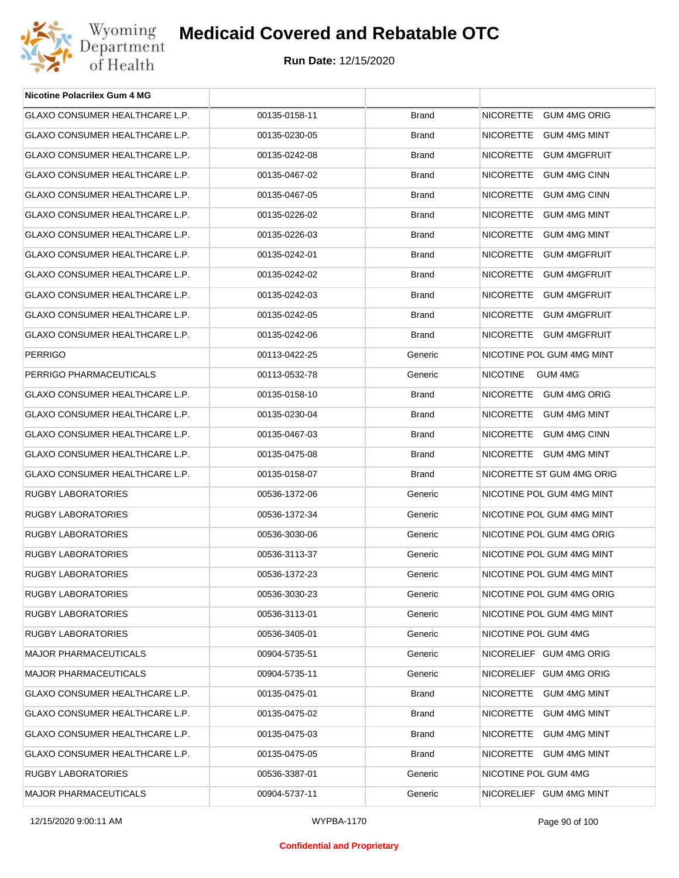| Nicotine Polacrilex Gum 4 MG | | | |
|---|---|---|---|
| GLAXO CONSUMER HEALTHCARE L.P. | 00135-0158-11 | Brand | NICORETTE GUM 4MG ORIG |
| GLAXO CONSUMER HEALTHCARE L.P. | 00135-0230-05 | Brand | NICORETTE GUM 4MG MINT |
| GLAXO CONSUMER HEALTHCARE L.P. | 00135-0242-08 | Brand | NICORETTE GUM 4MGFRUIT |
| GLAXO CONSUMER HEALTHCARE L.P. | 00135-0467-02 | Brand | NICORETTE GUM 4MG CINN |
| GLAXO CONSUMER HEALTHCARE L.P. | 00135-0467-05 | Brand | NICORETTE GUM 4MG CINN |
| GLAXO CONSUMER HEALTHCARE L.P. | 00135-0226-02 | Brand | NICORETTE GUM 4MG MINT |
| GLAXO CONSUMER HEALTHCARE L.P. | 00135-0226-03 | Brand | NICORETTE GUM 4MG MINT |
| GLAXO CONSUMER HEALTHCARE L.P. | 00135-0242-01 | Brand | NICORETTE GUM 4MGFRUIT |
| GLAXO CONSUMER HEALTHCARE L.P. | 00135-0242-02 | Brand | NICORETTE GUM 4MGFRUIT |
| GLAXO CONSUMER HEALTHCARE L.P. | 00135-0242-03 | Brand | NICORETTE GUM 4MGFRUIT |
| GLAXO CONSUMER HEALTHCARE L.P. | 00135-0242-05 | Brand | NICORETTE GUM 4MGFRUIT |
| GLAXO CONSUMER HEALTHCARE L.P. | 00135-0242-06 | Brand | NICORETTE GUM 4MGFRUIT |
| PERRIGO | 00113-0422-25 | Generic | NICOTINE POL GUM 4MG MINT |
| PERRIGO PHARMACEUTICALS | 00113-0532-78 | Generic | NICOTINE GUM 4MG |
| GLAXO CONSUMER HEALTHCARE L.P. | 00135-0158-10 | Brand | NICORETTE GUM 4MG ORIG |
| GLAXO CONSUMER HEALTHCARE L.P. | 00135-0230-04 | Brand | NICORETTE GUM 4MG MINT |
| GLAXO CONSUMER HEALTHCARE L.P. | 00135-0467-03 | Brand | NICORETTE GUM 4MG CINN |
| GLAXO CONSUMER HEALTHCARE L.P. | 00135-0475-08 | Brand | NICORETTE GUM 4MG MINT |
| GLAXO CONSUMER HEALTHCARE L.P. | 00135-0158-07 | Brand | NICORETTE ST GUM 4MG ORIG |
| RUGBY LABORATORIES | 00536-1372-06 | Generic | NICOTINE POL GUM 4MG MINT |
| RUGBY LABORATORIES | 00536-1372-34 | Generic | NICOTINE POL GUM 4MG MINT |
| RUGBY LABORATORIES | 00536-3030-06 | Generic | NICOTINE POL GUM 4MG ORIG |
| RUGBY LABORATORIES | 00536-3113-37 | Generic | NICOTINE POL GUM 4MG MINT |
| RUGBY LABORATORIES | 00536-1372-23 | Generic | NICOTINE POL GUM 4MG MINT |
| RUGBY LABORATORIES | 00536-3030-23 | Generic | NICOTINE POL GUM 4MG ORIG |
| RUGBY LABORATORIES | 00536-3113-01 | Generic | NICOTINE POL GUM 4MG MINT |
| RUGBY LABORATORIES | 00536-3405-01 | Generic | NICOTINE POL GUM 4MG |
| MAJOR PHARMACEUTICALS | 00904-5735-51 | Generic | NICORELIEF GUM 4MG ORIG |
| MAJOR PHARMACEUTICALS | 00904-5735-11 | Generic | NICORELIEF GUM 4MG ORIG |
| GLAXO CONSUMER HEALTHCARE L.P. | 00135-0475-01 | Brand | NICORETTE GUM 4MG MINT |
| GLAXO CONSUMER HEALTHCARE L.P. | 00135-0475-02 | Brand | NICORETTE GUM 4MG MINT |
| GLAXO CONSUMER HEALTHCARE L.P. | 00135-0475-03 | Brand | NICORETTE GUM 4MG MINT |
| GLAXO CONSUMER HEALTHCARE L.P. | 00135-0475-05 | Brand | NICORETTE GUM 4MG MINT |
| RUGBY LABORATORIES | 00536-3387-01 | Generic | NICOTINE POL GUM 4MG |
| MAJOR PHARMACEUTICALS | 00904-5737-11 | Generic | NICORELIEF GUM 4MG MINT |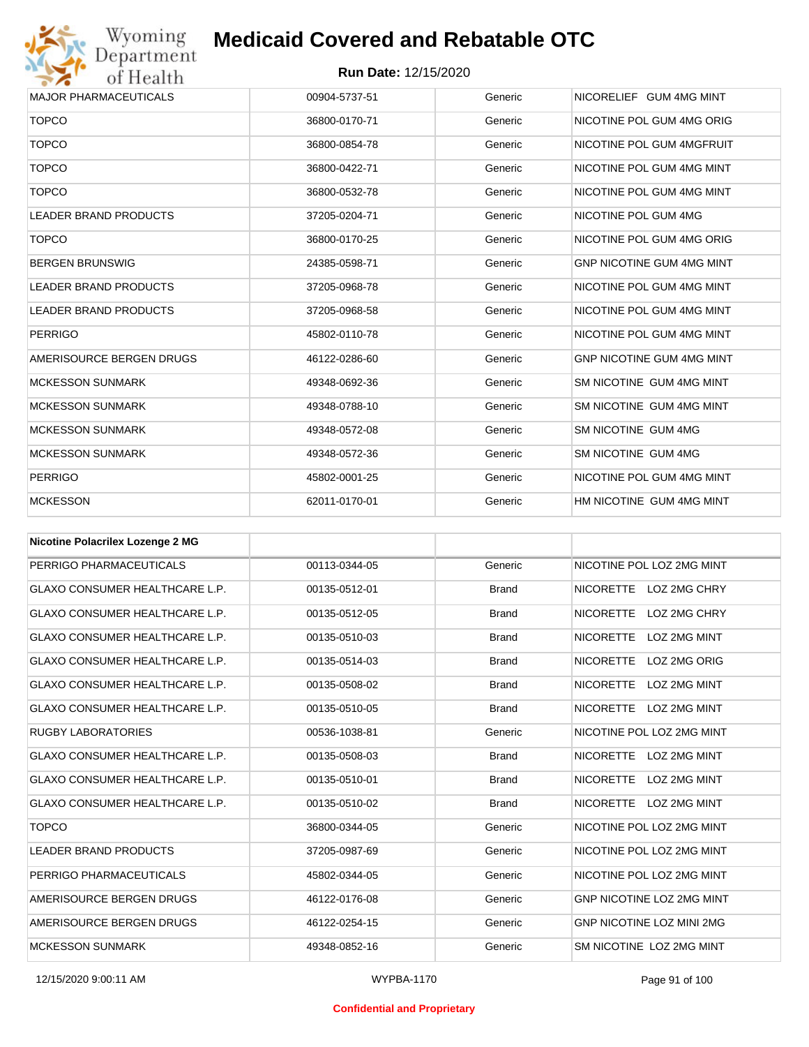| MAJOR PHARMACEUTICALS | 00904-5737-51 | Generic | NICORELIEF GUM 4MG MINT |
|---|---|---|---|
| TOPCO | 36800-0170-71 | Generic | NICOTINE POL GUM 4MG ORIG |
| TOPCO | 36800-0854-78 | Generic | NICOTINE POL GUM 4MGFRUIT |
| TOPCO | 36800-0422-71 | Generic | NICOTINE POL GUM 4MG MINT |
| TOPCO | 36800-0532-78 | Generic | NICOTINE POL GUM 4MG MINT |
| LEADER BRAND PRODUCTS | 37205-0204-71 | Generic | NICOTINE POL GUM 4MG |
| TOPCO | 36800-0170-25 | Generic | NICOTINE POL GUM 4MG ORIG |
| BERGEN BRUNSWIG | 24385-0598-71 | Generic | GNP NICOTINE GUM 4MG MINT |
| LEADER BRAND PRODUCTS | 37205-0968-78 | Generic | NICOTINE POL GUM 4MG MINT |
| LEADER BRAND PRODUCTS | 37205-0968-58 | Generic | NICOTINE POL GUM 4MG MINT |
| PERRIGO | 45802-0110-78 | Generic | NICOTINE POL GUM 4MG MINT |
| AMERISOURCE BERGEN DRUGS | 46122-0286-60 | Generic | GNP NICOTINE GUM 4MG MINT |
| MCKESSON SUNMARK | 49348-0692-36 | Generic | SM NICOTINE GUM 4MG MINT |
| MCKESSON SUNMARK | 49348-0788-10 | Generic | SM NICOTINE GUM 4MG MINT |
| MCKESSON SUNMARK | 49348-0572-08 | Generic | SM NICOTINE GUM 4MG |
| MCKESSON SUNMARK | 49348-0572-36 | Generic | SM NICOTINE GUM 4MG |
| PERRIGO | 45802-0001-25 | Generic | NICOTINE POL GUM 4MG MINT |
| MCKESSON | 62011-0170-01 | Generic | HM NICOTINE GUM 4MG MINT |

| **Nicotine Polacrilex Lozenge 2 MG** | | | |
|---|---|---|---|
| PERRIGO PHARMACEUTICALS | 00113-0344-05 | Generic | NICOTINE POL LOZ 2MG MINT |
| GLAXO CONSUMER HEALTHCARE L.P. | 00135-0512-01 | Brand | NICORETTE LOZ 2MG CHRY |
| GLAXO CONSUMER HEALTHCARE L.P. | 00135-0512-05 | Brand | NICORETTE LOZ 2MG CHRY |
| GLAXO CONSUMER HEALTHCARE L.P. | 00135-0510-03 | Brand | NICORETTE LOZ 2MG MINT |
| GLAXO CONSUMER HEALTHCARE L.P. | 00135-0514-03 | Brand | NICORETTE LOZ 2MG ORIG |
| GLAXO CONSUMER HEALTHCARE L.P. | 00135-0508-02 | Brand | NICORETTE LOZ 2MG MINT |
| GLAXO CONSUMER HEALTHCARE L.P. | 00135-0510-05 | Brand | NICORETTE LOZ 2MG MINT |
| RUGBY LABORATORIES | 00536-1038-81 | Generic | NICOTINE POL LOZ 2MG MINT |
| GLAXO CONSUMER HEALTHCARE L.P. | 00135-0508-03 | Brand | NICORETTE LOZ 2MG MINT |
| GLAXO CONSUMER HEALTHCARE L.P. | 00135-0510-01 | Brand | NICORETTE LOZ 2MG MINT |
| GLAXO CONSUMER HEALTHCARE L.P. | 00135-0510-02 | Brand | NICORETTE LOZ 2MG MINT |
| TOPCO | 36800-0344-05 | Generic | NICOTINE POL LOZ 2MG MINT |
| LEADER BRAND PRODUCTS | 37205-0987-69 | Generic | NICOTINE POL LOZ 2MG MINT |
| PERRIGO PHARMACEUTICALS | 45802-0344-05 | Generic | NICOTINE POL LOZ 2MG MINT |
| AMERISOURCE BERGEN DRUGS | 46122-0176-08 | Generic | GNP NICOTINE LOZ 2MG MINT |
| AMERISOURCE BERGEN DRUGS | 46122-0254-15 | Generic | GNP NICOTINE LOZ MINI 2MG |
| MCKESSON SUNMARK | 49348-0852-16 | Generic | SM NICOTINE LOZ 2MG MINT |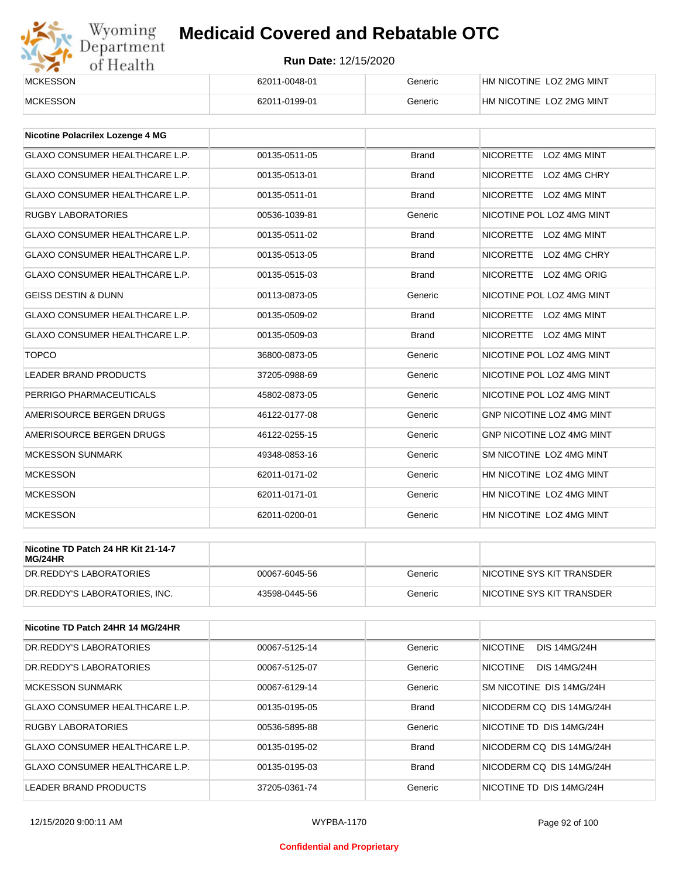| MCKESSON | 62011-0048-01 | Generic | HM NICOTINE LOZ 2MG MINT |
|---|---|---|---|
| MCKESSON | 62011-0199-01 | Generic | HM NICOTINE LOZ 2MG MINT |

| Nicotine Polacrilex Lozenge 4 MG | | | |
|---|---|---|---|
| GLAXO CONSUMER HEALTHCARE L.P. | 00135-0511-05 | Brand | NICORETTE LOZ 4MG MINT |
| GLAXO CONSUMER HEALTHCARE L.P. | 00135-0513-01 | Brand | NICORETTE LOZ 4MG CHRY |
| GLAXO CONSUMER HEALTHCARE L.P. | 00135-0511-01 | Brand | NICORETTE LOZ 4MG MINT |
| RUGBY LABORATORIES | 00536-1039-81 | Generic | NICOTINE POL LOZ 4MG MINT |
| GLAXO CONSUMER HEALTHCARE L.P. | 00135-0511-02 | Brand | NICORETTE LOZ 4MG MINT |
| GLAXO CONSUMER HEALTHCARE L.P. | 00135-0513-05 | Brand | NICORETTE LOZ 4MG CHRY |
| GLAXO CONSUMER HEALTHCARE L.P. | 00135-0515-03 | Brand | NICORETTE LOZ 4MG ORIG |
| GEISS DESTIN & DUNN | 00113-0873-05 | Generic | NICOTINE POL LOZ 4MG MINT |
| GLAXO CONSUMER HEALTHCARE L.P. | 00135-0509-02 | Brand | NICORETTE LOZ 4MG MINT |
| GLAXO CONSUMER HEALTHCARE L.P. | 00135-0509-03 | Brand | NICORETTE LOZ 4MG MINT |
| TOPCO | 36800-0873-05 | Generic | NICOTINE POL LOZ 4MG MINT |
| LEADER BRAND PRODUCTS | 37205-0988-69 | Generic | NICOTINE POL LOZ 4MG MINT |
| PERRIGO PHARMACEUTICALS | 45802-0873-05 | Generic | NICOTINE POL LOZ 4MG MINT |
| AMERISOURCE BERGEN DRUGS | 46122-0177-08 | Generic | GNP NICOTINE LOZ 4MG MINT |
| AMERISOURCE BERGEN DRUGS | 46122-0255-15 | Generic | GNP NICOTINE LOZ 4MG MINT |
| MCKESSON SUNMARK | 49348-0853-16 | Generic | SM NICOTINE LOZ 4MG MINT |
| MCKESSON | 62011-0171-02 | Generic | HM NICOTINE LOZ 4MG MINT |
| MCKESSON | 62011-0171-01 | Generic | HM NICOTINE LOZ 4MG MINT |
| MCKESSON | 62011-0200-01 | Generic | HM NICOTINE LOZ 4MG MINT |

| Nicotine TD Patch 24 HR Kit 21-14-7 MG/24HR | | | |
|---|---|---|---|
| DR.REDDY'S LABORATORIES | 00067-6045-56 | Generic | NICOTINE SYS KIT TRANSDER |
| DR.REDDY'S LABORATORIES, INC. | 43598-0445-56 | Generic | NICOTINE SYS KIT TRANSDER |

| Nicotine TD Patch 24HR 14 MG/24HR | | | |
|---|---|---|---|
| DR.REDDY'S LABORATORIES | 00067-5125-14 | Generic | NICOTINE DIS 14MG/24H |
| DR.REDDY'S LABORATORIES | 00067-5125-07 | Generic | NICOTINE DIS 14MG/24H |
| MCKESSON SUNMARK | 00067-6129-14 | Generic | SM NICOTINE DIS 14MG/24H |
| GLAXO CONSUMER HEALTHCARE L.P. | 00135-0195-05 | Brand | NICODERM CQ DIS 14MG/24H |
| RUGBY LABORATORIES | 00536-5895-88 | Generic | NICOTINE TD DIS 14MG/24H |
| GLAXO CONSUMER HEALTHCARE L.P. | 00135-0195-02 | Brand | NICODERM CQ DIS 14MG/24H |
| GLAXO CONSUMER HEALTHCARE L.P. | 00135-0195-03 | Brand | NICODERM CQ DIS 14MG/24H |
| LEADER BRAND PRODUCTS | 37205-0361-74 | Generic | NICOTINE TD DIS 14MG/24H |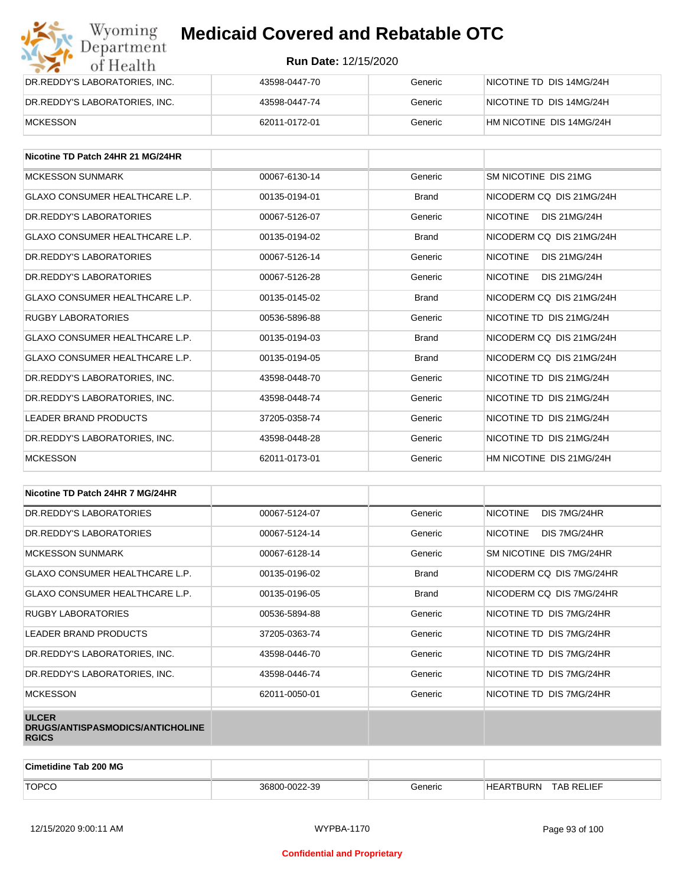| | | | |
|---|---|---|---|
| DR.REDDY'S LABORATORIES, INC. | 43598-0447-70 | Generic | NICOTINE TD DIS 14MG/24H |
| DR.REDDY'S LABORATORIES, INC. | 43598-0447-74 | Generic | NICOTINE TD DIS 14MG/24H |
| MCKESSON | 62011-0172-01 | Generic | HM NICOTINE DIS 14MG/24H |

| **Nicotine TD Patch 24HR 21 MG/24HR** | | | |
|---|---|---|---|
| MCKESSON SUNMARK | 00067-6130-14 | Generic | SM NICOTINE DIS 21MG |
| GLAXO CONSUMER HEALTHCARE L.P. | 00135-0194-01 | Brand | NICODERM CQ DIS 21MG/24H |
| DR.REDDY'S LABORATORIES | 00067-5126-07 | Generic | NICOTINE DIS 21MG/24H |
| GLAXO CONSUMER HEALTHCARE L.P. | 00135-0194-02 | Brand | NICODERM CQ DIS 21MG/24H |
| DR.REDDY'S LABORATORIES | 00067-5126-14 | Generic | NICOTINE DIS 21MG/24H |
| DR.REDDY'S LABORATORIES | 00067-5126-28 | Generic | NICOTINE DIS 21MG/24H |
| GLAXO CONSUMER HEALTHCARE L.P. | 00135-0145-02 | Brand | NICODERM CQ DIS 21MG/24H |
| RUGBY LABORATORIES | 00536-5896-88 | Generic | NICOTINE TD DIS 21MG/24H |
| GLAXO CONSUMER HEALTHCARE L.P. | 00135-0194-03 | Brand | NICODERM CQ DIS 21MG/24H |
| GLAXO CONSUMER HEALTHCARE L.P. | 00135-0194-05 | Brand | NICODERM CQ DIS 21MG/24H |
| DR.REDDY'S LABORATORIES, INC. | 43598-0448-70 | Generic | NICOTINE TD DIS 21MG/24H |
| DR.REDDY'S LABORATORIES, INC. | 43598-0448-74 | Generic | NICOTINE TD DIS 21MG/24H |
| LEADER BRAND PRODUCTS | 37205-0358-74 | Generic | NICOTINE TD DIS 21MG/24H |
| DR.REDDY'S LABORATORIES, INC. | 43598-0448-28 | Generic | NICOTINE TD DIS 21MG/24H |
| MCKESSON | 62011-0173-01 | Generic | HM NICOTINE DIS 21MG/24H |

| **Nicotine TD Patch 24HR 7 MG/24HR** | | | |
|---|---|---|---|
| DR.REDDY'S LABORATORIES | 00067-5124-07 | Generic | NICOTINE DIS 7MG/24HR |
| DR.REDDY'S LABORATORIES | 00067-5124-14 | Generic | NICOTINE DIS 7MG/24HR |
| MCKESSON SUNMARK | 00067-6128-14 | Generic | SM NICOTINE DIS 7MG/24HR |
| GLAXO CONSUMER HEALTHCARE L.P. | 00135-0196-02 | Brand | NICODERM CQ DIS 7MG/24HR |
| GLAXO CONSUMER HEALTHCARE L.P. | 00135-0196-05 | Brand | NICODERM CQ DIS 7MG/24HR |
| RUGBY LABORATORIES | 00536-5894-88 | Generic | NICOTINE TD DIS 7MG/24HR |
| LEADER BRAND PRODUCTS | 37205-0363-74 | Generic | NICOTINE TD DIS 7MG/24HR |
| DR.REDDY'S LABORATORIES, INC. | 43598-0446-70 | Generic | NICOTINE TD DIS 7MG/24HR |
| DR.REDDY'S LABORATORIES, INC. | 43598-0446-74 | Generic | NICOTINE TD DIS 7MG/24HR |
| MCKESSON | 62011-0050-01 | Generic | NICOTINE TD DIS 7MG/24HR |
| **ULCER DRUGS/ANTISPASMODICS/ANTICHOLINERGICS** | | | |

| **Cimetidine Tab 200 MG** | | | |
|---|---|---|---|
| TOPCO | 36800-0022-39 | Generic | HEARTBURN TAB RELIEF |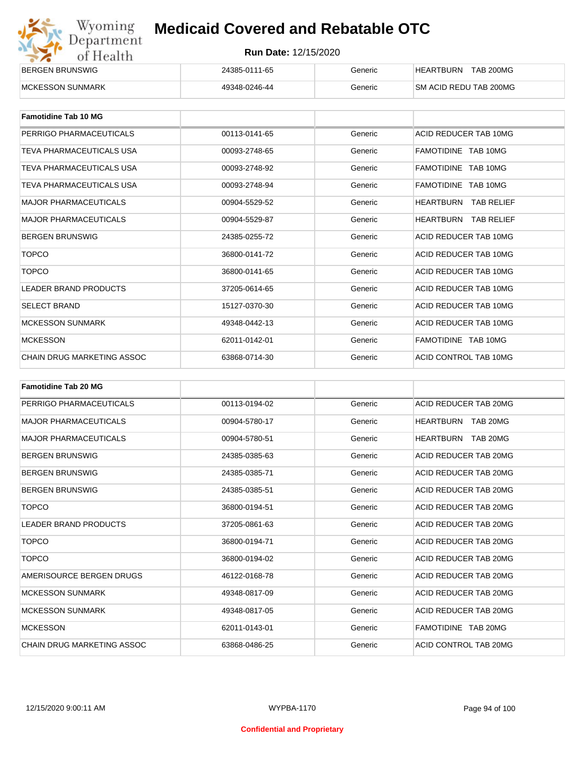| | | | |
|---|---|---|---|
| BERGEN BRUNSWIG | 24385-0111-65 | Generic | HEARTBURN TAB 200MG |
| MCKESSON SUNMARK | 49348-0246-44 | Generic | SM ACID REDU TAB 200MG |

| Famotidine Tab 10 MG | | | |
|---|---|---|---|
| PERRIGO PHARMACEUTICALS | 00113-0141-65 | Generic | ACID REDUCER TAB 10MG |
| TEVA PHARMACEUTICALS USA | 00093-2748-65 | Generic | FAMOTIDINE TAB 10MG |
| TEVA PHARMACEUTICALS USA | 00093-2748-92 | Generic | FAMOTIDINE TAB 10MG |
| TEVA PHARMACEUTICALS USA | 00093-2748-94 | Generic | FAMOTIDINE TAB 10MG |
| MAJOR PHARMACEUTICALS | 00904-5529-52 | Generic | HEARTBURN TAB RELIEF |
| MAJOR PHARMACEUTICALS | 00904-5529-87 | Generic | HEARTBURN TAB RELIEF |
| BERGEN BRUNSWIG | 24385-0255-72 | Generic | ACID REDUCER TAB 10MG |
| TOPCO | 36800-0141-72 | Generic | ACID REDUCER TAB 10MG |
| TOPCO | 36800-0141-65 | Generic | ACID REDUCER TAB 10MG |
| LEADER BRAND PRODUCTS | 37205-0614-65 | Generic | ACID REDUCER TAB 10MG |
| SELECT BRAND | 15127-0370-30 | Generic | ACID REDUCER TAB 10MG |
| MCKESSON SUNMARK | 49348-0442-13 | Generic | ACID REDUCER TAB 10MG |
| MCKESSON | 62011-0142-01 | Generic | FAMOTIDINE TAB 10MG |
| CHAIN DRUG MARKETING ASSOC | 63868-0714-30 | Generic | ACID CONTROL TAB 10MG |

| Famotidine Tab 20 MG | | | |
|---|---|---|---|
| PERRIGO PHARMACEUTICALS | 00113-0194-02 | Generic | ACID REDUCER TAB 20MG |
| MAJOR PHARMACEUTICALS | 00904-5780-17 | Generic | HEARTBURN TAB 20MG |
| MAJOR PHARMACEUTICALS | 00904-5780-51 | Generic | HEARTBURN TAB 20MG |
| BERGEN BRUNSWIG | 24385-0385-63 | Generic | ACID REDUCER TAB 20MG |
| BERGEN BRUNSWIG | 24385-0385-71 | Generic | ACID REDUCER TAB 20MG |
| BERGEN BRUNSWIG | 24385-0385-51 | Generic | ACID REDUCER TAB 20MG |
| TOPCO | 36800-0194-51 | Generic | ACID REDUCER TAB 20MG |
| LEADER BRAND PRODUCTS | 37205-0861-63 | Generic | ACID REDUCER TAB 20MG |
| TOPCO | 36800-0194-71 | Generic | ACID REDUCER TAB 20MG |
| TOPCO | 36800-0194-02 | Generic | ACID REDUCER TAB 20MG |
| AMERISOURCE BERGEN DRUGS | 46122-0168-78 | Generic | ACID REDUCER TAB 20MG |
| MCKESSON SUNMARK | 49348-0817-09 | Generic | ACID REDUCER TAB 20MG |
| MCKESSON SUNMARK | 49348-0817-05 | Generic | ACID REDUCER TAB 20MG |
| MCKESSON | 62011-0143-01 | Generic | FAMOTIDINE TAB 20MG |
| CHAIN DRUG MARKETING ASSOC | 63868-0486-25 | Generic | ACID CONTROL TAB 20MG |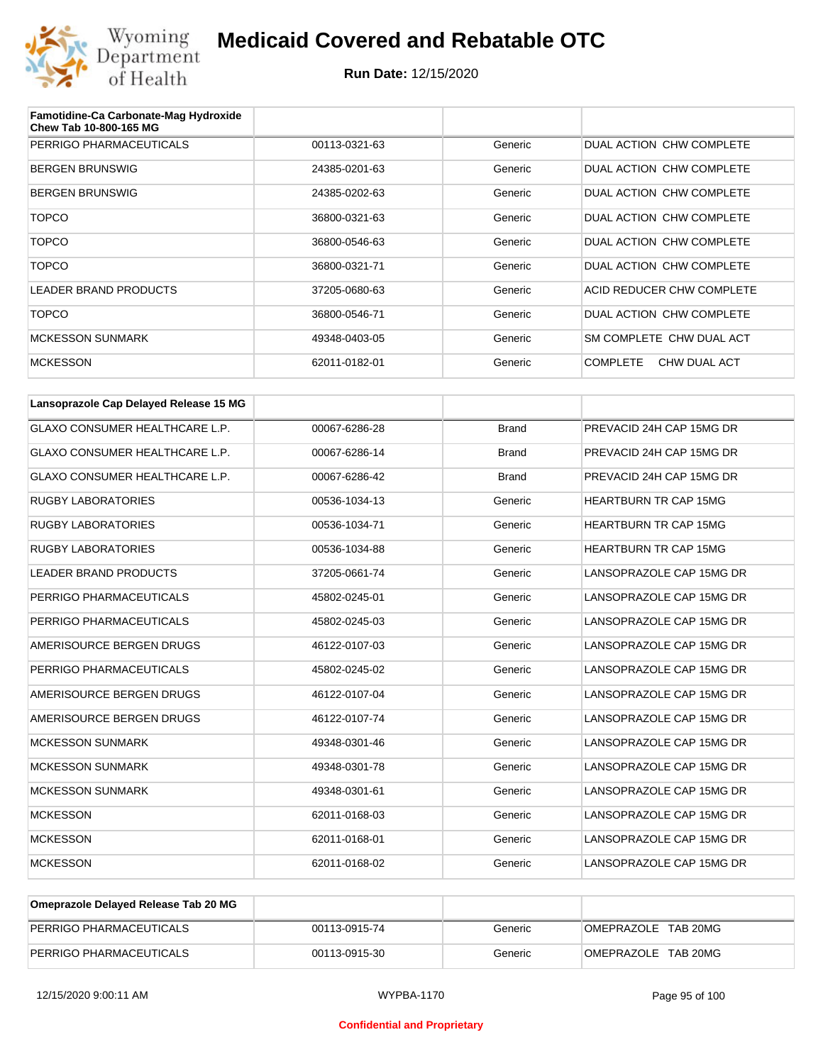| Famotidine-Ca Carbonate-Mag Hydroxide Chew Tab 10-800-165 MG | | | |
|---|---|---|---|
| PERRIGO PHARMACEUTICALS | 00113-0321-63 | Generic | DUAL ACTION CHW COMPLETE |
| BERGEN BRUNSWIG | 24385-0201-63 | Generic | DUAL ACTION CHW COMPLETE |
| BERGEN BRUNSWIG | 24385-0202-63 | Generic | DUAL ACTION CHW COMPLETE |
| TOPCO | 36800-0321-63 | Generic | DUAL ACTION CHW COMPLETE |
| TOPCO | 36800-0546-63 | Generic | DUAL ACTION CHW COMPLETE |
| TOPCO | 36800-0321-71 | Generic | DUAL ACTION CHW COMPLETE |
| LEADER BRAND PRODUCTS | 37205-0680-63 | Generic | ACID REDUCER CHW COMPLETE |
| TOPCO | 36800-0546-71 | Generic | DUAL ACTION CHW COMPLETE |
| MCKESSON SUNMARK | 49348-0403-05 | Generic | SM COMPLETE CHW DUAL ACT |
| MCKESSON | 62011-0182-01 | Generic | COMPLETE CHW DUAL ACT |

| Lansoprazole Cap Delayed Release 15 MG | | | |
|---|---|---|---|
| GLAXO CONSUMER HEALTHCARE L.P. | 00067-6286-28 | Brand | PREVACID 24H CAP 15MG DR |
| GLAXO CONSUMER HEALTHCARE L.P. | 00067-6286-14 | Brand | PREVACID 24H CAP 15MG DR |
| GLAXO CONSUMER HEALTHCARE L.P. | 00067-6286-42 | Brand | PREVACID 24H CAP 15MG DR |
| RUGBY LABORATORIES | 00536-1034-13 | Generic | HEARTBURN TR CAP 15MG |
| RUGBY LABORATORIES | 00536-1034-71 | Generic | HEARTBURN TR CAP 15MG |
| RUGBY LABORATORIES | 00536-1034-88 | Generic | HEARTBURN TR CAP 15MG |
| LEADER BRAND PRODUCTS | 37205-0661-74 | Generic | LANSOPRAZOLE CAP 15MG DR |
| PERRIGO PHARMACEUTICALS | 45802-0245-01 | Generic | LANSOPRAZOLE CAP 15MG DR |
| PERRIGO PHARMACEUTICALS | 45802-0245-03 | Generic | LANSOPRAZOLE CAP 15MG DR |
| AMERISOURCE BERGEN DRUGS | 46122-0107-03 | Generic | LANSOPRAZOLE CAP 15MG DR |
| PERRIGO PHARMACEUTICALS | 45802-0245-02 | Generic | LANSOPRAZOLE CAP 15MG DR |
| AMERISOURCE BERGEN DRUGS | 46122-0107-04 | Generic | LANSOPRAZOLE CAP 15MG DR |
| AMERISOURCE BERGEN DRUGS | 46122-0107-74 | Generic | LANSOPRAZOLE CAP 15MG DR |
| MCKESSON SUNMARK | 49348-0301-46 | Generic | LANSOPRAZOLE CAP 15MG DR |
| MCKESSON SUNMARK | 49348-0301-78 | Generic | LANSOPRAZOLE CAP 15MG DR |
| MCKESSON SUNMARK | 49348-0301-61 | Generic | LANSOPRAZOLE CAP 15MG DR |
| MCKESSON | 62011-0168-03 | Generic | LANSOPRAZOLE CAP 15MG DR |
| MCKESSON | 62011-0168-01 | Generic | LANSOPRAZOLE CAP 15MG DR |
| MCKESSON | 62011-0168-02 | Generic | LANSOPRAZOLE CAP 15MG DR |

| Omeprazole Delayed Release Tab 20 MG | | | |
|---|---|---|---|
| PERRIGO PHARMACEUTICALS | 00113-0915-74 | Generic | OMEPRAZOLE TAB 20MG |
| PERRIGO PHARMACEUTICALS | 00113-0915-30 | Generic | OMEPRAZOLE TAB 20MG |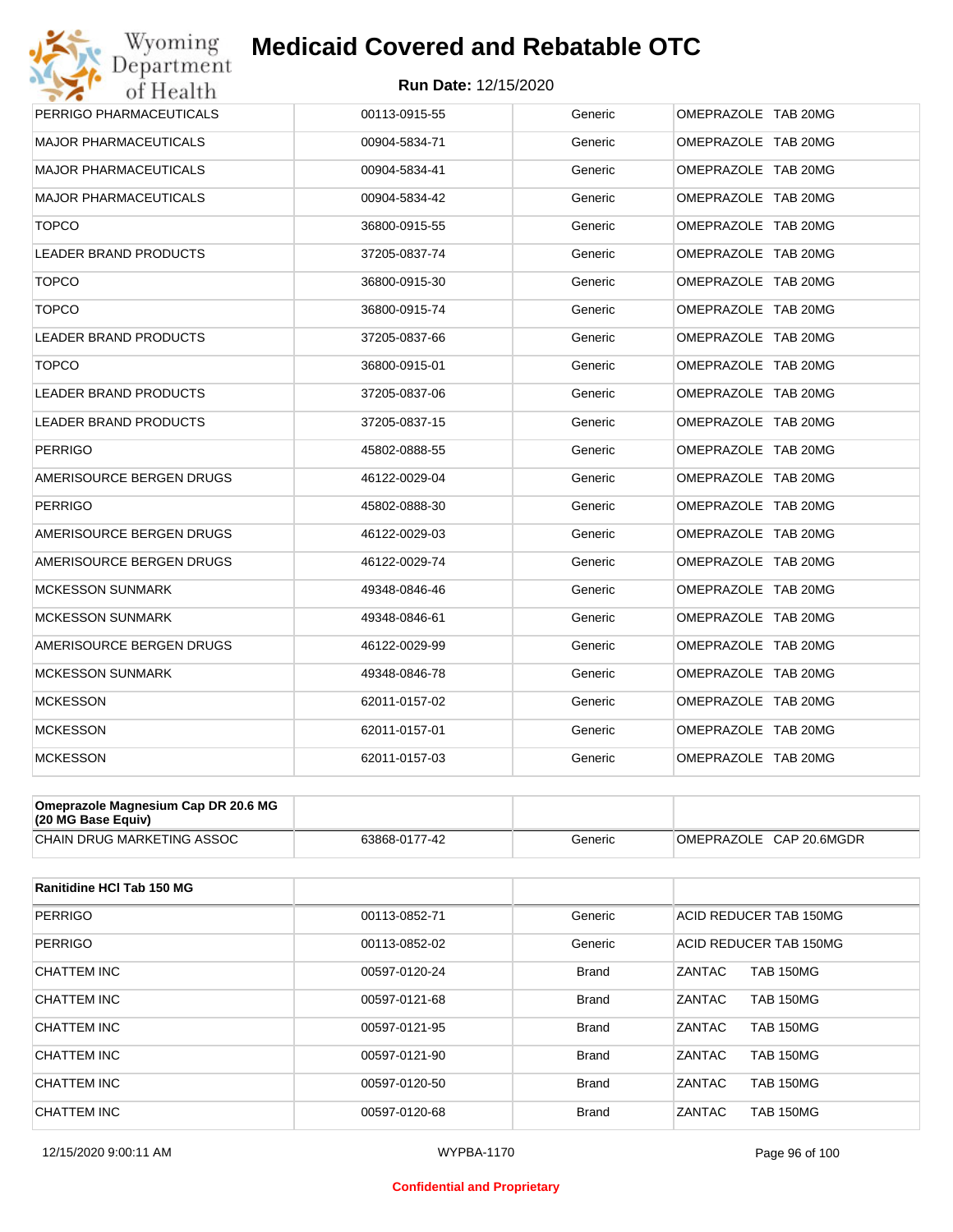| | | | |
|---|---|---|---|
| PERRIGO PHARMACEUTICALS | 00113-0915-55 | Generic | OMEPRAZOLE TAB 20MG |
| MAJOR PHARMACEUTICALS | 00904-5834-71 | Generic | OMEPRAZOLE TAB 20MG |
| MAJOR PHARMACEUTICALS | 00904-5834-41 | Generic | OMEPRAZOLE TAB 20MG |
| MAJOR PHARMACEUTICALS | 00904-5834-42 | Generic | OMEPRAZOLE TAB 20MG |
| TOPCO | 36800-0915-55 | Generic | OMEPRAZOLE TAB 20MG |
| LEADER BRAND PRODUCTS | 37205-0837-74 | Generic | OMEPRAZOLE TAB 20MG |
| TOPCO | 36800-0915-30 | Generic | OMEPRAZOLE TAB 20MG |
| TOPCO | 36800-0915-74 | Generic | OMEPRAZOLE TAB 20MG |
| LEADER BRAND PRODUCTS | 37205-0837-66 | Generic | OMEPRAZOLE TAB 20MG |
| TOPCO | 36800-0915-01 | Generic | OMEPRAZOLE TAB 20MG |
| LEADER BRAND PRODUCTS | 37205-0837-06 | Generic | OMEPRAZOLE TAB 20MG |
| LEADER BRAND PRODUCTS | 37205-0837-15 | Generic | OMEPRAZOLE TAB 20MG |
| PERRIGO | 45802-0888-55 | Generic | OMEPRAZOLE TAB 20MG |
| AMERISOURCE BERGEN DRUGS | 46122-0029-04 | Generic | OMEPRAZOLE TAB 20MG |
| PERRIGO | 45802-0888-30 | Generic | OMEPRAZOLE TAB 20MG |
| AMERISOURCE BERGEN DRUGS | 46122-0029-03 | Generic | OMEPRAZOLE TAB 20MG |
| AMERISOURCE BERGEN DRUGS | 46122-0029-74 | Generic | OMEPRAZOLE TAB 20MG |
| MCKESSON SUNMARK | 49348-0846-46 | Generic | OMEPRAZOLE TAB 20MG |
| MCKESSON SUNMARK | 49348-0846-61 | Generic | OMEPRAZOLE TAB 20MG |
| AMERISOURCE BERGEN DRUGS | 46122-0029-99 | Generic | OMEPRAZOLE TAB 20MG |
| MCKESSON SUNMARK | 49348-0846-78 | Generic | OMEPRAZOLE TAB 20MG |
| MCKESSON | 62011-0157-02 | Generic | OMEPRAZOLE TAB 20MG |
| MCKESSON | 62011-0157-01 | Generic | OMEPRAZOLE TAB 20MG |
| MCKESSON | 62011-0157-03 | Generic | OMEPRAZOLE TAB 20MG |

| **Omeprazole Magnesium Cap DR 20.6 MG (20 MG Base Equiv)** | | | |
|---|---|---|---|
| CHAIN DRUG MARKETING ASSOC | 63868-0177-42 | Generic | OMEPRAZOLE CAP 20.6MGDR |

| **Ranitidine HCl Tab 150 MG** | | | |
|---|---|---|---|
| PERRIGO | 00113-0852-71 | Generic | ACID REDUCER TAB 150MG |
| PERRIGO | 00113-0852-02 | Generic | ACID REDUCER TAB 150MG |
| CHATTEM INC | 00597-0120-24 | Brand | ZANTAC TAB 150MG |
| CHATTEM INC | 00597-0121-68 | Brand | ZANTAC TAB 150MG |
| CHATTEM INC | 00597-0121-95 | Brand | ZANTAC TAB 150MG |
| CHATTEM INC | 00597-0121-90 | Brand | ZANTAC TAB 150MG |
| CHATTEM INC | 00597-0120-50 | Brand | ZANTAC TAB 150MG |
| CHATTEM INC | 00597-0120-68 | Brand | ZANTAC TAB 150MG |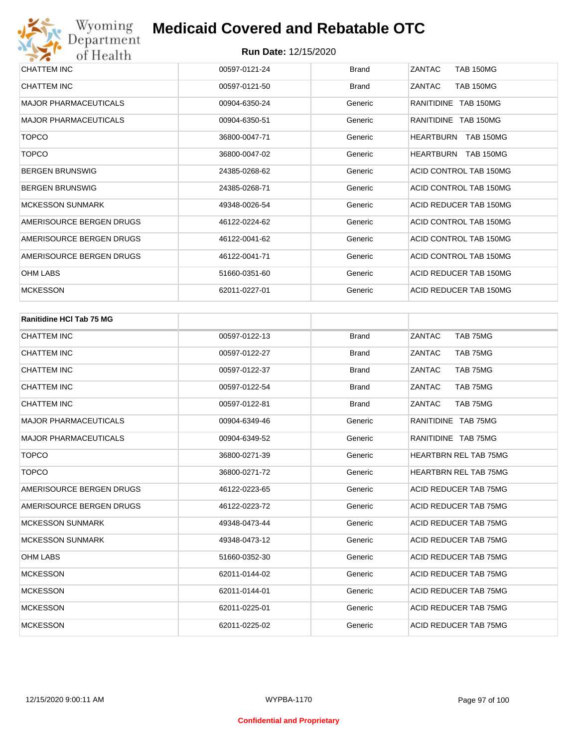# Medicaid Covered and Rebatable OTC

**Run Date:** 12/15/2020

| | | | |
|---|---|---|---|
| CHATTEM INC | 00597-0121-24 | Brand | ZANTAC TAB 150MG |
| CHATTEM INC | 00597-0121-50 | Brand | ZANTAC TAB 150MG |
| MAJOR PHARMACEUTICALS | 00904-6350-24 | Generic | RANITIDINE TAB 150MG |
| MAJOR PHARMACEUTICALS | 00904-6350-51 | Generic | RANITIDINE TAB 150MG |
| TOPCO | 36800-0047-71 | Generic | HEARTBURN TAB 150MG |
| TOPCO | 36800-0047-02 | Generic | HEARTBURN TAB 150MG |
| BERGEN BRUNSWIG | 24385-0268-62 | Generic | ACID CONTROL TAB 150MG |
| BERGEN BRUNSWIG | 24385-0268-71 | Generic | ACID CONTROL TAB 150MG |
| MCKESSON SUNMARK | 49348-0026-54 | Generic | ACID REDUCER TAB 150MG |
| AMERISOURCE BERGEN DRUGS | 46122-0224-62 | Generic | ACID CONTROL TAB 150MG |
| AMERISOURCE BERGEN DRUGS | 46122-0041-62 | Generic | ACID CONTROL TAB 150MG |
| AMERISOURCE BERGEN DRUGS | 46122-0041-71 | Generic | ACID CONTROL TAB 150MG |
| OHM LABS | 51660-0351-60 | Generic | ACID REDUCER TAB 150MG |
| MCKESSON | 62011-0227-01 | Generic | ACID REDUCER TAB 150MG |

| **Ranitidine HCl Tab 75 MG** | | | |
|---|---|---|---|
| CHATTEM INC | 00597-0122-13 | Brand | ZANTAC TAB 75MG |
| CHATTEM INC | 00597-0122-27 | Brand | ZANTAC TAB 75MG |
| CHATTEM INC | 00597-0122-37 | Brand | ZANTAC TAB 75MG |
| CHATTEM INC | 00597-0122-54 | Brand | ZANTAC TAB 75MG |
| CHATTEM INC | 00597-0122-81 | Brand | ZANTAC TAB 75MG |
| MAJOR PHARMACEUTICALS | 00904-6349-46 | Generic | RANITIDINE TAB 75MG |
| MAJOR PHARMACEUTICALS | 00904-6349-52 | Generic | RANITIDINE TAB 75MG |
| TOPCO | 36800-0271-39 | Generic | HEARTBRN REL TAB 75MG |
| TOPCO | 36800-0271-72 | Generic | HEARTBRN REL TAB 75MG |
| AMERISOURCE BERGEN DRUGS | 46122-0223-65 | Generic | ACID REDUCER TAB 75MG |
| AMERISOURCE BERGEN DRUGS | 46122-0223-72 | Generic | ACID REDUCER TAB 75MG |
| MCKESSON SUNMARK | 49348-0473-44 | Generic | ACID REDUCER TAB 75MG |
| MCKESSON SUNMARK | 49348-0473-12 | Generic | ACID REDUCER TAB 75MG |
| OHM LABS | 51660-0352-30 | Generic | ACID REDUCER TAB 75MG |
| MCKESSON | 62011-0144-02 | Generic | ACID REDUCER TAB 75MG |
| MCKESSON | 62011-0144-01 | Generic | ACID REDUCER TAB 75MG |
| MCKESSON | 62011-0225-01 | Generic | ACID REDUCER TAB 75MG |
| MCKESSON | 62011-0225-02 | Generic | ACID REDUCER TAB 75MG |

Confidential and Proprietary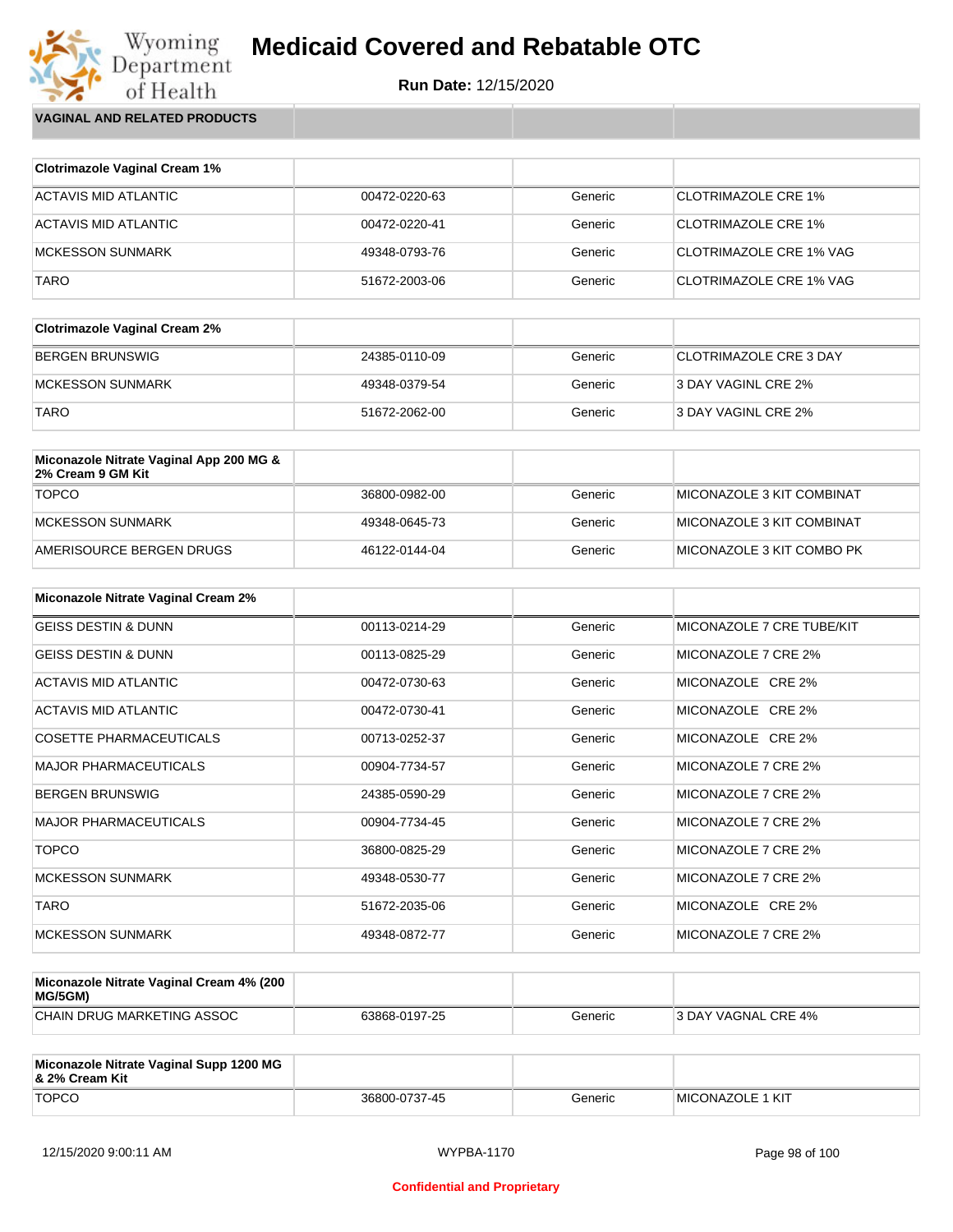# Medicaid Covered and Rebatable OTC

**Run Date:** 12/15/2020

## VAGINAL AND RELATED PRODUCTS

| Clotrimazole Vaginal Cream 1% | | | |
|---|---|---|---|
| ACTAVIS MID ATLANTIC | 00472-0220-63 | Generic | CLOTRIMAZOLE CRE 1% |
| ACTAVIS MID ATLANTIC | 00472-0220-41 | Generic | CLOTRIMAZOLE CRE 1% |
| MCKESSON SUNMARK | 49348-0793-76 | Generic | CLOTRIMAZOLE CRE 1% VAG |
| TARO | 51672-2003-06 | Generic | CLOTRIMAZOLE CRE 1% VAG |

| Clotrimazole Vaginal Cream 2% | | | |
|---|---|---|---|
| BERGEN BRUNSWIG | 24385-0110-09 | Generic | CLOTRIMAZOLE CRE 3 DAY |
| MCKESSON SUNMARK | 49348-0379-54 | Generic | 3 DAY VAGINL CRE 2% |
| TARO | 51672-2062-00 | Generic | 3 DAY VAGINL CRE 2% |

| Miconazole Nitrate Vaginal App 200 MG & 2% Cream 9 GM Kit | | | |
|---|---|---|---|
| TOPCO | 36800-0982-00 | Generic | MICONAZOLE 3 KIT COMBINAT |
| MCKESSON SUNMARK | 49348-0645-73 | Generic | MICONAZOLE 3 KIT COMBINAT |
| AMERISOURCE BERGEN DRUGS | 46122-0144-04 | Generic | MICONAZOLE 3 KIT COMBO PK |

| Miconazole Nitrate Vaginal Cream 2% | | | |
|---|---|---|---|
| GEISS DESTIN & DUNN | 00113-0214-29 | Generic | MICONAZOLE 7 CRE TUBE/KIT |
| GEISS DESTIN & DUNN | 00113-0825-29 | Generic | MICONAZOLE 7 CRE 2% |
| ACTAVIS MID ATLANTIC | 00472-0730-63 | Generic | MICONAZOLE CRE 2% |
| ACTAVIS MID ATLANTIC | 00472-0730-41 | Generic | MICONAZOLE CRE 2% |
| COSETTE PHARMACEUTICALS | 00713-0252-37 | Generic | MICONAZOLE CRE 2% |
| MAJOR PHARMACEUTICALS | 00904-7734-57 | Generic | MICONAZOLE 7 CRE 2% |
| BERGEN BRUNSWIG | 24385-0590-29 | Generic | MICONAZOLE 7 CRE 2% |
| MAJOR PHARMACEUTICALS | 00904-7734-45 | Generic | MICONAZOLE 7 CRE 2% |
| TOPCO | 36800-0825-29 | Generic | MICONAZOLE 7 CRE 2% |
| MCKESSON SUNMARK | 49348-0530-77 | Generic | MICONAZOLE 7 CRE 2% |
| TARO | 51672-2035-06 | Generic | MICONAZOLE CRE 2% |
| MCKESSON SUNMARK | 49348-0872-77 | Generic | MICONAZOLE 7 CRE 2% |

| Miconazole Nitrate Vaginal Cream 4% (200 MG/5GM) | | | |
|---|---|---|---|
| CHAIN DRUG MARKETING ASSOC | 63868-0197-25 | Generic | 3 DAY VAGNAL CRE 4% |

| Miconazole Nitrate Vaginal Supp 1200 MG & 2% Cream Kit | | | |
|---|---|---|---|
| TOPCO | 36800-0737-45 | Generic | MICONAZOLE 1 KIT |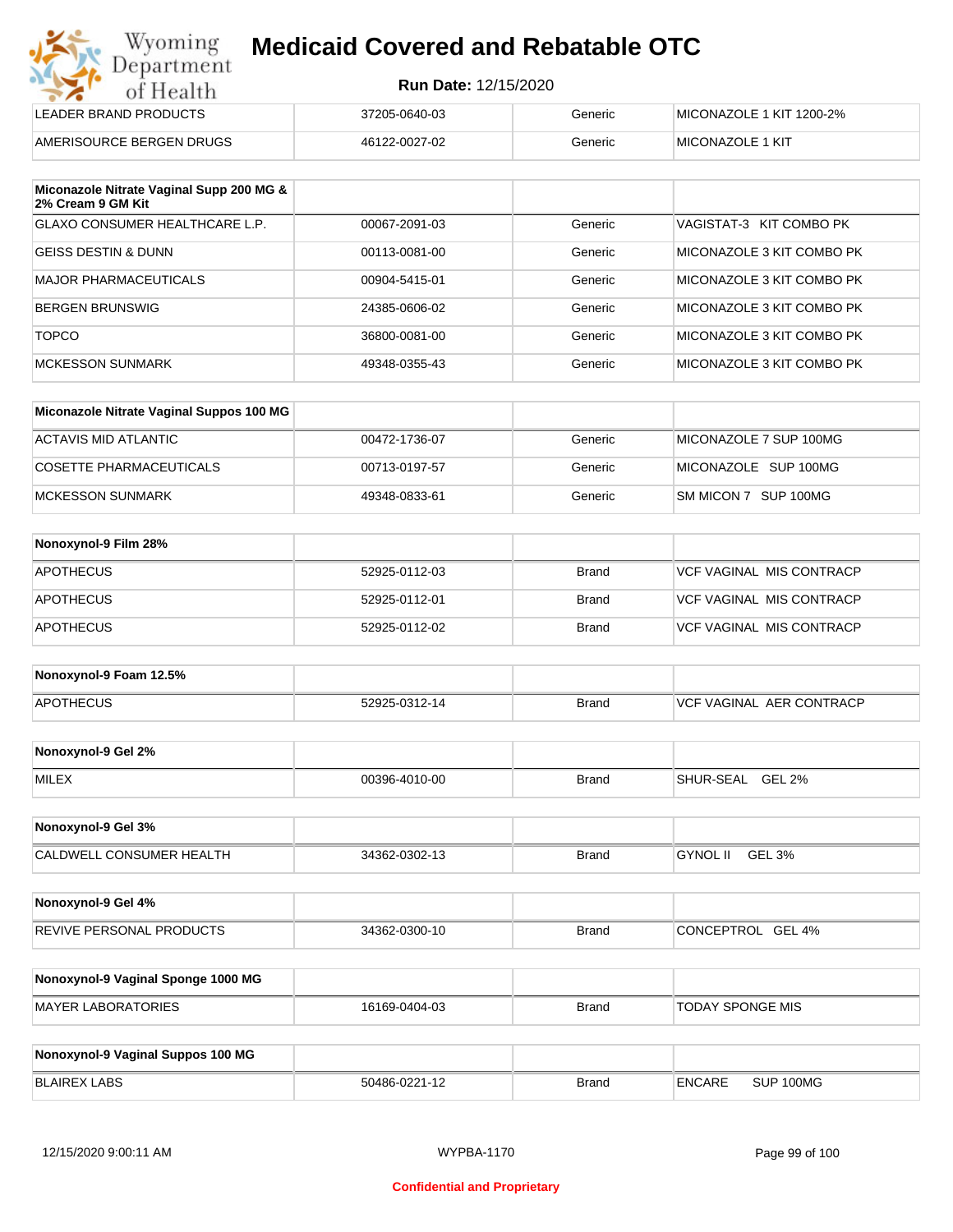| | | | |
|---|---|---|---|
| LEADER BRAND PRODUCTS | 37205-0640-03 | Generic | MICONAZOLE 1 KIT 1200-2% |
| AMERISOURCE BERGEN DRUGS | 46122-0027-02 | Generic | MICONAZOLE 1 KIT |

| Miconazole Nitrate Vaginal Supp 200 MG & 2% Cream 9 GM Kit | | | |
|---|---|---|---|
| GLAXO CONSUMER HEALTHCARE L.P. | 00067-2091-03 | Generic | VAGISTAT-3 KIT COMBO PK |
| GEISS DESTIN & DUNN | 00113-0081-00 | Generic | MICONAZOLE 3 KIT COMBO PK |
| MAJOR PHARMACEUTICALS | 00904-5415-01 | Generic | MICONAZOLE 3 KIT COMBO PK |
| BERGEN BRUNSWIG | 24385-0606-02 | Generic | MICONAZOLE 3 KIT COMBO PK |
| TOPCO | 36800-0081-00 | Generic | MICONAZOLE 3 KIT COMBO PK |
| MCKESSON SUNMARK | 49348-0355-43 | Generic | MICONAZOLE 3 KIT COMBO PK |

| Miconazole Nitrate Vaginal Suppos 100 MG | | | |
|---|---|---|---|
| ACTAVIS MID ATLANTIC | 00472-1736-07 | Generic | MICONAZOLE 7 SUP 100MG |
| COSETTE PHARMACEUTICALS | 00713-0197-57 | Generic | MICONAZOLE SUP 100MG |
| MCKESSON SUNMARK | 49348-0833-61 | Generic | SM MICON 7 SUP 100MG |

| Nonoxynol-9 Film 28% | | | |
|---|---|---|---|
| APOTHECUS | 52925-0112-03 | Brand | VCF VAGINAL MIS CONTRACP |
| APOTHECUS | 52925-0112-01 | Brand | VCF VAGINAL MIS CONTRACP |
| APOTHECUS | 52925-0112-02 | Brand | VCF VAGINAL MIS CONTRACP |

| Nonoxynol-9 Foam 12.5% | | | |
|---|---|---|---|
| APOTHECUS | 52925-0312-14 | Brand | VCF VAGINAL AER CONTRACP |

| Nonoxynol-9 Gel 2% | | | |
|---|---|---|---|
| MILEX | 00396-4010-00 | Brand | SHUR-SEAL GEL 2% |

| Nonoxynol-9 Gel 3% | | | |
|---|---|---|---|
| CALDWELL CONSUMER HEALTH | 34362-0302-13 | Brand | GYNOL II GEL 3% |

| Nonoxynol-9 Gel 4% | | | |
|---|---|---|---|
| REVIVE PERSONAL PRODUCTS | 34362-0300-10 | Brand | CONCEPTROL GEL 4% |

| Nonoxynol-9 Vaginal Sponge 1000 MG | | | |
|---|---|---|---|
| MAYER LABORATORIES | 16169-0404-03 | Brand | TODAY SPONGE MIS |

| Nonoxynol-9 Vaginal Suppos 100 MG | | | |
|---|---|---|---|
| BLAIREX LABS | 50486-0221-12 | Brand | ENCARE SUP 100MG |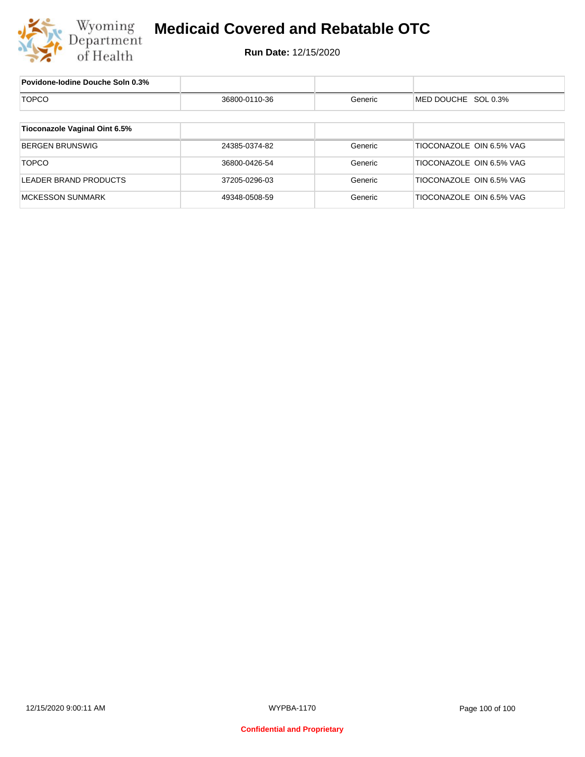# Medicaid Covered and Rebatable OTC

**Run Date:** 12/15/2020

| Povidone-Iodine Douche Soln 0.3% | | | |
|---|---|---|---|
| TOPCO | 36800-0110-36 | Generic | MED DOUCHE SOL 0.3% |

| Tioconazole Vaginal Oint 6.5% | | | |
|---|---|---|---|
| BERGEN BRUNSWIG | 24385-0374-82 | Generic | TIOCONAZOLE OIN 6.5% VAG |
| TOPCO | 36800-0426-54 | Generic | TIOCONAZOLE OIN 6.5% VAG |
| LEADER BRAND PRODUCTS | 37205-0296-03 | Generic | TIOCONAZOLE OIN 6.5% VAG |
| MCKESSON SUNMARK | 49348-0508-59 | Generic | TIOCONAZOLE OIN 6.5% VAG |

12/15/2020 9:00:11 AM WYPBA-1170

**Confidential and Proprietary**